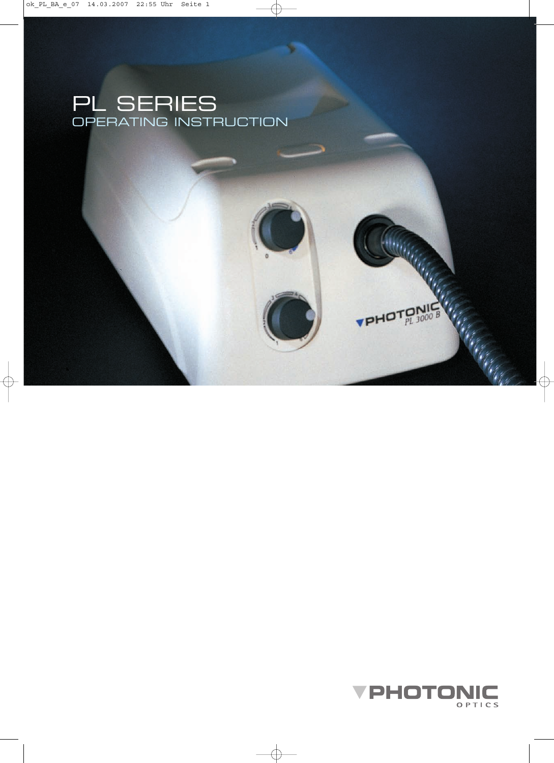# PL SERIES

## OPERATING INSTRUCTION

PHOTONIC OPTICS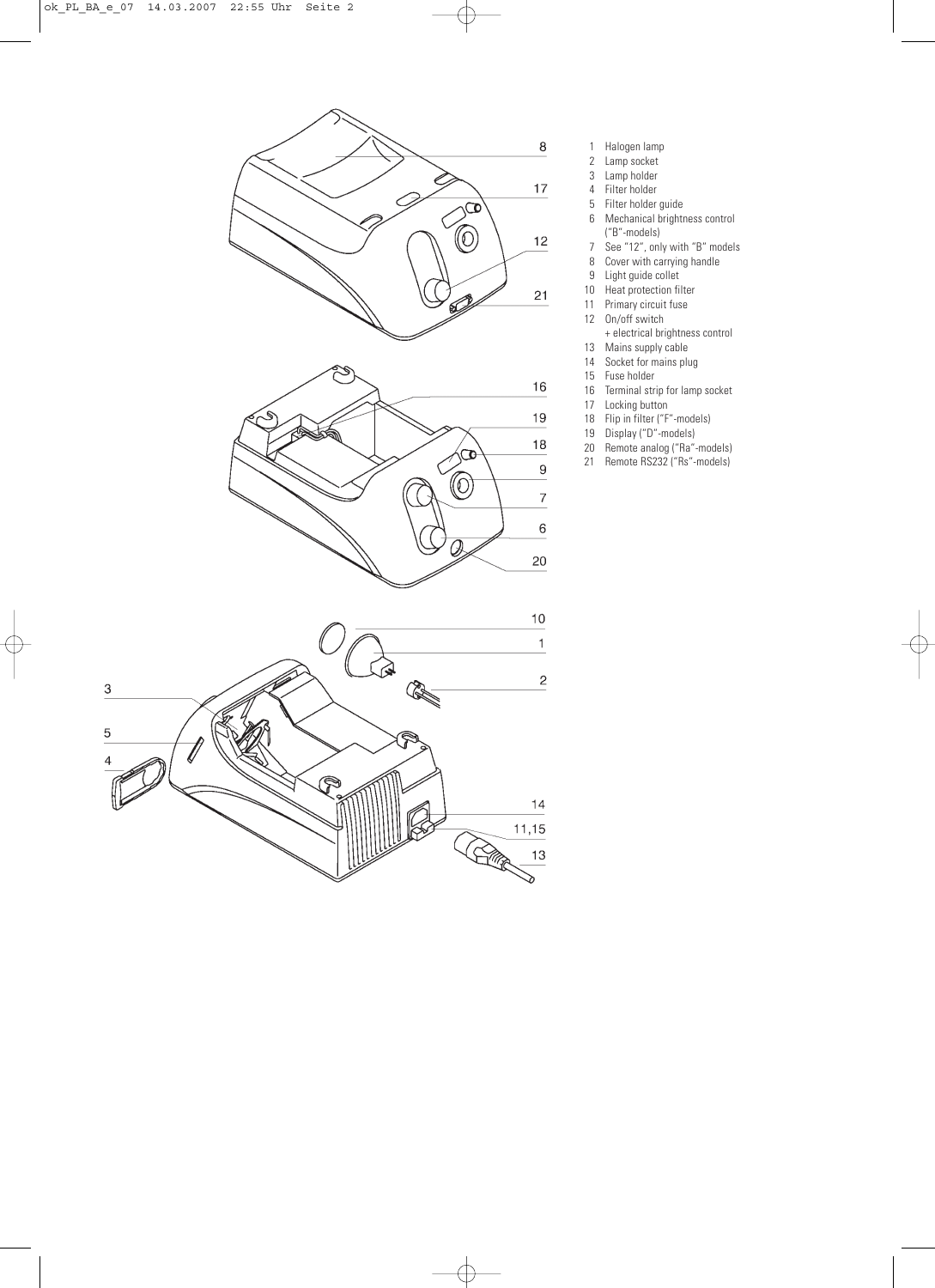1 Halogen lamp
2 Lamp socket
3 Lamp holder
4 Filter holder
5 Filter holder guide
6 Mechanical brightness control ("B"-models)
7 See "12", only with "B" models
8 Cover with carrying handle
9 Light guide collet
10 Heat protection filter
11 Primary circuit fuse
12 On/off switch + electrical brightness control
13 Mains supply cable
14 Socket for mains plug
15 Fuse holder
16 Terminal strip for lamp socket
17 Locking button
18 Flip in filter ("F"-models)
19 Display ("D"-models)
20 Remote analog ("Ra"-models)
21 Remote RS232 ("Rs"-models)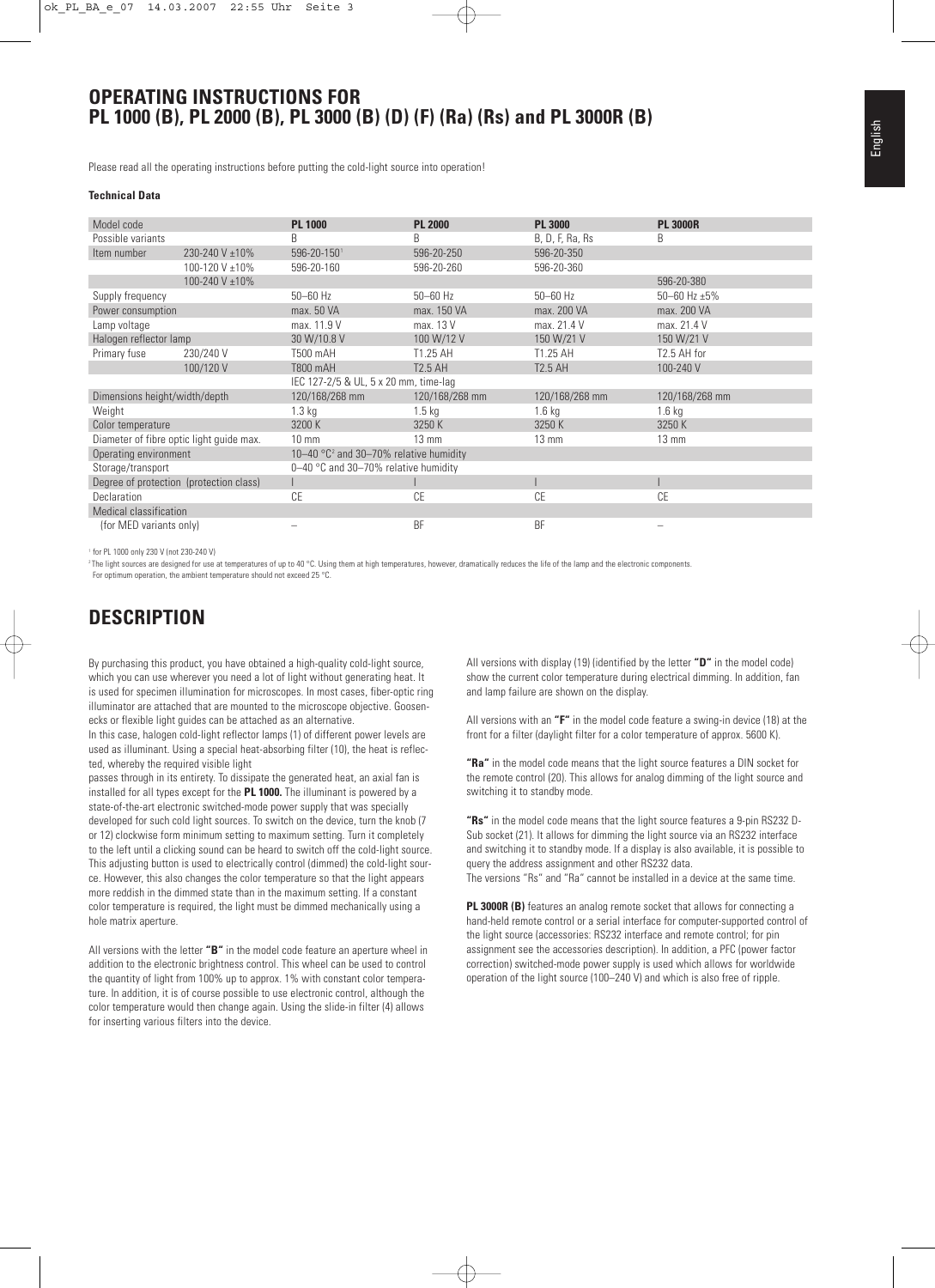# OPERATING INSTRUCTIONS FOR PL 1000 (B), PL 2000 (B), PL 3000 (B) (D) (F) (Ra) (Rs) and PL 3000R (B)

Please read all the operating instructions before putting the cold-light source into operation!

**Technical Data**

| Model code | | **PL 1000** | **PL 2000** | **PL 3000** | **PL 3000R** |
|---|---|---|---|---|---|
| Possible variants | | B | B | B, D, F, Ra, Rs | B |
| Item number | 230-240 V ±10% | 596-20-150[1] | 596-20-250 | 596-20-350 | |
| | 100-120 V ±10% | 596-20-160 | 596-20-260 | 596-20-360 | |
| | 100-240 V ±10% | | | | 596-20-380 |
| Supply frequency | | 50–60 Hz | 50–60 Hz | 50–60 Hz | 50–60 Hz ±5% |
| Power consumption | | max. 50 VA | max. 150 VA | max. 200 VA | max. 200 VA |
| Lamp voltage | | max. 11.9 V | max. 13 V | max. 21.4 V | max. 21.4 V |
| Halogen reflector lamp | | 30 W/10.8 V | 100 W/12 V | 150 W/21 V | 150 W/21 V |
| Primary fuse | 230/240 V | T500 mAH | T1.25 AH | T1.25 AH | T2.5 AH for |
| | 100/120 V | T800 mAH | T2.5 AH | T2.5 AH | 100-240 V |
| | | IEC 127-2/5 & UL, 5 x 20 mm, time-lag | | | |
| Dimensions height/width/depth | | 120/168/268 mm | 120/168/268 mm | 120/168/268 mm | 120/168/268 mm |
| Weight | | 1.3 kg | 1.5 kg | 1.6 kg | 1.6 kg |
| Color temperature | | 3200 K | 3250 K | 3250 K | 3250 K |
| Diameter of fibre optic light guide max. | | 10 mm | 13 mm | 13 mm | 13 mm |
| Operating environment | | 10–40 °C[2] and 30–70% relative humidity | | | |
| Storage/transport | | 0–40 °C and 30–70% relative humidity | | | |
| Degree of protection (protection class) | | I | I | I | I |
| Declaration | | CE | CE | CE | CE |
| Medical classification | | | | | |
| (for MED variants only) | | – | BF | BF | – |

[1] for PL 1000 only 230 V (not 230-240 V)

[2] The light sources are designed for use at temperatures of up to 40 °C. Using them at high temperatures, however, dramatically reduces the life of the lamp and the electronic components. For optimum operation, the ambient temperature should not exceed 25 °C.

## DESCRIPTION

By purchasing this product, you have obtained a high-quality cold-light source, which you can use wherever you need a lot of light without generating heat. It is used for specimen illumination for microscopes. In most cases, fiber-optic ring illuminator are attached that are mounted to the microscope objective. Goosenecks or flexible light guides can be attached as an alternative.
In this case, halogen cold-light reflector lamps (1) of different power levels are used as illuminant. Using a special heat-absorbing filter (10), the heat is reflected, whereby the required visible light passes through in its entirety. To dissipate the generated heat, an axial fan is installed for all types except for the **PL 1000.** The illuminant is powered by a state-of-the-art electronic switched-mode power supply that was specially developed for such cold light sources. To switch on the device, turn the knob (7 or 12) clockwise form minimum setting to maximum setting. Turn it completely to the left until a clicking sound can be heard to switch off the cold-light source. This adjusting button is used to electrically control (dimmed) the cold-light source. However, this also changes the color temperature so that the light appears more reddish in the dimmed state than in the maximum setting. If a constant color temperature is required, the light must be dimmed mechanically using a hole matrix aperture.

All versions with the letter **"B"** in the model code feature an aperture wheel in addition to the electronic brightness control. This wheel can be used to control the quantity of light from 100% up to approx. 1% with constant color temperature. In addition, it is of course possible to use electronic control, although the color temperature would then change again. Using the slide-in filter (4) allows for inserting various filters into the device.

All versions with display (19) (identified by the letter **"D"** in the model code) show the current color temperature during electrical dimming. In addition, fan and lamp failure are shown on the display.

All versions with an **"F"** in the model code feature a swing-in device (18) at the front for a filter (daylight filter for a color temperature of approx. 5600 K).

**"Ra"** in the model code means that the light source features a DIN socket for the remote control (20). This allows for analog dimming of the light source and switching it to standby mode.

**"Rs"** in the model code means that the light source features a 9-pin RS232 D-Sub socket (21). It allows for dimming the light source via an RS232 interface and switching it to standby mode. If a display is also available, it is possible to query the address assignment and other RS232 data.
The versions "Rs" and "Ra" cannot be installed in a device at the same time.

**PL 3000R (B)** features an analog remote socket that allows for connecting a hand-held remote control or a serial interface for computer-supported control of the light source (accessories: RS232 interface and remote control; for pin assignment see the accessories description). In addition, a PFC (power factor correction) switched-mode power supply is used which allows for worldwide operation of the light source (100–240 V) and which is also free of ripple.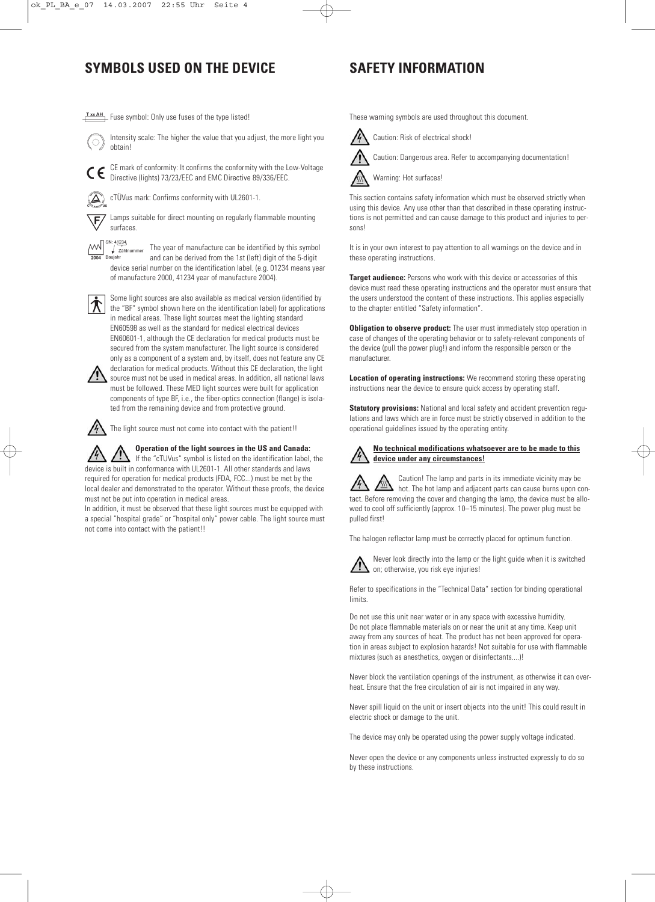## SYMBOLS USED ON THE DEVICE

T xx AH Fuse symbol: Only use fuses of the type listed!

Intensity scale: The higher the value that you adjust, the more light you obtain!

CE mark of conformity: It confirms the conformity with the Low-Voltage Directive (lights) 73/23/EEC and EMC Directive 89/336/EEC.

cTÜVus mark: Confirms conformity with UL2601-1.

Lamps suitable for direct mounting on regularly flammable mounting surfaces.

SN: 41234 Zählnummer 2004 Baujahr The year of manufacture can be identified by this symbol and can be derived from the 1st (left) digit of the 5-digit device serial number on the identification label. (e.g. 01234 means year of manufacture 2000, 41234 year of manufacture 2004).

Some light sources are also available as medical version (identified by the "BF" symbol shown here on the identification label) for applications in medical areas. These light sources meet the lighting standard EN60598 as well as the standard for medical electrical devices EN60601-1, although the CE declaration for medical products must be secured from the system manufacturer. The light source is considered only as a component of a system and, by itself, does not feature any CE declaration for medical products. Without this CE declaration, the light source must not be used in medical areas. In addition, all national laws must be followed. These MED light sources were built for application components of type BF, i.e., the fiber-optics connection (flange) is isolated from the remaining device and from protective ground.

The light source must not come into contact with the patient!!

**Operation of the light sources in the US and Canada:** If the "cTUVus" symbol is listed on the identification label, the device is built in conformance with UL2601-1. All other standards and laws required for operation for medical products (FDA, FCC...) must be met by the local dealer and demonstrated to the operator. Without these proofs, the device must not be put into operation in medical areas.
In addition, it must be observed that these light sources must be equipped with a special "hospital grade" or "hospital only" power cable. The light source must not come into contact with the patient!!

## SAFETY INFORMATION

These warning symbols are used throughout this document.

Caution: Risk of electrical shock!

Caution: Dangerous area. Refer to accompanying documentation!

Warning: Hot surfaces!

This section contains safety information which must be observed strictly when using this device. Any use other than that described in these operating instructions is not permitted and can cause damage to this product and injuries to persons!

It is in your own interest to pay attention to all warnings on the device and in these operating instructions.

**Target audience:** Persons who work with this device or accessories of this device must read these operating instructions and the operator must ensure that the users understood the content of these instructions. This applies especially to the chapter entitled "Safety information".

**Obligation to observe product:** The user must immediately stop operation in case of changes of the operating behavior or to safety-relevant components of the device (pull the power plug!) and inform the responsible person or the manufacturer.

**Location of operating instructions:** We recommend storing these operating instructions near the device to ensure quick access by operating staff.

**Statutory provisions:** National and local safety and accident prevention regulations and laws which are in force must be strictly observed in addition to the operational guidelines issued by the operating entity.

**No technical modifications whatsoever are to be made to this device under any circumstances!**

Caution! The lamp and parts in its immediate vicinity may be hot. The hot lamp and adjacent parts can cause burns upon contact. Before removing the cover and changing the lamp, the device must be allowed to cool off sufficiently (approx. 10–15 minutes). The power plug must be pulled first!

The halogen reflector lamp must be correctly placed for optimum function.

Never look directly into the lamp or the light guide when it is switched on; otherwise, you risk eye injuries!

Refer to specifications in the "Technical Data" section for binding operational limits.

Do not use this unit near water or in any space with excessive humidity.
Do not place flammable materials on or near the unit at any time. Keep unit away from any sources of heat. The product has not been approved for operation in areas subject to explosion hazards! Not suitable for use with flammable mixtures (such as anesthetics, oxygen or disinfectants....)!

Never block the ventilation openings of the instrument, as otherwise it can overheat. Ensure that the free circulation of air is not impaired in any way.

Never spill liquid on the unit or insert objects into the unit! This could result in electric shock or damage to the unit.

The device may only be operated using the power supply voltage indicated.

Never open the device or any components unless instructed expressly to do so by these instructions.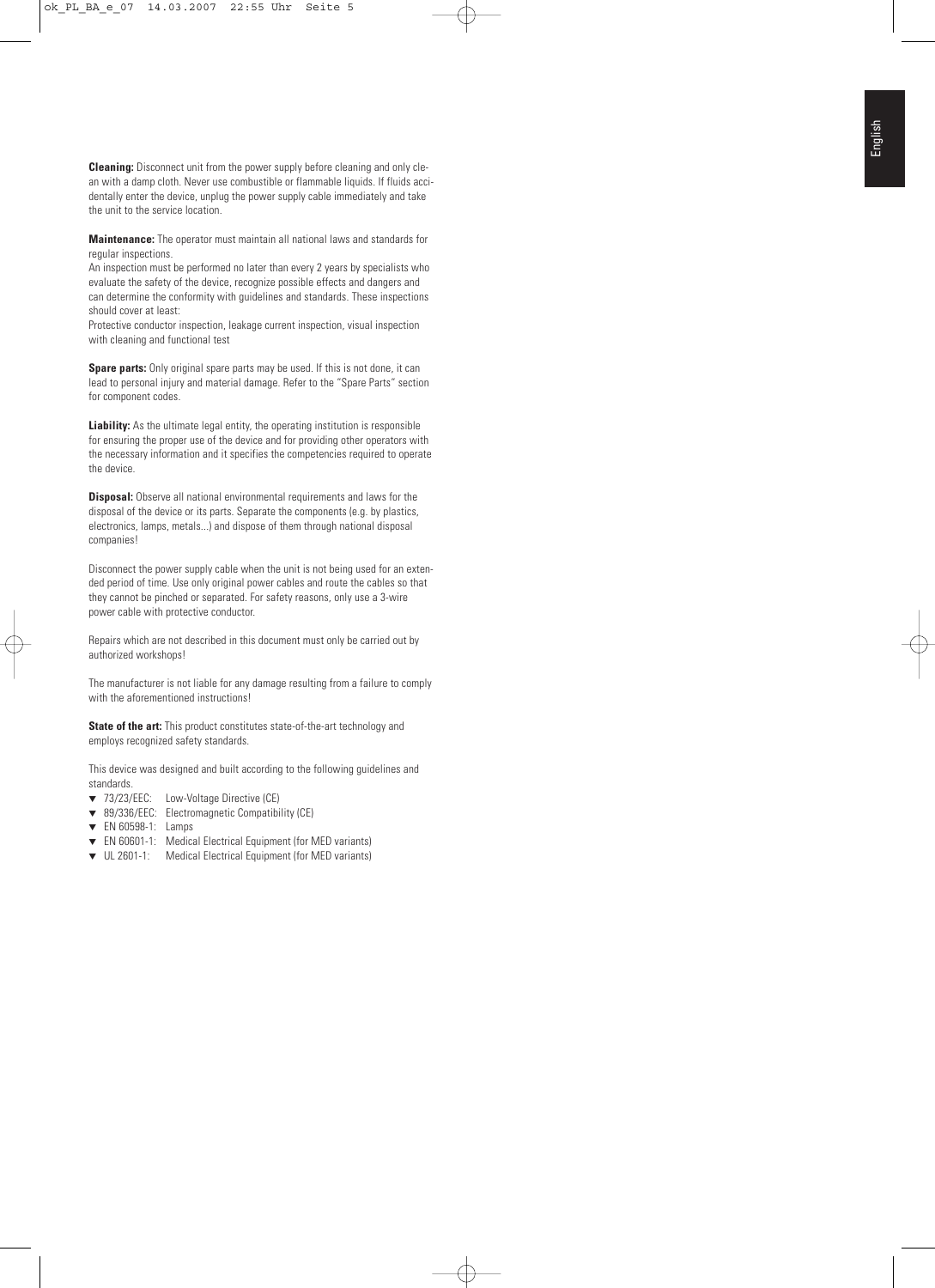**Cleaning:** Disconnect unit from the power supply before cleaning and only clean with a damp cloth. Never use combustible or flammable liquids. If fluids accidentally enter the device, unplug the power supply cable immediately and take the unit to the service location.

**Maintenance:** The operator must maintain all national laws and standards for regular inspections.
An inspection must be performed no later than every 2 years by specialists who evaluate the safety of the device, recognize possible effects and dangers and can determine the conformity with guidelines and standards. These inspections should cover at least:
Protective conductor inspection, leakage current inspection, visual inspection with cleaning and functional test

**Spare parts:** Only original spare parts may be used. If this is not done, it can lead to personal injury and material damage. Refer to the "Spare Parts" section for component codes.

**Liability:** As the ultimate legal entity, the operating institution is responsible for ensuring the proper use of the device and for providing other operators with the necessary information and it specifies the competencies required to operate the device.

**Disposal:** Observe all national environmental requirements and laws for the disposal of the device or its parts. Separate the components (e.g. by plastics, electronics, lamps, metals...) and dispose of them through national disposal companies!

Disconnect the power supply cable when the unit is not being used for an extended period of time. Use only original power cables and route the cables so that they cannot be pinched or separated. For safety reasons, only use a 3-wire power cable with protective conductor.

Repairs which are not described in this document must only be carried out by authorized workshops!

The manufacturer is not liable for any damage resulting from a failure to comply with the aforementioned instructions!

**State of the art:** This product constitutes state-of-the-art technology and employs recognized safety standards.

This device was designed and built according to the following guidelines and standards.

- 73/23/EEC: Low-Voltage Directive (CE)
- 89/336/EEC: Electromagnetic Compatibility (CE)
- EN 60598-1: Lamps
- EN 60601-1: Medical Electrical Equipment (for MED variants)
- UL 2601-1: Medical Electrical Equipment (for MED variants)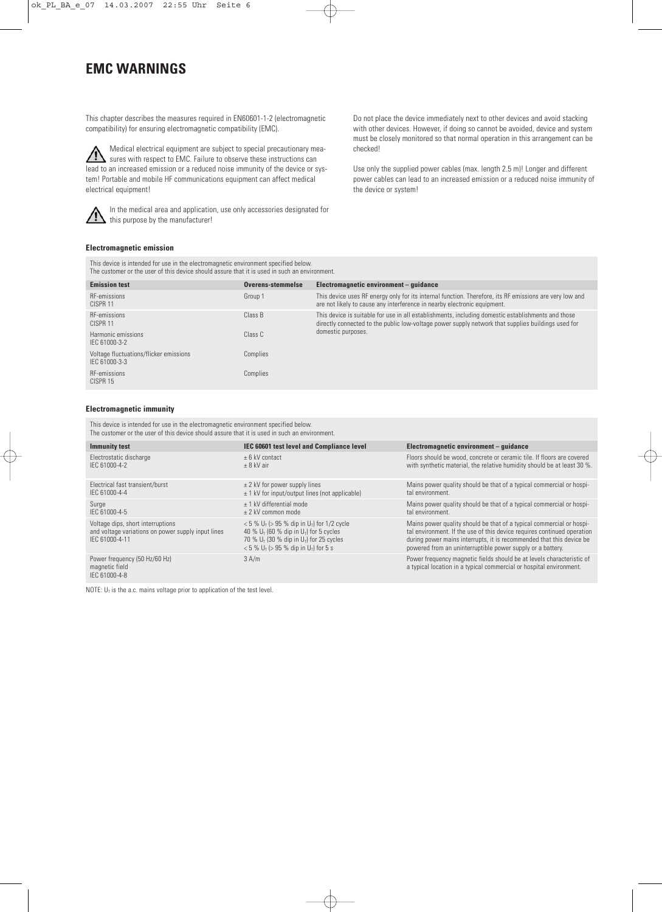# EMC WARNINGS

This chapter describes the measures required in EN60601-1-2 (electromagnetic compatibility) for ensuring electromagnetic compatibility (EMC).

⚠ Medical electrical equipment are subject to special precautionary measures with respect to EMC. Failure to observe these instructions can lead to an increased emission or a reduced noise immunity of the device or system! Portable and mobile HF communications equipment can affect medical electrical equipment!

⚠ In the medical area and application, use only accessories designated for this purpose by the manufacturer!

Do not place the device immediately next to other devices and avoid stacking with other devices. However, if doing so cannot be avoided, device and system must be closely monitored so that normal operation in this arrangement can be checked!

Use only the supplied power cables (max. length 2.5 m)! Longer and different power cables can lead to an increased emission or a reduced noise immunity of the device or system!

### Electromagnetic emission

This device is intended for use in the electromagnetic environment specified below.
The customer or the user of this device should assure that it is used in such an environment.

| Emission test | Overens-stemmelse | Electromagnetic environment – guidance |
|---|---|---|
| RF-emissions<br>CISPR 11 | Group 1 | This device uses RF energy only for its internal function. Therefore, its RF emissions are very low and are not likely to cause any interference in nearby electronic equipment. |
| RF-emissions<br>CISPR 11 | Class B | This device is suitable for use in all establishments, including domestic establishments and those directly connected to the public low-voltage power supply network that supplies buildings used for domestic purposes. |
| Harmonic emissions<br>IEC 61000-3-2 | Class C | |
| Voltage fluctuations/flicker emissions<br>IEC 61000-3-3 | Complies | |
| RF-emissions<br>CISPR 15 | Complies | |

### Electromagnetic immunity

This device is intended for use in the electromagnetic environment specified below.
The customer or the user of this device should assure that it is used in such an environment.

| Immunity test | IEC 60601 test level and Compliance level | Electromagnetic environment – guidance |
|---|---|---|
| Electrostatic discharge<br>IEC 61000-4-2 | ± 6 kV contact<br>± 8 kV air | Floors should be wood, concrete or ceramic tile. If floors are covered with synthetic material, the relative humidity should be at least 30 %. |
| Electrical fast transient/burst<br>IEC 61000-4-4 | ± 2 kV for power supply lines<br>± 1 kV for input/output lines (not applicable) | Mains power quality should be that of a typical commercial or hospital environment. |
| Surge<br>IEC 61000-4-5 | ± 1 kV differential mode<br>± 2 kV common mode | Mains power quality should be that of a typical commercial or hospital environment. |
| Voltage dips, short interruptions and voltage variations on power supply input lines<br>IEC 61000-4-11 | < 5 % $U_T$ (> 95 % dip in $U_T$) for 1/2 cycle<br>40 % $U_T$ (60 % dip in $U_T$) for 5 cycles<br>70 % $U_T$ (30 % dip in $U_T$) for 25 cycles<br>< 5 % $U_T$ (> 95 % dip in $U_T$) for 5 s | Mains power quality should be that of a typical commercial or hospital environment. If the use of this device requires continued operation during power mains interrupts, it is recommended that this device be powered from an uninterruptible power supply or a battery. |
| Power frequency (50 Hz/60 Hz) magnetic field<br>IEC 61000-4-8 | 3 A/m | Power frequency magnetic fields should be at levels characteristic of a typical location in a typical commercial or hospital environment. |

NOTE: $U_T$ is the a.c. mains voltage prior to application of the test level.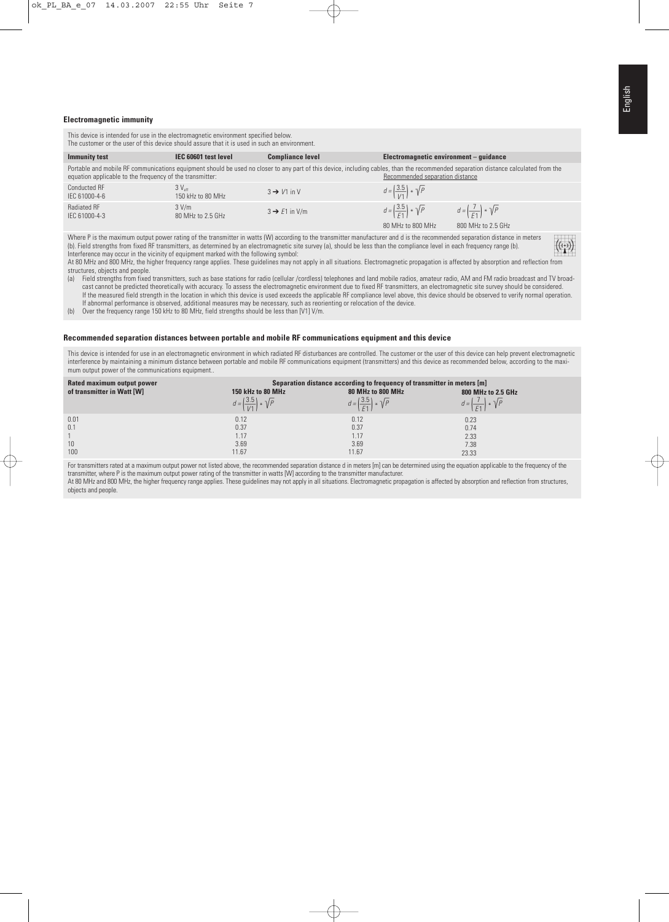### Electromagnetic immunity

This device is intended for use in the electromagnetic environment specified below.
The customer or the user of this device should assure that it is used in such an environment.

| Immunity test | IEC 60601 test level | Compliance level | Electromagnetic environment – guidance | |
|---|---|---|---|---|
| Portable and mobile RF communications equipment should be used no closer to any part of this device, including cables, than the recommended separation distance calculated from the equation applicable to the frequency of the transmitter: | | | Recommended separation distance | |
| Conducted RF IEC 61000-4-6 | 3 $V_{eff}$ 150 kHz to 80 MHz | 3 → $V1$ in V | $d = \left(\frac{3.5}{V1}\right) * \sqrt{P}$ | |
| Radiated RF IEC 61000-4-3 | 3 V/m 80 MHz to 2.5 GHz | 3 → $E1$ in V/m | $d = \left(\frac{3.5}{E1}\right) * \sqrt{P}$ 80 MHz to 800 MHz | $d = \left(\frac{7}{E1}\right) * \sqrt{P}$ 800 MHz to 2.5 GHz |

Where P is the maximum output power rating of the transmitter in watts (W) according to the transmitter manufacturer and d is the recommended separation distance in meters (b). Field strengths from fixed RF transmitters, as determined by an electromagnetic site survey (a), should be less than the compliance level in each frequency range (b).
Interference may occur in the vicinity of equipment marked with the following symbol:

At 80 MHz and 800 MHz, the higher frequency range applies. These guidelines may not apply in all situations. Electromagnetic propagation is affected by absorption and reflection from structures, objects and people.

(a) Field strengths from fixed transmitters, such as base stations for radio (cellular /cordless) telephones and land mobile radios, amateur radio, AM and FM radio broadcast and TV broadcast cannot be predicted theoretically with accuracy. To assess the electromagnetic environment due to fixed RF transmitters, an electromagnetic site survey should be considered. If the measured field strength in the location in which this device is used exceeds the applicable RF compliance level above, this device should be observed to verify normal operation. If abnormal performance is observed, additional measures may be necessary, such as reorienting or relocation of the device.
(b) Over the frequency range 150 kHz to 80 MHz, field strengths should be less than [V1] V/m.

### Recommended separation distances between portable and mobile RF communications equipment and this device

This device is intended for use in an electromagnetic environment in which radiated RF disturbances are controlled. The customer or the user of this device can help prevent electromagnetic interference by maintaining a minimum distance between portable and mobile RF communications equipment (transmitters) and this device as recommended below, according to the maximum output power of the communications equipment..

| Rated maximum output power of transmitter in Watt [W] | Separation distance according to frequency of transmitter in meters [m] | | |
|---|---|---|---|
| | 150 kHz to 80 MHz $d = \left(\frac{3.5}{V1}\right) * \sqrt{P}$ | 80 MHz to 800 MHz $d = \left(\frac{3.5}{E1}\right) * \sqrt{P}$ | 800 MHz to 2.5 GHz $d = \left(\frac{7}{E1}\right) * \sqrt{P}$ |
| 0.01 | 0.12 | 0.12 | 0.23 |
| 0.1 | 0.37 | 0.37 | 0.74 |
| 1 | 1.17 | 1.17 | 2.33 |
| 10 | 3.69 | 3.69 | 7.38 |
| 100 | 11.67 | 11.67 | 23.33 |

For transmitters rated at a maximum output power not listed above, the recommended separation distance d in meters [m] can be determined using the equation applicable to the frequency of the transmitter, where P is the maximum output power rating of the transmitter in watts [W] according to the transmitter manufacturer.
At 80 MHz and 800 MHz, the higher frequency range applies. These guidelines may not apply in all situations. Electromagnetic propagation is affected by absorption and reflection from structures, objects and people.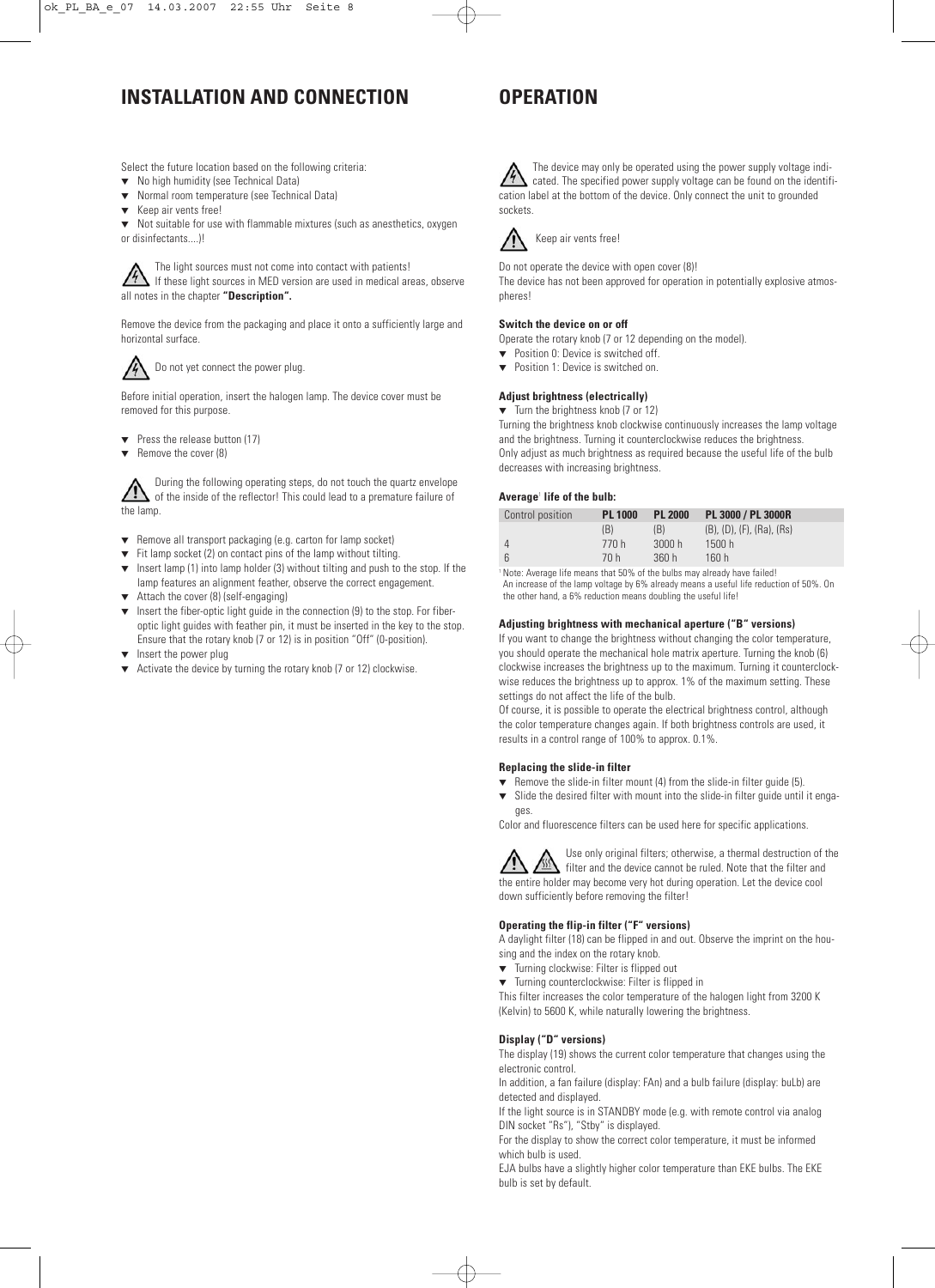# INSTALLATION AND CONNECTION

Select the future location based on the following criteria:

- No high humidity (see Technical Data)
- Normal room temperature (see Technical Data)
- Keep air vents free!
- Not suitable for use with flammable mixtures (such as anesthetics, oxygen or disinfectants....)!

The light sources must not come into contact with patients! If these light sources in MED version are used in medical areas, observe all notes in the chapter **"Description".**

Remove the device from the packaging and place it onto a sufficiently large and horizontal surface.

Do not yet connect the power plug.

Before initial operation, insert the halogen lamp. The device cover must be removed for this purpose.

- Press the release button (17)
- Remove the cover (8)

During the following operating steps, do not touch the quartz envelope of the inside of the reflector! This could lead to a premature failure of the lamp.

- Remove all transport packaging (e.g. carton for lamp socket)
- Fit lamp socket (2) on contact pins of the lamp without tilting.
- Insert lamp (1) into lamp holder (3) without tilting and push to the stop. If the lamp features an alignment feather, observe the correct engagement.
- Attach the cover (8) (self-engaging)
- Insert the fiber-optic light guide in the connection (9) to the stop. For fiber-optic light guides with feather pin, it must be inserted in the key to the stop. Ensure that the rotary knob (7 or 12) is in position "Off" (0-position).
- Insert the power plug
- Activate the device by turning the rotary knob (7 or 12) clockwise.

# OPERATION

The device may only be operated using the power supply voltage indicated. The specified power supply voltage can be found on the identification label at the bottom of the device. Only connect the unit to grounded sockets.

Keep air vents free!

Do not operate the device with open cover (8)!
The device has not been approved for operation in potentially explosive atmospheres!

### Switch the device on or off

Operate the rotary knob (7 or 12 depending on the model).

- Position 0: Device is switched off.
- Position 1: Device is switched on.

### Adjust brightness (electrically)

- Turn the brightness knob (7 or 12)

Turning the brightness knob clockwise continuously increases the lamp voltage and the brightness. Turning it counterclockwise reduces the brightness.
Only adjust as much brightness as required because the useful life of the bulb decreases with increasing brightness.

### Average[1] life of the bulb:

| Control position | PL 1000 | PL 2000 | PL 3000 / PL 3000R |
|---|---|---|---|
| | (B) | (B) | (B), (D), (F), (Ra), (Rs) |
| 4 | 770 h | 3000 h | 1500 h |
| 6 | 70 h | 360 h | 160 h |

[1] Note: Average life means that 50% of the bulbs may already have failed!
An increase of the lamp voltage by 6% already means a useful life reduction of 50%. On the other hand, a 6% reduction means doubling the useful life!

### Adjusting brightness with mechanical aperture ("B" versions)

If you want to change the brightness without changing the color temperature, you should operate the mechanical hole matrix aperture. Turning the knob (6) clockwise increases the brightness up to the maximum. Turning it counterclockwise reduces the brightness up to approx. 1% of the maximum setting. These settings do not affect the life of the bulb.
Of course, it is possible to operate the electrical brightness control, although the color temperature changes again. If both brightness controls are used, it results in a control range of 100% to approx. 0.1%.

### Replacing the slide-in filter

- Remove the slide-in filter mount (4) from the slide-in filter guide (5).
- Slide the desired filter with mount into the slide-in filter guide until it engages.

Color and fluorescence filters can be used here for specific applications.

Use only original filters; otherwise, a thermal destruction of the filter and the device cannot be ruled. Note that the filter and the entire holder may become very hot during operation. Let the device cool down sufficiently before removing the filter!

### Operating the flip-in filter ("F" versions)

A daylight filter (18) can be flipped in and out. Observe the imprint on the housing and the index on the rotary knob.

- Turning clockwise: Filter is flipped out
- Turning counterclockwise: Filter is flipped in

This filter increases the color temperature of the halogen light from 3200 K (Kelvin) to 5600 K, while naturally lowering the brightness.

### Display ("D" versions)

The display (19) shows the current color temperature that changes using the electronic control.
In addition, a fan failure (display: FAn) and a bulb failure (display: buLb) are detected and displayed.
If the light source is in STANDBY mode (e.g. with remote control via analog DIN socket "Rs"), "Stby" is displayed.
For the display to show the correct color temperature, it must be informed which bulb is used.
EJA bulbs have a slightly higher color temperature than EKE bulbs. The EKE bulb is set by default.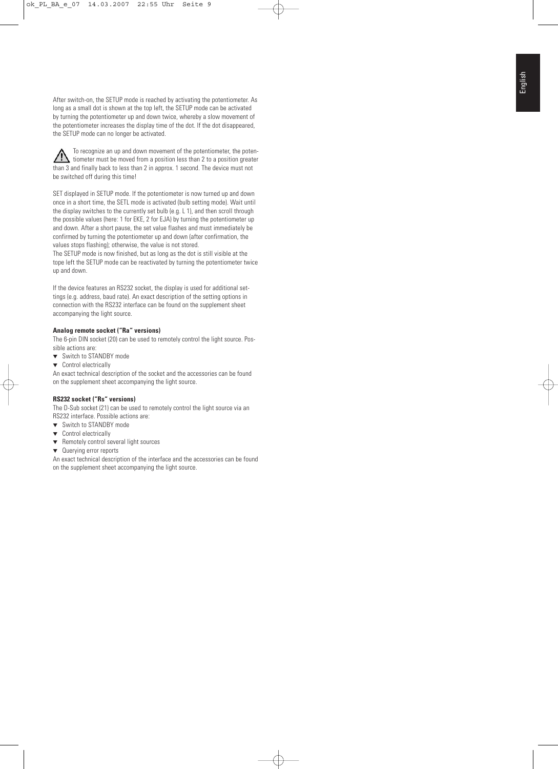After switch-on, the SETUP mode is reached by activating the potentiometer. As long as a small dot is shown at the top left, the SETUP mode can be activated by turning the potentiometer up and down twice, whereby a slow movement of the potentiometer increases the display time of the dot. If the dot disappeared, the SETUP mode can no longer be activated.

⚠ To recognize an up and down movement of the potentiometer, the potentiometer must be moved from a position less than 2 to a position greater than 3 and finally back to less than 2 in approx. 1 second. The device must not be switched off during this time!

SET displayed in SETUP mode. If the potentiometer is now turned up and down once in a short time, the SETL mode is activated (bulb setting mode). Wait until the display switches to the currently set bulb (e.g. L 1), and then scroll through the possible values (here: 1 for EKE, 2 for EJA) by turning the potentiometer up and down. After a short pause, the set value flashes and must immediately be confirmed by turning the potentiometer up and down (after confirmation, the values stops flashing); otherwise, the value is not stored.
The SETUP mode is now finished, but as long as the dot is still visible at the tope left the SETUP mode can be reactivated by turning the potentiometer twice up and down.

If the device features an RS232 socket, the display is used for additional settings (e.g. address, baud rate). An exact description of the setting options in connection with the RS232 interface can be found on the supplement sheet accompanying the light source.

**Analog remote socket ("Ra" versions)**

The 6-pin DIN socket (20) can be used to remotely control the light source. Possible actions are:

- Switch to STANDBY mode
- Control electrically

An exact technical description of the socket and the accessories can be found on the supplement sheet accompanying the light source.

**RS232 socket ("Rs" versions)**

The D-Sub socket (21) can be used to remotely control the light source via an RS232 interface. Possible actions are:

- Switch to STANDBY mode
- Control electrically
- Remotely control several light sources
- Querying error reports

An exact technical description of the interface and the accessories can be found on the supplement sheet accompanying the light source.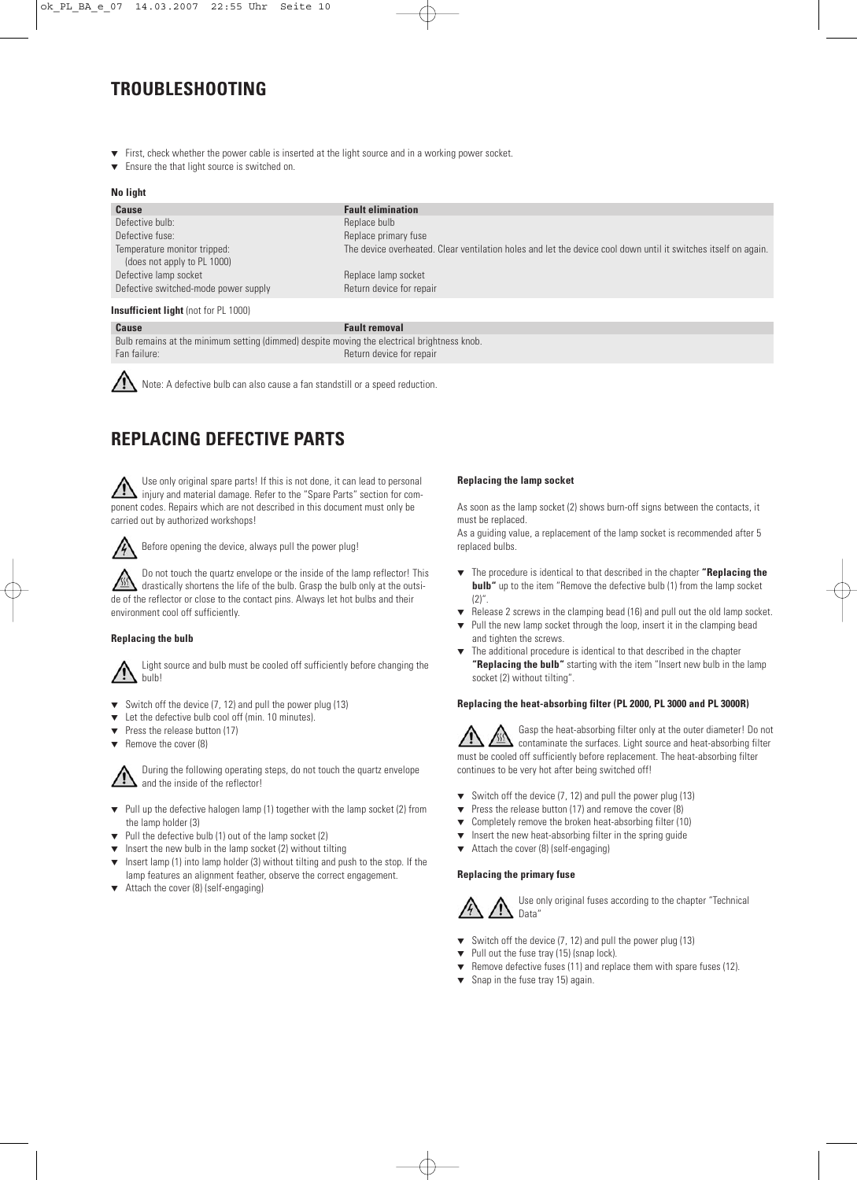## TROUBLESHOOTING

- First, check whether the power cable is inserted at the light source and in a working power socket.
- Ensure the that light source is switched on.

**No light**

| Cause | Fault elimination |
|---|---|
| Defective bulb: | Replace bulb |
| Defective fuse: | Replace primary fuse |
| Temperature monitor tripped: (does not apply to PL 1000) | The device overheated. Clear ventilation holes and let the device cool down until it switches itself on again. |
| Defective lamp socket | Replace lamp socket |
| Defective switched-mode power supply | Return device for repair |

**Insufficient light** (not for PL 1000)

| Cause | Fault removal |
|---|---|
| Bulb remains at the minimum setting (dimmed) despite moving the electrical brightness knob. | |
| Fan failure: | Return device for repair |

Note: A defective bulb can also cause a fan standstill or a speed reduction.

## REPLACING DEFECTIVE PARTS

Use only original spare parts! If this is not done, it can lead to personal injury and material damage. Refer to the "Spare Parts" section for component codes. Repairs which are not described in this document must only be carried out by authorized workshops!

Before opening the device, always pull the power plug!

Do not touch the quartz envelope or the inside of the lamp reflector! This drastically shortens the life of the bulb. Grasp the bulb only at the outside of the reflector or close to the contact pins. Always let hot bulbs and their environment cool off sufficiently.

### Replacing the bulb

Light source and bulb must be cooled off sufficiently before changing the bulb!

- Switch off the device (7, 12) and pull the power plug (13)
- Let the defective bulb cool off (min. 10 minutes).
- Press the release button (17)
- Remove the cover (8)

During the following operating steps, do not touch the quartz envelope and the inside of the reflector!

- Pull up the defective halogen lamp (1) together with the lamp socket (2) from the lamp holder (3)
- Pull the defective bulb (1) out of the lamp socket (2)
- Insert the new bulb in the lamp socket (2) without tilting
- Insert lamp (1) into lamp holder (3) without tilting and push to the stop. If the lamp features an alignment feather, observe the correct engagement.
- Attach the cover (8) (self-engaging)

### Replacing the lamp socket

As soon as the lamp socket (2) shows burn-off signs between the contacts, it must be replaced.
As a guiding value, a replacement of the lamp socket is recommended after 5 replaced bulbs.

- The procedure is identical to that described in the chapter **"Replacing the bulb"** up to the item "Remove the defective bulb (1) from the lamp socket (2)".
- Release 2 screws in the clamping bead (16) and pull out the old lamp socket.
- Pull the new lamp socket through the loop, insert it in the clamping bead and tighten the screws.
- The additional procedure is identical to that described in the chapter **"Replacing the bulb"** starting with the item "Insert new bulb in the lamp socket (2) without tilting".

### Replacing the heat-absorbing filter (PL 2000, PL 3000 and PL 3000R)

Gasp the heat-absorbing filter only at the outer diameter! Do not contaminate the surfaces. Light source and heat-absorbing filter must be cooled off sufficiently before replacement. The heat-absorbing filter continues to be very hot after being switched off!

- Switch off the device (7, 12) and pull the power plug (13)
- Press the release button (17) and remove the cover (8)
- Completely remove the broken heat-absorbing filter (10)
- Insert the new heat-absorbing filter in the spring guide
- Attach the cover (8) (self-engaging)

### Replacing the primary fuse

Use only original fuses according to the chapter "Technical Data"

- Switch off the device (7, 12) and pull the power plug (13)
- Pull out the fuse tray (15) (snap lock).
- Remove defective fuses (11) and replace them with spare fuses (12).
- Snap in the fuse tray 15) again.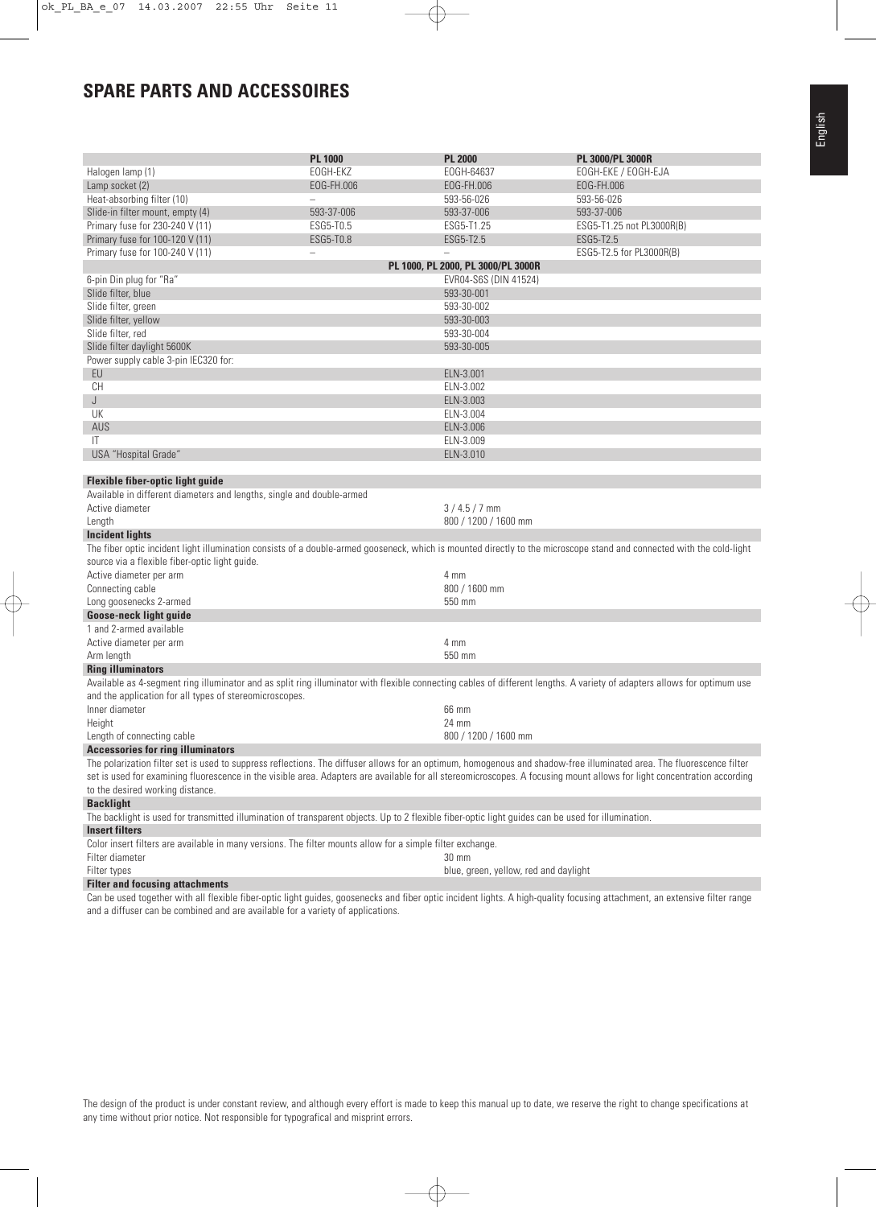# SPARE PARTS AND ACCESSOIRES

| | PL 1000 | PL 2000 | PL 3000/PL 3000R |
|---|---|---|---|
| Halogen lamp (1) | EOGH-EKZ | EOGH-64637 | EOGH-EKE / EOGH-EJA |
| Lamp socket (2) | EOG-FH.006 | EOG-FH.006 | EOG-FH.006 |
| Heat-absorbing filter (10) | – | 593-56-026 | 593-56-026 |
| Slide-in filter mount, empty (4) | 593-37-006 | 593-37-006 | 593-37-006 |
| Primary fuse for 230-240 V (11) | ESG5-T0.5 | ESG5-T1.25 | ESG5-T1.25 not PL3000R(B) |
| Primary fuse for 100-120 V (11) | ESG5-T0.8 | ESG5-T2.5 | ESG5-T2.5 |
| Primary fuse for 100-240 V (11) | – | – | ESG5-T2.5 for PL3000R(B) |
| | | **PL 1000, PL 2000, PL 3000/PL 3000R** | |
| 6-pin Din plug for "Ra" | | EVR04-S6S (DIN 41524) | |
| Slide filter, blue | | 593-30-001 | |
| Slide filter, green | | 593-30-002 | |
| Slide filter, yellow | | 593-30-003 | |
| Slide filter, red | | 593-30-004 | |
| Slide filter daylight 5600K | | 593-30-005 | |
| Power supply cable 3-pin IEC320 for: | | | |
| EU | | ELN-3.001 | |
| CH | | ELN-3.002 | |
| J | | ELN-3.003 | |
| UK | | ELN-3.004 | |
| AUS | | ELN-3.006 | |
| IT | | ELN-3.009 | |
| USA "Hospital Grade" | | ELN-3.010 | |

**Flexible fiber-optic light guide**

Available in different diameters and lengths, single and double-armed

| | |
|---|---|
| Active diameter | 3 / 4.5 / 7 mm |
| Length | 800 / 1200 / 1600 mm |

**Incident lights**

The fiber optic incident light illumination consists of a double-armed gooseneck, which is mounted directly to the microscope stand and connected with the cold-light source via a flexible fiber-optic light guide.

| | |
|---|---|
| Active diameter per arm | 4 mm |
| Connecting cable | 800 / 1600 mm |
| Long goosenecks 2-armed | 550 mm |

**Goose-neck light guide**

1 and 2-armed available

| | |
|---|---|
| Active diameter per arm | 4 mm |
| Arm length | 550 mm |

**Ring illuminators**

Available as 4-segment ring illuminator and as split ring illuminator with flexible connecting cables of different lengths. A variety of adapters allows for optimum use and the application for all types of stereomicroscopes.

| | |
|---|---|
| Inner diameter | 66 mm |
| Height | 24 mm |
| Length of connecting cable | 800 / 1200 / 1600 mm |

**Accessories for ring illuminators**

The polarization filter set is used to suppress reflections. The diffuser allows for an optimum, homogenous and shadow-free illuminated area. The fluorescence filter set is used for examining fluorescence in the visible area. Adapters are available for all stereomicroscopes. A focusing mount allows for light concentration according to the desired working distance.

**Backlight**

The backlight is used for transmitted illumination of transparent objects. Up to 2 flexible fiber-optic light guides can be used for illumination.

**Insert filters**

Color insert filters are available in many versions. The filter mounts allow for a simple filter exchange.

| | |
|---|---|
| Filter diameter | 30 mm |
| Filter types | blue, green, yellow, red and daylight |

**Filter and focusing attachments**

Can be used together with all flexible fiber-optic light guides, goosenecks and fiber optic incident lights. A high-quality focusing attachment, an extensive filter range and a diffuser can be combined and are available for a variety of applications.

The design of the product is under constant review, and although every effort is made to keep this manual up to date, we reserve the right to change specifications at any time without prior notice. Not responsible for typografical and misprint errors.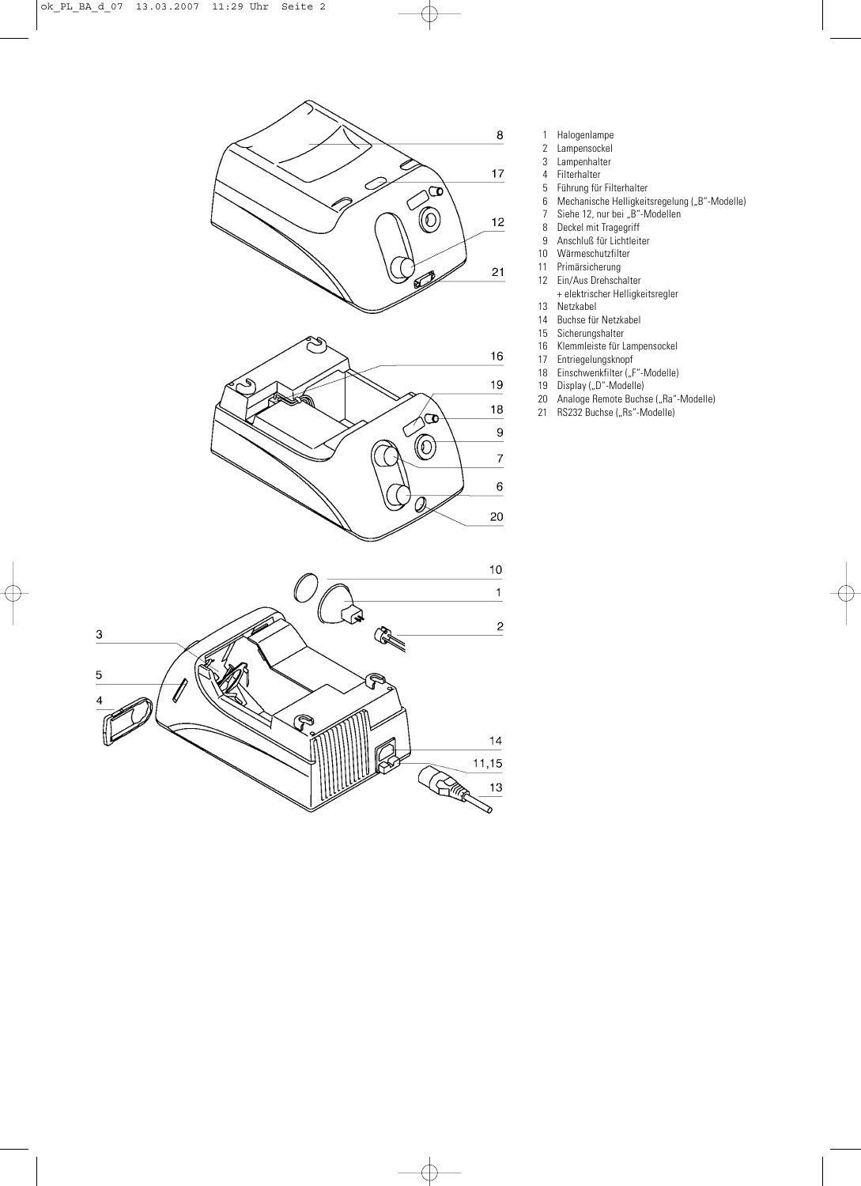1 Halogenlampe
2 Lampensockel
3 Lampenhalter
4 Filterhalter
5 Führung für Filterhalter
6 Mechanische Helligkeitsregelung („B"-Modelle)
7 Siehe 12, nur bei „B"-Modellen
8 Deckel mit Tragegriff
9 Anschluß für Lichtleiter
10 Wärmeschutzfilter
11 Primärsicherung
12 Ein/Aus Drehschalter
   + elektrischer Helligkeitsregler
13 Netzkabel
14 Buchse für Netzkabel
15 Sicherungshalter
16 Klemmleiste für Lampensockel
17 Entriegelungsknopf
18 Einschwenkfilter („F"-Modelle)
19 Display („D"-Modelle)
20 Analoge Remote Buchse („Ra"-Modelle)
21 RS232 Buchse („Rs"-Modelle)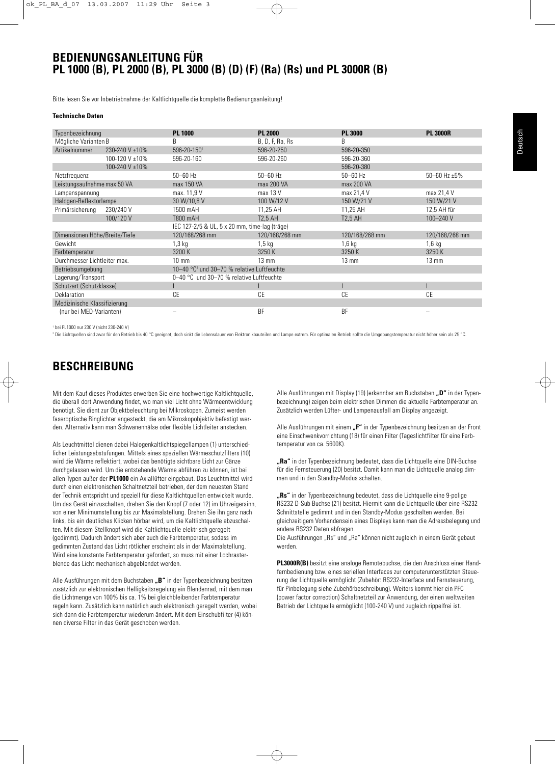# BEDIENUNGSANLEITUNG FÜR PL 1000 (B), PL 2000 (B), PL 3000 (B) (D) (F) (Ra) (Rs) und PL 3000R (B)

Bitte lesen Sie vor Inbetriebnahme der Kaltlichtquelle die komplette Bedienungsanleitung!

**Technische Daten**

| Typenbezeichnung | | **PL 1000** | **PL 2000** | **PL 3000** | **PL 3000R** |
|---|---|---|---|---|---|
| Mögliche Varianten | B | B | B, D, F, Ra, Rs | B | |
| Artikelnummer | 230-240 V ±10% | 596-20-150[1] | 596-20-250 | 596-20-350 | |
| | 100-120 V ±10% | 596-20-160 | 596-20-260 | 596-20-360 | |
| | 100-240 V ±10% | | | 596-20-380 | |
| Netzfrequenz | | 50–60 Hz | 50–60 Hz | 50–60 Hz | 50–60 Hz ±5% |
| Leistungsaufnahme max 50 VA | | max 150 VA | max 200 VA | max 200 VA | |
| Lampenspannung | | max. 11,9 V | max 13 V | max 21,4 V | max 21,4 V |
| Halogen-Reflektorlampe | | 30 W/10,8 V | 100 W/12 V | 150 W/21 V | 150 W/21 V |
| Primärsicherung | 230/240 V | T500 mAH | T1,25 AH | T1,25 AH | T2,5 AH für |
| | 100/120 V | T800 mAH | T2,5 AH | T2,5 AH | 100–240 V |
| | | IEC 127-2/5 & UL, 5 x 20 mm, time-lag (träge) | | | |
| Dimensionen Höhe/Breite/Tiefe | | 120/168/268 mm | 120/168/268 mm | 120/168/268 mm | 120/168/268 mm |
| Gewicht | | 1,3 kg | 1,5 kg | 1,6 kg | 1,6 kg |
| Farbtemperatur | | 3200 K | 3250 K | 3250 K | 3250 K |
| Durchmesser Lichtleiter max. | | 10 mm | 13 mm | 13 mm | 13 mm |
| Betriebsumgebung | | 10–40 °C[2] und 30–70 % relative Luftfeuchte | | | |
| Lagerung/Transport | | 0–40 °C und 30–70 % relative Luftfeuchte | | | |
| Schutzart (Schutzklasse) | | I | I | I | I |
| Deklaration | | CE | CE | CE | CE |
| Medizinische Klassifizierung | | | | | |
| (nur bei MED-Varianten) | | – | BF | BF | – |

[1] bei PL1000 nur 230 V (nicht 230-240 V)

[2] Die Lichtquellen sind zwar für den Betrieb bis 40 °C geeignet, doch sinkt die Lebensdauer von Elektronikbauteilen und Lampe extrem. Für optimalen Betrieb sollte die Umgebungstemperatur nicht höher sein als 25 °C.

# BESCHREIBUNG

Mit dem Kauf dieses Produktes erwerben Sie eine hochwertige Kaltlichtquelle, die überall dort Anwendung findet, wo man viel Licht ohne Wärmeentwicklung benötigt. Sie dient zur Objektbeleuchtung bei Mikroskopen. Zumeist werden faseroptische Ringlichter angesteckt, die am Mikroskopobjektiv befestigt werden. Alternativ kann man Schwanenhälse oder flexible Lichtleiter anstecken.

Als Leuchtmittel dienen dabei Halogenkaltlichtspiegellampen (1) unterschiedlicher Leistungsabstufungen. Mittels eines speziellen Wärmeschutzfilters (10) wird die Wärme reflektiert, wobei das benötigte sichtbare Licht zur Gänze durchgelassen wird. Um die entstehende Wärme abführen zu können, ist bei allen Typen außer der **PL1000** ein Axiallüfter eingebaut. Das Leuchtmittel wird durch einen elektronischen Schaltnetzteil betrieben, der dem neuesten Stand der Technik entspricht und speziell für diese Kaltlichtquellen entwickelt wurde. Um das Gerät einzuschalten, drehen Sie den Knopf (7 oder 12) im Uhrzeigersinn, von einer Minimumstellung bis zur Maximalstellung. Drehen Sie ihn ganz nach links, bis ein deutliches Klicken hörbar wird, um die Kaltlichtquelle abzuschalten. Mit diesem Stellknopf wird die Kaltlichtquelle elektrisch geregelt (gedimmt). Dadurch ändert sich aber auch die Farbtemperatur, sodass im gedimmten Zustand das Licht rötlicher erscheint als in der Maximalstellung. Wird eine konstante Farbtemperatur gefordert, so muss mit einer Lochrasterblende das Licht mechanisch abgeblendet werden.

Alle Ausführungen mit dem Buchstaben **„B"** in der Typenbezeichnung besitzen zusätzlich zur elektronischen Helligkeitsregelung ein Blendenrad, mit dem man die Lichtmenge von 100% bis ca. 1% bei gleichbleibender Farbtemperatur regeln kann. Zusätzlich kann natürlich auch elektronisch geregelt werden, wobei sich dann die Farbtemperatur wiederum ändert. Mit dem Einschubfilter (4) können diverse Filter in das Gerät geschoben werden.

Alle Ausführungen mit Display (19) (erkennbar am Buchstaben **„D"** in der Typenbezeichnung) zeigen beim elektrischen Dimmen die aktuelle Farbtemperatur an. Zusätzlich werden Lüfter- und Lampenausfall am Display angezeigt.

Alle Ausführungen mit einem **„F"** in der Typenbezeichnung besitzen an der Front eine Einschwenkvorrichtung (18) für einen Filter (Tageslichtfilter für eine Farbtemperatur von ca. 5600K).

**„Ra"** in der Typenbezeichnung bedeutet, dass die Lichtquelle eine DIN-Buchse für die Fernsteuerung (20) besitzt. Damit kann man die Lichtquelle analog dimmen und in den Standby-Modus schalten.

**„Rs"** in der Typenbezeichnung bedeutet, dass die Lichtquelle eine 9-polige RS232 D-Sub Buchse (21) besitzt. Hiermit kann die Lichtquelle über eine RS232 Schnittstelle gedimmt und in den Standby-Modus geschalten werden. Bei gleichzeitigem Vorhandensein eines Displays kann man die Adressbelegung und andere RS232 Daten abfragen.
Die Ausführungen „Rs" und „Ra" können nicht zugleich in einem Gerät gebaut werden.

**PL3000R(B)** besitzt eine analoge Remotebuchse, die den Anschluss einer Handfernbedienung bzw. eines seriellen Interfaces zur computerunterstützten Steuerung der Lichtquelle ermöglicht (Zubehör: RS232-Interface und Fernsteuerung, für Pinbelegung siehe Zubehörbeschreibung). Weiters kommt hier ein PFC (power factor correction) Schaltnetzteil zur Anwendung, der einen weltweiten Betrieb der Lichtquelle ermöglicht (100-240 V) und zugleich rippelfrei ist.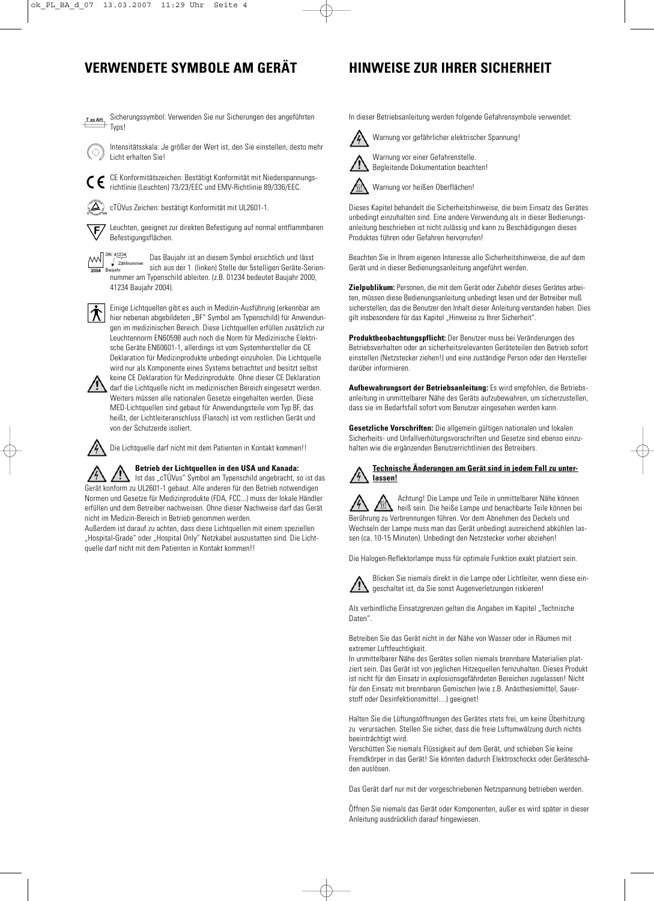## VERWENDETE SYMBOLE AM GERÄT

Sicherungssymbol: Verwenden Sie nur Sicherungen des angeführten Typs!

Intensitätsskala: Je größer der Wert ist, den Sie einstellen, desto mehr Licht erhalten Sie!

CE Konformitätszeichen: Bestätigt Konformität mit Niederspannungsrichtlinie (Leuchten) 73/23/EEC und EMV-Richtlinie 89/336/EEC.

cTÜVus Zeichen: bestätigt Konformität mit UL2601-1.

Leuchten, geeignet zur direkten Befestigung auf normal entflammbaren Befestigungsflächen.

Das Baujahr ist an diesem Symbol ersichtlich und lässt sich aus der 1. (linken) Stelle der 5stelligen Geräte-Seriennummer am Typenschild ableiten. (z.B. 01234 bedeutet Baujahr 2000, 41234 Baujahr 2004).

Einige Lichtquellen gibt es auch in Medizin-Ausführung (erkennbar am hier nebenan abgebildeten „BF" Symbol am Typenschild) für Anwendungen im medizinischen Bereich. Diese Lichtquellen erfüllen zusätzlich zur Leuchtennorm EN60598 auch noch die Norm für Medizinische Elektrische Geräte EN60601-1, allerdings ist vom Systemhersteller die CE Deklaration für Medizinprodukte unbedingt einzuholen. Die Lichtquelle wird nur als Komponente eines Systems betrachtet und besitzt selbst keine CE Deklaration für Medizinprodukte. Ohne dieser CE Deklaration darf die Lichtquelle nicht im medizinischen Bereich eingesetzt werden. Weiters müssen alle nationalen Gesetze eingehalten werden. Diese MED-Lichtquellen sind gebaut für Anwendungsteile vom Typ BF, das heißt, der Lichtleiteranschluss (Flansch) ist vom restlichen Gerät und von der Schutzerde isoliert.

Die Lichtquelle darf nicht mit dem Patienten in Kontakt kommen!!

**Betrieb der Lichtquellen in den USA und Kanada:**
Ist das „cTÜVus" Symbol am Typenschild angebracht, so ist das Gerät konform zu UL2601-1 gebaut. Alle anderen für den Betrieb notwendigen Normen und Gesetze für Medizinprodukte (FDA, FCC...) muss der lokale Händler erfüllen und dem Betreiber nachweisen. Ohne dieser Nachweise darf das Gerät nicht im Medizin-Bereich in Betrieb genommen werden.
Außerdem ist darauf zu achten, dass diese Lichtquellen mit einem speziellen „Hospital-Grade" oder „Hospital Only" Netzkabel auszustatten sind. Die Lichtquelle darf nicht mit dem Patienten in Kontakt kommen!!

## HINWEISE ZUR IHRER SICHERHEIT

In dieser Betriebsanleitung werden folgende Gefahrensymbole verwendet:

Warnung vor gefährlicher elektrischer Spannung!

Warnung vor einer Gefahrenstelle.
Begleitende Dokumentation beachten!

Warnung vor heißen Oberflächen!

Dieses Kapitel behandelt die Sicherheitshinweise, die beim Einsatz des Gerätes unbedingt einzuhalten sind. Eine andere Verwendung als in dieser Bedienungsanleitung beschrieben ist nicht zulässig und kann zu Beschädigungen dieses Produktes führen oder Gefahren hervorrufen!

Beachten Sie in Ihrem eigenen Interesse alle Sicherheitshinweise, die auf dem Gerät und in dieser Bedienungsanleitung angeführt werden.

**Zielpublikum:** Personen, die mit dem Gerät oder Zubehör dieses Gerätes arbeiten, müssen diese Bedienungsanleitung unbedingt lesen und der Betreiber muß sicherstellen, das die Benutzer den Inhalt dieser Anleitung verstanden haben. Dies gilt insbesondere für das Kapitel „Hinweise zu Ihrer Sicherheit".

**Produktbeobachtungspflicht:** Der Benutzer muss bei Veränderungen des Betriebsverhaltens oder an sicherheitsrelevanten Geräteteilen den Betrieb sofort einstellen (Netzstecker ziehen!) und eine zuständige Person oder den Hersteller darüber informieren.

**Aufbewahrungsort der Betriebsanleitung:** Es wird empfohlen, die Betriebsanleitung in unmittelbarer Nähe des Geräts aufzubewahren, um sicherzustellen, dass sie im Bedarfsfall sofort vom Benutzer eingesehen werden kann.

**Gesetzliche Vorschriften:** Die allgemein gültigen nationalen und lokalen Sicherheits- und Unfallverhütungsvorschriften und Gesetze sind ebenso einzuhalten wie die ergänzenden Benutzerrichtlinien des Betreibers.

**Technische Änderungen am Gerät sind in jedem Fall zu unterlassen!**

Achtung! Die Lampe und Teile in unmittelbarer Nähe können heiß sein. Die heiße Lampe und benachbarte Teile können bei Berührung zu Verbrennungen führen. Vor dem Abnehmen des Deckels und Wechseln der Lampe muss man das Gerät unbedingt ausreichend abkühlen lassen (ca. 10-15 Minuten). Unbedingt den Netzstecker vorher abziehen!

Die Halogen-Reflektorlampe muss für optimale Funktion exakt platziert sein.

Blicken Sie niemals direkt in die Lampe oder Lichtleiter, wenn diese eingeschaltet ist, da Sie sonst Augenverletzungen riskieren!

Als verbindliche Einsatzgrenzen gelten die Angaben im Kapitel „Technische Daten".

Betreiben Sie das Gerät nicht in der Nähe von Wasser oder in Räumen mit extremer Luftfeuchtigkeit.
In unmittelbarer Nähe des Gerätes sollen niemals brennbare Materialien platziert sein. Das Gerät ist von jeglichen Hitzequellen fernzuhalten. Dieses Produkt ist nicht für den Einsatz in explosionsgefährdeten Bereichen zugelassen! Nicht für den Einsatz mit brennbaren Gemischen (wie z.B. Anästhesiemittel, Sauerstoff oder Desinfektionsmittel....) geeignet!

Halten Sie die Lüftungsöffnungen des Gerätes stets frei, um keine Überhitzung zu verursachen. Stellen Sie sicher, dass die freie Luftumwälzung durch nichts beeinträchtigt wird.
Verschütten Sie niemals Flüssigkeit auf dem Gerät, und schieben Sie keine Fremdkörper in das Gerät! Sie könnten dadurch Elektroschocks oder Geräteschäden auslösen.

Das Gerät darf nur mit der vorgeschriebenen Netzspannung betrieben werden.

Öffnen Sie niemals das Gerät oder Komponenten, außer es wird später in dieser Anleitung ausdrücklich darauf hingewiesen.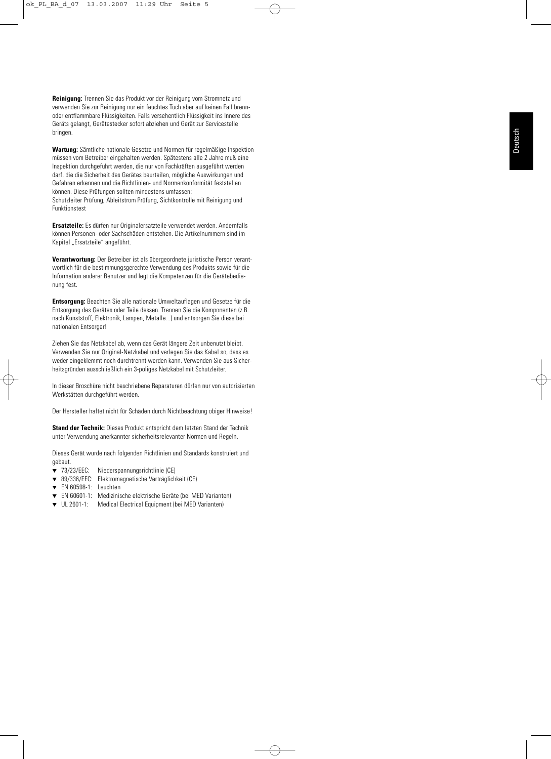**Reinigung:** Trennen Sie das Produkt vor der Reinigung vom Stromnetz und verwenden Sie zur Reinigung nur ein feuchtes Tuch aber auf keinen Fall brenn- oder entflammbare Flüssigkeiten. Falls versehentlich Flüssigkeit ins Innere des Geräts gelangt, Gerätestecker sofort abziehen und Gerät zur Servicestelle bringen.

**Wartung:** Sämtliche nationale Gesetze und Normen für regelmäßige Inspektion müssen vom Betreiber eingehalten werden. Spätestens alle 2 Jahre muß eine Inspektion durchgeführt werden, die nur von Fachkräften ausgeführt werden darf, die die Sicherheit des Gerätes beurteilen, mögliche Auswirkungen und Gefahren erkennen und die Richtlinien- und Normenkonformität feststellen können. Diese Prüfungen sollten mindestens umfassen:
Schutzleiter Prüfung, Ableitstrom Prüfung, Sichtkontrolle mit Reinigung und Funktionstest

**Ersatzteile:** Es dürfen nur Originalersatzteile verwendet werden. Andernfalls können Personen- oder Sachschäden entstehen. Die Artikelnummern sind im Kapitel „Ersatzteile" angeführt.

**Verantwortung:** Der Betreiber ist als übergeordnete juristische Person verantwortlich für die bestimmungsgerechte Verwendung des Produkts sowie für die Information anderer Benutzer und legt die Kompetenzen für die Gerätebedienung fest.

**Entsorgung:** Beachten Sie alle nationale Umweltauflagen und Gesetze für die Entsorgung des Gerätes oder Teile dessen. Trennen Sie die Komponenten (z.B. nach Kunststoff, Elektronik, Lampen, Metalle...) und entsorgen Sie diese bei nationalen Entsorger!

Ziehen Sie das Netzkabel ab, wenn das Gerät längere Zeit unbenutzt bleibt. Verwenden Sie nur Original-Netzkabel und verlegen Sie das Kabel so, dass es weder eingeklemmt noch durchtrennt werden kann. Verwenden Sie aus Sicherheitsgründen ausschließlich ein 3-poliges Netzkabel mit Schutzleiter.

In dieser Broschüre nicht beschriebene Reparaturen dürfen nur von autorisierten Werkstätten durchgeführt werden.

Der Hersteller haftet nicht für Schäden durch Nichtbeachtung obiger Hinweise!

**Stand der Technik:** Dieses Produkt entspricht dem letzten Stand der Technik unter Verwendung anerkannter sicherheitsrelevanter Normen und Regeln.

Dieses Gerät wurde nach folgenden Richtlinien und Standards konstruiert und gebaut.

- ▼ 73/23/EEC: Niederspannungsrichtlinie (CE)
- ▼ 89/336/EEC: Elektromagnetische Verträglichkeit (CE)
- ▼ EN 60598-1: Leuchten
- ▼ EN 60601-1: Medizinische elektrische Geräte (bei MED Varianten)
- ▼ UL 2601-1: Medical Electrical Equipment (bei MED Varianten)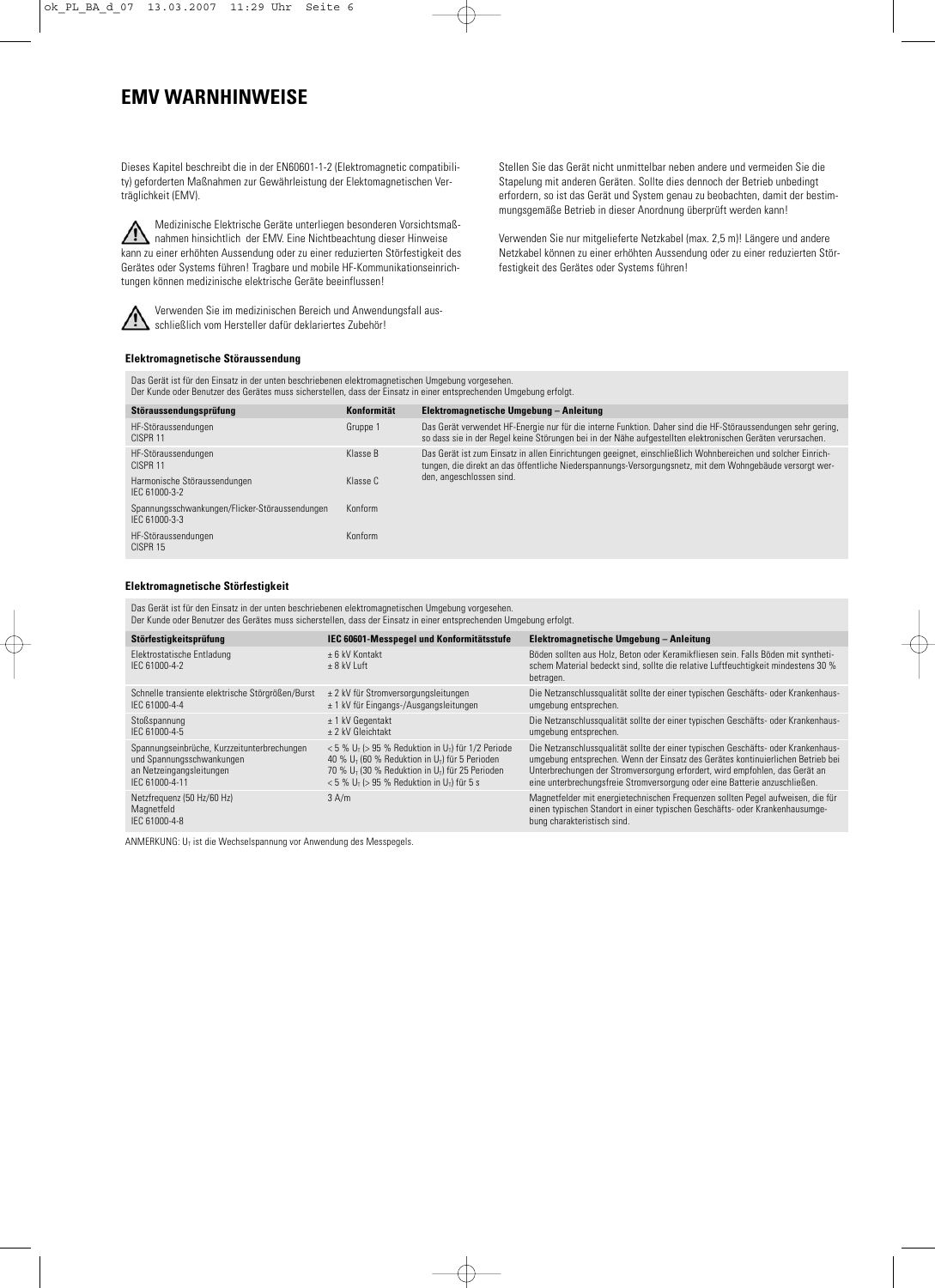# EMV WARNHINWEISE

Dieses Kapitel beschreibt die in der EN60601-1-2 (Elektromagnetic compatibility) geforderten Maßnahmen zur Gewährleistung der Elektomagnetischen Verträglichkeit (EMV).

⚠ Medizinische Elektrische Geräte unterliegen besonderen Vorsichtsmaßnahmen hinsichtlich der EMV. Eine Nichtbeachtung dieser Hinweise kann zu einer erhöhten Aussendung oder zu einer reduzierten Störfestigkeit des Gerätes oder Systems führen! Tragbare und mobile HF-Kommunikationseinrichtungen können medizinische elektrische Geräte beeinflussen!

⚠ Verwenden Sie im medizinischen Bereich und Anwendungsfall ausschließlich vom Hersteller dafür deklariertes Zubehör!

Stellen Sie das Gerät nicht unmittelbar neben andere und vermeiden Sie die Stapelung mit anderen Geräten. Sollte dies dennoch der Betrieb unbedingt erfordern, so ist das Gerät und System genau zu beobachten, damit der bestimmungsgemäße Betrieb in dieser Anordnung überprüft werden kann!

Verwenden Sie nur mitgelieferte Netzkabel (max. 2,5 m)! Längere und andere Netzkabel können zu einer erhöhten Aussendung oder zu einer reduzierten Störfestigkeit des Gerätes oder Systems führen!

### Elektromagnetische Störaussendung

Das Gerät ist für den Einsatz in der unten beschriebenen elektromagnetischen Umgebung vorgesehen.
Der Kunde oder Benutzer des Gerätes muss sicherstellen, dass der Einsatz in einer entsprechenden Umgebung erfolgt.

| Störaussendungsprüfung | Konformität | Elektromagnetische Umgebung – Anleitung |
|---|---|---|
| HF-Störaussendungen CISPR 11 | Gruppe 1 | Das Gerät verwendet HF-Energie nur für die interne Funktion. Daher sind die HF-Störaussendungen sehr gering, so dass sie in der Regel keine Störungen bei in der Nähe aufgestellten elektronischen Geräten verursachen. |
| HF-Störaussendungen CISPR 11 | Klasse B | Das Gerät ist zum Einsatz in allen Einrichtungen geeignet, einschließlich Wohnbereichen und solcher Einrichtungen, die direkt an das öffentliche Niederspannungs-Versorgungsnetz, mit dem Wohngebäude versorgt werden, angeschlossen sind. |
| Harmonische Störaussendungen IEC 61000-3-2 | Klasse C | |
| Spannungsschwankungen/Flicker-Störaussendungen IEC 61000-3-3 | Konform | |
| HF-Störaussendungen CISPR 15 | Konform | |

### Elektromagnetische Störfestigkeit

Das Gerät ist für den Einsatz in der unten beschriebenen elektromagnetischen Umgebung vorgesehen.
Der Kunde oder Benutzer des Gerätes muss sicherstellen, dass der Einsatz in einer entsprechenden Umgebung erfolgt.

| Störfestigkeitsprüfung | IEC 60601-Messpegel und Konformitätsstufe | Elektromagnetische Umgebung – Anleitung |
|---|---|---|
| Elektrostatische Entladung IEC 61000-4-2 | ± 6 kV Kontakt<br>± 8 kV Luft | Böden sollten aus Holz, Beton oder Keramikfliesen sein. Falls Böden mit synthetischem Material bedeckt sind, sollte die relative Luftfeuchtigkeit mindestens 30 % betragen. |
| Schnelle transiente elektrische Störgrößen/Burst IEC 61000-4-4 | ± 2 kV für Stromversorgungsleitungen<br>± 1 kV für Eingangs-/Ausgangsleitungen | Die Netzanschlussqualität sollte der einer typischen Geschäfts- oder Krankenhausumgebung entsprechen. |
| Stoßspannung IEC 61000-4-5 | ± 1 kV Gegentakt<br>± 2 kV Gleichtakt | Die Netzanschlussqualität sollte der einer typischen Geschäfts- oder Krankenhausumgebung entsprechen. |
| Spannungseinbrüche, Kurzzeitunterbrechungen und Spannungsschwankungen an Netzeingangsleitungen IEC 61000-4-11 | < 5 % $U_T$ (> 95 % Reduktion in $U_T$) für 1/2 Periode<br>40 % $U_T$ (60 % Reduktion in $U_T$) für 5 Perioden<br>70 % $U_T$ (30 % Reduktion in $U_T$) für 25 Perioden<br>< 5 % $U_T$ (> 95 % Reduktion in $U_T$) für 5 s | Die Netzanschlussqualität sollte der einer typischen Geschäfts- oder Krankenhausumgebung entsprechen. Wenn der Einsatz des Gerätes kontinuierlichen Betrieb bei Unterbrechungen der Stromversorgung erfordert, wird empfohlen, das Gerät an eine unterbrechungsfreie Stromversorgung oder eine Batterie anzuschließen. |
| Netzfrequenz (50 Hz/60 Hz) Magnetfeld IEC 61000-4-8 | 3 A/m | Magnetfelder mit energietechnischen Frequenzen sollten Pegel aufweisen, die für einen typischen Standort in einer typischen Geschäfts- oder Krankenhausumgebung charakteristisch sind. |

ANMERKUNG: $U_T$ ist die Wechselspannung vor Anwendung des Messpegels.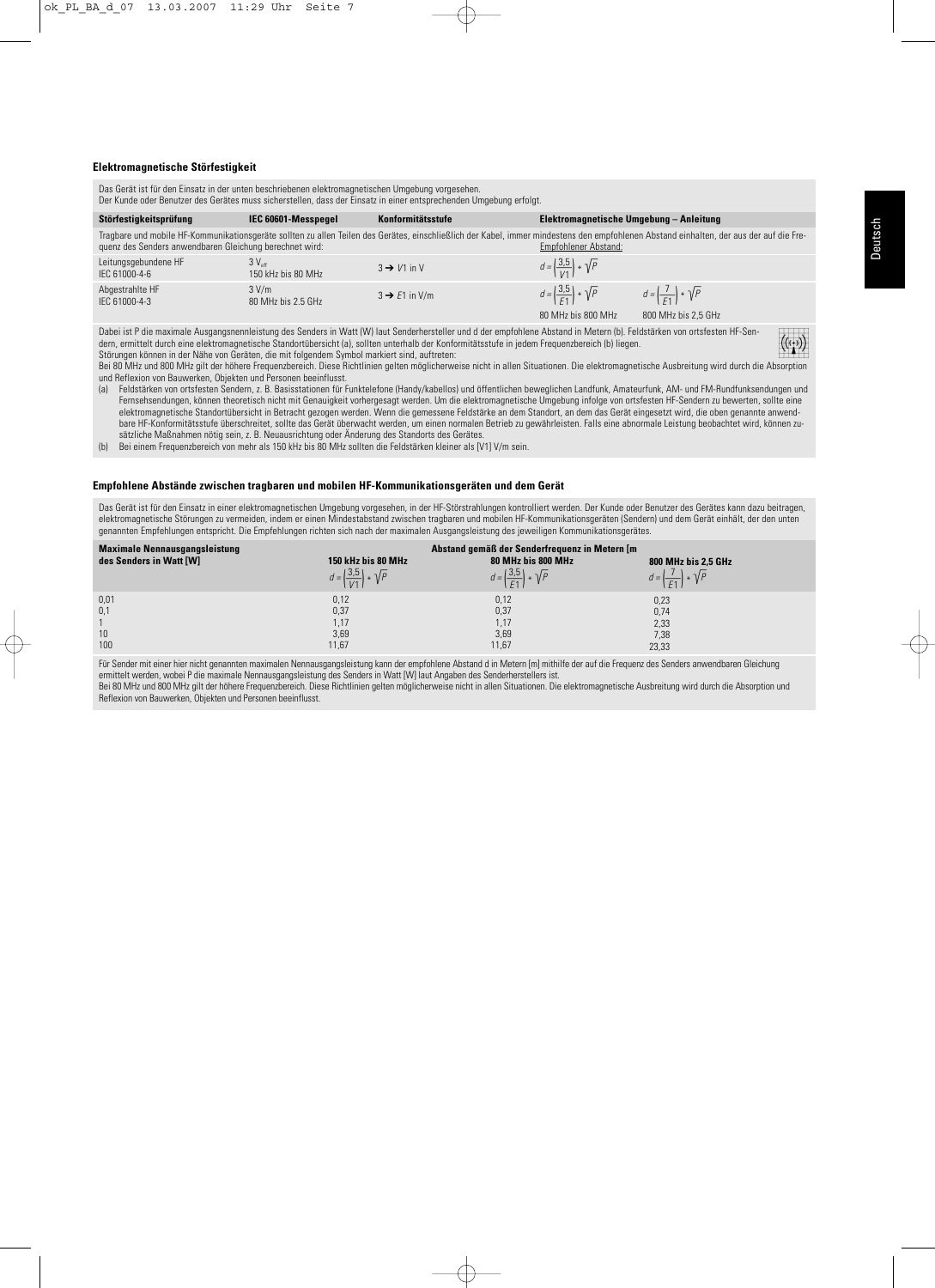### Elektromagnetische Störfestigkeit

Das Gerät ist für den Einsatz in der unten beschriebenen elektromagnetischen Umgebung vorgesehen.
Der Kunde oder Benutzer des Gerätes muss sicherstellen, dass der Einsatz in einer entsprechenden Umgebung erfolgt.

| Störfestigkeitsprüfung | IEC 60601-Messpegel | Konformitätsstufe | Elektromagnetische Umgebung – Anleitung | |
|---|---|---|---|---|
| Tragbare und mobile HF-Kommunikationsgeräte sollten zu allen Teilen des Gerätes, einschließlich der Kabel, immer mindestens den empfohlenen Abstand einhalten, der aus der auf die Frequenz des Senders anwendbaren Gleichung berechnet wird: | | | Empfohlener Abstand: | |
| Leitungsgebundene HF<br>IEC 61000-4-6 | 3 $V_{eff}$<br>150 kHz bis 80 MHz | 3 ➔ $V1$ in V | $d = \left(\frac{3,5}{V1}\right) * \sqrt{P}$ | |
| Abgestrahlte HF<br>IEC 61000-4-3 | 3 V/m<br>80 MHz bis 2.5 GHz | 3 ➔ $E1$ in V/m | $d = \left(\frac{3,5}{E1}\right) * \sqrt{P}$<br>80 MHz bis 800 MHz | $d = \left(\frac{7}{E1}\right) * \sqrt{P}$<br>800 MHz bis 2,5 GHz |

Dabei ist P die maximale Ausgangsnennleistung des Senders in Watt (W) laut Senderhersteller und d der empfohlene Abstand in Metern (b). Feldstärken von ortsfesten HF-Sendern, ermittelt durch eine elektromagnetische Standortübersicht (a), sollten unterhalb der Konformitätsstufe in jedem Frequenzbereich (b) liegen.
Störungen können in der Nähe von Geräten, die mit folgendem Symbol markiert sind, auftreten:

Bei 80 MHz und 800 MHz gilt der höhere Frequenzbereich. Diese Richtlinien gelten möglicherweise nicht in allen Situationen. Die elektromagnetische Ausbreitung wird durch die Absorption und Reflexion von Bauwerken, Objekten und Personen beeinflusst.

(a) Feldstärken von ortsfesten Sendern, z. B. Basisstationen für Funktelefone (Handy/kabellos) und öffentlichen beweglichen Landfunk, Amateurfunk, AM- und FM-Rundfunksendungen und Fernsehsendungen, können theoretisch nicht mit Genauigkeit vorhergesagt werden. Um die elektromagnetische Umgebung infolge von ortsfesten HF-Sendern zu bewerten, sollte eine elektromagnetische Standortübersicht in Betracht gezogen werden. Wenn die gemessene Feldstärke an dem Standort, an dem das Gerät eingesetzt wird, die oben genannte anwendbare HF-Konformitätsstufe überschreitet, sollte das Gerät überwacht werden, um einen normalen Betrieb zu gewährleisten. Falls eine abnormale Leistung beobachtet wird, können zusätzliche Maßnahmen nötig sein, z. B. Neuausrichtung oder Änderung des Standorts des Gerätes.

(b) Bei einem Frequenzbereich von mehr als 150 kHz bis 80 MHz sollten die Feldstärken kleiner als [V1] V/m sein.

### Empfohlene Abstände zwischen tragbaren und mobilen HF-Kommunikationsgeräten und dem Gerät

Das Gerät ist für den Einsatz in einer elektromagnetischen Umgebung vorgesehen, in der HF-Störstrahlungen kontrolliert werden. Der Kunde oder Benutzer des Gerätes kann dazu beitragen, elektromagnetische Störungen zu vermeiden, indem er einen Mindestabstand zwischen tragbaren und mobilen HF-Kommunikationsgeräten (Sendern) und dem Gerät einhält, der den unten genannten Empfehlungen entspricht. Die Empfehlungen richten sich nach der maximalen Ausgangsleistung des jeweiligen Kommunikationsgerätes.

| Maximale Nennausgangsleistung des Senders in Watt [W] | Abstand gemäß der Senderfrequenz in Metern [m | | |
|---|---|---|---|
| | 150 kHz bis 80 MHz<br>$d = \left(\frac{3,5}{V1}\right) * \sqrt{P}$ | 80 MHz bis 800 MHz<br>$d = \left(\frac{3,5}{E1}\right) * \sqrt{P}$ | 800 MHz bis 2,5 GHz<br>$d = \left(\frac{7}{E1}\right) * \sqrt{P}$ |
| 0,01 | 0,12 | 0,12 | 0,23 |
| 0,1 | 0,37 | 0,37 | 0,74 |
| 1 | 1,17 | 1,17 | 2,33 |
| 10 | 3,69 | 3,69 | 7,38 |
| 100 | 11,67 | 11,67 | 23,33 |

Für Sender mit einer hier nicht genannten maximalen Nennausgangsleistung kann der empfohlene Abstand d in Metern [m] mithilfe der auf die Frequenz des Senders anwendbaren Gleichung ermittelt werden, wobei P die maximale Nennausgangsleistung des Senders in Watt [W] laut Angaben des Senderherstellers ist.
Bei 80 MHz und 800 MHz gilt der höhere Frequenzbereich. Diese Richtlinien gelten möglicherweise nicht in allen Situationen. Die elektromagnetische Ausbreitung wird durch die Absorption und Reflexion von Bauwerken, Objekten und Personen beeinflusst.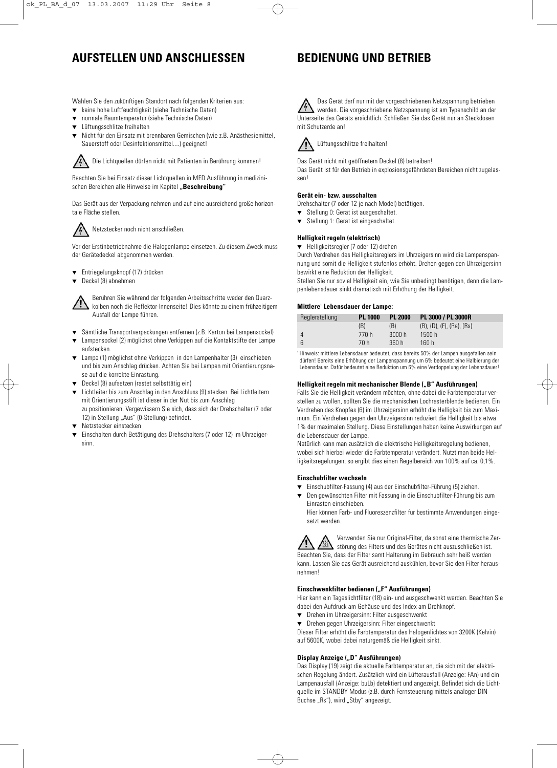# AUFSTELLEN UND ANSCHLIESSEN

Wählen Sie den zukünftigen Standort nach folgenden Kriterien aus:

- keine hohe Luftfeuchtigkeit (siehe Technische Daten)
- normale Raumtemperatur (siehe Technische Daten)
- Lüftungsschlitze freihalten
- Nicht für den Einsatz mit brennbaren Gemischen (wie z.B. Anästhesiemittel, Sauerstoff oder Desinfektionsmittel....) geeignet!

Die Lichtquellen dürfen nicht mit Patienten in Berührung kommen!

Beachten Sie bei Einsatz dieser Lichtquellen in MED Ausführung in medizinischen Bereichen alle Hinweise im Kapitel **„Beschreibung"**

Das Gerät aus der Verpackung nehmen und auf eine ausreichend große horizontale Fläche stellen.

Netzstecker noch nicht anschließen.

Vor der Erstinbetriebnahme die Halogenlampe einsetzen. Zu diesem Zweck muss der Gerätedeckel abgenommen werden.

- Entriegelungsknopf (17) drücken
- Deckel (8) abnehmen

Berühren Sie während der folgenden Arbeitsschritte weder den Quarzkolben noch die Reflektor-Innenseite! Dies könnte zu einem frühzeitigem Ausfall der Lampe führen.

- Sämtliche Transportverpackungen entfernen (z.B. Karton bei Lampensockel)
- Lampensockel (2) möglichst ohne Verkippen auf die Kontaktstifte der Lampe aufstecken.
- Lampe (1) möglichst ohne Verkippen in den Lampenhalter (3) einschieben und bis zum Anschlag drücken. Achten Sie bei Lampen mit Orientierungsnase auf die korrekte Einrastung.
- Deckel (8) aufsetzen (rastet selbsttätig ein)
- Lichtleiter bis zum Anschlag in den Anschluss (9) stecken. Bei Lichtleitern mit Orientierungsstift ist dieser in der Nut bis zum Anschlag zu positionieren. Vergewissern Sie sich, dass sich der Drehschalter (7 oder 12) in Stellung „Aus" (0-Stellung) befindet.
- Netzstecker einstecken
- Einschalten durch Betätigung des Drehschalters (7 oder 12) im Uhrzeigersinn.

# BEDIENUNG UND BETRIEB

Das Gerät darf nur mit der vorgeschriebenen Netzspannung betrieben werden. Die vorgeschriebene Netzspannung ist am Typenschild an der Unterseite des Geräts ersichtlich. Schließen Sie das Gerät nur an Steckdosen mit Schutzerde an!

Lüftungsschlitze freihalten!

Das Gerät nicht mit geöffnetem Deckel (8) betreiben!
Das Gerät ist für den Betrieb in explosionsgefährdeten Bereichen nicht zugelassen!

**Gerät ein- bzw. ausschalten**

Drehschalter (7 oder 12 je nach Model) betätigen.

- Stellung 0: Gerät ist ausgeschaltet.
- Stellung 1: Gerät ist eingeschaltet.

**Helligkeit regeln (elektrisch)**

- Helligkeitsregler (7 oder 12) drehen

Durch Verdrehen des Helligkeitsreglers im Uhrzeigersinn wird die Lampenspannung und somit die Helligkeit stufenlos erhöht. Drehen gegen den Uhrzeigersinn bewirkt eine Reduktion der Helligkeit.
Stellen Sie nur soviel Helligkeit ein, wie Sie unbedingt benötigen, denn die Lampenlebensdauer sinkt dramatisch mit Erhöhung der Helligkeit.

**Mittlere[1] Lebensdauer der Lampe:**

| Reglerstellung | PL 1000 | PL 2000 | PL 3000 / PL 3000R |
|---|---|---|---|
| | (B) | (B) | (B), (D), (F), (Ra), (Rs) |
| 4 | 770 h | 3000 h | 1500 h |
| 6 | 70 h | 360 h | 160 h |

[1] Hinweis: mittlere Lebensdauer bedeutet, dass bereits 50% der Lampen ausgefallen sein dürfen! Bereits eine Erhöhung der Lampenspannung um 6% bedeutet eine Halbierung der Lebensdauer. Dafür bedeutet eine Reduktion um 6% eine Verdoppelung der Lebensdauer!

**Helligkeit regeln mit mechanischer Blende („B" Ausführungen)**

Falls Sie die Helligkeit verändern möchten, ohne dabei die Farbtemperatur verstellen zu wollen, sollten Sie die mechanischen Lochrasterblende bedienen. Ein Verdrehen des Knopfes (6) im Uhrzeigersinn erhöht die Helligkeit bis zum Maximum. Ein Verdrehen gegen den Uhrzeigersinn reduziert die Helligkeit bis etwa 1% der maximalen Stellung. Diese Einstellungen haben keine Auswirkungen auf die Lebensdauer der Lampe.
Natürlich kann man zusätzlich die elektrische Helligkeitsregelung bedienen, wobei sich hierbei wieder die Farbtemperatur verändert. Nutzt man beide Helligkeitsregelungen, so ergibt dies einen Regelbereich von 100% auf ca. 0,1%.

**Einschubfilter wechseln**

- Einschubfilter-Fassung (4) aus der Einschubfilter-Führung (5) ziehen.
- Den gewünschten Filter mit Fassung in die Einschubfilter-Führung bis zum Einrasten einschieben.
  Hier können Farb- und Fluoreszenzfilter für bestimmte Anwendungen eingesetzt werden.

Verwenden Sie nur Original-Filter, da sonst eine thermische Zerstörung des Filters und des Gerätes nicht auszuschließen ist.
Beachten Sie, dass der Filter samt Halterung im Gebrauch sehr heiß werden kann. Lassen Sie das Gerät ausreichend auskühlen, bevor Sie den Filter herausnehmen!

**Einschwenkfilter bedienen („F" Ausführungen)**

Hier kann ein Tageslichtfilter (18) ein- und ausgeschwenkt werden. Beachten Sie dabei den Aufdruck am Gehäuse und des Index am Drehknopf.

- Drehen im Uhrzeigersinn: Filter ausgeschwenkt
- Drehen gegen Uhrzeigersinn: Filter eingeschwenkt

Dieser Filter erhöht die Farbtemperatur des Halogenlichtes von 3200K (Kelvin) auf 5600K, wobei dabei naturgemäß die Helligkeit sinkt.

**Display Anzeige („D" Ausführungen)**

Das Display (19) zeigt die aktuelle Farbtemperatur an, die sich mit der elektrischen Regelung ändert. Zusätzlich wird ein Lüfterausfall (Anzeige: FAn) und ein Lampenausfall (Anzeige: buLb) detektiert und angezeigt. Befindet sich die Lichtquelle im STANDBY Modus (z.B. durch Fernsteuerung mittels analoger DIN Buchse „Rs"), wird „Stby" angezeigt.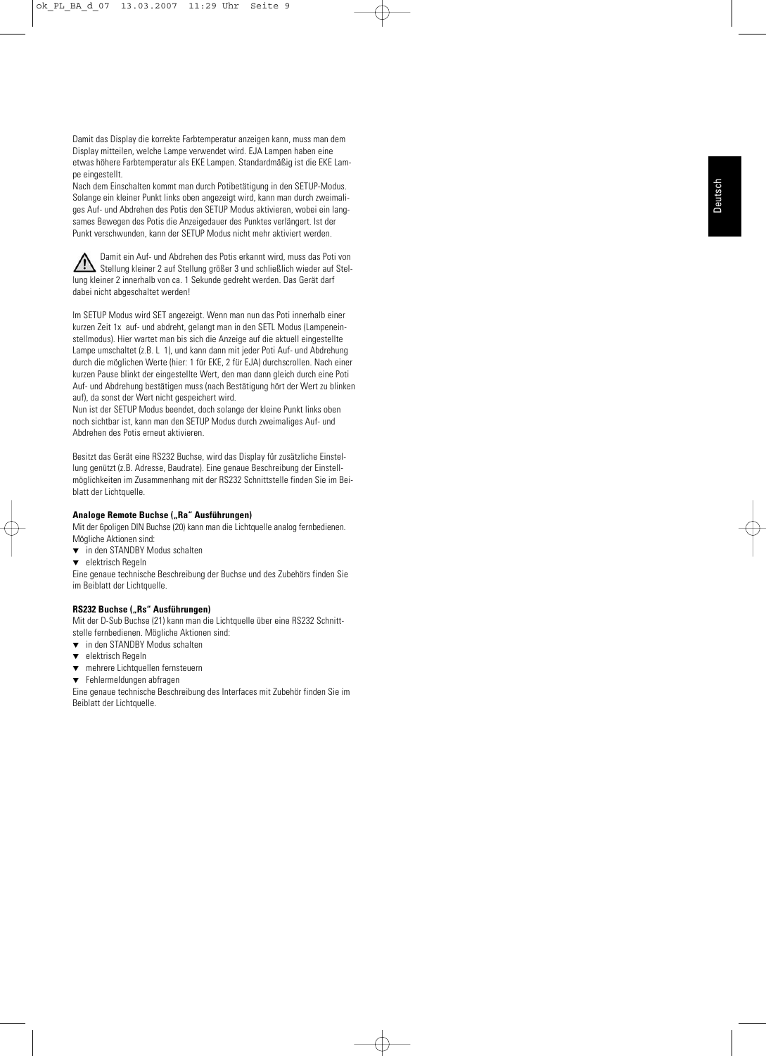Damit das Display die korrekte Farbtemperatur anzeigen kann, muss man dem Display mitteilen, welche Lampe verwendet wird. EJA Lampen haben eine etwas höhere Farbtemperatur als EKE Lampen. Standardmäßig ist die EKE Lampe eingestellt.

Nach dem Einschalten kommt man durch Potibetätigung in den SETUP-Modus. Solange ein kleiner Punkt links oben angezeigt wird, kann man durch zweimaliges Auf- und Abdrehen des Potis den SETUP Modus aktivieren, wobei ein langsames Bewegen des Potis die Anzeigedauer des Punktes verlängert. Ist der Punkt verschwunden, kann der SETUP Modus nicht mehr aktiviert werden.

⚠ Damit ein Auf- und Abdrehen des Potis erkannt wird, muss das Poti von Stellung kleiner 2 auf Stellung größer 3 und schließlich wieder auf Stellung kleiner 2 innerhalb von ca. 1 Sekunde gedreht werden. Das Gerät darf dabei nicht abgeschaltet werden!

Im SETUP Modus wird SET angezeigt. Wenn man nun das Poti innerhalb einer kurzen Zeit 1x auf- und abdreht, gelangt man in den SETL Modus (Lampeneinstellmodus). Hier wartet man bis sich die Anzeige auf die aktuell eingestellte Lampe umschaltet (z.B. L 1), und kann dann mit jeder Poti Auf- und Abdrehung durch die möglichen Werte (hier: 1 für EKE, 2 für EJA) durchscrollen. Nach einer kurzen Pause blinkt der eingestellte Wert, den man dann gleich durch eine Poti Auf- und Abdrehung bestätigen muss (nach Bestätigung hört der Wert zu blinken auf), da sonst der Wert nicht gespeichert wird.

Nun ist der SETUP Modus beendet, doch solange der kleine Punkt links oben noch sichtbar ist, kann man den SETUP Modus durch zweimaliges Auf- und Abdrehen des Potis erneut aktivieren.

Besitzt das Gerät eine RS232 Buchse, wird das Display für zusätzliche Einstellung genützt (z.B. Adresse, Baudrate). Eine genaue Beschreibung der Einstellmöglichkeiten im Zusammenhang mit der RS232 Schnittstelle finden Sie im Beiblatt der Lichtquelle.

**Analoge Remote Buchse („Ra" Ausführungen)**

Mit der 6poligen DIN Buchse (20) kann man die Lichtquelle analog fernbedienen. Mögliche Aktionen sind:

- in den STANDBY Modus schalten
- elektrisch Regeln

Eine genaue technische Beschreibung der Buchse und des Zubehörs finden Sie im Beiblatt der Lichtquelle.

**RS232 Buchse („Rs" Ausführungen)**

Mit der D-Sub Buchse (21) kann man die Lichtquelle über eine RS232 Schnittstelle fernbedienen. Mögliche Aktionen sind:

- in den STANDBY Modus schalten
- elektrisch Regeln
- mehrere Lichtquellen fernsteuern
- Fehlermeldungen abfragen

Eine genaue technische Beschreibung des Interfaces mit Zubehör finden Sie im Beiblatt der Lichtquelle.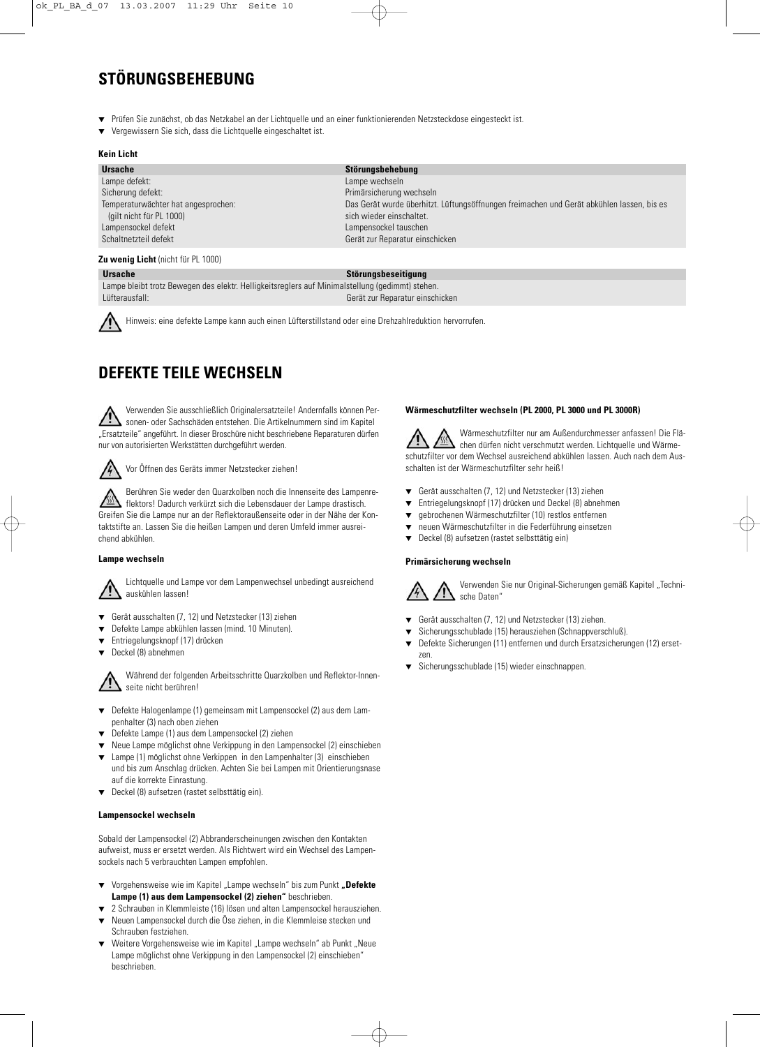## STÖRUNGSBEHEBUNG

- Prüfen Sie zunächst, ob das Netzkabel an der Lichtquelle und an einer funktionierenden Netzsteckdose eingesteckt ist.
- Vergewissern Sie sich, dass die Lichtquelle eingeschaltet ist.

**Kein Licht**

| Ursache | Störungsbehebung |
|---|---|
| Lampe defekt: | Lampe wechseln |
| Sicherung defekt: | Primärsicherung wechseln |
| Temperaturwächter hat angesprochen: (gilt nicht für PL 1000) | Das Gerät wurde überhitzt. Lüftungsöffnungen freimachen und Gerät abkühlen lassen, bis es sich wieder einschaltet. |
| Lampensockel defekt | Lampensockel tauschen |
| Schaltnetzteil defekt | Gerät zur Reparatur einschicken |

**Zu wenig Licht** (nicht für PL 1000)

| Ursache | Störungsbeseitigung |
|---|---|
| Lampe bleibt trotz Bewegen des elektr. Helligkeitsreglers auf Minimalstellung (gedimmt) stehen. | |
| Lüfterausfall: | Gerät zur Reparatur einschicken |

Hinweis: eine defekte Lampe kann auch einen Lüfterstillstand oder eine Drehzahlreduktion hervorrufen.

## DEFEKTE TEILE WECHSELN

Verwenden Sie ausschließlich Originalersatzteile! Andernfalls können Personen- oder Sachschäden entstehen. Die Artikelnummern sind im Kapitel „Ersatzteile" angeführt. In dieser Broschüre nicht beschriebene Reparaturen dürfen nur von autorisierten Werkstätten durchgeführt werden.

Vor Öffnen des Geräts immer Netzstecker ziehen!

Berühren Sie weder den Quarzkolben noch die Innenseite des Lampenreflektors! Dadurch verkürzt sich die Lebensdauer der Lampe drastisch. Greifen Sie die Lampe nur an der Reflektoraußenseite oder in der Nähe der Kontaktstifte an. Lassen Sie die heißen Lampen und deren Umfeld immer ausreichend abkühlen.

**Lampe wechseln**

Lichtquelle und Lampe vor dem Lampenwechsel unbedingt ausreichend auskühlen lassen!

- Gerät ausschalten (7, 12) und Netzstecker (13) ziehen
- Defekte Lampe abkühlen lassen (mind. 10 Minuten).
- Entriegelungsknopf (17) drücken
- Deckel (8) abnehmen

Während der folgenden Arbeitsschritte Quarzkolben und Reflektor-Innenseite nicht berühren!

- Defekte Halogenlampe (1) gemeinsam mit Lampensockel (2) aus dem Lampenhalter (3) nach oben ziehen
- Defekte Lampe (1) aus dem Lampensockel (2) ziehen
- Neue Lampe möglichst ohne Verkippung in den Lampensockel (2) einschieben
- Lampe (1) möglichst ohne Verkippen in den Lampenhalter (3) einschieben und bis zum Anschlag drücken. Achten Sie bei Lampen mit Orientierungsnase auf die korrekte Einrastung.
- Deckel (8) aufsetzen (rastet selbsttätig ein).

**Lampensockel wechseln**

Sobald der Lampensockel (2) Abbranderscheinungen zwischen den Kontakten aufweist, muss er ersetzt werden. Als Richtwert wird ein Wechsel des Lampensockels nach 5 verbrauchten Lampen empfohlen.

- Vorgehensweise wie im Kapitel „Lampe wechseln" bis zum Punkt **„Defekte Lampe (1) aus dem Lampensockel (2) ziehen"** beschrieben.
- 2 Schrauben in Klemmleiste (16) lösen und alten Lampensockel herausziehen.
- Neuen Lampensockel durch die Öse ziehen, in die Klemmleise stecken und Schrauben festziehen.
- Weitere Vorgehensweise wie im Kapitel „Lampe wechseln" ab Punkt „Neue Lampe möglichst ohne Verkippung in den Lampensockel (2) einschieben" beschrieben.

**Wärmeschutzfilter wechseln (PL 2000, PL 3000 und PL 3000R)**

Wärmeschutzfilter nur am Außendurchmesser anfassen! Die Flächen dürfen nicht verschmutzt werden. Lichtquelle und Wärmeschutzfilter vor dem Wechsel ausreichend abkühlen lassen. Auch nach dem Ausschalten ist der Wärmeschutzfilter sehr heiß!

- Gerät ausschalten (7, 12) und Netzstecker (13) ziehen
- Entriegelungsknopf (17) drücken und Deckel (8) abnehmen
- gebrochenen Wärmeschutzfilter (10) restlos entfernen
- neuen Wärmeschutzfilter in die Federführung einsetzen
- Deckel (8) aufsetzen (rastet selbsttätig ein)

**Primärsicherung wechseln**

Verwenden Sie nur Original-Sicherungen gemäß Kapitel „Technische Daten"

- Gerät ausschalten (7, 12) und Netzstecker (13) ziehen.
- Sicherungsschublade (15) herausziehen (Schnappverschluß).
- Defekte Sicherungen (11) entfernen und durch Ersatzsicherungen (12) ersetzen.
- Sicherungsschublade (15) wieder einschnappen.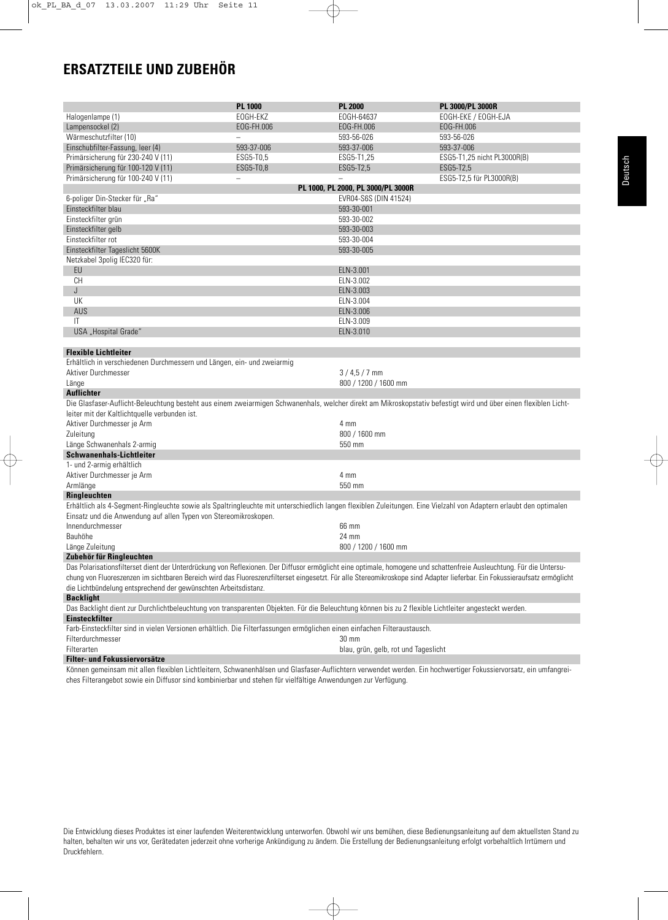# ERSATZTEILE UND ZUBEHÖR

| | PL 1000 | PL 2000 | PL 3000/PL 3000R |
|---|---|---|---|
| Halogenlampe (1) | EOGH-EKZ | EOGH-64637 | EOGH-EKE / EOGH-EJA |
| Lampensockel (2) | EOG-FH.006 | EOG-FH.006 | EOG-FH.006 |
| Wärmeschutzfilter (10) | – | 593-56-026 | 593-56-026 |
| Einschubfilter-Fassung, leer (4) | 593-37-006 | 593-37-006 | 593-37-006 |
| Primärsicherung für 230-240 V (11) | ESG5-T0,5 | ESG5-T1,25 | ESG5-T1,25 nicht PL3000R(B) |
| Primärsicherung für 100-120 V (11) | ESG5-T0,8 | ESG5-T2,5 | ESG5-T2,5 |
| Primärsicherung für 100-240 V (11) | – | – | ESG5-T2,5 für PL3000R(B) |
| | | **PL 1000, PL 2000, PL 3000/PL 3000R** | |
| 6-poliger Din-Stecker für „Ra" | | EVR04-S6S (DIN 41524) | |
| Einsteckfilter blau | | 593-30-001 | |
| Einsteckfilter grün | | 593-30-002 | |
| Einsteckfilter gelb | | 593-30-003 | |
| Einsteckfilter rot | | 593-30-004 | |
| Einsteckfilter Tageslicht 5600K | | 593-30-005 | |
| Netzkabel 3polig IEC320 für: | | | |
| EU | | ELN-3.001 | |
| CH | | ELN-3.002 | |
| J | | ELN-3.003 | |
| UK | | ELN-3.004 | |
| AUS | | ELN-3.006 | |
| IT | | ELN-3.009 | |
| USA „Hospital Grade" | | ELN-3.010 | |

**Flexible Lichtleiter**

Erhältlich in verschiedenen Durchmessern und Längen, ein- und zweiarmig

| | |
|---|---|
| Aktiver Durchmesser | 3 / 4,5 / 7 mm |
| Länge | 800 / 1200 / 1600 mm |

**Auflichter**

Die Glasfaser-Auflicht-Beleuchtung besteht aus einem zweiarmigen Schwanenhals, welcher direkt am Mikroskopstativ befestigt wird und über einen flexiblen Lichtleiter mit der Kaltlichtquelle verbunden ist.

| | |
|---|---|
| Aktiver Durchmesser je Arm | 4 mm |
| Zuleitung | 800 / 1600 mm |
| Länge Schwanenhals 2-armig | 550 mm |

**Schwanenhals-Lichtleiter**

1- und 2-armig erhältlich

| | |
|---|---|
| Aktiver Durchmesser je Arm | 4 mm |
| Armlänge | 550 mm |

**Ringleuchten**

Erhältlich als 4-Segment-Ringleuchte sowie als Spaltringleuchte mit unterschiedlich langen flexiblen Zuleitungen. Eine Vielzahl von Adaptern erlaubt den optimalen Einsatz und die Anwendung auf allen Typen von Stereomikroskopen.

| | |
|---|---|
| Innendurchmesser | 66 mm |
| Bauhöhe | 24 mm |
| Länge Zuleitung | 800 / 1200 / 1600 mm |

**Zubehör für Ringleuchten**

Das Polarisationsfilterset dient der Unterdrückung von Reflexionen. Der Diffusor ermöglicht eine optimale, homogene und schattenfreie Ausleuchtung. Für die Untersuchung von Fluoreszenzen im sichtbaren Bereich wird das Fluoreszenzfilterset eingesetzt. Für alle Stereomikroskope sind Adapter lieferbar. Ein Fokussieraufsatz ermöglicht die Lichtbündelung entsprechend der gewünschten Arbeitsdistanz.

**Backlight**

Das Backlight dient zur Durchlichtbeleuchtung von transparenten Objekten. Für die Beleuchtung können bis zu 2 flexible Lichtleiter angesteckt werden.

**Einsteckfilter**

Farb-Einsteckfilter sind in vielen Versionen erhältlich. Die Filterfassungen ermöglichen einen einfachen Filteraustausch.

| | |
|---|---|
| Filterdurchmesser | 30 mm |
| Filterarten | blau, grün, gelb, rot und Tageslicht |

**Filter- und Fokussiervorsätze**

Können gemeinsam mit allen flexiblen Lichtleitern, Schwanenhälsen und Glasfaser-Auflichtern verwendet werden. Ein hochwertiger Fokussiervorsatz, ein umfangreiches Filterangebot sowie ein Diffusor sind kombinierbar und stehen für vielfältige Anwendungen zur Verfügung.

Die Entwicklung dieses Produktes ist einer laufenden Weiterentwicklung unterworfen. Obwohl wir uns bemühen, diese Bedienungsanleitung auf dem aktuellsten Stand zu halten, behalten wir uns vor, Gerätedaten jederzeit ohne vorherige Ankündigung zu ändern. Die Erstellung der Bedienungsanleitung erfolgt vorbehaltlich Irrtümern und Druckfehlern.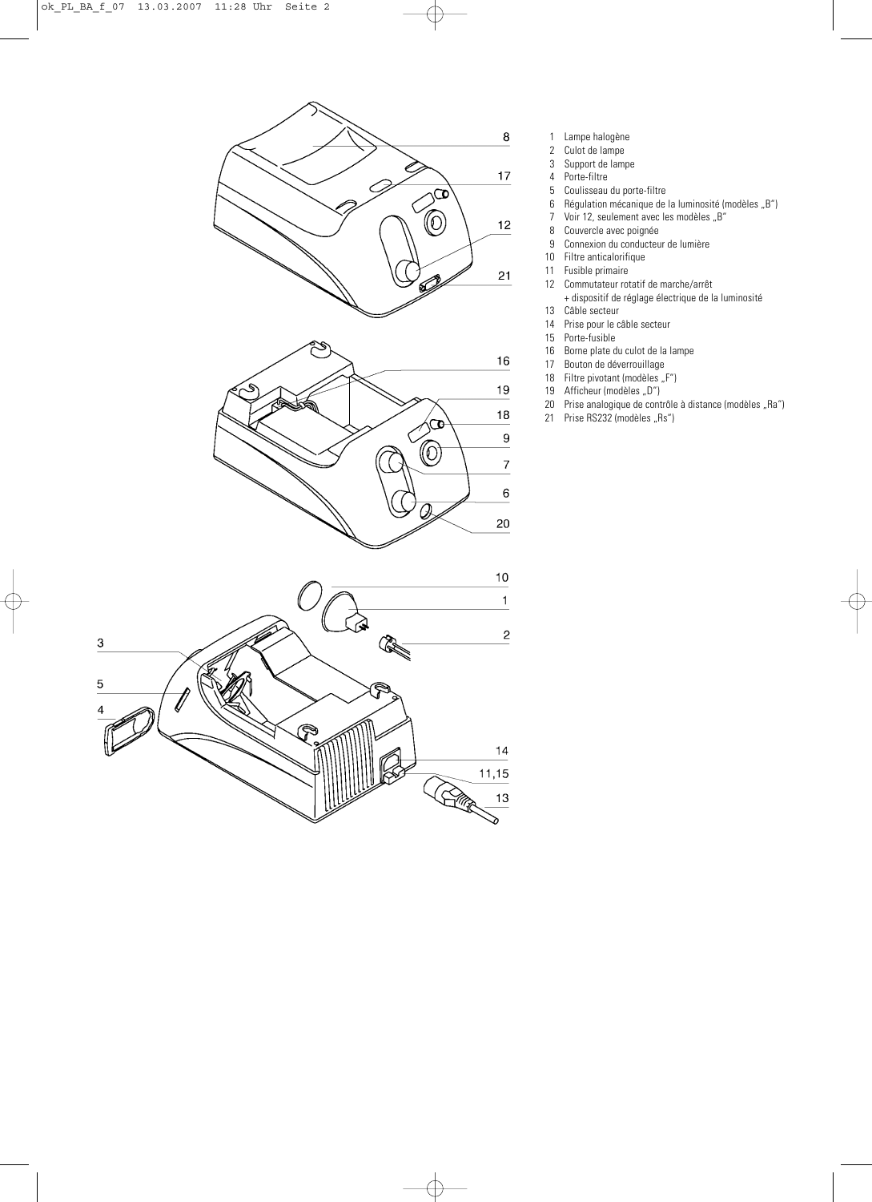1. Lampe halogène
2. Culot de lampe
3. Support de lampe
4. Porte-filtre
5. Coulisseau du porte-filtre
6. Régulation mécanique de la luminosité (modèles „B")
7. Voir 12, seulement avec les modèles „B"
8. Couvercle avec poignée
9. Connexion du conducteur de lumière
10. Filtre anticalorifique
11. Fusible primaire
12. Commutateur rotatif de marche/arrêt + dispositif de réglage électrique de la luminosité
13. Câble secteur
14. Prise pour le câble secteur
15. Porte-fusible
16. Borne plate du culot de la lampe
17. Bouton de déverrouillage
18. Filtre pivotant (modèles „F")
19. Afficheur (modèles „D")
20. Prise analogique de contrôle à distance (modèles „Ra")
21. Prise RS232 (modèles „Rs")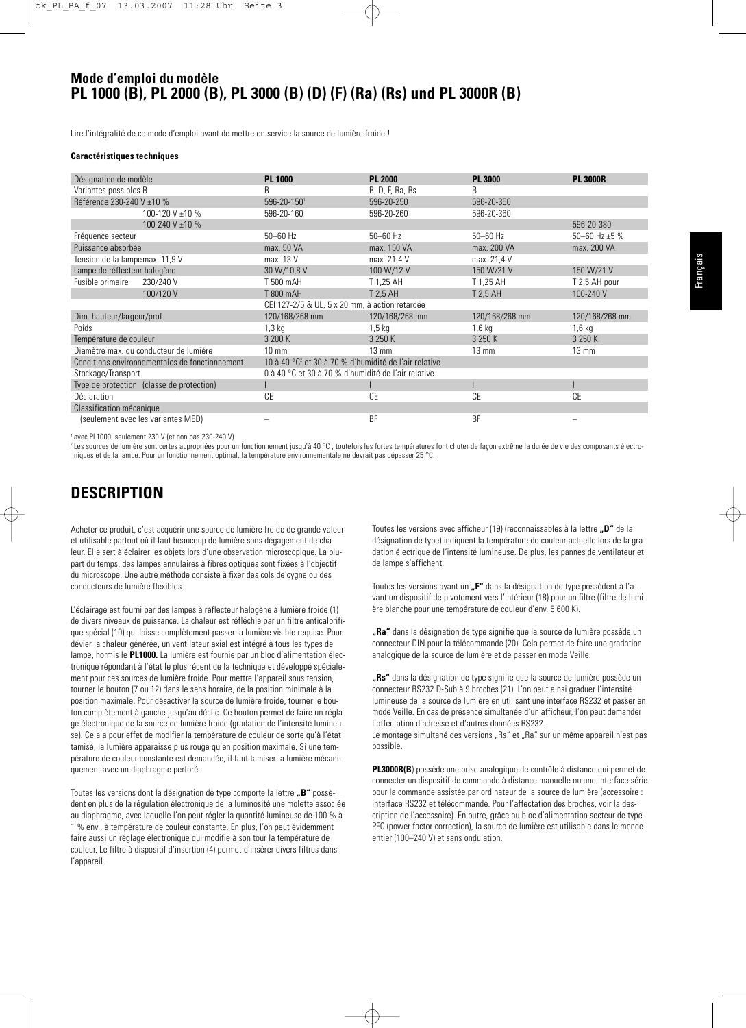## Mode d'emploi du modèle
## PL 1000 (B), PL 2000 (B), PL 3000 (B) (D) (F) (Ra) (Rs) und PL 3000R (B)

Lire l'intégralité de ce mode d'emploi avant de mettre en service la source de lumière froide !

**Caractéristiques techniques**

| Désignation de modèle | | **PL 1000** | **PL 2000** | **PL 3000** | **PL 3000R** |
|---|---|---|---|---|---|
| Variantes possibles B | | B | B, D, F, Ra, Rs | B | |
| Référence 230-240 V ±10 % | | 596-20-150[1] | 596-20-250 | 596-20-350 | |
| | 100-120 V ±10 % | 596-20-160 | 596-20-260 | 596-20-360 | |
| | 100-240 V ±10 % | | | | 596-20-380 |
| Fréquence secteur | | 50–60 Hz | 50–60 Hz | 50–60 Hz | 50–60 Hz ±5 % |
| Puissance absorbée | | max. 50 VA | max. 150 VA | max. 200 VA | max. 200 VA |
| Tension de la lampe max. 11,9 V | | max. 13 V | max. 21,4 V | max. 21,4 V | |
| Lampe de réflecteur halogène | | 30 W/10,8 V | 100 W/12 V | 150 W/21 V | 150 W/21 V |
| Fusible primaire | 230/240 V | T 500 mAH | T 1,25 AH | T 1,25 AH | T 2,5 AH pour |
| | 100/120 V | T 800 mAH | T 2,5 AH | T 2,5 AH | 100-240 V |
| | | CEI 127-2/5 & UL, 5 x 20 mm, à action retardée | | | |
| Dim. hauteur/largeur/prof. | | 120/168/268 mm | 120/168/268 mm | 120/168/268 mm | 120/168/268 mm |
| Poids | | 1,3 kg | 1,5 kg | 1,6 kg | 1,6 kg |
| Température de couleur | | 3 200 K | 3 250 K | 3 250 K | 3 250 K |
| Diamètre max. du conducteur de lumière | | 10 mm | 13 mm | 13 mm | 13 mm |
| Conditions environnementales de fonctionnement | | 10 à 40 °C[2] et 30 à 70 % d'humidité de l'air relative | | | |
| Stockage/Transport | | 0 à 40 °C et 30 à 70 % d'humidité de l'air relative | | | |
| Type de protection (classe de protection) | | I | I | I | I |
| Déclaration | | CE | CE | CE | CE |
| Classification mécanique | | | | | |
| (seulement avec les variantes MED) | | – | BF | BF | – |

[1] avec PL1000, seulement 230 V (et non pas 230-240 V)

[2] Les sources de lumière sont certes appropriées pour un fonctionnement jusqu'à 40 °C ; toutefois les fortes températures font chuter de façon extrême la durée de vie des composants électroniques et de la lampe. Pour un fonctionnement optimal, la température environnementale ne devrait pas dépasser 25 °C.

# DESCRIPTION

Acheter ce produit, c'est acquérir une source de lumière froide de grande valeur et utilisable partout où il faut beaucoup de lumière sans dégagement de chaleur. Elle sert à éclairer les objets lors d'une observation microscopique. La plupart du temps, des lampes annulaires à fibres optiques sont fixées à l'objectif du microscope. Une autre méthode consiste à fixer des cols de cygne ou des conducteurs de lumière flexibles.

L'éclairage est fourni par des lampes à réflecteur halogène à lumière froide (1) de divers niveaux de puissance. La chaleur est réfléchie par un filtre anticalorifique spécial (10) qui laisse complètement passer la lumière visible requise. Pour dévier la chaleur générée, un ventilateur axial est intégré à tous les types de lampe, hormis le **PL1000.** La lumière est fournie par un bloc d'alimentation électronique répondant à l'état le plus récent de la technique et développé spécialement pour ces sources de lumière froide. Pour mettre l'appareil sous tension, tourner le bouton (7 ou 12) dans le sens horaire, de la position minimale à la position maximale. Pour désactiver la source de lumière froide, tourner le bouton complètement à gauche jusqu'au déclic. Ce bouton permet de faire un réglage électronique de la source de lumière froide (gradation de l'intensité lumineuse). Cela a pour effet de modifier la température de couleur de sorte qu'à l'état tamisé, la lumière apparaisse plus rouge qu'en position maximale. Si une température de couleur constante est demandée, il faut tamiser la lumière mécaniquement avec un diaphragme perforé.

Toutes les versions dont la désignation de type comporte la lettre **„B"** possèdent en plus de la régulation électronique de la luminosité une molette associée au diaphragme, avec laquelle l'on peut régler la quantité lumineuse de 100 % à 1 % env., à température de couleur constante. En plus, l'on peut évidemment faire aussi un réglage électronique qui modifie à son tour la température de couleur. Le filtre à dispositif d'insertion (4) permet d'insérer divers filtres dans l'appareil.

Toutes les versions avec afficheur (19) (reconnaissables à la lettre **„D"** de la désignation de type) indiquent la température de couleur actuelle lors de la gradation électrique de l'intensité lumineuse. De plus, les pannes de ventilateur et de lampe s'affichent.

Toutes les versions ayant un **„F"** dans la désignation de type possèdent à l'avant un dispositif de pivotement vers l'intérieur (18) pour un filtre (filtre de lumière blanche pour une température de couleur d'env. 5 600 K).

**„Ra"** dans la désignation de type signifie que la source de lumière possède un connecteur DIN pour la télécommande (20). Cela permet de faire une gradation analogique de la source de lumière et de passer en mode Veille.

**„Rs"** dans la désignation de type signifie que la source de lumière possède un connecteur RS232 D-Sub à 9 broches (21). L'on peut ainsi graduer l'intensité lumineuse de la source de lumière en utilisant une interface RS232 et passer en mode Veille. En cas de présence simultanée d'un afficheur, l'on peut demander l'affectation d'adresse et d'autres données RS232.
Le montage simultané des versions „Rs" et „Ra" sur un même appareil n'est pas possible.

**PL3000R(B**) possède une prise analogique de contrôle à distance qui permet de connecter un dispositif de commande à distance manuelle ou une interface série pour la commande assistée par ordinateur de la source de lumière (accessoire : interface RS232 et télécommande. Pour l'affectation des broches, voir la description de l'accessoire). En outre, grâce au bloc d'alimentation secteur de type PFC (power factor correction), la source de lumière est utilisable dans le monde entier (100–240 V) et sans ondulation.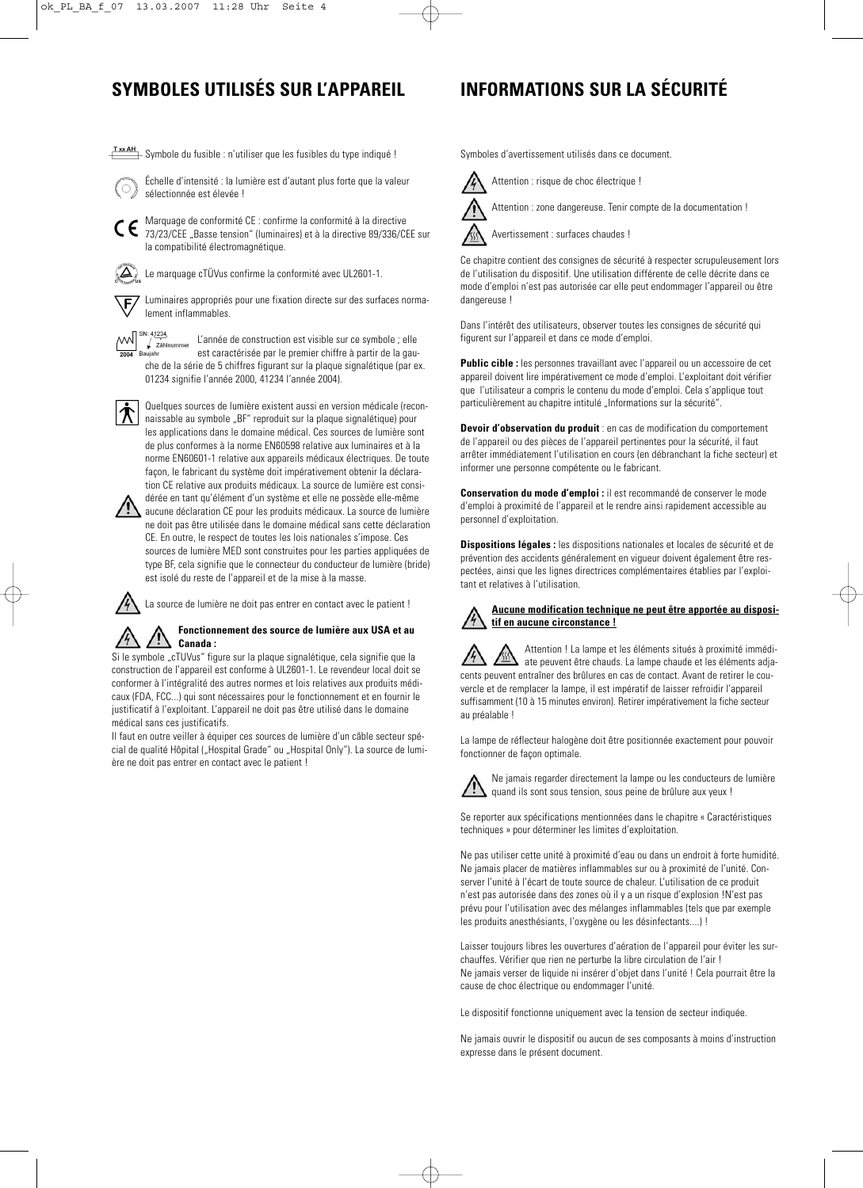# SYMBOLES UTILISÉS SUR L'APPAREIL

T xx AH — Symbole du fusible : n'utiliser que les fusibles du type indiqué !

Échelle d'intensité : la lumière est d'autant plus forte que la valeur sélectionnée est élevée !

Marquage de conformité CE : confirme la conformité à la directive 73/23/CEE „Basse tension" (luminaires) et à la directive 89/336/CEE sur la compatibilité électromagnétique.

Le marquage cTÜVus confirme la conformité avec UL2601-1.

Luminaires appropriés pour une fixation directe sur des surfaces normalement inflammables.

SN: 41234 Zählnummer 2004 Baujahr — L'année de construction est visible sur ce symbole ; elle est caractérisée par le premier chiffre à partir de la gauche de la série de 5 chiffres figurant sur la plaque signalétique (par ex. 01234 signifie l'année 2000, 41234 l'année 2004).

Quelques sources de lumière existent aussi en version médicale (reconnaissable au symbole „BF" reproduit sur la plaque signalétique) pour les applications dans le domaine médical. Ces sources de lumière sont de plus conformes à la norme EN60598 relative aux luminaires et à la norme EN60601-1 relative aux appareils médicaux électriques. De toute façon, le fabricant du système doit impérativement obtenir la déclaration CE relative aux produits médicaux. La source de lumière est considérée en tant qu'élément d'un système et elle ne possède elle-même aucune déclaration CE pour les produits médicaux. La source de lumière ne doit pas être utilisée dans le domaine médical sans cette déclaration CE. En outre, le respect de toutes les lois nationales s'impose. Ces sources de lumière MED sont construites pour les parties appliquées de type BF, cela signifie que le connecteur du conducteur de lumière (bride) est isolé du reste de l'appareil et de la mise à la masse.

La source de lumière ne doit pas entrer en contact avec le patient !

**Fonctionnement des source de lumière aux USA et au Canada :**

Si le symbole „cTUVus" figure sur la plaque signalétique, cela signifie que la construction de l'appareil est conforme à UL2601-1. Le revendeur local doit se conformer à l'intégralité des autres normes et lois relatives aux produits médicaux (FDA, FCC...) qui sont nécessaires pour le fonctionnement et en fournir le justificatif à l'exploitant. L'appareil ne doit pas être utilisé dans le domaine médical sans ces justificatifs.

Il faut en outre veiller à équiper ces sources de lumière d'un câble secteur spécial de qualité Hôpital („Hospital Grade" ou „Hospital Only"). La source de lumière ne doit pas entrer en contact avec le patient !

# INFORMATIONS SUR LA SÉCURITÉ

Symboles d'avertissement utilisés dans ce document.

Attention : risque de choc électrique !

Attention : zone dangereuse. Tenir compte de la documentation !

Avertissement : surfaces chaudes !

Ce chapitre contient des consignes de sécurité à respecter scrupuleusement lors de l'utilisation du dispositif. Une utilisation différente de celle décrite dans ce mode d'emploi n'est pas autorisée car elle peut endommager l'appareil ou être dangereuse !

Dans l'intérêt des utilisateurs, observer toutes les consignes de sécurité qui figurent sur l'appareil et dans ce mode d'emploi.

**Public cible :** les personnes travaillant avec l'appareil ou un accessoire de cet appareil doivent lire impérativement ce mode d'emploi. L'exploitant doit vérifier que l'utilisateur a compris le contenu du mode d'emploi. Cela s'applique tout particulièrement au chapitre intitulé „Informations sur la sécurité".

**Devoir d'observation du produit** : en cas de modification du comportement de l'appareil ou des pièces de l'appareil pertinentes pour la sécurité, il faut arrêter immédiatement l'utilisation en cours (en débranchant la fiche secteur) et informer une personne compétente ou le fabricant.

**Conservation du mode d'emploi :** il est recommandé de conserver le mode d'emploi à proximité de l'appareil et le rendre ainsi rapidement accessible au personnel d'exploitation.

**Dispositions légales :** les dispositions nationales et locales de sécurité et de prévention des accidents généralement en vigueur doivent également être respectées, ainsi que les lignes directrices complémentaires établies par l'exploitant et relatives à l'utilisation.

**Aucune modification technique ne peut être apportée au dispositif en aucune circonstance !**

Attention ! La lampe et les éléments situés à proximité immédiate peuvent être chauds. La lampe chaude et les éléments adjacents peuvent entraîner des brûlures en cas de contact. Avant de retirer le couvercle et de remplacer la lampe, il est impératif de laisser refroidir l'appareil suffisamment (10 à 15 minutes environ). Retirer impérativement la fiche secteur au préalable !

La lampe de réflecteur halogène doit être positionnée exactement pour pouvoir fonctionner de façon optimale.

Ne jamais regarder directement la lampe ou les conducteurs de lumière quand ils sont sous tension, sous peine de brûlure aux yeux !

Se reporter aux spécifications mentionnées dans le chapitre « Caractéristiques techniques » pour déterminer les limites d'exploitation.

Ne pas utiliser cette unité à proximité d'eau ou dans un endroit à forte humidité. Ne jamais placer de matières inflammables sur ou à proximité de l'unité. Conserver l'unité à l'écart de toute source de chaleur. L'utilisation de ce produit n'est pas autorisée dans des zones où il y a un risque d'explosion !N'est pas prévu pour l'utilisation avec des mélanges inflammables (tels que par exemple les produits anesthésiants, l'oxygène ou les désinfectants....) !

Laisser toujours libres les ouvertures d'aération de l'appareil pour éviter les surchauffes. Vérifier que rien ne perturbe la libre circulation de l'air !
Ne jamais verser de liquide ni insérer d'objet dans l'unité ! Cela pourrait être la cause de choc électrique ou endommager l'unité.

Le dispositif fonctionne uniquement avec la tension de secteur indiquée.

Ne jamais ouvrir le dispositif ou aucun de ses composants à moins d'instruction expresse dans le présent document.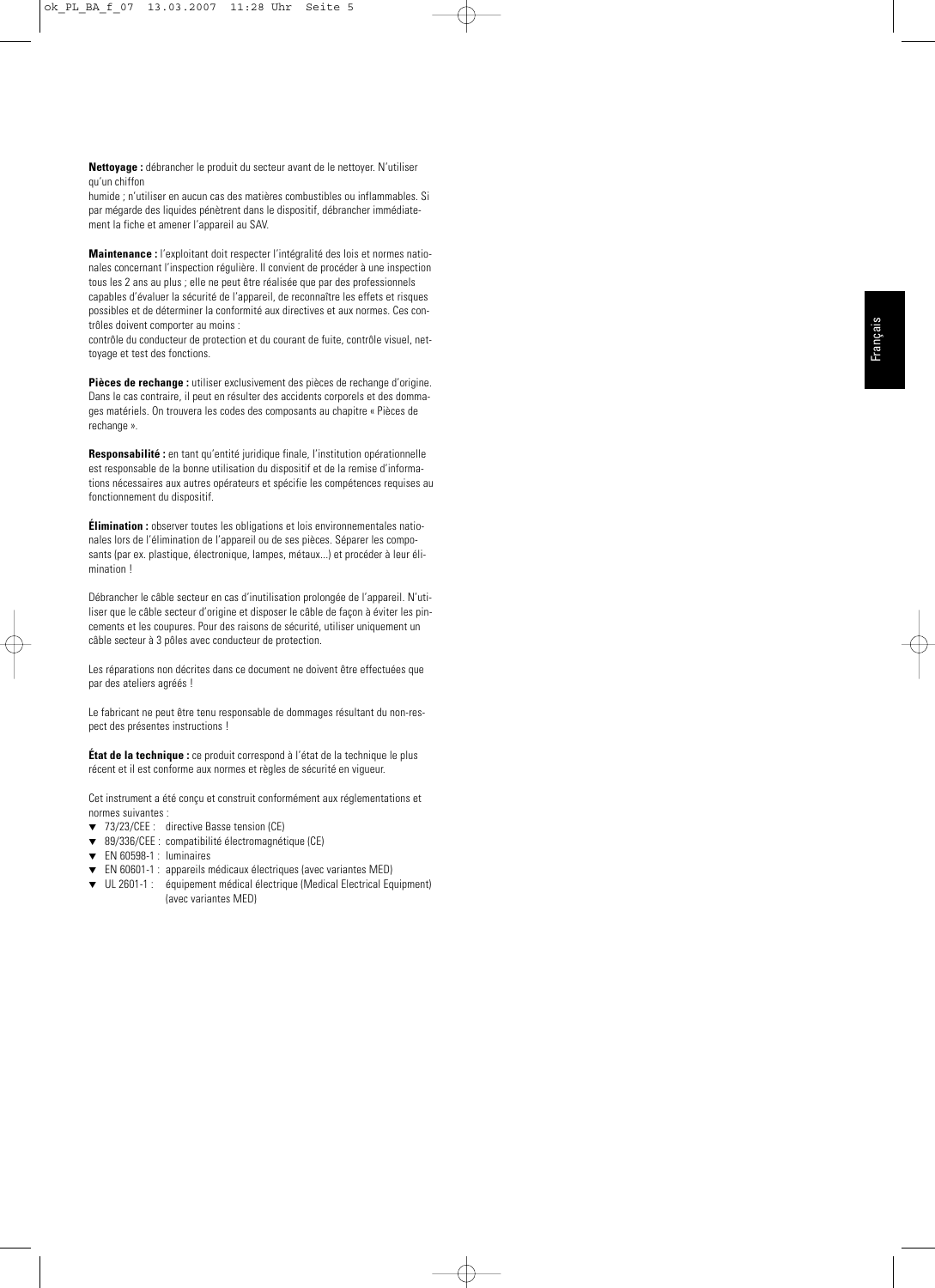**Nettoyage :** débrancher le produit du secteur avant de le nettoyer. N'utiliser qu'un chiffon
humide ; n'utiliser en aucun cas des matières combustibles ou inflammables. Si par mégarde des liquides pénètrent dans le dispositif, débrancher immédiatement la fiche et amener l'appareil au SAV.

**Maintenance :** l'exploitant doit respecter l'intégralité des lois et normes nationales concernant l'inspection régulière. Il convient de procéder à une inspection tous les 2 ans au plus ; elle ne peut être réalisée que par des professionnels capables d'évaluer la sécurité de l'appareil, de reconnaître les effets et risques possibles et de déterminer la conformité aux directives et aux normes. Ces contrôles doivent comporter au moins :
contrôle du conducteur de protection et du courant de fuite, contrôle visuel, nettoyage et test des fonctions.

**Pièces de rechange :** utiliser exclusivement des pièces de rechange d'origine. Dans le cas contraire, il peut en résulter des accidents corporels et des dommages matériels. On trouvera les codes des composants au chapitre « Pièces de rechange ».

**Responsabilité :** en tant qu'entité juridique finale, l'institution opérationnelle est responsable de la bonne utilisation du dispositif et de la remise d'informations nécessaires aux autres opérateurs et spécifie les compétences requises au fonctionnement du dispositif.

**Élimination :** observer toutes les obligations et lois environnementales nationales lors de l'élimination de l'appareil ou de ses pièces. Séparer les composants (par ex. plastique, électronique, lampes, métaux...) et procéder à leur élimination !

Débrancher le câble secteur en cas d'inutilisation prolongée de l'appareil. N'utiliser que le câble secteur d'origine et disposer le câble de façon à éviter les pincements et les coupures. Pour des raisons de sécurité, utiliser uniquement un câble secteur à 3 pôles avec conducteur de protection.

Les réparations non décrites dans ce document ne doivent être effectuées que par des ateliers agréés !

Le fabricant ne peut être tenu responsable de dommages résultant du non-respect des présentes instructions !

**État de la technique :** ce produit correspond à l'état de la technique le plus récent et il est conforme aux normes et règles de sécurité en vigueur.

Cet instrument a été conçu et construit conformément aux réglementations et normes suivantes :

- 73/23/CEE : directive Basse tension (CE)
- 89/336/CEE : compatibilité électromagnétique (CE)
- EN 60598-1 : luminaires
- EN 60601-1 : appareils médicaux électriques (avec variantes MED)
- UL 2601-1 : équipement médical électrique (Medical Electrical Equipment) (avec variantes MED)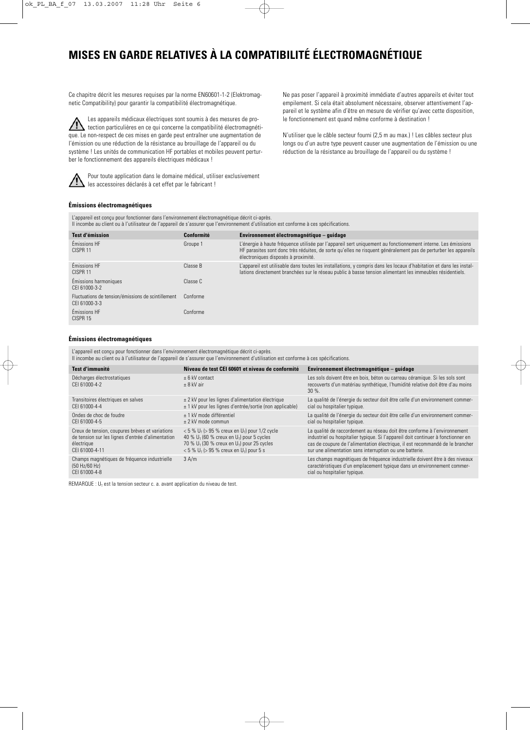# MISES EN GARDE RELATIVES À LA COMPATIBILITÉ ÉLECTROMAGNÉTIQUE

Ce chapitre décrit les mesures requises par la norme EN60601-1-2 (Elektromagnetic Compatibility) pour garantir la compatibilité électromagnétique.

⚠ Les appareils médicaux électriques sont soumis à des mesures de protection particulières en ce qui concerne la compatibilité électromagnétique. Le non-respect de ces mises en garde peut entraîner une augmentation de l'émission ou une réduction de la résistance au brouillage de l'appareil ou du système ! Les unités de communication HF portables et mobiles peuvent perturber le fonctionnement des appareils électriques médicaux !

⚠ Pour toute application dans le domaine médical, utiliser exclusivement les accessoires déclarés à cet effet par le fabricant !

Ne pas poser l'appareil à proximité immédiate d'autres appareils et éviter tout empilement. Si cela était absolument nécessaire, observer attentivement l'appareil et le système afin d'être en mesure de vérifier qu'avec cette disposition, le fonctionnement est quand même conforme à destination !

N'utiliser que le câble secteur fourni (2,5 m au max.) ! Les câbles secteur plus longs ou d'un autre type peuvent causer une augmentation de l'émission ou une réduction de la résistance au brouillage de l'appareil ou du système !

**Émissions électromagnétiques**

L'appareil est conçu pour fonctionner dans l'environnement électromagnétique décrit ci-après.
Il incombe au client ou à l'utilisateur de l'appareil de s'assurer que l'environnement d'utilisation est conforme à ces spécifications.

| Test d'émission | Conformité | Environnement électromagnétique – guidage |
|---|---|---|
| Émissions HF CISPR 11 | Groupe 1 | L'énergie à haute fréquence utilisée par l'appareil sert uniquement au fonctionnement interne. Les émissions HF parasites sont donc très réduites, de sorte qu'elles ne risquent généralement pas de perturber les appareils électroniques disposés à proximité. |
| Émissions HF CISPR 11 | Classe B | L'appareil est utilisable dans toutes les installations, y compris dans les locaux d'habitation et dans les installations directement branchées sur le réseau public à basse tension alimentant les immeubles résidentiels. |
| Émissions harmoniques CEI 61000-3-2 | Classe C | |
| Fluctuations de tension/émissions de scintillement CEI 61000-3-3 | Conforme | |
| Émissions HF CISPR 15 | Conforme | |

**Émissions électromagnétiques**

L'appareil est conçu pour fonctionner dans l'environnement électromagnétique décrit ci-après.
Il incombe au client ou à l'utilisateur de l'appareil de s'assurer que l'environnement d'utilisation est conforme à ces spécifications.

| Test d'immunité | Niveau de test CEI 60601 et niveau de conformité | Environnement électromagnétique – guidage |
|---|---|---|
| Décharges électrostatiques CEI 61000-4-2 | ± 6 kV contact<br>± 8 kV air | Les sols doivent être en bois, béton ou carreau céramique. Si les sols sont recouverts d'un matériau synthétique, l'humidité relative doit être d'au moins 30 %. |
| Transitoires électriques en salves CEI 61000-4-4 | ± 2 kV pour les lignes d'alimentation électrique<br>± 1 kV pour les lignes d'entrée/sortie (non applicable) | La qualité de l'énergie du secteur doit être celle d'un environnement commercial ou hospitalier typique. |
| Ondes de choc de foudre CEI 61000-4-5 | ± 1 kV mode différentiel<br>± 2 kV mode commun | La qualité de l'énergie du secteur doit être celle d'un environnement commercial ou hospitalier typique. |
| Creux de tension, coupures brèves et variations de tension sur les lignes d'entrée d'alimentation électrique CEI 61000-4-11 | < 5 % $U_T$ (> 95 % creux en $U_T$) pour 1/2 cycle<br>40 % $U_T$ (60 % creux en $U_T$) pour 5 cycles<br>70 % $U_T$ (30 % creux en $U_T$) pour 25 cycles<br>< 5 % $U_T$ (> 95 % creux en $U_T$) pour 5 s | La qualité de raccordement au réseau doit être conforme à l'environnement industriel ou hospitalier typique. Si l'appareil doit continuer à fonctionner en cas de coupure de l'alimentation électrique, il est recommandé de le brancher sur une alimentation sans interruption ou une batterie. |
| Champs magnétiques de fréquence industrielle (50 Hz/60 Hz) CEI 61000-4-8 | 3 A/m | Les champs magnétiques de fréquence industrielle doivent être à des niveaux caractéristiques d'un emplacement typique dans un environnement commercial ou hospitalier typique. |

REMARQUE : $U_T$ est la tension secteur c. a. avant application du niveau de test.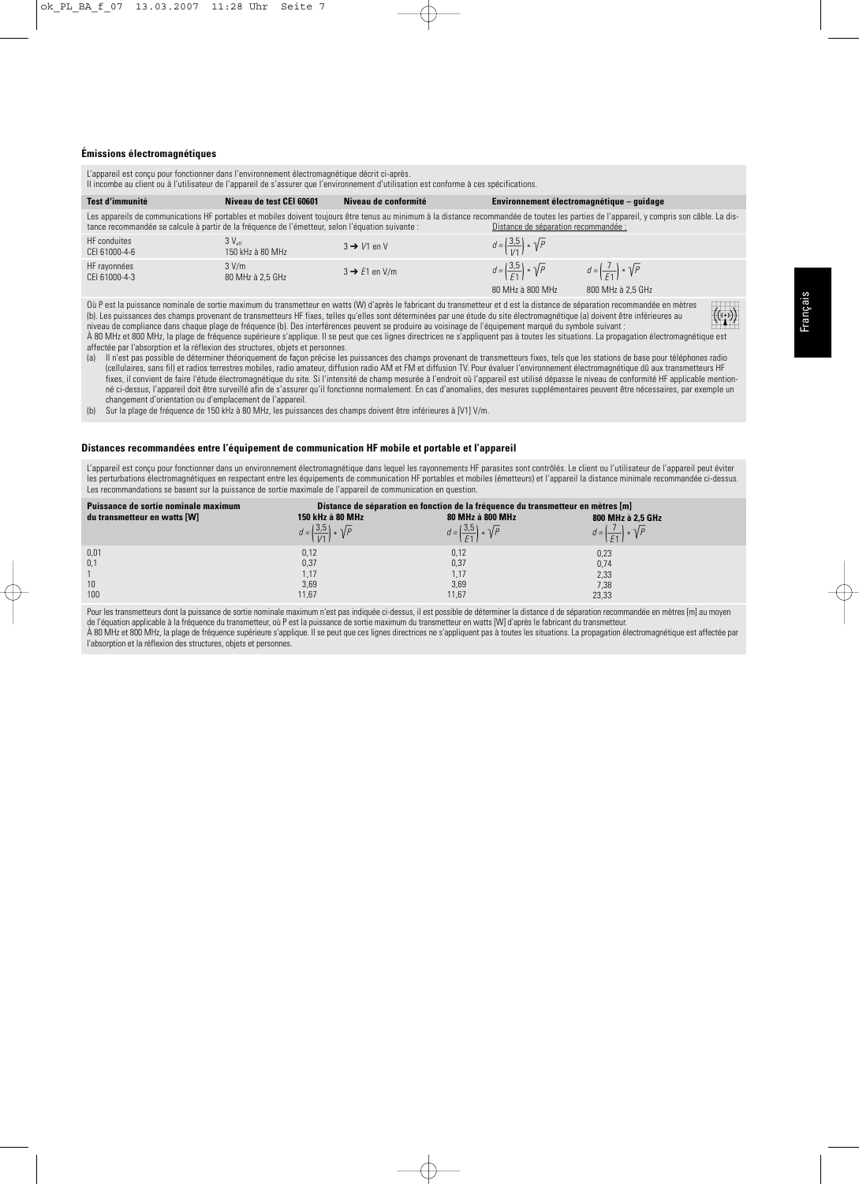### Émissions électromagnétiques

L'appareil est conçu pour fonctionner dans l'environnement électromagnétique décrit ci-après.
Il incombe au client ou à l'utilisateur de l'appareil de s'assurer que l'environnement d'utilisation est conforme à ces spécifications.

| Test d'immunité | Niveau de test CEI 60601 | Niveau de conformité | Environnement électromagnétique – guidage | |
|---|---|---|---|---|
| Les appareils de communications HF portables et mobiles doivent toujours être tenus au minimum à la distance recommandée de toutes les parties de l'appareil, y compris son câble. La distance recommandée se calcule à partir de la fréquence de l'émetteur, selon l'équation suivante : | | | Distance de séparation recommandée : | |
| HF conduites CEI 61000-4-6 | 3 $V_{eff}$ 150 kHz à 80 MHz | 3 → $V1$ en V | $d = \left(\frac{3,5}{V1}\right) * \sqrt{P}$ | |
| HF rayonnées CEI 61000-4-3 | 3 V/m 80 MHz à 2,5 GHz | 3 → $E1$ en V/m | $d = \left(\frac{3,5}{E1}\right) * \sqrt{P}$ 80 MHz à 800 MHz | $d = \left(\frac{7}{E1}\right) * \sqrt{P}$ 800 MHz à 2,5 GHz |

Où P est la puissance nominale de sortie maximum du transmetteur en watts (W) d'après le fabricant du transmetteur et d est la distance de séparation recommandée en mètres (b). Les puissances des champs provenant de transmetteurs HF fixes, telles qu'elles sont déterminées par une étude du site électromagnétique (a) doivent être inférieures au niveau de compliance dans chaque plage de fréquence (b). Des interférences peuvent se produire au voisinage de l'équipement marqué du symbole suivant :

À 80 MHz et 800 MHz, la plage de fréquence supérieure s'applique. Il se peut que ces lignes directrices ne s'appliquent pas à toutes les situations. La propagation électromagnétique est affectée par l'absorption et la réflexion des structures, objets et personnes.

(a) Il n'est pas possible de déterminer théoriquement de façon précise les puissances des champs provenant de transmetteurs fixes, tels que les stations de base pour téléphones radio (cellulaires, sans fil) et radios terrestres mobiles, radio amateur, diffusion radio AM et FM et diffusion TV. Pour évaluer l'environnement électromagnétique dû aux transmetteurs HF fixes, il convient de faire l'étude électromagnétique du site. Si l'intensité de champ mesurée à l'endroit où l'appareil est utilisé dépasse le niveau de conformité HF applicable mentionné ci-dessus, l'appareil doit être surveillé afin de s'assurer qu'il fonctionne normalement. En cas d'anomalies, des mesures supplémentaires peuvent être nécessaires, par exemple un changement d'orientation ou d'emplacement de l'appareil.

(b) Sur la plage de fréquence de 150 kHz à 80 MHz, les puissances des champs doivent être inférieures à [V1] V/m.

### Distances recommandées entre l'équipement de communication HF mobile et portable et l'appareil

L'appareil est conçu pour fonctionner dans un environnement électromagnétique dans lequel les rayonnements HF parasites sont contrôlés. Le client ou l'utilisateur de l'appareil peut éviter les perturbations électromagnétiques en respectant entre les équipements de communication HF portables et mobiles (émetteurs) et l'appareil la distance minimale recommandée ci-dessus. Les recommandations se basent sur la puissance de sortie maximale de l'appareil de communication en question.

| Puissance de sortie nominale maximum du transmetteur en watts [W] | Distance de séparation en fonction de la fréquence du transmetteur en mètres [m] | | |
|---|---|---|---|
| | 150 kHz à 80 MHz $d = \left(\frac{3,5}{V1}\right) * \sqrt{P}$ | 80 MHz à 800 MHz $d = \left(\frac{3,5}{E1}\right) * \sqrt{P}$ | 800 MHz à 2,5 GHz $d = \left(\frac{7}{E1}\right) * \sqrt{P}$ |
| 0,01 | 0,12 | 0,12 | 0,23 |
| 0,1 | 0,37 | 0,37 | 0,74 |
| 1 | 1,17 | 1,17 | 2,33 |
| 10 | 3,69 | 3,69 | 7,38 |
| 100 | 11,67 | 11,67 | 23,33 |

Pour les transmetteurs dont la puissance de sortie nominale maximum n'est pas indiquée ci-dessus, il est possible de déterminer la distance d de séparation recommandée en mètres [m] au moyen de l'équation applicable à la fréquence du transmetteur, où P est la puissance de sortie maximum du transmetteur en watts [W] d'après le fabricant du transmetteur.
À 80 MHz et 800 MHz, la plage de fréquence supérieure s'applique. Il se peut que ces lignes directrices ne s'appliquent pas à toutes les situations. La propagation électromagnétique est affectée par l'absorption et la réflexion des structures, objets et personnes.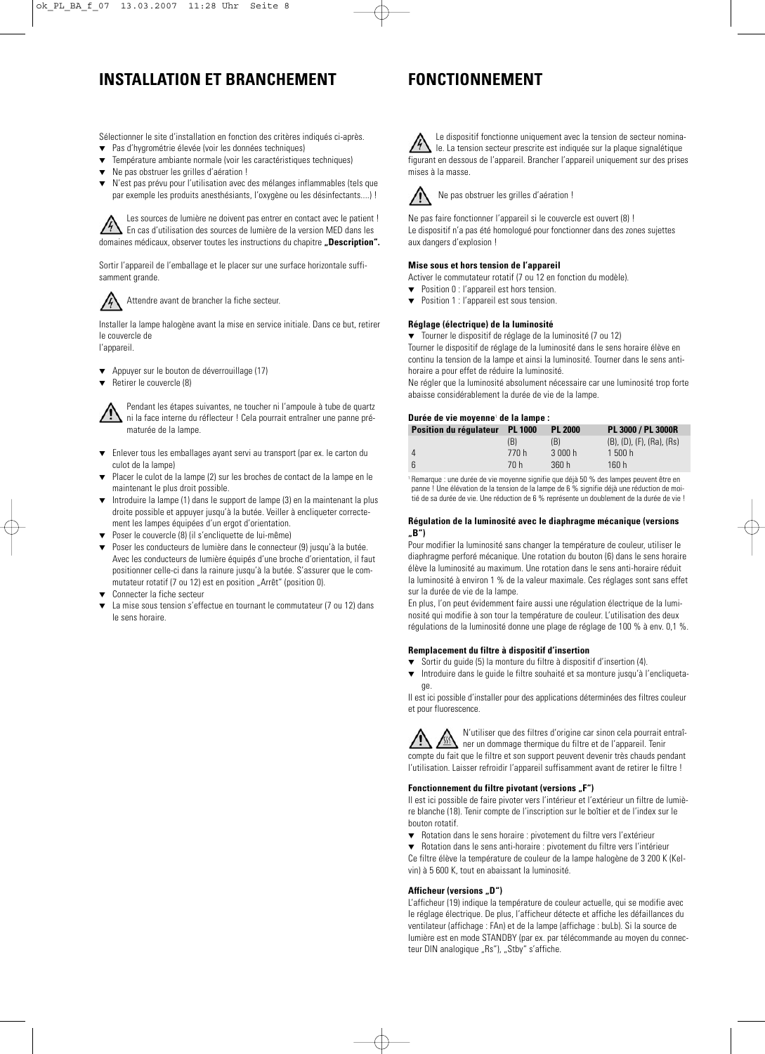# INSTALLATION ET BRANCHEMENT

Sélectionner le site d'installation en fonction des critères indiqués ci-après.

- Pas d'hygrométrie élevée (voir les données techniques)
- Température ambiante normale (voir les caractéristiques techniques)
- Ne pas obstruer les grilles d'aération !
- N'est pas prévu pour l'utilisation avec des mélanges inflammables (tels que par exemple les produits anesthésiants, l'oxygène ou les désinfectants....) !

Les sources de lumière ne doivent pas entrer en contact avec le patient ! En cas d'utilisation des sources de lumière de la version MED dans les domaines médicaux, observer toutes les instructions du chapitre **„Description".**

Sortir l'appareil de l'emballage et le placer sur une surface horizontale suffisamment grande.

Attendre avant de brancher la fiche secteur.

Installer la lampe halogène avant la mise en service initiale. Dans ce but, retirer le couvercle de
l'appareil.

- Appuyer sur le bouton de déverrouillage (17)
- Retirer le couvercle (8)

Pendant les étapes suivantes, ne toucher ni l'ampoule à tube de quartz ni la face interne du réflecteur ! Cela pourrait entraîner une panne prématurée de la lampe.

- Enlever tous les emballages ayant servi au transport (par ex. le carton du culot de la lampe)
- Placer le culot de la lampe (2) sur les broches de contact de la lampe en le maintenant le plus droit possible.
- Introduire la lampe (1) dans le support de lampe (3) en la maintenant la plus droite possible et appuyer jusqu'à la butée. Veiller à encliqueter correctement les lampes équipées d'un ergot d'orientation.
- Poser le couvercle (8) (il s'encliquette de lui-même)
- Poser les conducteurs de lumière dans le connecteur (9) jusqu'à la butée. Avec les conducteurs de lumière équipés d'une broche d'orientation, il faut positionner celle-ci dans la rainure jusqu'à la butée. S'assurer que le commutateur rotatif (7 ou 12) est en position „Arrêt" (position 0).
- Connecter la fiche secteur
- La mise sous tension s'effectue en tournant le commutateur (7 ou 12) dans le sens horaire.

# FONCTIONNEMENT

Le dispositif fonctionne uniquement avec la tension de secteur nominale. La tension secteur prescrite est indiquée sur la plaque signalétique figurant en dessous de l'appareil. Brancher l'appareil uniquement sur des prises mises à la masse.

Ne pas obstruer les grilles d'aération !

Ne pas faire fonctionner l'appareil si le couvercle est ouvert (8) !
Le dispositif n'a pas été homologué pour fonctionner dans des zones sujettes aux dangers d'explosion !

**Mise sous et hors tension de l'appareil**

Activer le commutateur rotatif (7 ou 12 en fonction du modèle).

- Position 0 : l'appareil est hors tension.
- Position 1 : l'appareil est sous tension.

**Réglage (électrique) de la luminosité**

- Tourner le dispositif de réglage de la luminosité (7 ou 12)

Tourner le dispositif de réglage de la luminosité dans le sens horaire élève en continu la tension de la lampe et ainsi la luminosité. Tourner dans le sens anti-horaire a pour effet de réduire la luminosité.
Ne régler que la luminosité absolument nécessaire car une luminosité trop forte abaisse considérablement la durée de vie de la lampe.

**Durée de vie moyenne[1] de la lampe :**

| Position du régulateur | PL 1000 | PL 2000 | PL 3000 / PL 3000R |
|---|---|---|---|
| | (B) | (B) | (B), (D), (F), (Ra), (Rs) |
| 4 | 770 h | 3 000 h | 1 500 h |
| 6 | 70 h | 360 h | 160 h |

[1] Remarque : une durée de vie moyenne signifie que déjà 50 % des lampes peuvent être en panne ! Une élévation de la tension de la lampe de 6 % signifie déjà une réduction de moitié de sa durée de vie. Une réduction de 6 % représente un doublement de la durée de vie !

**Régulation de la luminosité avec le diaphragme mécanique (versions „B")**

Pour modifier la luminosité sans changer la température de couleur, utiliser le diaphragme perforé mécanique. Une rotation du bouton (6) dans le sens horaire élève la luminosité au maximum. Une rotation dans le sens anti-horaire réduit la luminosité à environ 1 % de la valeur maximale. Ces réglages sont sans effet sur la durée de vie de la lampe.
En plus, l'on peut évidemment faire aussi une régulation électrique de la luminosité qui modifie à son tour la température de couleur. L'utilisation des deux régulations de la luminosité donne une plage de réglage de 100 % à env. 0,1 %.

**Remplacement du filtre à dispositif d'insertion**

- Sortir du guide (5) la monture du filtre à dispositif d'insertion (4).
- Introduire dans le guide le filtre souhaité et sa monture jusqu'à l'encliquetage.

Il est ici possible d'installer pour des applications déterminées des filtres couleur et pour fluorescence.

N'utiliser que des filtres d'origine car sinon cela pourrait entraîner un dommage thermique du filtre et de l'appareil. Tenir compte du fait que le filtre et son support peuvent devenir très chauds pendant l'utilisation. Laisser refroidir l'appareil suffisamment avant de retirer le filtre !

**Fonctionnement du filtre pivotant (versions „F")**

Il est ici possible de faire pivoter vers l'intérieur et l'extérieur un filtre de lumière blanche (18). Tenir compte de l'inscription sur le boîtier et de l'index sur le bouton rotatif.

- Rotation dans le sens horaire : pivotement du filtre vers l'extérieur
- Rotation dans le sens anti-horaire : pivotement du filtre vers l'intérieur

Ce filtre élève la température de couleur de la lampe halogène de 3 200 K (Kelvin) à 5 600 K, tout en abaissant la luminosité.

**Afficheur (versions „D")**

L'afficheur (19) indique la température de couleur actuelle, qui se modifie avec le réglage électrique. De plus, l'afficheur détecte et affiche les défaillances du ventilateur (affichage : FAn) et de la lampe (affichage : buLb). Si la source de lumière est en mode STANDBY (par ex. par télécommande au moyen du connecteur DIN analogique „Rs"), „Stby" s'affiche.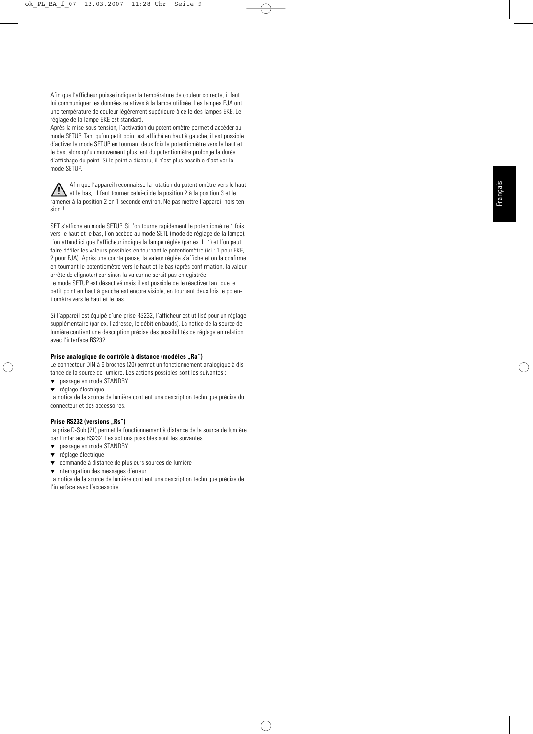Afin que l'afficheur puisse indiquer la température de couleur correcte, il faut lui communiquer les données relatives à la lampe utilisée. Les lampes EJA ont une température de couleur légèrement supérieure à celle des lampes EKE. Le réglage de la lampe EKE est standard.

Après la mise sous tension, l'activation du potentiomètre permet d'accéder au mode SETUP. Tant qu'un petit point est affiché en haut à gauche, il est possible d'activer le mode SETUP en tournant deux fois le potentiomètre vers le haut et le bas, alors qu'un mouvement plus lent du potentiomètre prolonge la durée d'affichage du point. Si le point a disparu, il n'est plus possible d'activer le mode SETUP.

⚠ Afin que l'appareil reconnaisse la rotation du potentiomètre vers le haut et le bas, il faut tourner celui-ci de la position 2 à la position 3 et le ramener à la position 2 en 1 seconde environ. Ne pas mettre l'appareil hors tension !

SET s'affiche en mode SETUP. Si l'on tourne rapidement le potentiomètre 1 fois vers le haut et le bas, l'on accède au mode SETL (mode de réglage de la lampe). L'on attend ici que l'afficheur indique la lampe réglée (par ex. L 1) et l'on peut faire défiler les valeurs possibles en tournant le potentiomètre (ici : 1 pour EKE, 2 pour EJA). Après une courte pause, la valeur réglée s'affiche et on la confirme en tournant le potentiomètre vers le haut et le bas (après confirmation, la valeur arrête de clignoter) car sinon la valeur ne serait pas enregistrée.
Le mode SETUP est désactivé mais il est possible de le réactiver tant que le petit point en haut à gauche est encore visible, en tournant deux fois le potentiomètre vers le haut et le bas.

Si l'appareil est équipé d'une prise RS232, l'afficheur est utilisé pour un réglage supplémentaire (par ex. l'adresse, le débit en bauds). La notice de la source de lumière contient une description précise des possibilités de réglage en relation avec l'interface RS232.

**Prise analogique de contrôle à distance (modèles „Ra")**

Le connecteur DIN à 6 broches (20) permet un fonctionnement analogique à distance de la source de lumière. Les actions possibles sont les suivantes :

- ▼ passage en mode STANDBY
- ▼ réglage électrique

La notice de la source de lumière contient une description technique précise du connecteur et des accessoires.

**Prise RS232 (versions „Rs")**

La prise D-Sub (21) permet le fonctionnement à distance de la source de lumière par l'interface RS232. Les actions possibles sont les suivantes :

- ▼ passage en mode STANDBY
- ▼ réglage électrique
- ▼ commande à distance de plusieurs sources de lumière
- ▼ nterrogation des messages d'erreur

La notice de la source de lumière contient une description technique précise de l'interface avec l'accessoire.

Français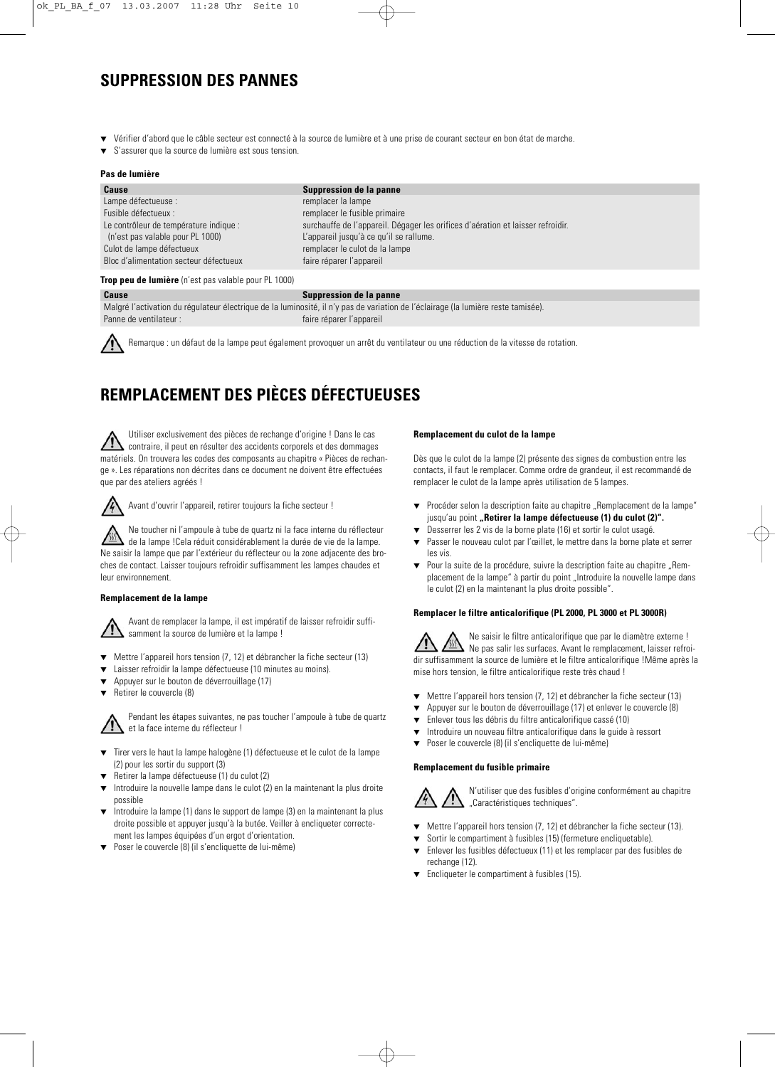## SUPPRESSION DES PANNES

- Vérifier d'abord que le câble secteur est connecté à la source de lumière et à une prise de courant secteur en bon état de marche.
- S'assurer que la source de lumière est sous tension.

**Pas de lumière**

| Cause | Suppression de la panne |
|---|---|
| Lampe défectueuse : | remplacer la lampe |
| Fusible défectueux : | remplacer le fusible primaire |
| Le contrôleur de température indique : (n'est pas valable pour PL 1000) | surchauffe de l'appareil. Dégager les orifices d'aération et laisser refroidir. L'appareil jusqu'à ce qu'il se rallume. |
| Culot de lampe défectueux | remplacer le culot de la lampe |
| Bloc d'alimentation secteur défectueux | faire réparer l'appareil |

**Trop peu de lumière** (n'est pas valable pour PL 1000)

| Cause | Suppression de la panne |
|---|---|
| Malgré l'activation du régulateur électrique de la luminosité, il n'y pas de variation de l'éclairage (la lumière reste tamisée). | |
| Panne de ventilateur : | faire réparer l'appareil |

Remarque : un défaut de la lampe peut également provoquer un arrêt du ventilateur ou une réduction de la vitesse de rotation.

## REMPLACEMENT DES PIÈCES DÉFECTUEUSES

Utiliser exclusivement des pièces de rechange d'origine ! Dans le cas contraire, il peut en résulter des accidents corporels et des dommages matériels. On trouvera les codes des composants au chapitre « Pièces de rechange ». Les réparations non décrites dans ce document ne doivent être effectuées que par des ateliers agréés !

Avant d'ouvrir l'appareil, retirer toujours la fiche secteur !

Ne toucher ni l'ampoule à tube de quartz ni la face interne du réflecteur de la lampe !Cela réduit considérablement la durée de vie de la lampe. Ne saisir la lampe que par l'extérieur du réflecteur ou la zone adjacente des broches de contact. Laisser toujours refroidir suffisamment les lampes chaudes et leur environnement.

**Remplacement de la lampe**

Avant de remplacer la lampe, il est impératif de laisser refroidir suffisamment la source de lumière et la lampe !

- Mettre l'appareil hors tension (7, 12) et débrancher la fiche secteur (13)
- Laisser refroidir la lampe défectueuse (10 minutes au moins).
- Appuyer sur le bouton de déverrouillage (17)
- Retirer le couvercle (8)

Pendant les étapes suivantes, ne pas toucher l'ampoule à tube de quartz et la face interne du réflecteur !

- Tirer vers le haut la lampe halogène (1) défectueuse et le culot de la lampe (2) pour les sortir du support (3)
- Retirer la lampe défectueuse (1) du culot (2)
- Introduire la nouvelle lampe dans le culot (2) en la maintenant la plus droite possible
- Introduire la lampe (1) dans le support de lampe (3) en la maintenant la plus droite possible et appuyer jusqu'à la butée. Veiller à encliqueter correctement les lampes équipées d'un ergot d'orientation.
- Poser le couvercle (8) (il s'encliquette de lui-même)

**Remplacement du culot de la lampe**

Dès que le culot de la lampe (2) présente des signes de combustion entre les contacts, il faut le remplacer. Comme ordre de grandeur, il est recommandé de remplacer le culot de la lampe après utilisation de 5 lampes.

- Procéder selon la description faite au chapitre „Remplacement de la lampe" jusqu'au point **„Retirer la lampe défectueuse (1) du culot (2)".**
- Desserrer les 2 vis de la borne plate (16) et sortir le culot usagé.
- Passer le nouveau culot par l'œillet, le mettre dans la borne plate et serrer les vis.
- Pour la suite de la procédure, suivre la description faite au chapitre „Remplacement de la lampe" à partir du point „Introduire la nouvelle lampe dans le culot (2) en la maintenant la plus droite possible".

**Remplacer le filtre anticalorifique (PL 2000, PL 3000 et PL 3000R)**

Ne saisir le filtre anticalorifique que par le diamètre externe ! Ne pas salir les surfaces. Avant le remplacement, laisser refroidir suffisamment la source de lumière et le filtre anticalorifique !Même après la mise hors tension, le filtre anticalorifique reste très chaud !

- Mettre l'appareil hors tension (7, 12) et débrancher la fiche secteur (13)
- Appuyer sur le bouton de déverrouillage (17) et enlever le couvercle (8)
- Enlever tous les débris du filtre anticalorifique cassé (10)
- Introduire un nouveau filtre anticalorifique dans le guide à ressort
- Poser le couvercle (8) (il s'encliquette de lui-même)

**Remplacement du fusible primaire**

N'utiliser que des fusibles d'origine conformément au chapitre „Caractéristiques techniques".

- Mettre l'appareil hors tension (7, 12) et débrancher la fiche secteur (13).
- Sortir le compartiment à fusibles (15) (fermeture encliquetable).
- Enlever les fusibles défectueux (11) et les remplacer par des fusibles de rechange (12).
- Encliqueter le compartiment à fusibles (15).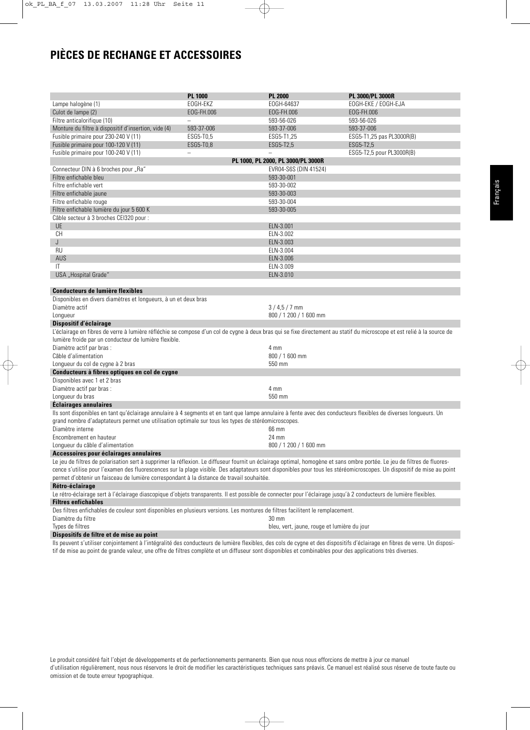# PIÈCES DE RECHANGE ET ACCESSOIRES

| | PL 1000 | PL 2000 | PL 3000/PL 3000R |
|---|---|---|---|
| Lampe halogène (1) | EOGH-EKZ | EOGH-64637 | EOGH-EKE / EOGH-EJA |
| Culot de lampe (2) | EOG-FH.006 | EOG-FH.006 | EOG-FH.006 |
| Filtre anticalorifique (10) | – | 593-56-026 | 593-56-026 |
| Monture du filtre à dispositif d'insertion, vide (4) | 593-37-006 | 593-37-006 | 593-37-006 |
| Fusible primaire pour 230-240 V (11) | ESG5-T0,5 | ESG5-T1,25 | ESG5-T1,25 pas PL3000R(B) |
| Fusible primaire pour 100-120 V (11) | ESG5-T0,8 | ESG5-T2,5 | ESG5-T2,5 |
| Fusible primaire pour 100-240 V (11) | – | – | ESG5-T2,5 pour PL3000R(B) |
| | | PL 1000, PL 2000, PL 3000/PL 3000R | |
| Connecteur DIN à 6 broches pour „Ra" | | EVR04-S6S (DIN 41524) | |
| Filtre enfichable bleu | | 593-30-001 | |
| Filtre enfichable vert | | 593-30-002 | |
| Filtre enfichable jaune | | 593-30-003 | |
| Filtre enfichable rouge | | 593-30-004 | |
| Filtre enfichable lumière du jour 5 600 K | | 593-30-005 | |
| Câble secteur à 3 broches CEI320 pour : | | | |
| UE | | ELN-3.001 | |
| CH | | ELN-3.002 | |
| J | | ELN-3.003 | |
| RU | | ELN-3.004 | |
| AUS | | ELN-3.006 | |
| IT | | ELN-3.009 | |
| USA „Hospital Grade" | | ELN-3.010 | |

**Conducteurs de lumière flexibles**

Disponibles en divers diamètres et longueurs, à un et deux bras

| | |
|---|---|
| Diamètre actif | 3 / 4,5 / 7 mm |
| Longueur | 800 / 1 200 / 1 600 mm |

**Dispositif d'éclairage**

L'éclairage en fibres de verre à lumière réfléchie se compose d'un col de cygne à deux bras qui se fixe directement au statif du microscope et est relié à la source de lumière froide par un conducteur de lumière flexible.

| | |
|---|---|
| Diamètre actif par bras : | 4 mm |
| Câble d'alimentation | 800 / 1 600 mm |
| Longueur du col de cygne à 2 bras | 550 mm |

**Conducteurs à fibres optiques en col de cygne**

Disponibles avec 1 et 2 bras

| | |
|---|---|
| Diamètre actif par bras : | 4 mm |
| Longueur du bras | 550 mm |

**Éclairages annulaires**

Ils sont disponibles en tant qu'éclairage annulaire à 4 segments et en tant que lampe annulaire à fente avec des conducteurs flexibles de diverses longueurs. Un grand nombre d'adaptateurs permet une utilisation optimale sur tous les types de stéréomicroscopes.

| | |
|---|---|
| Diamètre interne | 66 mm |
| Encombrement en hauteur | 24 mm |
| Longueur du câble d'alimentation | 800 / 1 200 / 1 600 mm |

**Accessoires pour éclairages annulaires**

Le jeu de filtres de polarisation sert à supprimer la réflexion. Le diffuseur fournit un éclairage optimal, homogène et sans ombre portée. Le jeu de filtres de fluorescence s'utilise pour l'examen des fluorescences sur la plage visible. Des adaptateurs sont disponibles pour tous les stéréomicroscopes. Un dispositif de mise au point permet d'obtenir un faisceau de lumière correspondant à la distance de travail souhaitée.

**Rétro-éclairage**

Le rétro-éclairage sert à l'éclairage diascopique d'objets transparents. Il est possible de connecter pour l'éclairage jusqu'à 2 conducteurs de lumière flexibles.

**Filtres enfichables**

Des filtres enfichables de couleur sont disponibles en plusieurs versions. Les montures de filtres facilitent le remplacement.

| | |
|---|---|
| Diamètre du filtre | 30 mm |
| Types de filtres | bleu, vert, jaune, rouge et lumière du jour |

**Dispositifs de filtre et de mise au point**

Ils peuvent s'utiliser conjointement à l'intégralité des conducteurs de lumière flexibles, des cols de cygne et des dispositifs d'éclairage en fibres de verre. Un dispositif de mise au point de grande valeur, une offre de filtres complète et un diffuseur sont disponibles et combinables pour des applications très diverses.

Le produit considéré fait l'objet de développements et de perfectionnements permanents. Bien que nous nous efforcions de mettre à jour ce manuel d'utilisation régulièrement, nous nous réservons le droit de modifier les caractéristiques techniques sans préavis. Ce manuel est réalisé sous réserve de toute faute ou omission et de toute erreur typographique.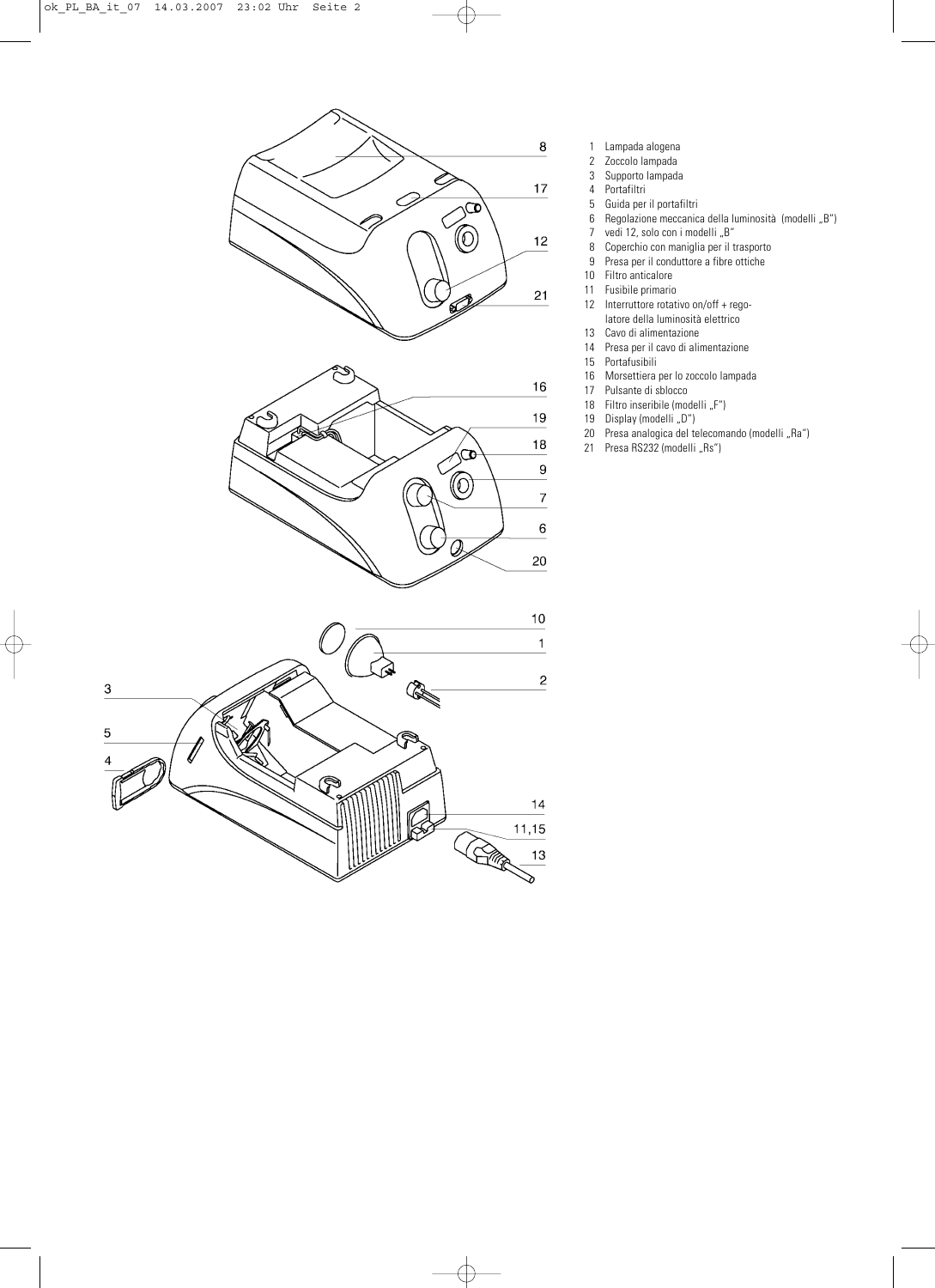1 Lampada alogena
2 Zoccolo lampada
3 Supporto lampada
4 Portafiltri
5 Guida per il portafiltri
6 Regolazione meccanica della luminosità (modelli „B“)
7 vedi 12, solo con i modelli „B“
8 Coperchio con maniglia per il trasporto
9 Presa per il conduttore a fibre ottiche
10 Filtro anticalore
11 Fusibile primario
12 Interruttore rotativo on/off + regolatore della luminosità elettrico
13 Cavo di alimentazione
14 Presa per il cavo di alimentazione
15 Portafusibili
16 Morsettiera per lo zoccolo lampada
17 Pulsante di sblocco
18 Filtro inseribile (modelli „F“)
19 Display (modelli „D“)
20 Presa analogica del telecomando (modelli „Ra“)
21 Presa RS232 (modelli „Rs“)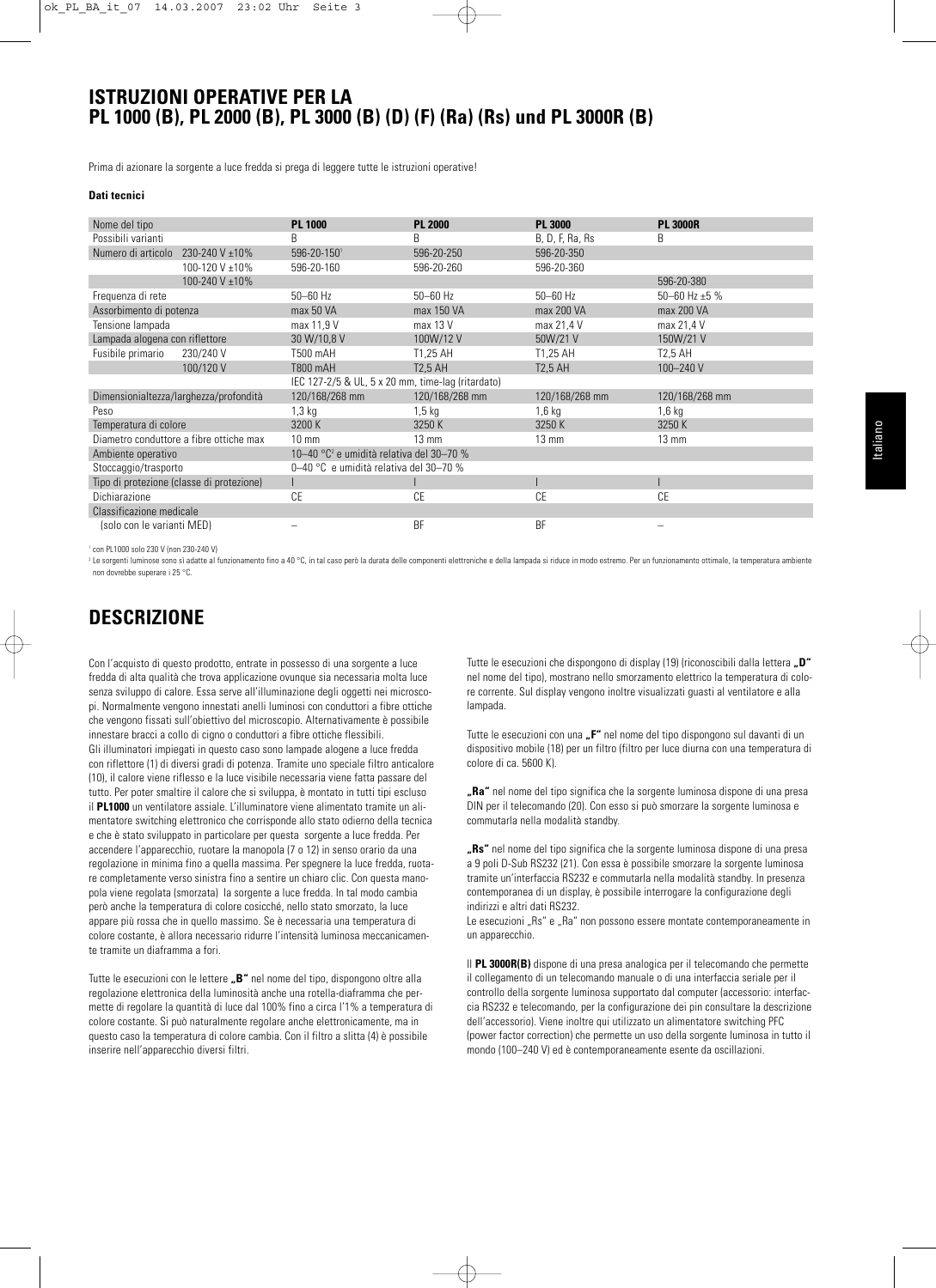# ISTRUZIONI OPERATIVE PER LA PL 1000 (B), PL 2000 (B), PL 3000 (B) (D) (F) (Ra) (Rs) und PL 3000R (B)

Prima di azionare la sorgente a luce fredda si prega di leggere tutte le istruzioni operative!

**Dati tecnici**

| Nome del tipo | | **PL 1000** | **PL 2000** | **PL 3000** | **PL 3000R** |
|---|---|---|---|---|---|
| Possibili varianti | | B | B | B, D, F, Ra, Rs | B |
| Numero di articolo | 230-240 V ±10% | 596-20-150[1] | 596-20-250 | 596-20-350 | |
| | 100-120 V ±10% | 596-20-160 | 596-20-260 | 596-20-360 | |
| | 100-240 V ±10% | | | | 596-20-380 |
| Frequenza di rete | | 50–60 Hz | 50–60 Hz | 50–60 Hz | 50–60 Hz ±5 % |
| Assorbimento di potenza | | max 50 VA | max 150 VA | max 200 VA | max 200 VA |
| Tensione lampada | | max 11,9 V | max 13 V | max 21,4 V | max 21,4 V |
| Lampada alogena con riflettore | | 30 W/10,8 V | 100W/12 V | 50W/21 V | 150W/21 V |
| Fusibile primario | 230/240 V | T500 mAH | T1,25 AH | T1,25 AH | T2,5 AH |
| | 100/120 V | T800 mAH | T2,5 AH | T2,5 AH | 100–240 V |
| | | IEC 127-2/5 & UL, 5 x 20 mm, time-lag (ritardato) | | | |
| Dimensionialtezza/larghezza/profondità | | 120/168/268 mm | 120/168/268 mm | 120/168/268 mm | 120/168/268 mm |
| Peso | | 1,3 kg | 1,5 kg | 1,6 kg | 1,6 kg |
| Temperatura di colore | | 3200 K | 3250 K | 3250 K | 3250 K |
| Diametro conduttore a fibre ottiche max | | 10 mm | 13 mm | 13 mm | 13 mm |
| Ambiente operativo | | 10–40 °C[2] e umidità relativa del 30–70 % | | | |
| Stoccaggio/trasporto | | 0–40 °C e umidità relativa del 30–70 % | | | |
| Tipo di protezione (classe di protezione) | | I | I | I | I |
| Dichiarazione | | CE | CE | CE | CE |
| Classificazione medicale | | | | | |
| (solo con le varianti MED) | | – | BF | BF | – |

[1] con PL1000 solo 230 V (non 230-240 V)

[2] Le sorgenti luminose sono sì adatte al funzionamento fino a 40 °C, in tal caso però la durata delle componenti elettroniche e della lampada si riduce in modo estremo. Per un funzionamento ottimale, la temperatura ambiente non dovrebbe superare i 25 °C.

# DESCRIZIONE

Con l'acquisto di questo prodotto, entrate in possesso di una sorgente a luce fredda di alta qualità che trova applicazione ovunque sia necessaria molta luce senza sviluppo di calore. Essa serve all'illuminazione degli oggetti nei microscopi. Normalmente vengono innestati anelli luminosi con conduttori a fibre ottiche che vengono fissati sull'obiettivo del microscopio. Alternativamente è possibile innestare bracci a collo di cigno o conduttori a fibre ottiche flessibili.
Gli illuminatori impiegati in questo caso sono lampade alogene a luce fredda con riflettore (1) di diversi gradi di potenza. Tramite uno speciale filtro anticalore (10), il calore viene riflesso e la luce visibile necessaria viene fatta passare del tutto. Per poter smaltire il calore che si sviluppa, è montato in tutti tipi escluso il **PL1000** un ventilatore assiale. L'illuminatore viene alimentato tramite un alimentatore switching elettronico che corrisponde allo stato odierno della tecnica e che è stato sviluppato in particolare per questa sorgente a luce fredda. Per accendere l'apparecchio, ruotare la manopola (7 o 12) in senso orario da una regolazione in minima fino a quella massima. Per spegnere la luce fredda, ruotare completamente verso sinistra fino a sentire un chiaro clic. Con questa manopola viene regolata (smorzata) la sorgente a luce fredda. In tal modo cambia però anche la temperatura di colore cosicché, nello stato smorzato, la luce appare più rossa che in quello massimo. Se è necessaria una temperatura di colore costante, è allora necessario ridurre l'intensità luminosa meccanicamente tramite un diaframma a fori.

Tutte le esecuzioni con le lettere **„B"** nel nome del tipo, dispongono oltre alla regolazione elettronica della luminosità anche una rotella-diaframma che permette di regolare la quantità di luce dal 100% fino a circa l'1% a temperatura di colore costante. Si può naturalmente regolare anche elettronicamente, ma in questo caso la temperatura di colore cambia. Con il filtro a slitta (4) è possibile inserire nell'apparecchio diversi filtri.

Tutte le esecuzioni che dispongono di display (19) (riconoscibili dalla lettera **„D"** nel nome del tipo), mostrano nello smorzamento elettrico la temperatura di colore corrente. Sul display vengono inoltre visualizzati guasti al ventilatore e alla lampada.

Tutte le esecuzioni con una **„F"** nel nome del tipo dispongono sul davanti di un dispositivo mobile (18) per un filtro (filtro per luce diurna con una temperatura di colore di ca. 5600 K).

**„Ra"** nel nome del tipo significa che la sorgente luminosa dispone di una presa DIN per il telecomando (20). Con esso si può smorzare la sorgente luminosa e commutarla nella modalità standby.

**„Rs"** nel nome del tipo significa che la sorgente luminosa dispone di una presa a 9 poli D-Sub RS232 (21). Con essa è possibile smorzare la sorgente luminosa tramite un'interfaccia RS232 e commutarla nella modalità standby. In presenza contemporanea di un display, è possibile interrogare la configurazione degli indirizzi e altri dati RS232.
Le esecuzioni „Rs" e „Ra" non possono essere montate contemporaneamente in un apparecchio.

Il **PL 3000R(B)** dispone di una presa analogica per il telecomando che permette il collegamento di un telecomando manuale o di una interfaccia seriale per il controllo della sorgente luminosa supportato dal computer (accessorio: interfaccia RS232 e telecomando, per la configurazione dei pin consultare la descrizione dell'accessorio). Viene inoltre qui utilizzato un alimentatore switching PFC (power factor correction) che permette un uso della sorgente luminosa in tutto il mondo (100–240 V) ed è contemporaneamente esente da oscillazioni.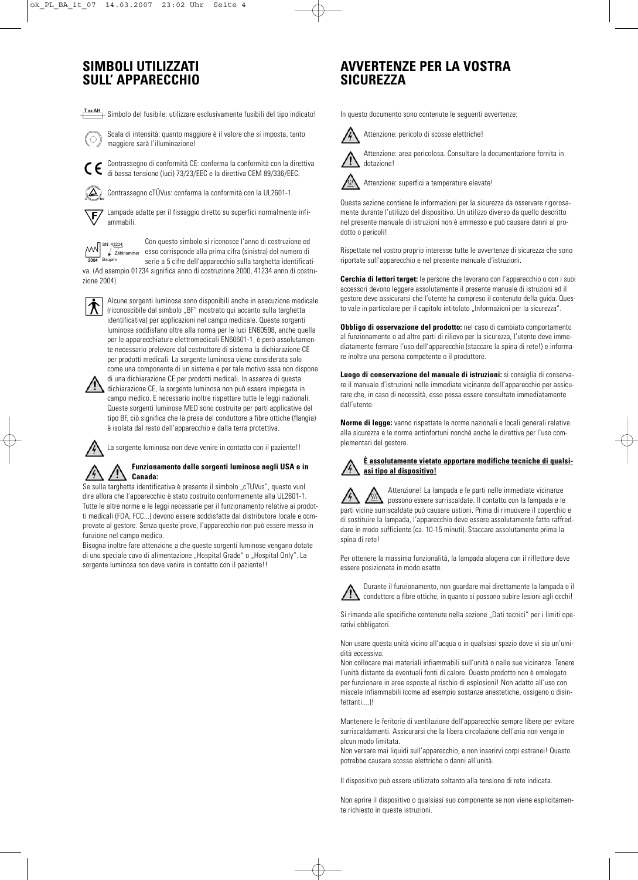## SIMBOLI UTILIZZATI SULL' APPARECCHIO

T xx AH Simbolo del fusibile: utilizzare esclusivamente fusibili del tipo indicato!

Scala di intensità: quanto maggiore è il valore che si imposta, tanto maggiore sarà l'illuminazione!

Contrassegno di conformità CE: conferma la conformità con la direttiva di bassa tensione (luci) 73/23/EEC e la direttiva CEM 89/336/EEC.

Contrassegno cTÜVus: conferma la conformità con la UL2601-1.

Lampade adatte per il fissaggio diretto su superfici normalmente infiammabili.

SN: 41234 Zählnummer 2004 Baujahr

Con questo simbolo si riconosce l'anno di costruzione ed esso corrisponde alla prima cifra (sinistra) del numero di serie a 5 cifre dell'apparecchio sulla targhetta identificativa. (Ad esempio 01234 significa anno di costruzione 2000, 41234 anno di costruzione 2004).

Alcune sorgenti luminose sono disponibili anche in esecuzione medicale (riconoscibile dal simbolo „BF" mostrato qui accanto sulla targhetta identificativa) per applicazioni nel campo medicale. Queste sorgenti luminose soddisfano oltre alla norma per le luci EN60598, anche quella per le apparecchiature elettromedicali EN60601-1, è però assolutamente necessario prelevare dal costruttore di sistema la dichiarazione CE per prodotti medicali. La sorgente luminosa viene considerata solo come una componente di un sistema e per tale motivo essa non dispone di una dichiarazione CE per prodotti medicali. In assenza di questa dichiarazione CE, la sorgente luminosa non può essere impiegata in campo medico. E necessario inoltre rispettare tutte le leggi nazionali. Queste sorgenti luminose MED sono costruite per parti applicative del tipo BF, ciò significa che la presa del conduttore a fibre ottiche (flangia) è isolata dal resto dell'apparecchio e dalla terra protettiva.

La sorgente luminosa non deve venire in contatto con il paziente!!

**Funzionamento delle sorgenti luminose negli USA e in Canada:**

Se sulla targhetta identificativa è presente il simbolo „cTUVus", questo vuol dire allora che l'apparecchio è stato costruito conformemente alla UL2601-1. Tutte le altre norme e le leggi necessarie per il funzionamento relative ai prodotti medicali (FDA, FCC...) devono essere soddisfatte dal distributore locale e comprovate al gestore. Senza queste prove, l'apparecchio non può essere messo in funzione nel campo medico.

Bisogna inoltre fare attenzione a che queste sorgenti luminose vengano dotate di uno speciale cavo di alimentazione „Hospital Grade" o „Hospital Only". La sorgente luminosa non deve venire in contatto con il paziente!!

## AVVERTENZE PER LA VOSTRA SICUREZZA

In questo documento sono contenute le seguenti avvertenze:

Attenzione: pericolo di scosse elettriche!

Attenzione: area pericolosa. Consultare la documentazione fornita in dotazione!

Attenzione: superfici a temperature elevate!

Questa sezione contiene le informazioni per la sicurezza da osservare rigorosamente durante l'utilizzo del dispositivo. Un utilizzo diverso da quello descritto nel presente manuale di istruzioni non è ammesso e può causare danni al prodotto o pericoli!

Rispettate nel vostro proprio interesse tutte le avvertenze di sicurezza che sono riportate sull'apparecchio e nel presente manuale d'istruzioni.

**Cerchia di lettori target:** le persone che lavorano con l'apparecchio o con i suoi accessori devono leggere assolutamente il presente manuale di istruzioni ed il gestore deve assicurarsi che l'utente ha compreso il contenuto della guida. Questo vale in particolare per il capitolo intitolato „Informazioni per la sicurezza".

**Obbligo di osservazione del prodotto:** nel caso di cambiato comportamento al funzionamento o ad altre parti di rilievo per la sicurezza, l'utente deve immediatamente fermare l'uso dell'apparecchio (staccare la spina di rete!) e informare inoltre una persona competente o il produttore.

**Luogo di conservazione del manuale di istruzioni:** si consiglia di conservare il manuale d'istruzioni nelle immediate vicinanze dell'apparecchio per assicurare che, in caso di necessità, esso possa essere consultato immediatamente dall'utente.

**Norme di legge:** vanno rispettate le norme nazionali e locali generali relative alla sicurezza e le norme antinfortuni nonché anche le direttive per l'uso complementari del gestore.

**È assolutamente vietato apportare modifiche tecniche di qualsiasi tipo al dispositivo!**

Attenzione! La lampada e le parti nelle immediate vicinanze possono essere surriscaldate. Il contatto con la lampada e le parti vicine surriscaldate può causare ustioni. Prima di rimuovere il coperchio e di sostituire la lampada, l'apparecchio deve essere assolutamente fatto raffreddare in modo sufficiente (ca. 10-15 minuti). Staccare assolutamente prima la spina di rete!

Per ottenere la massima funzionalità, la lampada alogena con il riflettore deve essere posizionata in modo esatto.

Durante il funzionamento, non guardare mai direttamente la lampada o il conduttore a fibre ottiche, in quanto si possono subire lesioni agli occhi!

Si rimanda alle specifiche contenute nella sezione „Dati tecnici" per i limiti operativi obbligatori.

Non usare questa unità vicino all'acqua o in qualsiasi spazio dove vi sia un'umidità eccessiva.

Non collocare mai materiali infiammabili sull'unità o nelle sue vicinanze. Tenere l'unità distante da eventuali fonti di calore. Questo prodotto non è omologato per funzionare in aree esposte al rischio di esplosioni! Non adatto all'uso con miscele infiammabili (come ad esempio sostanze anestetiche, ossigeno o disinfettanti....)!

Mantenere le feritorie di ventilazione dell'apparecchio sempre libere per evitare surriscaldamenti. Assicurarsi che la libera circolazione dell'aria non venga in alcun modo limitata.

Non versare mai liquidi sull'apparecchio, e non inserirvi corpi estranei! Questo potrebbe causare scosse elettriche o danni all'unità.

Il dispositivo può essere utilizzato soltanto alla tensione di rete indicata.

Non aprire il dispositivo o qualsiasi suo componente se non viene esplicitamente richiesto in queste istruzioni.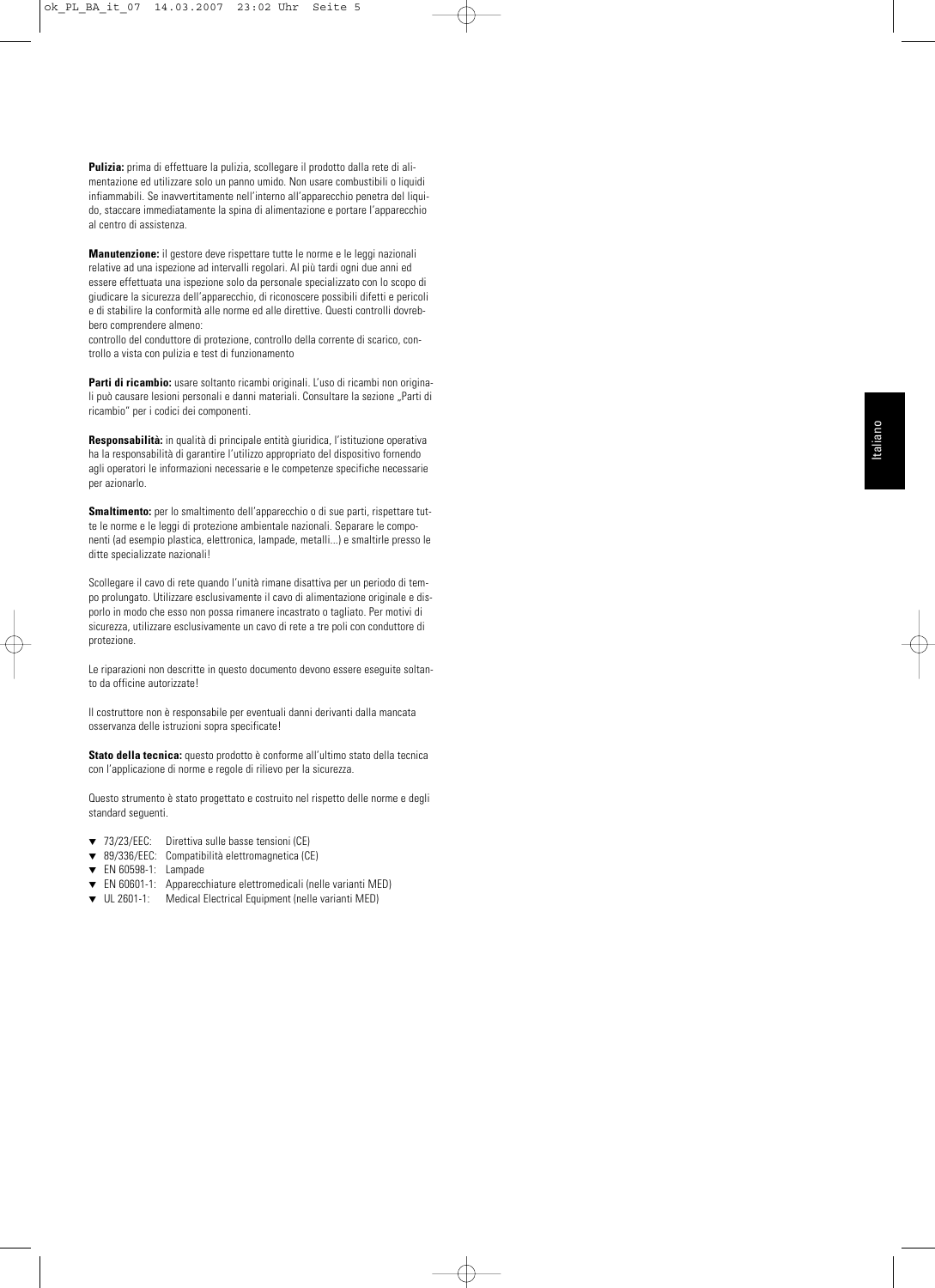**Pulizia:** prima di effettuare la pulizia, scollegare il prodotto dalla rete di alimentazione ed utilizzare solo un panno umido. Non usare combustibili o liquidi infiammabili. Se inavvertitamente nell'interno all'apparecchio penetra del liquido, staccare immediatamente la spina di alimentazione e portare l'apparecchio al centro di assistenza.

**Manutenzione:** il gestore deve rispettare tutte le norme e le leggi nazionali relative ad una ispezione ad intervalli regolari. Al più tardi ogni due anni ed essere effettuata una ispezione solo da personale specializzato con lo scopo di giudicare la sicurezza dell'apparecchio, di riconoscere possibili difetti e pericoli e di stabilire la conformità alle norme ed alle direttive. Questi controlli dovrebbero comprendere almeno:
controllo del conduttore di protezione, controllo della corrente di scarico, controllo a vista con pulizia e test di funzionamento

**Parti di ricambio:** usare soltanto ricambi originali. L'uso di ricambi non originali può causare lesioni personali e danni materiali. Consultare la sezione „Parti di ricambio" per i codici dei componenti.

**Responsabilità:** in qualità di principale entità giuridica, l'istituzione operativa ha la responsabilità di garantire l'utilizzo appropriato del dispositivo fornendo agli operatori le informazioni necessarie e le competenze specifiche necessarie per azionarlo.

**Smaltimento:** per lo smaltimento dell'apparecchio o di sue parti, rispettare tutte le norme e le leggi di protezione ambientale nazionali. Separare le componenti (ad esempio plastica, elettronica, lampade, metalli...) e smaltirle presso le ditte specializzate nazionali!

Scollegare il cavo di rete quando l'unità rimane disattiva per un periodo di tempo prolungato. Utilizzare esclusivamente il cavo di alimentazione originale e disporlo in modo che esso non possa rimanere incastrato o tagliato. Per motivi di sicurezza, utilizzare esclusivamente un cavo di rete a tre poli con conduttore di protezione.

Le riparazioni non descritte in questo documento devono essere eseguite soltanto da officine autorizzate!

Il costruttore non è responsabile per eventuali danni derivanti dalla mancata osservanza delle istruzioni sopra specificate!

**Stato della tecnica:** questo prodotto è conforme all'ultimo stato della tecnica con l'applicazione di norme e regole di rilievo per la sicurezza.

Questo strumento è stato progettato e costruito nel rispetto delle norme e degli standard seguenti.

- 73/23/EEC: Direttiva sulle basse tensioni (CE)
- 89/336/EEC: Compatibilità elettromagnetica (CE)
- EN 60598-1: Lampade
- EN 60601-1: Apparecchiature elettromedicali (nelle varianti MED)
- UL 2601-1: Medical Electrical Equipment (nelle varianti MED)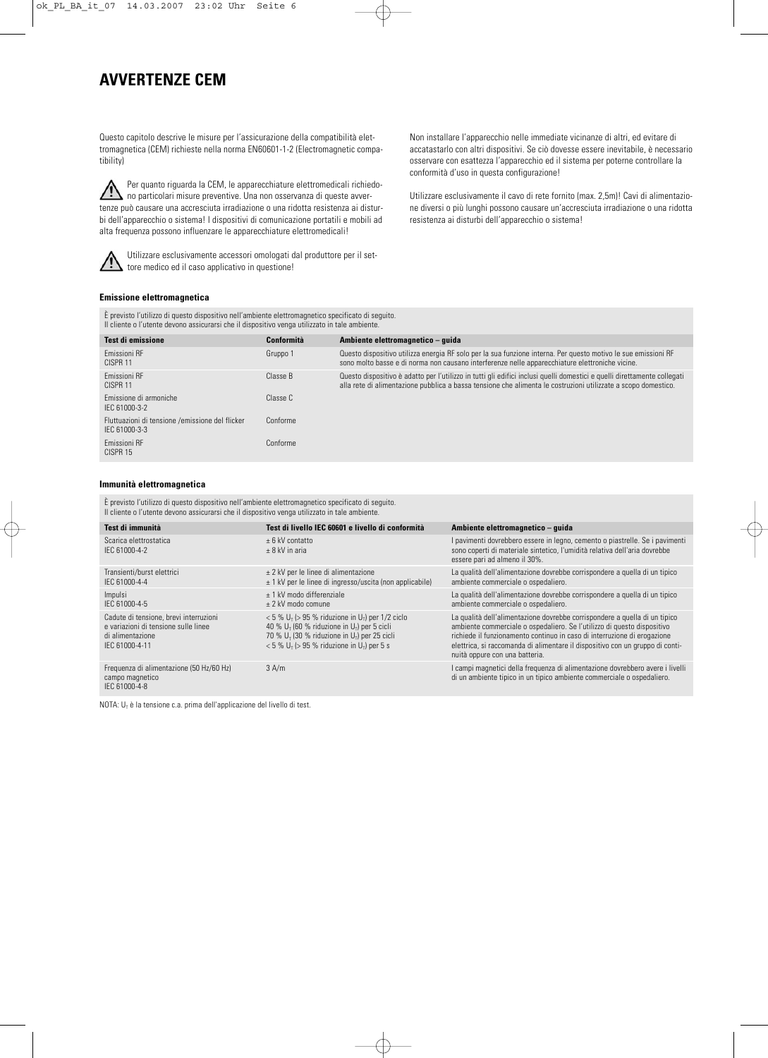# AVVERTENZE CEM

Questo capitolo descrive le misure per l'assicurazione della compatibilità elettromagnetica (CEM) richieste nella norma EN60601-1-2 (Electromagnetic compatibility)

⚠ Per quanto riguarda la CEM, le apparecchiature elettromedicali richiedono particolari misure preventive. Una non osservanza di queste avvertenze può causare una accresciuta irradiazione o una ridotta resistenza ai disturbi dell'apparecchio o sistema! I dispositivi di comunicazione portatili e mobili ad alta frequenza possono influenzare le apparecchiature elettromedicali!

⚠ Utilizzare esclusivamente accessori omologati dal produttore per il settore medico ed il caso applicativo in questione!

Non installare l'apparecchio nelle immediate vicinanze di altri, ed evitare di accatastarlo con altri dispositivi. Se ciò dovesse essere inevitabile, è necessario osservare con esattezza l'apparecchio ed il sistema per poterne controllare la conformità d'uso in questa configurazione!

Utilizzare esclusivamente il cavo di rete fornito (max. 2,5m)! Cavi di alimentazione diversi o più lunghi possono causare un'accresciuta irradiazione o una ridotta resistenza ai disturbi dell'apparecchio o sistema!

#### Emissione elettromagnetica

È previsto l'utilizzo di questo dispositivo nell'ambiente elettromagnetico specificato di seguito.
Il cliente o l'utente devono assicurarsi che il dispositivo venga utilizzato in tale ambiente.

| Test di emissione | Conformità | Ambiente elettromagnetico – guida |
|---|---|---|
| Emissioni RF CISPR 11 | Gruppo 1 | Questo dispositivo utilizza energia RF solo per la sua funzione interna. Per questo motivo le sue emissioni RF sono molto basse e di norma non causano interferenze nelle apparecchiature elettroniche vicine. |
| Emissioni RF CISPR 11 | Classe B | Questo dispositivo è adatto per l'utilizzo in tutti gli edifici inclusi quelli domestici e quelli direttamente collegati alla rete di alimentazione pubblica a bassa tensione che alimenta le costruzioni utilizzate a scopo domestico. |
| Emissione di armoniche IEC 61000-3-2 | Classe C | |
| Fluttuazioni di tensione /emissione del flicker IEC 61000-3-3 | Conforme | |
| Emissioni RF CISPR 15 | Conforme | |

#### Immunità elettromagnetica

È previsto l'utilizzo di questo dispositivo nell'ambiente elettromagnetico specificato di seguito.
Il cliente o l'utente devono assicurarsi che il dispositivo venga utilizzato in tale ambiente.

| Test di immunità | Test di livello IEC 60601 e livello di conformità | Ambiente elettromagnetico – guida |
|---|---|---|
| Scarica elettrostatica IEC 61000-4-2 | ± 6 kV contatto<br>± 8 kV in aria | I pavimenti dovrebbero essere in legno, cemento o piastrelle. Se i pavimenti sono coperti di materiale sintetico, l'umidità relativa dell'aria dovrebbe essere pari ad almeno il 30%. |
| Transienti/burst elettrici IEC 61000-4-4 | ± 2 kV per le linee di alimentazione<br>± 1 kV per le linee di ingresso/uscita (non applicabile) | La qualità dell'alimentazione dovrebbe corrispondere a quella di un tipico ambiente commerciale o ospedaliero. |
| Impulsi IEC 61000-4-5 | ± 1 kV modo differenziale<br>± 2 kV modo comune | La qualità dell'alimentazione dovrebbe corrispondere a quella di un tipico ambiente commerciale o ospedaliero. |
| Cadute di tensione, brevi interruzioni e variazioni di tensione sulle linee di alimentazione IEC 61000-4-11 | < 5 % $U_T$ (> 95 % riduzione in $U_T$) per 1/2 ciclo<br>40 % $U_T$ (60 % riduzione in $U_T$) per 5 cicli<br>70 % $U_T$ (30 % riduzione in $U_T$) per 25 cicli<br>< 5 % $U_T$ (> 95 % riduzione in $U_T$) per 5 s | La qualità dell'alimentazione dovrebbe corrispondere a quella di un tipico ambiente commerciale o ospedaliero. Se l'utilizzo di questo dispositivo richiede il funzionamento continuo in caso di interruzione di erogazione elettrica, si raccomanda di alimentare il dispositivo con un gruppo di continuità oppure con una batteria. |
| Frequenza di alimentazione (50 Hz/60 Hz) campo magnetico IEC 61000-4-8 | 3 A/m | I campi magnetici della frequenza di alimentazione dovrebbero avere i livelli di un ambiente tipico in un tipico ambiente commerciale o ospedaliero. |

NOTA: $U_T$ è la tensione c.a. prima dell'applicazione del livello di test.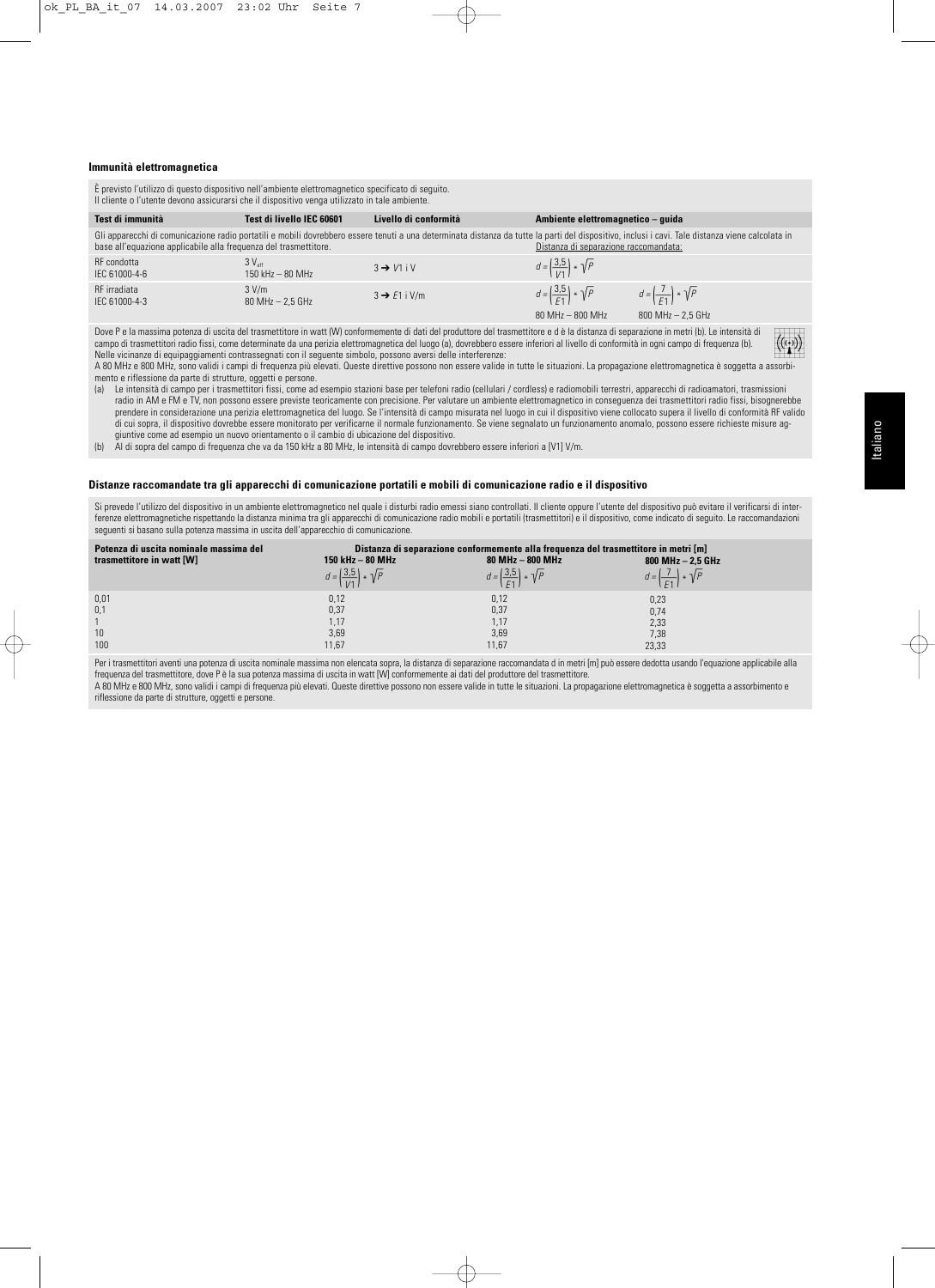## Immunità elettromagnetica

È previsto l'utilizzo di questo dispositivo nell'ambiente elettromagnetico specificato di seguito.
Il cliente o l'utente devono assicurarsi che il dispositivo venga utilizzato in tale ambiente.

| Test di immunità | Test di livello IEC 60601 | Livello di conformità | Ambiente elettromagnetico – guida | |
|---|---|---|---|---|
| Gli apparecchi di comunicazione radio portatili e mobili dovrebbero essere tenuti a una determinata distanza da tutte le parti del dispositivo, inclusi i cavi. Tale distanza viene calcolata in base all'equazione applicabile alla frequenza del trasmettitore. | | | Distanza di separazione raccomandata: | |
| RF condotta IEC 61000-4-6 | 3 $V_{eff}$ 150 kHz – 80 MHz | 3 → $V1$ i V | $d = \left(\frac{3,5}{V1}\right) * \sqrt{P}$ | |
| RF irradiata IEC 61000-4-3 | 3 V/m 80 MHz – 2,5 GHz | 3 → $E1$ i V/m | $d = \left(\frac{3,5}{E1}\right) * \sqrt{P}$ 80 MHz – 800 MHz | $d = \left(\frac{7}{E1}\right) * \sqrt{P}$ 800 MHz – 2,5 GHz |

Dove P e la massima potenza di uscita del trasmettitore in watt (W) conformemente di dati del produttore del trasmettitore e d è la distanza di separazione in metri (b). Le intensità di campo di trasmettitori radio fissi, come determinate da una perizia elettromagnetica del luogo (a), dovrebbero essere inferiori al livello di conformità in ogni campo di frequenza (b).
Nelle vicinanze di equipaggiamenti contrassegnati con il seguente simbolo, possono aversi delle interferenze:
A 80 MHz e 800 MHz, sono validi i campi di frequenza più elevati. Queste direttive possono non essere valide in tutte le situazioni. La propagazione elettromagnetica è soggetta a assorbimento e riflessione da parte di strutture, oggetti e persone.

(a) Le intensità di campo per i trasmettitori fissi, come ad esempio stazioni base per telefoni radio (cellulari / cordless) e radiomobili terrestri, apparecchi di radioamatori, trasmissioni radio in AM e FM e TV, non possono essere previste teoricamente con precisione. Per valutare un ambiente elettromagnetico in conseguenza dei trasmettitori radio fissi, bisognerebbe prendere in considerazione una perizia elettromagnetica del luogo. Se l'intensità di campo misurata nel luogo in cui il dispositivo viene collocato supera il livello di conformità RF valido di cui sopra, il dispositivo dovrebbe essere monitorato per verificarne il normale funzionamento. Se viene segnalato un funzionamento anomalo, possono essere richieste misure aggiuntive come ad esempio un nuovo orientamento o il cambio di ubicazione del dispositivo.

(b) Al di sopra del campo di frequenza che va da 150 kHz a 80 MHz, le intensità di campo dovrebbero essere inferiori a [V1] V/m.

## Distanze raccomandate tra gli apparecchi di comunicazione portatili e mobili di comunicazione radio e il dispositivo

Si prevede l'utilizzo del dispositivo in un ambiente elettromagnetico nel quale i disturbi radio emessi siano controllati. Il cliente oppure l'utente del dispositivo può evitare il verificarsi di interferenze elettromagnetiche rispettando la distanza minima tra gli apparecchi di comunicazione radio mobili e portatili (trasmettitori) e il dispositivo, come indicato di seguito. Le raccomandazioni seguenti si basano sulla potenza massima in uscita dell'apparecchio di comunicazione.

| Potenza di uscita nominale massima del trasmettitore in watt [W] | Distanza di separazione conformemente alla frequenza del trasmettitore in metri [m] | | |
|---|---|---|---|
| | 150 kHz – 80 MHz $d = \left(\frac{3,5}{V1}\right) * \sqrt{P}$ | 80 MHz – 800 MHz $d = \left(\frac{3,5}{E1}\right) * \sqrt{P}$ | 800 MHz – 2,5 GHz $d = \left(\frac{7}{E1}\right) * \sqrt{P}$ |
| 0,01 | 0,12 | 0,12 | 0,23 |
| 0,1 | 0,37 | 0,37 | 0,74 |
| 1 | 1,17 | 1,17 | 2,33 |
| 10 | 3,69 | 3,69 | 7,38 |
| 100 | 11,67 | 11,67 | 23,33 |

Per i trasmettitori aventi una potenza di uscita nominale massima non elencata sopra, la distanza di separazione raccomandata d in metri [m] può essere dedotta usando l'equazione applicabile alla frequenza del trasmettitore, dove P è la sua potenza massima di uscita in watt [W] conformemente ai dati del produttore del trasmettitore.
A 80 MHz e 800 MHz, sono validi i campi di frequenza più elevati. Queste direttive possono non essere valide in tutte le situazioni. La propagazione elettromagnetica è soggetta a assorbimento e riflessione da parte di strutture, oggetti e persone.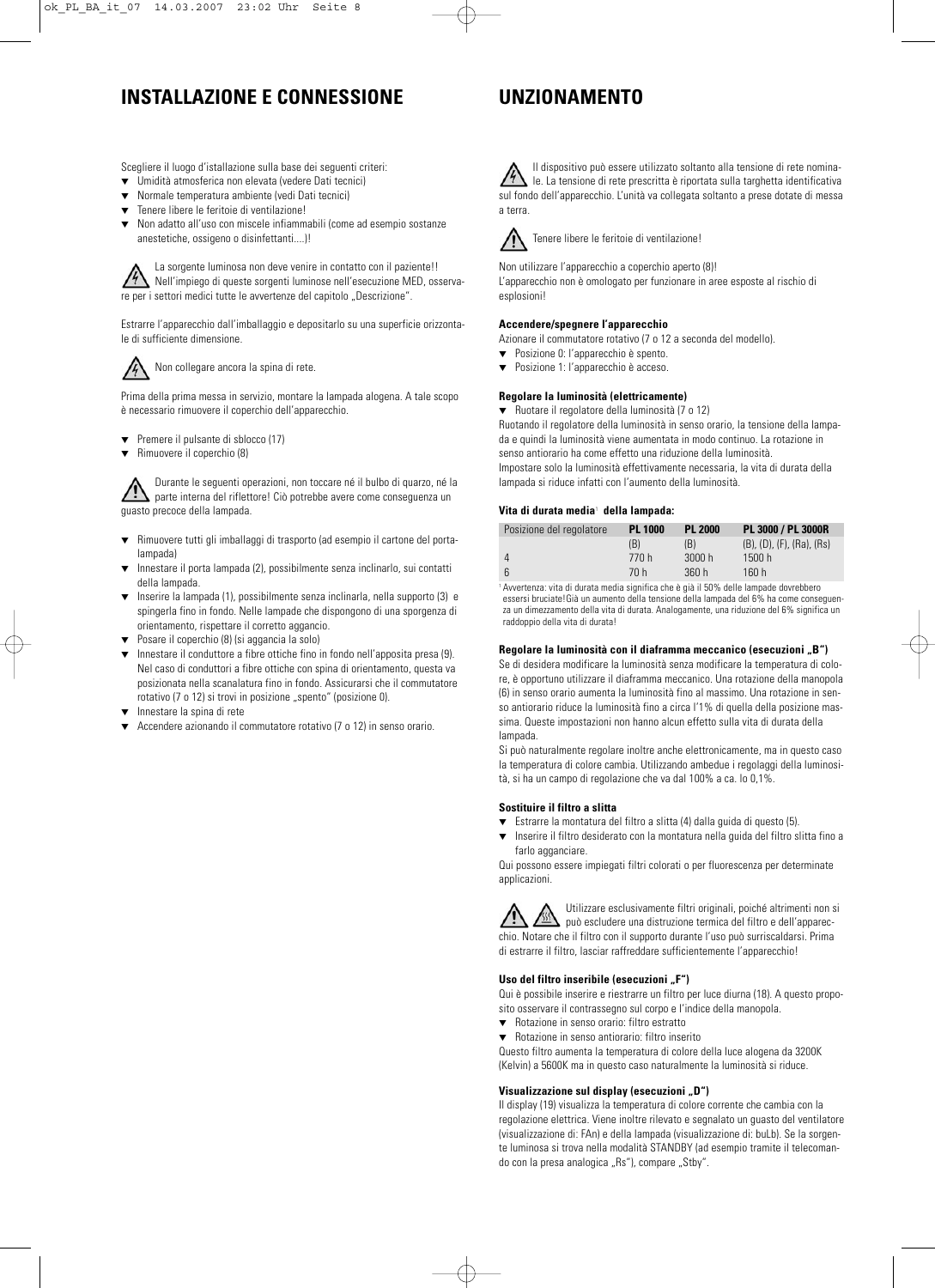## INSTALLAZIONE E CONNESSIONE

Scegliere il luogo d'istallazione sulla base dei seguenti criteri:

- Umidità atmosferica non elevata (vedere Dati tecnici)
- Normale temperatura ambiente (vedi Dati tecnici)
- Tenere libere le feritoie di ventilazione!
- Non adatto all'uso con miscele infiammabili (come ad esempio sostanze anestetiche, ossigeno o disinfettanti....)!

La sorgente luminosa non deve venire in contatto con il paziente!! Nell'impiego di queste sorgenti luminose nell'esecuzione MED, osservare per i settori medici tutte le avvertenze del capitolo „Descrizione".

Estrarre l'apparecchio dall'imballaggio e depositarlo su una superficie orizzontale di sufficiente dimensione.

Non collegare ancora la spina di rete.

Prima della prima messa in servizio, montare la lampada alogena. A tale scopo è necessario rimuovere il coperchio dell'apparecchio.

- Premere il pulsante di sblocco (17)
- Rimuovere il coperchio (8)

Durante le seguenti operazioni, non toccare né il bulbo di quarzo, né la parte interna del riflettore! Ciò potrebbe avere come conseguenza un guasto precoce della lampada.

- Rimuovere tutti gli imballaggi di trasporto (ad esempio il cartone del portalampada)
- Innestare il porta lampada (2), possibilmente senza inclinarlo, sui contatti della lampada.
- Inserire la lampada (1), possibilmente senza inclinarla, nella supporto (3) e spingerla fino in fondo. Nelle lampade che dispongono di una sporgenza di orientamento, rispettare il corretto aggancio.
- Posare il coperchio (8) (si aggancia la solo)
- Innestare il conduttore a fibre ottiche fino in fondo nell'apposita presa (9). Nel caso di conduttori a fibre ottiche con spina di orientamento, questa va posizionata nella scanalatura fino in fondo. Assicurarsi che il commutatore rotativo (7 o 12) si trovi in posizione „spento" (posizione 0).
- Innestare la spina di rete
- Accendere azionando il commutatore rotativo (7 o 12) in senso orario.

## UNZIONAMENTO

Il dispositivo può essere utilizzato soltanto alla tensione di rete nominale. La tensione di rete prescritta è riportata sulla targhetta identificativa sul fondo dell'apparecchio. L'unità va collegata soltanto a prese dotate di messa a terra.

Tenere libere le feritoie di ventilazione!

Non utilizzare l'apparecchio a coperchio aperto (8)!
L'apparecchio non è omologato per funzionare in aree esposte al rischio di esplosioni!

**Accendere/spegnere l'apparecchio**

Azionare il commutatore rotativo (7 o 12 a seconda del modello).

- Posizione 0: l'apparecchio è spento.
- Posizione 1: l'apparecchio è acceso.

**Regolare la luminosità (elettricamente)**

- Ruotare il regolatore della luminosità (7 o 12)

Ruotando il regolatore della luminosità in senso orario, la tensione della lampada e quindi la luminosità viene aumentata in modo continuo. La rotazione in senso antiorario ha come effetto una riduzione della luminosità.
Impostare solo la luminosità effettivamente necessaria, la vita di durata della lampada si riduce infatti con l'aumento della luminosità.

**Vita di durata media[1] della lampada:**

| Posizione del regolatore | PL 1000 | PL 2000 | PL 3000 / PL 3000R |
|---|---|---|---|
| | (B) | (B) | (B), (D), (F), (Ra), (Rs) |
| 4 | 770 h | 3000 h | 1500 h |
| 6 | 70 h | 360 h | 160 h |

[1] Avvertenza: vita di durata media significa che è già il 50% delle lampade dovrebbero essersi bruciate! Già un aumento della tensione della lampada del 6% ha come conseguenza un dimezzamento della vita di durata. Analogamente, una riduzione del 6% significa un raddoppio della vita di durata!

**Regolare la luminosità con il diaframma meccanico (esecuzioni „B")**

Se di desidera modificare la luminosità senza modificare la temperatura di colore, è opportuno utilizzare il diaframma meccanico. Una rotazione della manopola (6) in senso orario aumenta la luminosità fino al massimo. Una rotazione in senso antiorario riduce la luminosità fino a circa l'1% di quella della posizione massima. Queste impostazioni non hanno alcun effetto sulla vita di durata della lampada.
Si può naturalmente regolare inoltre anche elettronicamente, ma in questo caso la temperatura di colore cambia. Utilizzando ambedue i regolaggi della luminosità, si ha un campo di regolazione che va dal 100% a ca. lo 0,1%.

**Sostituire il filtro a slitta**

- Estrarre la montatura del filtro a slitta (4) dalla guida di questo (5).
- Inserire il filtro desiderato con la montatura nella guida del filtro slitta fino a farlo agganciare.

Qui possono essere impiegati filtri colorati o per fluorescenza per determinate applicazioni.

Utilizzare esclusivamente filtri originali, poiché altrimenti non si può escludere una distruzione termica del filtro e dell'apparecchio. Notare che il filtro con il supporto durante l'uso può surriscaldarsi. Prima di estrarre il filtro, lasciar raffreddare sufficientemente l'apparecchio!

**Uso del filtro inseribile (esecuzioni „F")**

Qui è possibile inserire e riestrarre un filtro per luce diurna (18). A questo proposito osservare il contrassegno sul corpo e l'indice della manopola.

- Rotazione in senso orario: filtro estratto
- Rotazione in senso antiorario: filtro inserito

Questo filtro aumenta la temperatura di colore della luce alogena da 3200K (Kelvin) a 5600K ma in questo caso naturalmente la luminosità si riduce.

**Visualizzazione sul display (esecuzioni „D")**

Il display (19) visualizza la temperatura di colore corrente che cambia con la regolazione elettrica. Viene inoltre rilevato e segnalato un guasto del ventilatore (visualizzazione di: FAn) e della lampada (visualizzazione di: buLb). Se la sorgente luminosa si trova nella modalità STANDBY (ad esempio tramite il telecomando con la presa analogica „Rs"), compare „Stby".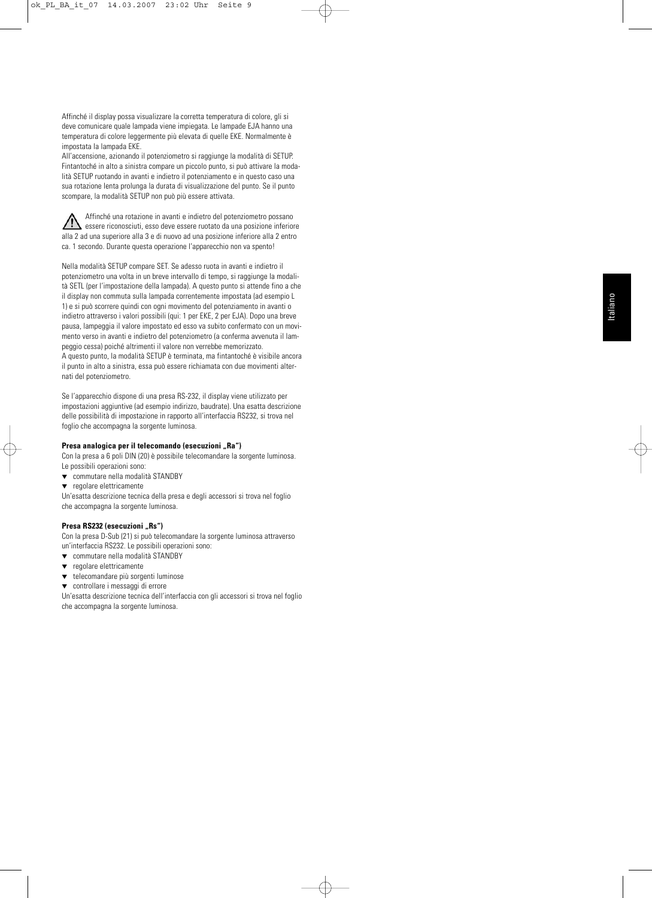Affinché il display possa visualizzare la corretta temperatura di colore, gli si deve comunicare quale lampada viene impiegata. Le lampade EJA hanno una temperatura di colore leggermente più elevata di quelle EKE. Normalmente è impostata la lampada EKE.

All'accensione, azionando il potenziometro si raggiunge la modalità di SETUP. Fintantoché in alto a sinistra compare un piccolo punto, si può attivare la modalità SETUP ruotando in avanti e indietro il potenziamento e in questo caso una sua rotazione lenta prolunga la durata di visualizzazione del punto. Se il punto scompare, la modalità SETUP non può più essere attivata.

⚠ Affinché una rotazione in avanti e indietro del potenziometro possano essere riconosciuti, esso deve essere ruotato da una posizione inferiore alla 2 ad una superiore alla 3 e di nuovo ad una posizione inferiore alla 2 entro ca. 1 secondo. Durante questa operazione l'apparecchio non va spento!

Nella modalità SETUP compare SET. Se adesso ruota in avanti e indietro il potenziometro una volta in un breve intervallo di tempo, si raggiunge la modalità SETL (per l'impostazione della lampada). A questo punto si attende fino a che il display non commuta sulla lampada correntemente impostata (ad esempio L 1) e si può scorrere quindi con ogni movimento del potenziamento in avanti o indietro attraverso i valori possibili (qui: 1 per EKE, 2 per EJA). Dopo una breve pausa, lampeggia il valore impostato ed esso va subito confermato con un movimento verso in avanti e indietro del potenziometro (a conferma avvenuta il lampeggio cessa) poiché altrimenti il valore non verrebbe memorizzato.

A questo punto, la modalità SETUP è terminata, ma fintantoché è visibile ancora il punto in alto a sinistra, essa può essere richiamata con due movimenti alternati del potenziometro.

Se l'apparecchio dispone di una presa RS-232, il display viene utilizzato per impostazioni aggiuntive (ad esempio indirizzo, baudrate). Una esatta descrizione delle possibilità di impostazione in rapporto all'interfaccia RS232, si trova nel foglio che accompagna la sorgente luminosa.

**Presa analogica per il telecomando (esecuzioni „Ra")**

Con la presa a 6 poli DIN (20) è possibile telecomandare la sorgente luminosa. Le possibili operazioni sono:

- commutare nella modalità STANDBY
- regolare elettricamente

Un'esatta descrizione tecnica della presa e degli accessori si trova nel foglio che accompagna la sorgente luminosa.

**Presa RS232 (esecuzioni „Rs")**

Con la presa D-Sub (21) si può telecomandare la sorgente luminosa attraverso un'interfaccia RS232. Le possibili operazioni sono:

- commutare nella modalità STANDBY
- regolare elettricamente
- telecomandare più sorgenti luminose
- controllare i messaggi di errore

Un'esatta descrizione tecnica dell'interfaccia con gli accessori si trova nel foglio che accompagna la sorgente luminosa.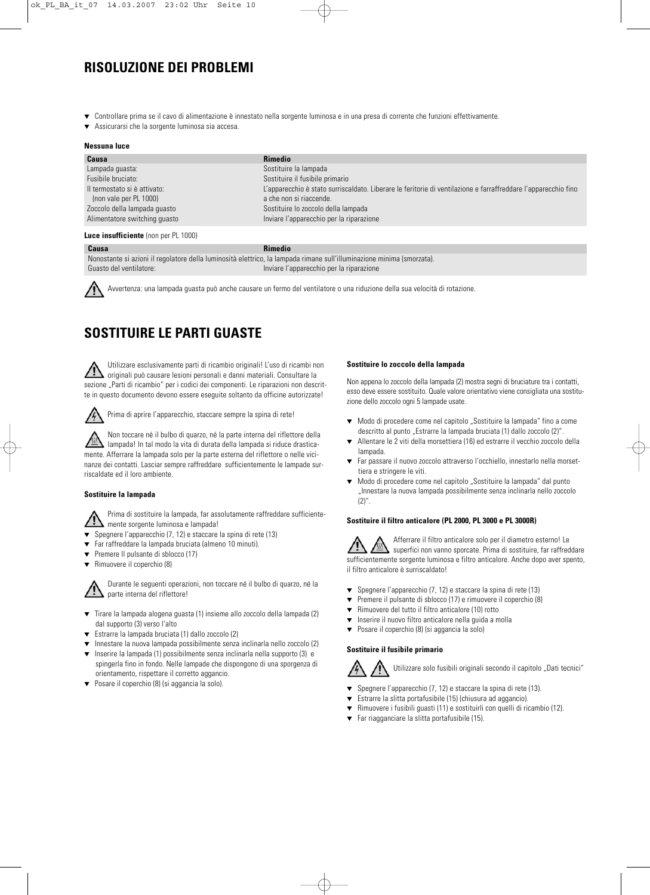## RISOLUZIONE DEI PROBLEMI

- Controllare prima se il cavo di alimentazione è innestato nella sorgente luminosa e in una presa di corrente che funzioni effettivamente.
- Assicurarsi che la sorgente luminosa sia accesa.

**Nessuna luce**

| Causa | Rimedio |
|---|---|
| Lampada guasta: | Sostituire la lampada |
| Fusibile bruciato: | Sostituire il fusibile primario |
| Il termostato si è attivato: (non vale per PL 1000) | L'apparecchio è stato surriscaldato. Liberare le feritorie di ventilazione e farraffreddare l'apparecchio fino a che non si riaccende. |
| Zoccolo della lampada guasto | Sostituire lo zoccolo della lampada |
| Alimentatore switching guasto | Inviare l'apparecchio per la riparazione |

**Luce insufficiente** (non per PL 1000)

| Causa | Rimedio |
|---|---|
| Nonostante si azioni il regolatore della luminosità elettrico, la lampada rimane sull'illuminazione minima (smorzata). | |
| Guasto del ventilatore: | Inviare l'apparecchio per la riparazione |

Avvertenza: una lampada guasta può anche causare un fermo del ventilatore o una riduzione della sua velocità di rotazione.

## SOSTITUIRE LE PARTI GUASTE

Utilizzare esclusivamente parti di ricambio originali! L'uso di ricambi non originali può causare lesioni personali e danni materiali. Consultare la sezione „Parti di ricambio" per i codici dei componenti. Le riparazioni non descritte in questo documento devono essere eseguite soltanto da officine autorizzate!

Prima di aprire l'apparecchio, staccare sempre la spina di rete!

Non toccare né il bulbo di quarzo, né la parte interna del riflettore della lampada! In tal modo la vita di durata della lampada si riduce drasticamente. Afferrare la lampada solo per la parte esterna del riflettore o nelle vicinanze dei contatti. Lasciar sempre raffreddare sufficientemente le lampade surriscaldate ed il loro ambiente.

**Sostituire la lampada**

Prima di sostituire la lampada, far assolutamente raffreddare sufficientemente sorgente luminosa e lampada!

- Spegnere l'apparecchio (7, 12) e staccare la spina di rete (13)
- Far raffreddare la lampada bruciata (almeno 10 minuti).
- Premere Il pulsante di sblocco (17)
- Rimuovere il coperchio (8)

Durante le seguenti operazioni, non toccare né il bulbo di quarzo, né la parte interna del riflettore!

- Tirare la lampada alogena guasta (1) insieme allo zoccolo della lampada (2) dal supporto (3) verso l'alto
- Estrarre la lampada bruciata (1) dallo zoccolo (2)
- Innestare la nuova lampada possibilmente senza inclinarla nello zoccolo (2)
- Inserire la lampada (1) possibilmente senza inclinarla nella supporto (3) e spingerla fino in fondo. Nelle lampade che dispongono di una sporgenza di orientamento, rispettare il corretto aggancio.
- Posare il coperchio (8) (si aggancia la solo).

**Sostituire lo zoccolo della lampada**

Non appena lo zoccolo della lampada (2) mostra segni di bruciature tra i contatti, esso deve essere sostituito. Quale valore orientativo viene consigliata una sostituzione dello zoccolo ogni 5 lampade usate.

- Modo di procedere come nel capitolo „Sostituire la lampada" fino a come descritto al punto „Estrarre la lampada bruciata (1) dallo zoccolo (2)".
- Allentare le 2 viti della morsettiera (16) ed estrarre il vecchio zoccolo della lampada.
- Far passare il nuovo zoccolo attraverso l'occhiello, innestarlo nella morsettiera e stringere le viti.
- Modo di procedere come nel capitolo „Sostituire la lampada" dal punto „Innestare la nuova lampada possibilmente senza inclinarla nello zoccolo (2)".

**Sostituire il filtro anticalore (PL 2000, PL 3000 e PL 3000R)**

Afferrare il filtro anticalore solo per il diametro esterno! Le superfici non vanno sporcate. Prima di sostituire, far raffreddare sufficientemente sorgente luminosa e filtro anticalore. Anche dopo aver spento, il filtro anticalore è surriscaldato!

- Spegnere l'apparecchio (7, 12) e staccare la spina di rete (13)
- Premere il pulsante di sblocco (17) e rimuovere il coperchio (8)
- Rimuovere del tutto il filtro anticalore (10) rotto
- Inserire il nuovo filtro anticalore nella guida a molla
- Posare il coperchio (8) (si aggancia la solo)

**Sostituire il fusibile primario**

Utilizzare solo fusibili originali secondo il capitolo „Dati tecnici"

- Spegnere l'apparecchio (7, 12) e staccare la spina di rete (13).
- Estrarre la slitta portafusibile (15) (chiusura ad aggancio).
- Rimuovere i fusibili guasti (11) e sostituirli con quelli di ricambio (12).
- Far riagganciare la slitta portafusibile (15).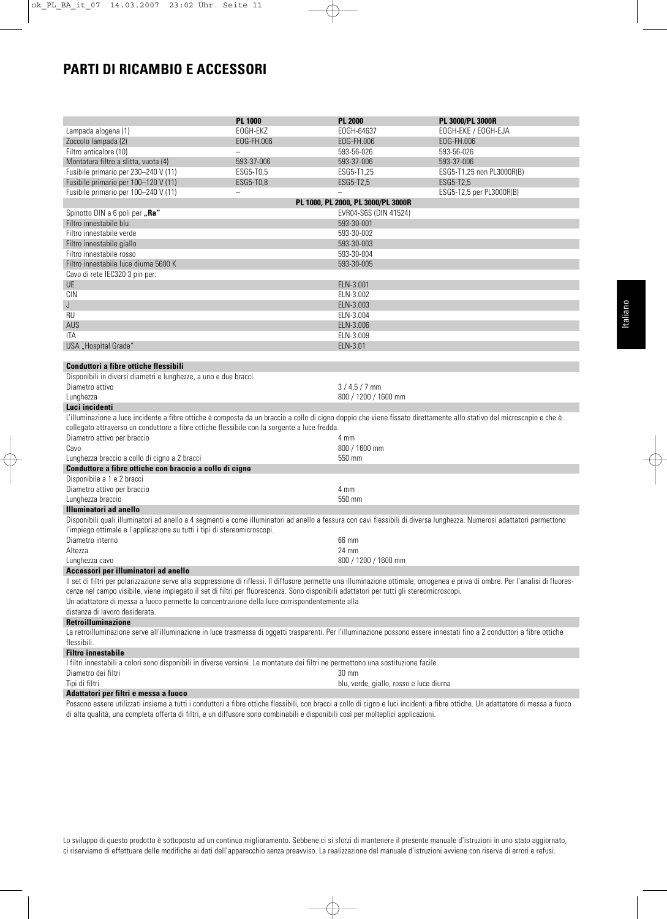# PARTI DI RICAMBIO E ACCESSORI

| | PL 1000 | PL 2000 | PL 3000/PL 3000R |
|---|---|---|---|
| Lampada alogena (1) | EOGH-EKZ | EOGH-64637 | EOGH-EKE / EOGH-EJA |
| Zoccolo lampada (2) | EOG-FH.006 | EOG-FH.006 | EOG-FH.006 |
| Filtro anticalore (10) | – | 593-56-026 | 593-56-026 |
| Montatura filtro a slitta, vuota (4) | 593-37-006 | 593-37-006 | 593-37-006 |
| Fusibile primario per 230–240 V (11) | ESG5-T0,5 | ESG5-T1,25 | ESG5-T1,25 non PL3000R(B) |
| Fusibile primario per 100–120 V (11) | ESG5-T0,8 | ESG5-T2,5 | ESG5-T2,5 |
| Fusibile primario per 100–240 V (11) | – | – | ESG5-T2,5 per PL3000R(B) |

| | PL 1000, PL 2000, PL 3000/PL 3000R |
|---|---|
| Spinotto DIN a 6 poli per **„Ra"** | EVR04-S6S (DIN 41524) |
| Filtro innestabile blu | 593-30-001 |
| Filtro innestabile verde | 593-30-002 |
| Filtro innestabile giallo | 593-30-003 |
| Filtro innestabile rosso | 593-30-004 |
| Filtro innestabile luce diurna 5600 K | 593-30-005 |
| Cavo di rete IEC320 3 pin per: | |
| UE | ELN-3.001 |
| CIN | ELN-3.002 |
| J | ELN-3.003 |
| RU | ELN-3.004 |
| AUS | ELN-3.006 |
| ITA | ELN-3.009 |
| USA „Hospital Grade" | ELN-3.01 |

**Conduttori a fibre ottiche flessibili**

Disponibili in diversi diametri e lunghezze, a uno e due bracci

| | |
|---|---|
| Diametro attivo | 3 / 4,5 / 7 mm |
| Lunghezza | 800 / 1200 / 1600 mm |

**Luci incidenti**

L'illuminazione a luce incidente a fibre ottiche è composta da un braccio a collo di cigno doppio che viene fissato direttamente allo stativo del microscopio e che è collegato attraverso un conduttore a fibre ottiche flessibile con la sorgente a luce fredda.

| | |
|---|---|
| Diametro attivo per braccio | 4 mm |
| Cavo | 800 / 1600 mm |
| Lunghezza braccio a collo di cigno a 2 bracci | 550 mm |

**Conduttore a fibre ottiche con braccio a collo di cigno**

Disponibile a 1 e 2 bracci

| | |
|---|---|
| Diametro attivo per braccio | 4 mm |
| Lunghezza braccio | 550 mm |

**Illuminatori ad anello**

Disponibili quali illuminatori ad anello a 4 segmenti e come illuminatori ad anello a fessura con cavi flessibili di diversa lunghezza. Numerosi adattatori permettono l'impiego ottimale e l'applicazione su tutti i tipi di stereomicroscopi.

| | |
|---|---|
| Diametro interno | 66 mm |
| Altezza | 24 mm |
| Lunghezza cavo | 800 / 1200 / 1600 mm |

**Accessori per illuminatori ad anello**

Il set di filtri per polarizzazione serve alla soppressione di riflessi. Il diffusore permette una illuminazione ottimale, omogenea e priva di ombre. Per l'analisi di fluorescenze nel campo visibile, viene impiegato il set di filtri per fluorescenza. Sono disponibili adattatori per tutti gli stereomicroscopi.
Un adattatore di messa a fuoco permette la concentrazione della luce corrispondentemente alla distanza di lavoro desiderata.

**Retroilluminazione**

La retroilluminazione serve all'illuminazione in luce trasmessa di oggetti trasparenti. Per l'illuminazione possono essere innestati fino a 2 conduttori a fibre ottiche flessibili.

**Filtro innestabile**

I filtri innestabili a colori sono disponibili in diverse versioni. Le montature dei filtri ne permettono una sostituzione facile.

| | |
|---|---|
| Diametro dei filtri | 30 mm |
| Tipi di filtri | blu, verde, giallo, rosso e luce diurna |

**Adattatori per filtri e messa a fuoco**

Possono essere utilizzati insieme a tutti i conduttori a fibre ottiche flessibili, con bracci a collo di cigno e luci incidenti a fibre ottiche. Un adattatore di messa a fuoco di alta qualità, una completa offerta di filtri, e un diffusore sono combinabili e disponibili così per molteplici applicazioni.

Lo sviluppo di questo prodotto è sottoposto ad un continuo miglioramento. Sebbene ci si sforzi di mantenere il presente manuale d'istruzioni in uno stato aggiornato, ci riserviamo di effettuare delle modifiche ai dati dell'apparecchio senza preavviso. La realizzazione del manuale d'istruzioni avviene con riserva di errori e refusi.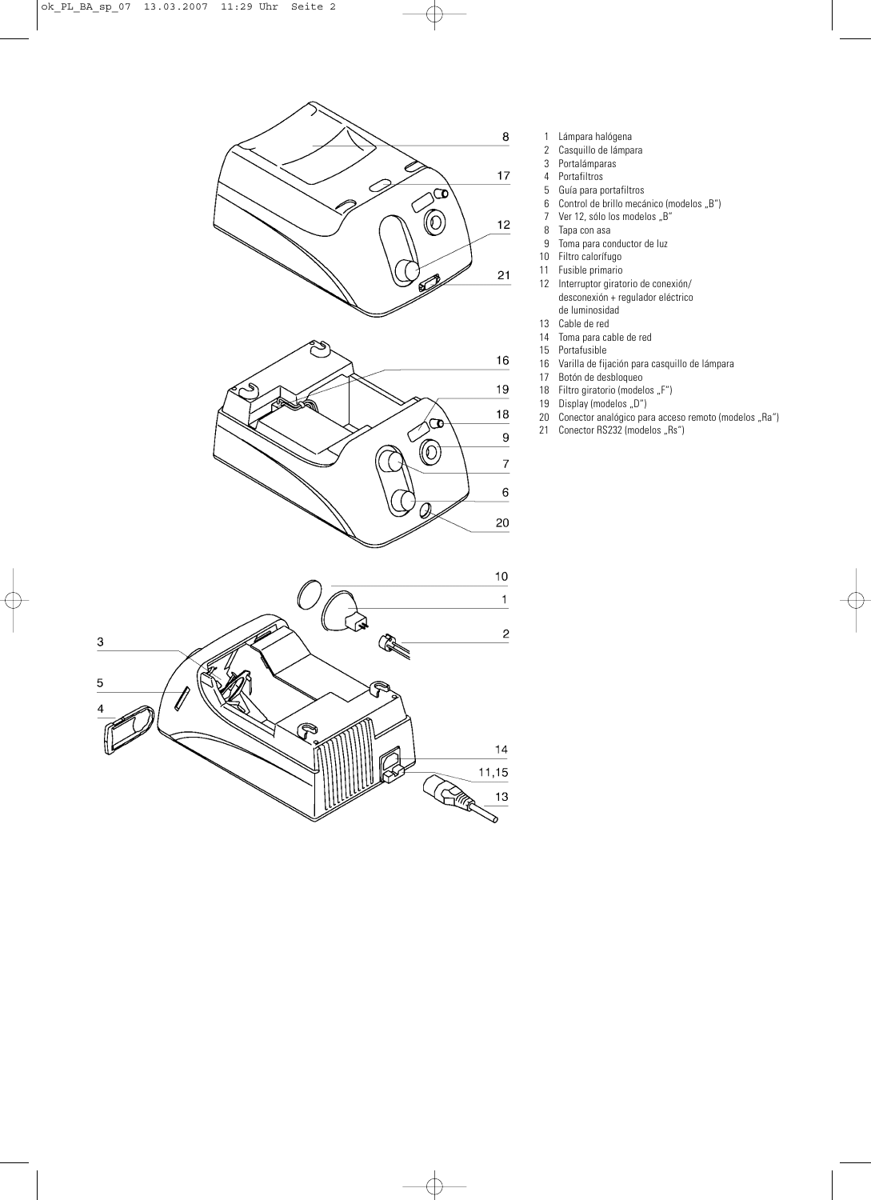1 Lámpara halógena
2 Casquillo de lámpara
3 Portalámparas
4 Portafiltros
5 Guía para portafiltros
6 Control de brillo mecánico (modelos „B")
7 Ver 12, sólo los modelos „B"
8 Tapa con asa
9 Toma para conductor de luz
10 Filtro calorífugo
11 Fusible primario
12 Interruptor giratorio de conexión/ desconexión + regulador eléctrico de luminosidad
13 Cable de red
14 Toma para cable de red
15 Portafusible
16 Varilla de fijación para casquillo de lámpara
17 Botón de desbloqueo
18 Filtro giratorio (modelos „F")
19 Display (modelos „D")
20 Conector analógico para acceso remoto (modelos „Ra")
21 Conector RS232 (modelos „Rs")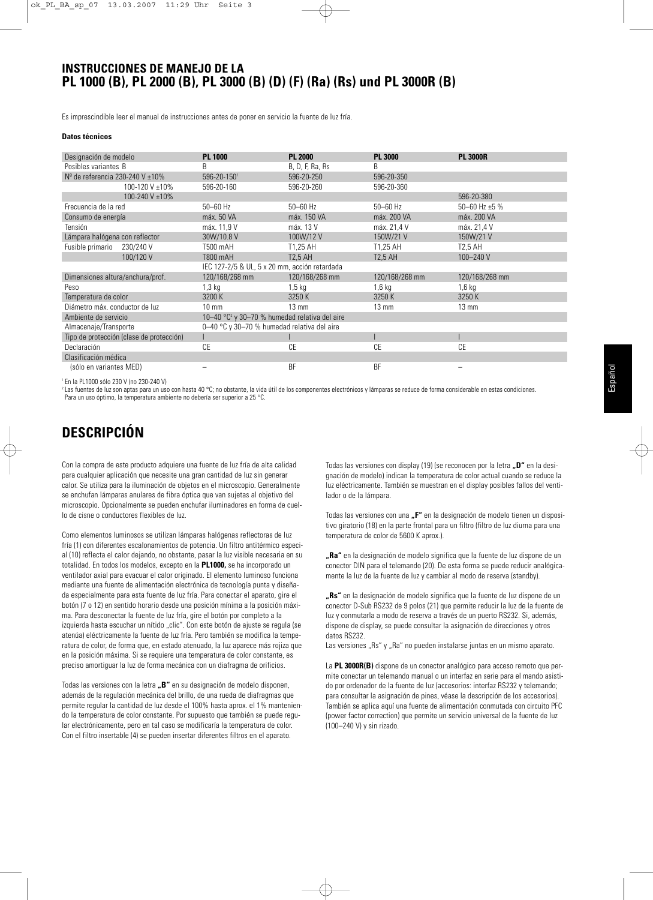# INSTRUCCIONES DE MANEJO DE LA
# PL 1000 (B), PL 2000 (B), PL 3000 (B) (D) (F) (Ra) (Rs) und PL 3000R (B)

Es imprescindible leer el manual de instrucciones antes de poner en servicio la fuente de luz fría.

**Datos técnicos**

| Designación de modelo | PL 1000 | PL 2000 | PL 3000 | PL 3000R |
|---|---|---|---|---|
| Posibles variantes B | B | B, D, F, Ra, Rs | B | |
| Nº de referencia 230-240 V ±10% | 596-20-150[1] | 596-20-250 | 596-20-350 | |
| 100-120 V ±10% | 596-20-160 | 596-20-260 | 596-20-360 | |
| 100-240 V ±10% | | | | 596-20-380 |
| Frecuencia de la red | 50–60 Hz | 50–60 Hz | 50–60 Hz | 50–60 Hz ±5 % |
| Consumo de energía | máx. 50 VA | máx. 150 VA | máx. 200 VA | máx. 200 VA |
| Tensión | máx. 11,9 V | máx. 13 V | máx. 21,4 V | máx. 21,4 V |
| Lámpara halógena con reflector | 30W/10.8 V | 100W/12 V | 150W/21 V | 150W/21 V |
| Fusible primario 230/240 V | T500 mAH | T1,25 AH | T1,25 AH | T2,5 AH |
| 100/120 V | T800 mAH | T2,5 AH | T2,5 AH | 100–240 V |
| | IEC 127-2/5 & UL, 5 x 20 mm, acción retardada | | | |
| Dimensiones altura/anchura/prof. | 120/168/268 mm | 120/168/268 mm | 120/168/268 mm | 120/168/268 mm |
| Peso | 1,3 kg | 1,5 kg | 1,6 kg | 1,6 kg |
| Temperatura de color | 3200 K | 3250 K | 3250 K | 3250 K |
| Diámetro máx. conductor de luz | 10 mm | 13 mm | 13 mm | 13 mm |
| Ambiente de servicio | 10–40 °C[2] y 30–70 % humedad relativa del aire | | | |
| Almacenaje/Transporte | 0–40 °C y 30–70 % humedad relativa del aire | | | |
| Tipo de protección (clase de protección) | I | I | I | I |
| Declaración | CE | CE | CE | CE |
| Clasificación médica | | | | |
| (sólo en variantes MED) | – | BF | BF | – |

[1] En la PL1000 sólo 230 V (no 230-240 V)
[2] Las fuentes de luz son aptas para un uso con hasta 40 °C; no obstante, la vida útil de los componentes electrónicos y lámparas se reduce de forma considerable en estas condiciones. Para un uso óptimo, la temperatura ambiente no debería ser superior a 25 °C.

# DESCRIPCIÓN

Con la compra de este producto adquiere una fuente de luz fría de alta calidad para cualquier aplicación que necesite una gran cantidad de luz sin generar calor. Se utiliza para la iluminación de objetos en el microscopio. Generalmente se enchufan lámparas anulares de fibra óptica que van sujetas al objetivo del microscopio. Opcionalmente se pueden enchufar iluminadores en forma de cuello de cisne o conductores flexibles de luz.

Como elementos luminosos se utilizan lámparas halógenas reflectoras de luz fría (1) con diferentes escalonamientos de potencia. Un filtro antitérmico especial (10) reflecta el calor dejando, no obstante, pasar la luz visible necesaria en su totalidad. En todos los modelos, excepto en la **PL1000,** se ha incorporado un ventilador axial para evacuar el calor originado. El elemento luminoso funciona mediante una fuente de alimentación electrónica de tecnología punta y diseñada especialmente para esta fuente de luz fría. Para conectar el aparato, gire el botón (7 o 12) en sentido horario desde una posición mínima a la posición máxima. Para desconectar la fuente de luz fría, gire el botón por completo a la izquierda hasta escuchar un nítido „clic". Con este botón de ajuste se regula (se atenúa) eléctricamente la fuente de luz fría. Pero también se modifica la temperatura de color, de forma que, en estado atenuado, la luz aparece más rojiza que en la posición máxima. Si se requiere una temperatura de color constante, es preciso amortiguar la luz de forma mecánica con un diafragma de orificios.

Todas las versiones con la letra **„B"** en su designación de modelo disponen, además de la regulación mecánica del brillo, de una rueda de diafragmas que permite regular la cantidad de luz desde el 100% hasta aprox. el 1% manteniendo la temperatura de color constante. Por supuesto que también se puede regular electrónicamente, pero en tal caso se modificaría la temperatura de color. Con el filtro insertable (4) se pueden insertar diferentes filtros en el aparato.

Todas las versiones con display (19) (se reconocen por la letra **„D"** en la designación de modelo) indican la temperatura de color actual cuando se reduce la luz eléctricamente. También se muestran en el display posibles fallos del ventilador o de la lámpara.

Todas las versiones con una **„F"** en la designación de modelo tienen un dispositivo giratorio (18) en la parte frontal para un filtro (filtro de luz diurna para una temperatura de color de 5600 K aprox.).

**„Ra"** en la designación de modelo significa que la fuente de luz dispone de un conector DIN para el telemando (20). De esta forma se puede reducir analógicamente la luz de la fuente de luz y cambiar al modo de reserva (standby).

**„Rs"** en la designación de modelo significa que la fuente de luz dispone de un conector D-Sub RS232 de 9 polos (21) que permite reducir la luz de la fuente de luz y conmutarla a modo de reserva a través de un puerto RS232. Si, además, dispone de display, se puede consultar la asignación de direcciones y otros datos RS232.
Las versiones „Rs" y „Ra" no pueden instalarse juntas en un mismo aparato.

La **PL 3000R(B)** dispone de un conector analógico para acceso remoto que permite conectar un telemando manual o un interfaz en serie para el mando asistido por ordenador de la fuente de luz (accesorios: interfaz RS232 y telemando; para consultar la asignación de pines, véase la descripción de los accesorios). También se aplica aquí una fuente de alimentación conmutada con circuito PFC (power factor correction) que permite un servicio universal de la fuente de luz (100–240 V) y sin rizado.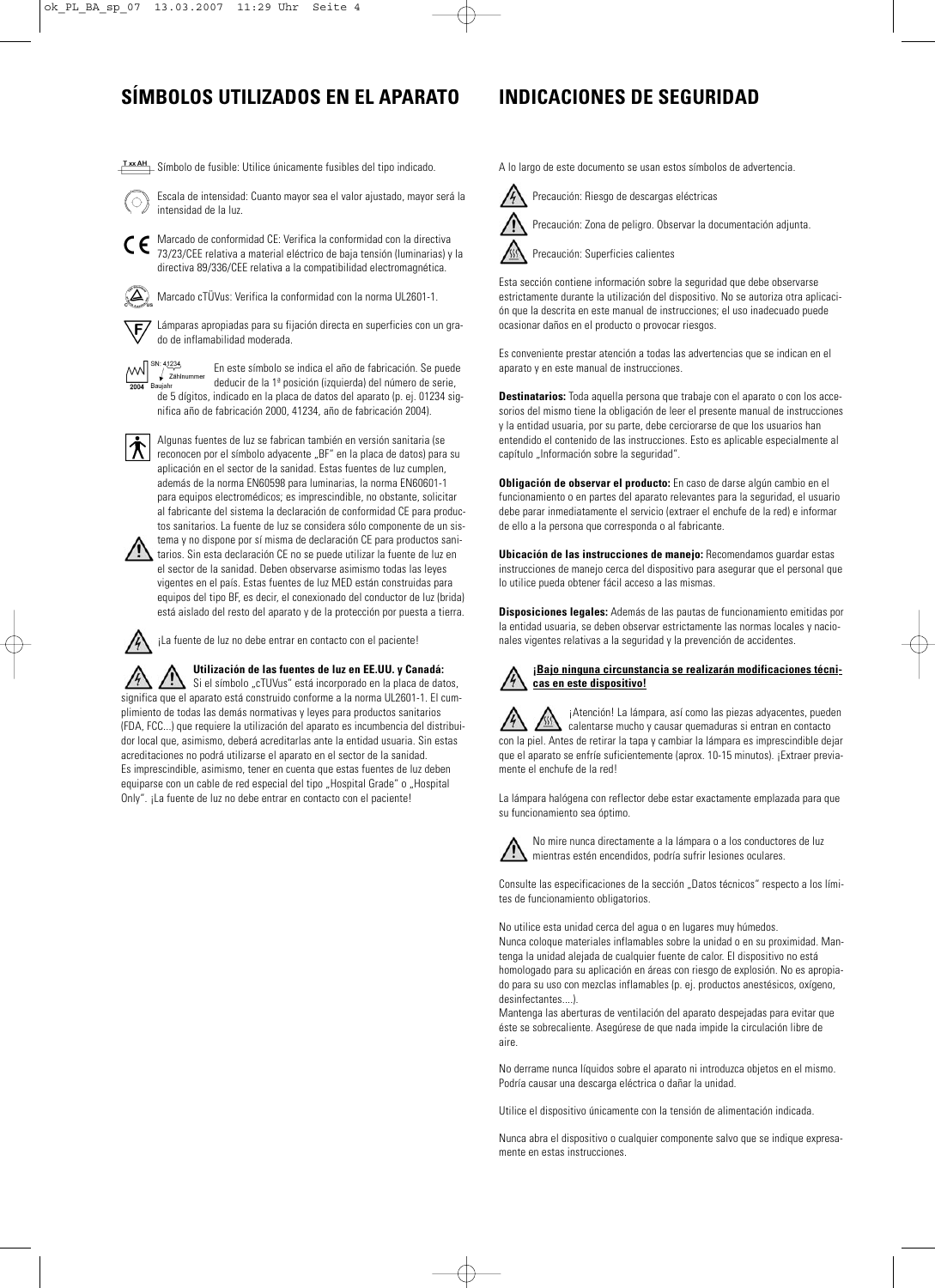## SÍMBOLOS UTILIZADOS EN EL APARATO

T xx AH Símbolo de fusible: Utilice únicamente fusibles del tipo indicado.

Escala de intensidad: Cuanto mayor sea el valor ajustado, mayor será la intensidad de la luz.

Marcado de conformidad CE: Verifica la conformidad con la directiva 73/23/CEE relativa a material eléctrico de baja tensión (luminarias) y la directiva 89/336/CEE relativa a la compatibilidad electromagnética.

Marcado cTÜVus: Verifica la conformidad con la norma UL2601-1.

Lámparas apropiadas para su fijación directa en superficies con un grado de inflamabilidad moderada.

SN: 41234 Zählnummer Baujahr 2004 En este símbolo se indica el año de fabricación. Se puede deducir de la 1ª posición (izquierda) del número de serie, de 5 dígitos, indicado en la placa de datos del aparato (p. ej. 01234 significa año de fabricación 2000, 41234, año de fabricación 2004).

Algunas fuentes de luz se fabrican también en versión sanitaria (se reconocen por el símbolo adyacente „BF" en la placa de datos) para su aplicación en el sector de la sanidad. Estas fuentes de luz cumplen, además de la norma EN60598 para luminarias, la norma EN60601-1 para equipos electromédicos; es imprescindible, no obstante, solicitar al fabricante del sistema la declaración de conformidad CE para productos sanitarios. La fuente de luz se considera sólo componente de un sistema y no dispone por sí misma de declaración CE para productos sanitarios. Sin esta declaración CE no se puede utilizar la fuente de luz en el sector de la sanidad. Deben observarse asimismo todas las leyes vigentes en el país. Estas fuentes de luz MED están construidas para equipos del tipo BF, es decir, el conexionado del conductor de luz (brida) está aislado del resto del aparato y de la protección por puesta a tierra.

¡La fuente de luz no debe entrar en contacto con el paciente!

**Utilización de las fuentes de luz en EE.UU. y Canadá:**
Si el símbolo „cTUVus" está incorporado en la placa de datos, significa que el aparato está construido conforme a la norma UL2601-1. El cumplimiento de todas las demás normativas y leyes para productos sanitarios (FDA, FCC...) que requiere la utilización del aparato es incumbencia del distribuidor local que, asimismo, deberá acreditarlas ante la entidad usuaria. Sin estas acreditaciones no podrá utilizarse el aparato en el sector de la sanidad.
Es imprescindible, asimismo, tener en cuenta que estas fuentes de luz deben equiparse con un cable de red especial del tipo „Hospital Grade" o „Hospital Only". ¡La fuente de luz no debe entrar en contacto con el paciente!

## INDICACIONES DE SEGURIDAD

A lo largo de este documento se usan estos símbolos de advertencia.

Precaución: Riesgo de descargas eléctricas

Precaución: Zona de peligro. Observar la documentación adjunta.

Precaución: Superficies calientes

Esta sección contiene información sobre la seguridad que debe observarse estrictamente durante la utilización del dispositivo. No se autoriza otra aplicación que la descrita en este manual de instrucciones; el uso inadecuado puede ocasionar daños en el producto o provocar riesgos.

Es conveniente prestar atención a todas las advertencias que se indican en el aparato y en este manual de instrucciones.

**Destinatarios:** Toda aquella persona que trabaje con el aparato o con los accesorios del mismo tiene la obligación de leer el presente manual de instrucciones y la entidad usuaria, por su parte, debe cerciorarse de que los usuarios han entendido el contenido de las instrucciones. Esto es aplicable especialmente al capítulo „Información sobre la seguridad".

**Obligación de observar el producto:** En caso de darse algún cambio en el funcionamiento o en partes del aparato relevantes para la seguridad, el usuario debe parar inmediatamente el servicio (extraer el enchufe de la red) e informar de ello a la persona que corresponda o al fabricante.

**Ubicación de las instrucciones de manejo:** Recomendamos guardar estas instrucciones de manejo cerca del dispositivo para asegurar que el personal que lo utilice pueda obtener fácil acceso a las mismas.

**Disposiciones legales:** Además de las pautas de funcionamiento emitidas por la entidad usuaria, se deben observar estrictamente las normas locales y nacionales vigentes relativas a la seguridad y la prevención de accidentes.

**¡Bajo ninguna circunstancia se realizarán modificaciones técnicas en este dispositivo!**

¡Atención! La lámpara, así como las piezas adyacentes, pueden calentarse mucho y causar quemaduras si entran en contacto con la piel. Antes de retirar la tapa y cambiar la lámpara es imprescindible dejar que el aparato se enfríe suficientemente (aprox. 10-15 minutos). ¡Extraer previamente el enchufe de la red!

La lámpara halógena con reflector debe estar exactamente emplazada para que su funcionamiento sea óptimo.

No mire nunca directamente a la lámpara o a los conductores de luz mientras estén encendidos, podría sufrir lesiones oculares.

Consulte las especificaciones de la sección „Datos técnicos" respecto a los límites de funcionamiento obligatorios.

No utilice esta unidad cerca del agua o en lugares muy húmedos.
Nunca coloque materiales inflamables sobre la unidad o en su proximidad. Mantenga la unidad alejada de cualquier fuente de calor. El dispositivo no está homologado para su aplicación en áreas con riesgo de explosión. No es apropiado para su uso con mezclas inflamables (p. ej. productos anestésicos, oxígeno, desinfectantes....).
Mantenga las aberturas de ventilación del aparato despejadas para evitar que éste se sobrecaliente. Asegúrese de que nada impide la circulación libre de aire.

No derrame nunca líquidos sobre el aparato ni introduzca objetos en el mismo. Podría causar una descarga eléctrica o dañar la unidad.

Utilice el dispositivo únicamente con la tensión de alimentación indicada.

Nunca abra el dispositivo o cualquier componente salvo que se indique expresamente en estas instrucciones.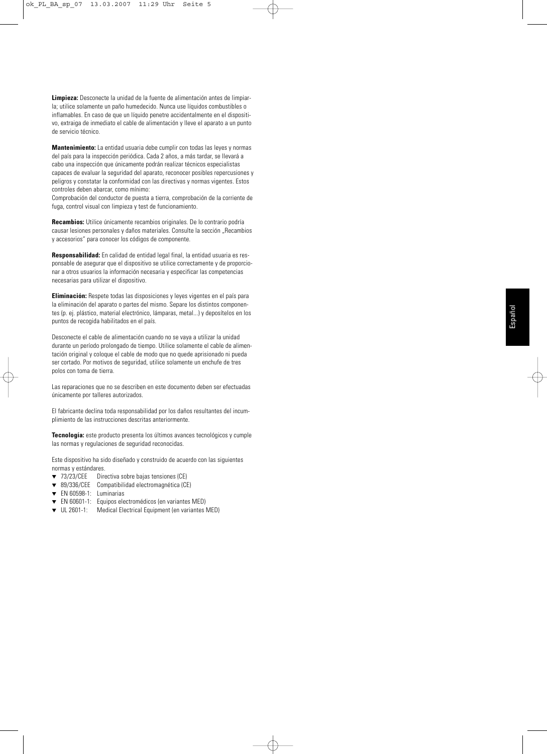**Limpieza:** Desconecte la unidad de la fuente de alimentación antes de limpiarla; utilice solamente un paño humedecido. Nunca use líquidos combustibles o inflamables. En caso de que un líquido penetre accidentalmente en el dispositivo, extraiga de inmediato el cable de alimentación y lleve el aparato a un punto de servicio técnico.

**Mantenimiento:** La entidad usuaria debe cumplir con todas las leyes y normas del país para la inspección periódica. Cada 2 años, a más tardar, se llevará a cabo una inspección que únicamente podrán realizar técnicos especialistas capaces de evaluar la seguridad del aparato, reconocer posibles repercusiones y peligros y constatar la conformidad con las directivas y normas vigentes. Estos controles deben abarcar, como mínimo:
Comprobación del conductor de puesta a tierra, comprobación de la corriente de fuga, control visual con limpieza y test de funcionamiento.

**Recambios:** Utilice únicamente recambios originales. De lo contrario podría causar lesiones personales y daños materiales. Consulte la sección „Recambios y accesorios" para conocer los códigos de componente.

**Responsabilidad:** En calidad de entidad legal final, la entidad usuaria es responsable de asegurar que el dispositivo se utilice correctamente y de proporcionar a otros usuarios la información necesaria y especificar las competencias necesarias para utilizar el dispositivo.

**Eliminación:** Respete todas las disposiciones y leyes vigentes en el país para la eliminación del aparato o partes del mismo. Separe los distintos componentes (p. ej. plástico, material electrónico, lámparas, metal...) y depositélos en los puntos de recogida habilitados en el país.

Desconecte el cable de alimentación cuando no se vaya a utilizar la unidad durante un período prolongado de tiempo. Utilice solamente el cable de alimentación original y coloque el cable de modo que no quede aprisionado ni pueda ser cortado. Por motivos de seguridad, utilice solamente un enchufe de tres polos con toma de tierra.

Las reparaciones que no se describen en este documento deben ser efectuadas únicamente por talleres autorizados.

El fabricante declina toda responsabilidad por los daños resultantes del incumplimiento de las instrucciones descritas anteriormente.

**Tecnología:** este producto presenta los últimos avances tecnológicos y cumple las normas y regulaciones de seguridad reconocidas.

Este dispositivo ha sido diseñado y construido de acuerdo con las siguientes normas y estándares.

- 73/23/CEE Directiva sobre bajas tensiones (CE)
- 89/336/CEE Compatibilidad electromagnética (CE)
- EN 60598-1: Luminarias
- EN 60601-1: Equipos electromédicos (en variantes MED)
- UL 2601-1: Medical Electrical Equipment (en variantes MED)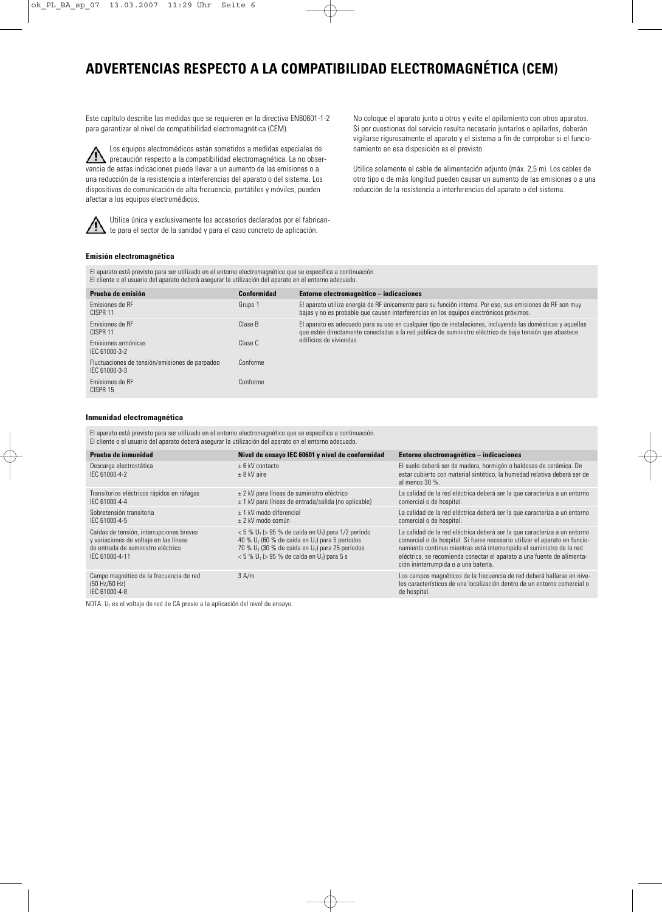# ADVERTENCIAS RESPECTO A LA COMPATIBILIDAD ELECTROMAGNÉTICA (CEM)

Este capítulo describe las medidas que se requieren en la directiva EN60601-1-2 para garantizar el nivel de compatibilidad electromagnética (CEM).

⚠ Los equipos electromédicos están sometidos a medidas especiales de precaución respecto a la compatibilidad electromagnética. La no observancia de estas indicaciones puede llevar a un aumento de las emisiones o a una reducción de la resistencia a interferencias del aparato o del sistema. Los dispositivos de comunicación de alta frecuencia, portátiles y móviles, pueden afectar a los equipos electromédicos.

⚠ Utilice única y exclusivamente los accesorios declarados por el fabricante para el sector de la sanidad y para el caso concreto de aplicación.

No coloque el aparato junto a otros y evite el apilamiento con otros aparatos. Si por cuestiones del servicio resulta necesario juntarlos o apilarlos, deberán vigilarse rigurosamente el aparato y el sistema a fin de comprobar si el funcionamiento en esa disposición es el previsto.

Utilice solamente el cable de alimentación adjunto (máx. 2,5 m). Los cables de otro tipo o de más longitud pueden causar un aumento de las emisiones o a una reducción de la resistencia a interferencias del aparato o del sistema.

**Emisión electromagnética**

El aparato está previsto para ser utilizado en el entorno electromagnético que se especifica a continuación.
El cliente o el usuario del aparato deberá asegurar la utilización del aparato en el entorno adecuado.

| Prueba de emisión | Conformidad | Entorno electromagnético – indicaciones |
|---|---|---|
| Emisiones de RF<br>CISPR 11 | Grupo 1 | El aparato utiliza energía de RF únicamente para su función interna. Por eso, sus emisiones de RF son muy bajas y no es probable que causen interferencias en los equipos electrónicos próximos. |
| Emisiones de RF<br>CISPR 11 | Clase B | El aparato es adecuado para su uso en cualquier tipo de instalaciones, incluyendo las domésticas y aquellas que estén directamente conectadas a la red pública de suministro eléctrico de baja tensión que abastece edificios de viviendas. |
| Emisiones armónicas<br>IEC 61000-3-2 | Clase C | |
| Fluctuaciones de tensión/emisiones de parpadeo<br>IEC 61000-3-3 | Conforme | |
| Emisiones de RF<br>CISPR 15 | Conforme | |

**Inmunidad electromagnética**

El aparato está previsto para ser utilizado en el entorno electromagnético que se especifica a continuación.
El cliente o el usuario del aparato deberá asegurar la utilización del aparato en el entorno adecuado.

| Prueba de inmunidad | Nivel de ensayo IEC 60601 y nivel de conformidad | Entorno electromagnético – indicaciones |
|---|---|---|
| Descarga electrostática<br>IEC 61000-4-2 | ± 6 kV contacto<br>± 8 kV aire | El suelo deberá ser de madera, hormigón o baldosas de cerámica. De estar cubierto con material sintético, la humedad relativa deberá ser de al menos 30 %. |
| Transitorios eléctricos rápidos en ráfagas<br>IEC 61000-4-4 | ± 2 kV para líneas de suministro eléctrico<br>± 1 kV para líneas de entrada/salida (no aplicable) | La calidad de la red eléctrica deberá ser la que caracteriza a un entorno comercial o de hospital. |
| Sobretensión transitoria<br>IEC 61000-4-5 | ± 1 kV modo diferencial<br>± 2 kV modo común | La calidad de la red eléctrica deberá ser la que caracteriza a un entorno comercial o de hospital. |
| Caídas de tensión, interrupciones breves y variaciones de voltaje en las líneas de entrada de suministro eléctrico<br>IEC 61000-4-11 | < 5 % $U_T$ (> 95 % de caída en $U_T$) para 1/2 período<br>40 % $U_T$ (60 % de caída en $U_T$) para 5 períodos<br>70 % $U_T$ (30 % de caída en $U_T$) para 25 períodos<br>< 5 % $U_T$ (> 95 % de caída en $U_T$) para 5 s | La calidad de la red eléctrica deberá ser la que caracteriza a un entorno comercial o de hospital. Si fuese necesario utilizar el aparato en funcionamiento continuo mientras está interrumpido el suministro de la red eléctrica, se recomienda conectar el aparato a una fuente de alimentación ininterrumpida o a una batería. |
| Campo magnético de la frecuencia de red (50 Hz/60 Hz)<br>IEC 61000-4-8 | 3 A/m | Los campos magnéticos de la frecuencia de red deberá hallarse en niveles característicos de una localización dentro de un entorno comercial o de hospital. |

NOTA: $U_T$ es el voltaje de red de CA previo a la aplicación del nivel de ensayo.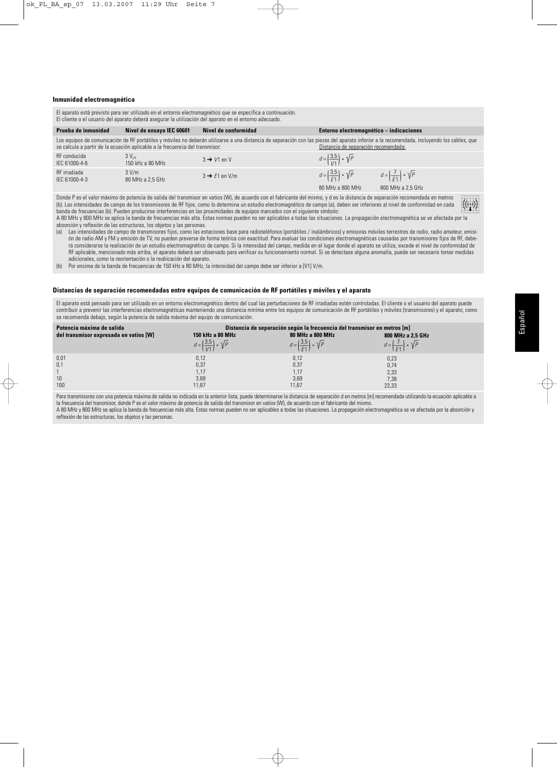### Inmunidad electromagnética

El aparato está previsto para ser utilizado en el entorno electromagnético que se especifica a continuación.
El cliente o el usuario del aparato deberá asegurar la utilización del aparato en el entorno adecuado.

| Prueba de inmunidad | Nivel de ensayo IEC 60601 | Nivel de conformidad | Entorno electromagnético – indicaciones | |
|---|---|---|---|---|
| Los equipos de comunicación de RF portátiles y móviles no deberán utilizarse a una distancia de separación con las piezas del aparato inferior a la recomendada, incluyendo los cables, que se calcula a partir de la ecuación aplicable a la frecuencia del transmisor: | | | Distancia de separación recomendada: | |
| RF conducida IEC 61000-4-6 | 3 $V_{eff}$ 150 kHz a 80 MHz | 3 → $V1$ en V | $d = \left(\frac{3,5}{V1}\right) * \sqrt{P}$ | |
| RF irradiada IEC 61000-4-3 | 3 V/m 80 MHz a 2,5 GHz | 3 → $E1$ en V/m | $d = \left(\frac{3,5}{E1}\right) * \sqrt{P}$ 80 MHz a 800 MHz | $d = \left(\frac{7}{E1}\right) * \sqrt{P}$ 800 MHz a 2,5 GHz |

Donde P es el valor máximo de potencia de salida del transmisor en vatios (W), de acuerdo con el fabricante del mismo, y d es la distancia de separación recomendada en metros (b). Las intensidades de campo de los transmisores de RF fijos, como lo determina un estudio electromagnético de campo (a), deben ser inferiores al nivel de conformidad en cada banda de frecuencias (b). Pueden producirse interferencias en las proximidades de equipos marcados con el siguiente símbolo:

A 80 MHz y 800 MHz se aplica la banda de frecuencias más alta. Estas normas pueden no ser aplicables a todas las situaciones. La propagación electromagnética se ve afectada por la absorción y reflexión de las estructuras, los objetos y las personas.

(a) Las intensidades de campo de transmisores fijos, como las estaciones base para radioteléfonos (portátiles / inalámbricos) y emisoras móviles terrestres de radio, radio amateur, emisión de radio AM y FM y emisión de TV, no pueden preverse de forma teórica con exactitud. Para evaluar las condiciones electromagnéticas causadas por transmisores fijos de RF, deberá considerarse la realización de un estudio electromagnético de campo. Si la intensidad del campo, medida en el lugar donde el aparato se utiliza, excede el nivel de conformidad de RF aplicable, mencionado más arriba, el aparato deberá ser observado para verificar su funcionamiento normal. Si se detectase alguna anomalía, puede ser necesario tomar medidas adicionales, como la reorientación o la reubicación del aparato.

(b) Por encima de la banda de frecuencias de 150 kHz a 80 MHz, la intensidad del campo debe ser inferior a [V1] V/m.

### Distancias de separación recomendadas entre equipos de comunicación de RF portátiles y móviles y el aparato

El aparato está pensado para ser utilizado en un entorno electromagnético dentro del cual las perturbaciones de RF irradiadas estén controladas. El cliente o el usuario del aparato puede contribuir a prevenir las interferencias electromagnéticas manteniendo una distancia mínima entre los equipos de comunicación de RF portátiles y móviles (transmisores) y el aparato, como se recomienda debajo, según la potencia de salida máxima del equipo de comunicación.

| Potencia máxima de salida del transmisor expresada en vatios [W] | Distancia de separación según la frecuencia del transmisor en metros [m] | | |
|---|---|---|---|
| | 150 kHz a 80 MHz $d = \left(\frac{3,5}{V1}\right) * \sqrt{P}$ | 80 MHz a 800 MHz $d = \left(\frac{3,5}{E1}\right) * \sqrt{P}$ | 800 MHz a 2,5 GHz $d = \left(\frac{7}{E1}\right) * \sqrt{P}$ |
| 0,01 | 0,12 | 0,12 | 0,23 |
| 0,1 | 0,37 | 0,37 | 0,74 |
| 1 | 1,17 | 1,17 | 2,33 |
| 10 | 3,69 | 3,69 | 7,38 |
| 100 | 11,67 | 11,67 | 23,33 |

Para transmisores con una potencia máxima de salida no indicada en la anterior lista, puede determinarse la distancia de separación d en metros [m] recomendada utilizando la ecuación aplicable a la frecuencia del transmisor, donde P es el valor máximo de potencia de salida del transmisor en vatios (W), de acuerdo con el fabricante del mismo.
A 80 MHz y 800 MHz se aplica la banda de frecuencias más alta. Estas normas pueden no ser aplicables a todas las situaciones. La propagación electromagnética se ve afectada por la absorción y reflexión de las estructuras, los objetos y las personas.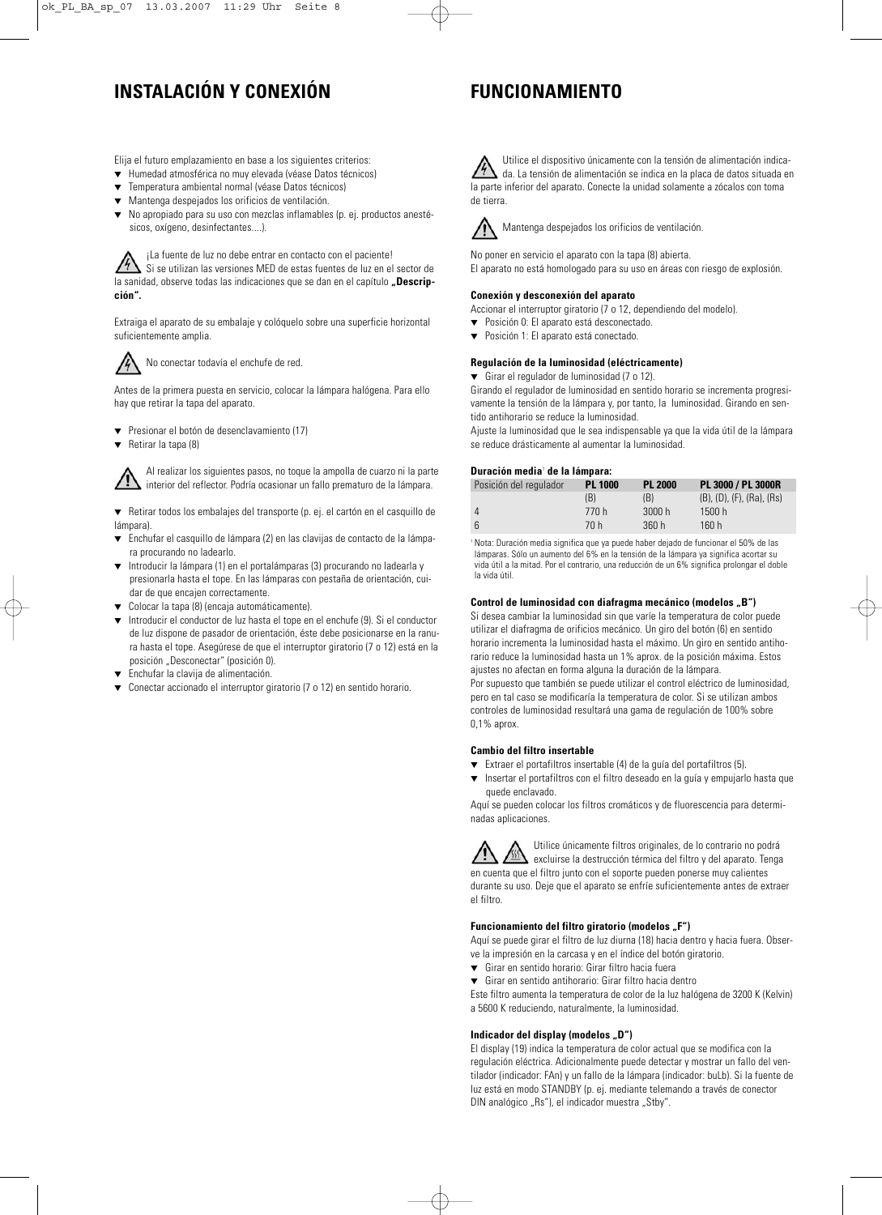# INSTALACIÓN Y CONEXIÓN

Elija el futuro emplazamiento en base a los siguientes criterios:

- Humedad atmosférica no muy elevada (véase Datos técnicos)
- Temperatura ambiental normal (véase Datos técnicos)
- Mantenga despejados los orificios de ventilación.
- No apropiado para su uso con mezclas inflamables (p. ej. productos anestésicos, oxígeno, desinfectantes....).

¡La fuente de luz no debe entrar en contacto con el paciente!
Si se utilizan las versiones MED de estas fuentes de luz en el sector de la sanidad, observe todas las indicaciones que se dan en el capítulo **„Descripción".**

Extraiga el aparato de su embalaje y colóquelo sobre una superficie horizontal suficientemente amplia.

No conectar todavía el enchufe de red.

Antes de la primera puesta en servicio, colocar la lámpara halógena. Para ello hay que retirar la tapa del aparato.

- Presionar el botón de desenclavamiento (17)
- Retirar la tapa (8)

Al realizar los siguientes pasos, no toque la ampolla de cuarzo ni la parte interior del reflector. Podría ocasionar un fallo prematuro de la lámpara.

- Retirar todos los embalajes del transporte (p. ej. el cartón en el casquillo de lámpara).
- Enchufar el casquillo de lámpara (2) en las clavijas de contacto de la lámpara procurando no ladearlo.
- Introducir la lámpara (1) en el portalámparas (3) procurando no ladearla y presionarla hasta el tope. En las lámparas con pestaña de orientación, cuidar de que encajen correctamente.
- Colocar la tapa (8) (encaja automáticamente).
- Introducir el conductor de luz hasta el tope en el enchufe (9). Si el conductor de luz dispone de pasador de orientación, éste debe posicionarse en la ranura hasta el tope. Asegúrese de que el interruptor giratorio (7 o 12) está en la posición „Desconectar" (posición 0).
- Enchufar la clavija de alimentación.
- Conectar accionado el interruptor giratorio (7 o 12) en sentido horario.

# FUNCIONAMIENTO

Utilice el dispositivo únicamente con la tensión de alimentación indicada. La tensión de alimentación se indica en la placa de datos situada en la parte inferior del aparato. Conecte la unidad solamente a zócalos con toma de tierra.

Mantenga despejados los orificios de ventilación.

No poner en servicio el aparato con la tapa (8) abierta.
El aparato no está homologado para su uso en áreas con riesgo de explosión.

### Conexión y desconexión del aparato

Accionar el interruptor giratorio (7 o 12, dependiendo del modelo).

- Posición 0: El aparato está desconectado.
- Posición 1: El aparato está conectado.

### Regulación de la luminosidad (eléctricamente)

- Girar el regulador de luminosidad (7 o 12).

Girando el regulador de luminosidad en sentido horario se incrementa progresivamente la tensión de la lámpara y, por tanto, la luminosidad. Girando en sentido antihorario se reduce la luminosidad.
Ajuste la luminosidad que le sea indispensable ya que la vida útil de la lámpara se reduce drásticamente al aumentar la luminosidad.

### Duración media[1] de la lámpara:

| Posición del regulador | PL 1000 | PL 2000 | PL 3000 / PL 3000R |
|---|---|---|---|
| | (B) | (B) | (B), (D), (F), (Ra), (Rs) |
| 4 | 770 h | 3000 h | 1500 h |
| 6 | 70 h | 360 h | 160 h |

[1] Nota: Duración media significa que ya puede haber dejado de funcionar el 50% de las lámparas. Sólo un aumento del 6% en la tensión de la lámpara ya significa acortar su vida útil a la mitad. Por el contrario, una reducción de un 6% significa prolongar el doble la vida útil.

### Control de luminosidad con diafragma mecánico (modelos „B")

Si desea cambiar la luminosidad sin que varíe la temperatura de color puede utilizar el diafragma de orificios mecánico. Un giro del botón (6) en sentido horario incrementa la luminosidad hasta el máximo. Un giro en sentido antihorario reduce la luminosidad hasta un 1% aprox. de la posición máxima. Estos ajustes no afectan en forma alguna la duración de la lámpara.
Por supuesto que también se puede utilizar el control eléctrico de luminosidad, pero en tal caso se modificaría la temperatura de color. Si se utilizan ambos controles de luminosidad resultará una gama de regulación de 100% sobre 0,1% aprox.

### Cambio del filtro insertable

- Extraer el portafiltros insertable (4) de la guía del portafiltros (5).
- Insertar el portafiltros con el filtro deseado en la guía y empujarlo hasta que quede enclavado.

Aquí se pueden colocar los filtros cromáticos y de fluorescencia para determinadas aplicaciones.

Utilice únicamente filtros originales, de lo contrario no podrá excluirse la destrucción térmica del filtro y del aparato. Tenga en cuenta que el filtro junto con el soporte pueden ponerse muy calientes durante su uso. Deje que el aparato se enfríe suficientemente antes de extraer el filtro.

### Funcionamiento del filtro giratorio (modelos „F")

Aquí se puede girar el filtro de luz diurna (18) hacia dentro y hacia fuera. Observe la impresión en la carcasa y en el índice del botón giratorio.

- Girar en sentido horario: Girar filtro hacia fuera
- Girar en sentido antihorario: Girar filtro hacia dentro

Este filtro aumenta la temperatura de color de la luz halógena de 3200 K (Kelvin) a 5600 K reduciendo, naturalmente, la luminosidad.

### Indicador del display (modelos „D")

El display (19) indica la temperatura de color actual que se modifica con la regulación eléctrica. Adicionalmente puede detectar y mostrar un fallo del ventilador (indicador: FAn) y un fallo de la lámpara (indicador: buLb). Si la fuente de luz está en modo STANDBY (p. ej. mediante telemando a través de conector DIN analógico „Rs"), el indicador muestra „Stby".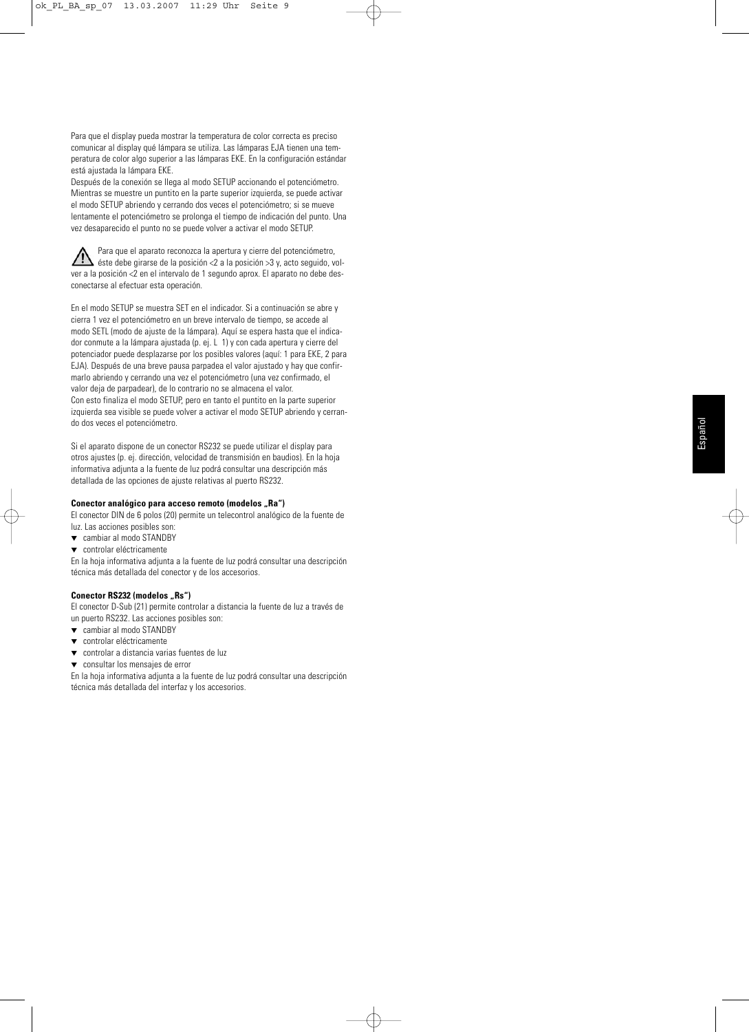Para que el display pueda mostrar la temperatura de color correcta es preciso comunicar al display qué lámpara se utiliza. Las lámparas EJA tienen una temperatura de color algo superior a las lámparas EKE. En la configuración estándar está ajustada la lámpara EKE.
Después de la conexión se llega al modo SETUP accionando el potenciómetro. Mientras se muestre un puntito en la parte superior izquierda, se puede activar el modo SETUP abriendo y cerrando dos veces el potenciómetro; si se mueve lentamente el potenciómetro se prolonga el tiempo de indicación del punto. Una vez desaparecido el punto no se puede volver a activar el modo SETUP.

⚠ Para que el aparato reconozca la apertura y cierre del potenciómetro, éste debe girarse de la posición <2 a la posición >3 y, acto seguido, volver a la posición <2 en el intervalo de 1 segundo aprox. El aparato no debe desconectarse al efectuar esta operación.

En el modo SETUP se muestra SET en el indicador. Si a continuación se abre y cierra 1 vez el potenciómetro en un breve intervalo de tiempo, se accede al modo SETL (modo de ajuste de la lámpara). Aquí se espera hasta que el indicador conmute a la lámpara ajustada (p. ej. L 1) y con cada apertura y cierre del potenciador puede desplazarse por los posibles valores (aquí: 1 para EKE, 2 para EJA). Después de una breve pausa parpadea el valor ajustado y hay que confirmarlo abriendo y cerrando una vez el potenciómetro (una vez confirmado, el valor deja de parpadear), de lo contrario no se almacena el valor.
Con esto finaliza el modo SETUP, pero en tanto el puntito en la parte superior izquierda sea visible se puede volver a activar el modo SETUP abriendo y cerrando dos veces el potenciómetro.

Si el aparato dispone de un conector RS232 se puede utilizar el display para otros ajustes (p. ej. dirección, velocidad de transmisión en baudios). En la hoja informativa adjunta a la fuente de luz podrá consultar una descripción más detallada de las opciones de ajuste relativas al puerto RS232.

**Conector analógico para acceso remoto (modelos „Ra")**

El conector DIN de 6 polos (20) permite un telecontrol analógico de la fuente de luz. Las acciones posibles son:

- cambiar al modo STANDBY
- controlar eléctricamente

En la hoja informativa adjunta a la fuente de luz podrá consultar una descripción técnica más detallada del conector y de los accesorios.

**Conector RS232 (modelos „Rs")**

El conector D-Sub (21) permite controlar a distancia la fuente de luz a través de un puerto RS232. Las acciones posibles son:

- cambiar al modo STANDBY
- controlar eléctricamente
- controlar a distancia varias fuentes de luz
- consultar los mensajes de error

En la hoja informativa adjunta a la fuente de luz podrá consultar una descripción técnica más detallada del interfaz y los accesorios.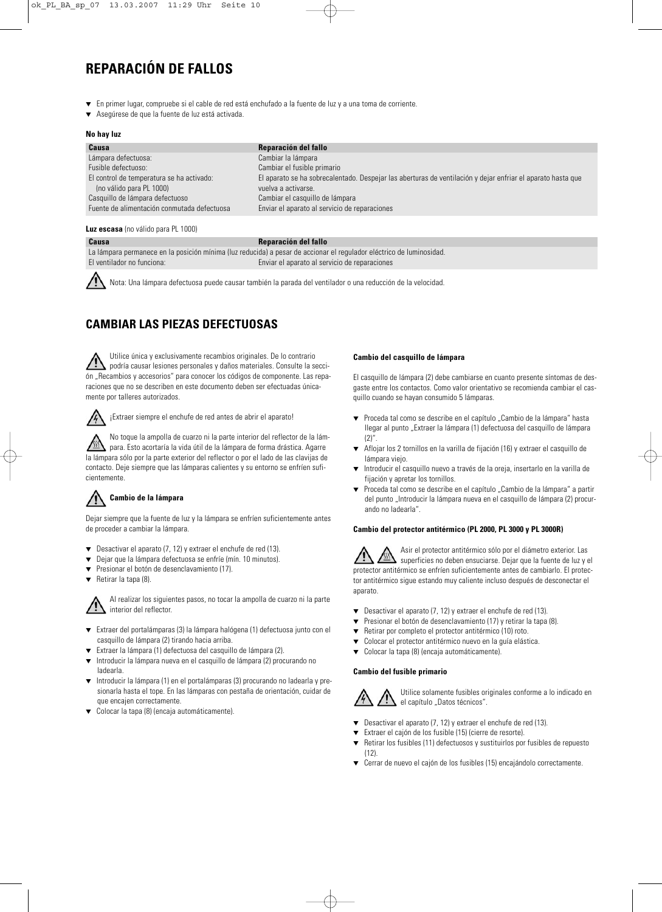# REPARACIÓN DE FALLOS

- En primer lugar, compruebe si el cable de red está enchufado a la fuente de luz y a una toma de corriente.
- Asegúrese de que la fuente de luz está activada.

**No hay luz**

| Causa | Reparación del fallo |
|---|---|
| Lámpara defectuosa: | Cambiar la lámpara |
| Fusible defectuoso: | Cambiar el fusible primario |
| El control de temperatura se ha activado: (no válido para PL 1000) | El aparato se ha sobrecalentado. Despejar las aberturas de ventilación y dejar enfriar el aparato hasta que vuelva a activarse. |
| Casquillo de lámpara defectuoso | Cambiar el casquillo de lámpara |
| Fuente de alimentación conmutada defectuosa | Enviar el aparato al servicio de reparaciones |

**Luz escasa** (no válido para PL 1000)

| Causa | Reparación del fallo |
|---|---|
| La lámpara permanece en la posición mínima (luz reducida) a pesar de accionar el regulador eléctrico de luminosidad. | |
| El ventilador no funciona: | Enviar el aparato al servicio de reparaciones |

Nota: Una lámpara defectuosa puede causar también la parada del ventilador o una reducción de la velocidad.

# CAMBIAR LAS PIEZAS DEFECTUOSAS

Utilice única y exclusivamente recambios originales. De lo contrario podría causar lesiones personales y daños materiales. Consulte la sección „Recambios y accesorios“ para conocer los códigos de componente. Las reparaciones que no se describen en este documento deben ser efectuadas únicamente por talleres autorizados.

¡Extraer siempre el enchufe de red antes de abrir el aparato!

No toque la ampolla de cuarzo ni la parte interior del reflector de la lámpara. Esto acortaría la vida útil de la lámpara de forma drástica. Agarre la lámpara sólo por la parte exterior del reflector o por el lado de las clavijas de contacto. Deje siempre que las lámparas calientes y su entorno se enfríen suficientemente.

### Cambio de la lámpara

Dejar siempre que la fuente de luz y la lámpara se enfríen suficientemente antes de proceder a cambiar la lámpara.

- Desactivar el aparato (7, 12) y extraer el enchufe de red (13).
- Dejar que la lámpara defectuosa se enfríe (mín. 10 minutos).
- Presionar el botón de desenclavamiento (17).
- Retirar la tapa (8).

Al realizar los siguientes pasos, no tocar la ampolla de cuarzo ni la parte interior del reflector.

- Extraer del portalámparas (3) la lámpara halógena (1) defectuosa junto con el casquillo de lámpara (2) tirando hacia arriba.
- Extraer la lámpara (1) defectuosa del casquillo de lámpara (2).
- Introducir la lámpara nueva en el casquillo de lámpara (2) procurando no ladearla.
- Introducir la lámpara (1) en el portalámparas (3) procurando no ladearla y presionarla hasta el tope. En las lámparas con pestaña de orientación, cuidar de que encajen correctamente.
- Colocar la tapa (8) (encaja automáticamente).

### Cambio del casquillo de lámpara

El casquillo de lámpara (2) debe cambiarse en cuanto presente síntomas de desgaste entre los contactos. Como valor orientativo se recomienda cambiar el casquillo cuando se hayan consumido 5 lámparas.

- Proceda tal como se describe en el capítulo „Cambio de la lámpara“ hasta llegar al punto „Extraer la lámpara (1) defectuosa del casquillo de lámpara (2)“.
- Aflojar los 2 tornillos en la varilla de fijación (16) y extraer el casquillo de lámpara viejo.
- Introducir el casquillo nuevo a través de la oreja, insertarlo en la varilla de fijación y apretar los tornillos.
- Proceda tal como se describe en el capítulo „Cambio de la lámpara“ a partir del punto „Introducir la lámpara nueva en el casquillo de lámpara (2) procurando no ladearla“.

### Cambio del protector antitérmico (PL 2000, PL 3000 y PL 3000R)

Asir el protector antitérmico sólo por el diámetro exterior. Las superficies no deben ensuciarse. Dejar que la fuente de luz y el protector antitérmico se enfríen suficientemente antes de cambiarlo. El protector antitérmico sigue estando muy caliente incluso después de desconectar el aparato.

- Desactivar el aparato (7, 12) y extraer el enchufe de red (13).
- Presionar el botón de desenclavamiento (17) y retirar la tapa (8).
- Retirar por completo el protector antitérmico (10) roto.
- Colocar el protector antitérmico nuevo en la guía elástica.
- Colocar la tapa (8) (encaja automáticamente).

### Cambio del fusible primario

Utilice solamente fusibles originales conforme a lo indicado en el capítulo „Datos técnicos“.

- Desactivar el aparato (7, 12) y extraer el enchufe de red (13).
- Extraer el cajón de los fusible (15) (cierre de resorte).
- Retirar los fusibles (11) defectuosos y sustituirlos por fusibles de repuesto (12).
- Cerrar de nuevo el cajón de los fusibles (15) encajándolo correctamente.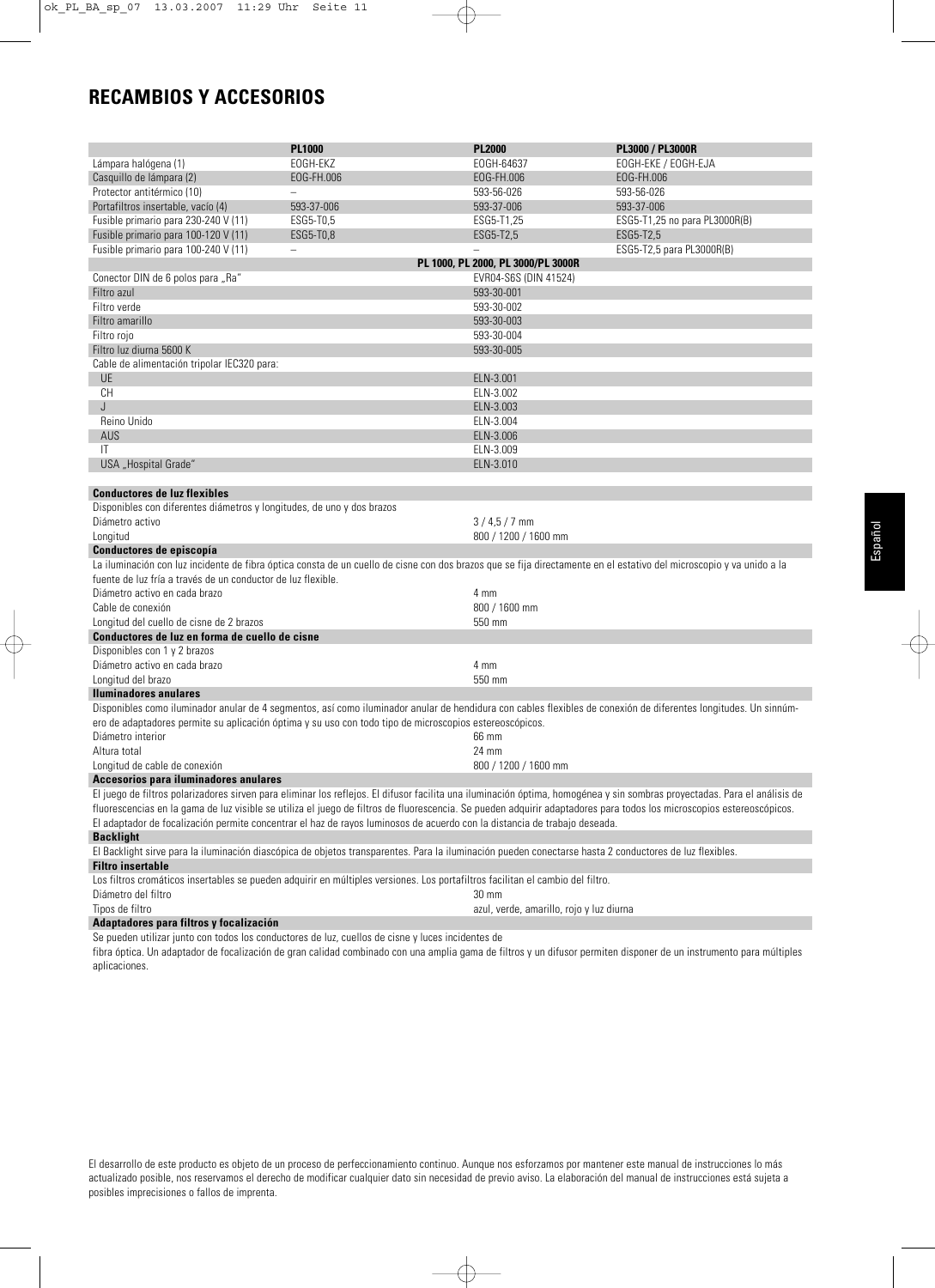# RECAMBIOS Y ACCESORIOS

| | PL1000 | PL2000 | PL3000 / PL3000R |
|---|---|---|---|
| Lámpara halógena (1) | EOGH-EKZ | EOGH-64637 | EOGH-EKE / EOGH-EJA |
| Casquillo de lámpara (2) | EOG-FH.006 | EOG-FH.006 | EOG-FH.006 |
| Protector antitérmico (10) | – | 593-56-026 | 593-56-026 |
| Portafiltros insertable, vacío (4) | 593-37-006 | 593-37-006 | 593-37-006 |
| Fusible primario para 230-240 V (11) | ESG5-T0,5 | ESG5-T1,25 | ESG5-T1,25 no para PL3000R(B) |
| Fusible primario para 100-120 V (11) | ESG5-T0,8 | ESG5-T2,5 | ESG5-T2,5 |
| Fusible primario para 100-240 V (11) | – | – | ESG5-T2,5 para PL3000R(B) |

| | PL 1000, PL 2000, PL 3000/PL 3000R |
|---|---|
| Conector DIN de 6 polos para „Ra" | EVR04-S6S (DIN 41524) |
| Filtro azul | 593-30-001 |
| Filtro verde | 593-30-002 |
| Filtro amarillo | 593-30-003 |
| Filtro rojo | 593-30-004 |
| Filtro luz diurna 5600 K | 593-30-005 |
| Cable de alimentación tripolar IEC320 para: | |
| UE | ELN-3.001 |
| CH | ELN-3.002 |
| J | ELN-3.003 |
| Reino Unido | ELN-3.004 |
| AUS | ELN-3.006 |
| IT | ELN-3.009 |
| USA „Hospital Grade" | ELN-3.010 |

**Conductores de luz flexibles**

Disponibles con diferentes diámetros y longitudes, de uno y dos brazos

| | |
|---|---|
| Diámetro activo | 3 / 4,5 / 7 mm |
| Longitud | 800 / 1200 / 1600 mm |

**Conductores de episcopía**

La iluminación con luz incidente de fibra óptica consta de un cuello de cisne con dos brazos que se fija directamente en el estativo del microscopio y va unido a la fuente de luz fría a través de un conductor de luz flexible.

| | |
|---|---|
| Diámetro activo en cada brazo | 4 mm |
| Cable de conexión | 800 / 1600 mm |
| Longitud del cuello de cisne de 2 brazos | 550 mm |

**Conductores de luz en forma de cuello de cisne**

Disponibles con 1 y 2 brazos

| | |
|---|---|
| Diámetro activo en cada brazo | 4 mm |
| Longitud del brazo | 550 mm |

**Iluminadores anulares**

Disponibles como iluminador anular de 4 segmentos, así como iluminador anular de hendidura con cables flexibles de conexión de diferentes longitudes. Un sinnúmero de adaptadores permite su aplicación óptima y su uso con todo tipo de microscopios estereoscópicos.

| | |
|---|---|
| Diámetro interior | 66 mm |
| Altura total | 24 mm |
| Longitud de cable de conexión | 800 / 1200 / 1600 mm |

**Accesorios para iluminadores anulares**

El juego de filtros polarizadores sirven para eliminar los reflejos. El difusor facilita una iluminación óptima, homogénea y sin sombras proyectadas. Para el análisis de fluorescencias en la gama de luz visible se utiliza el juego de filtros de fluorescencia. Se pueden adquirir adaptadores para todos los microscopios estereoscópicos. El adaptador de focalización permite concentrar el haz de rayos luminosos de acuerdo con la distancia de trabajo deseada.

**Backlight**

El Backlight sirve para la iluminación diascópica de objetos transparentes. Para la iluminación pueden conectarse hasta 2 conductores de luz flexibles.

**Filtro insertable**

Los filtros cromáticos insertables se pueden adquirir en múltiples versiones. Los portafiltros facilitan el cambio del filtro.

| | |
|---|---|
| Diámetro del filtro | 30 mm |
| Tipos de filtro | azul, verde, amarillo, rojo y luz diurna |

**Adaptadores para filtros y focalización**

Se pueden utilizar junto con todos los conductores de luz, cuellos de cisne y luces incidentes de fibra óptica. Un adaptador de focalización de gran calidad combinado con una amplia gama de filtros y un difusor permiten disponer de un instrumento para múltiples aplicaciones.

El desarrollo de este producto es objeto de un proceso de perfeccionamiento continuo. Aunque nos esforzamos por mantener este manual de instrucciones lo más actualizado posible, nos reservamos el derecho de modificar cualquier dato sin necesidad de previo aviso. La elaboración del manual de instrucciones está sujeta a posibles imprecisiones o fallos de imprenta.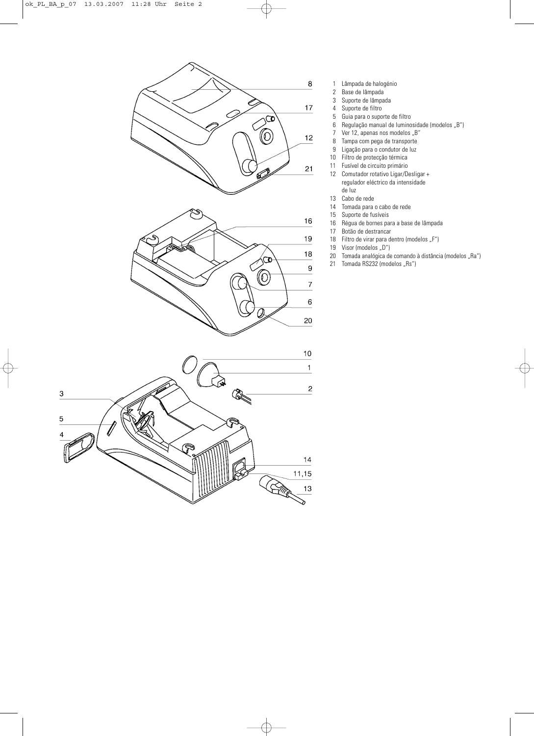1 Lâmpada de halogénio
2 Base de lâmpada
3 Suporte de lâmpada
4 Suporte de filtro
5 Guia para o suporte de filtro
6 Regulação manual de luminosidade (modelos „B")
7 Ver 12, apenas nos modelos „B"
8 Tampa com pega de transporte
9 Ligação para o condutor de luz
10 Filtro de protecção térmica
11 Fusível de circuito primário
12 Comutador rotativo Ligar/Desligar + regulador eléctrico da intensidade de luz
13 Cabo de rede
14 Tomada para o cabo de rede
15 Suporte de fusíveis
16 Régua de bornes para a base de lâmpada
17 Botão de destrancar
18 Filtro de virar para dentro (modelos „F")
19 Visor (modelos „D")
20 Tomada analógica de comando à distância (modelos „Ra")
21 Tomada RS232 (modelos „Rs")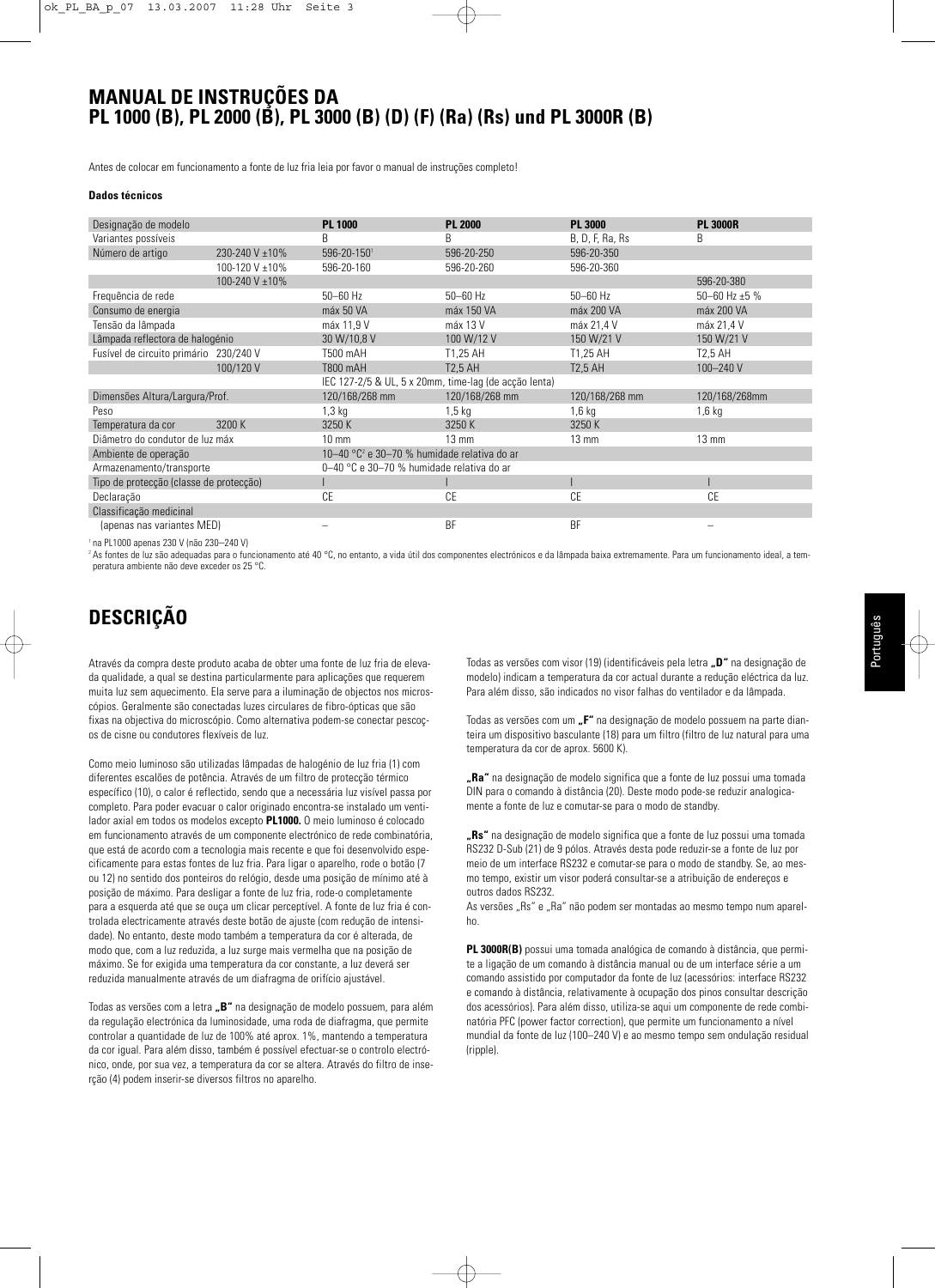# MANUAL DE INSTRUÇÕES DA PL 1000 (B), PL 2000 (B), PL 3000 (B) (D) (F) (Ra) (Rs) und PL 3000R (B)

Antes de colocar em funcionamento a fonte de luz fria leia por favor o manual de instruções completo!

**Dados técnicos**

| Designação de modelo | | **PL 1000** | **PL 2000** | **PL 3000** | **PL 3000R** |
|---|---|---|---|---|---|
| Variantes possíveis | | B | B | B, D, F, Ra, Rs | B |
| Número de artigo | 230-240 V ±10% | 596-20-150[1] | 596-20-250 | 596-20-350 | |
| | 100-120 V ±10% | 596-20-160 | 596-20-260 | 596-20-360 | |
| | 100-240 V ±10% | | | | 596-20-380 |
| Frequência de rede | | 50–60 Hz | 50–60 Hz | 50–60 Hz | 50–60 Hz ±5 % |
| Consumo de energia | | máx 50 VA | máx 150 VA | máx 200 VA | máx 200 VA |
| Tensão da lâmpada | | máx 11,9 V | máx 13 V | máx 21,4 V | máx 21,4 V |
| Lâmpada reflectora de halogénio | | 30 W/10,8 V | 100 W/12 V | 150 W/21 V | 150 W/21 V |
| Fusível de circuito primário | 230/240 V | T500 mAH | T1,25 AH | T1,25 AH | T2,5 AH |
| | 100/120 V | T800 mAH | T2,5 AH | T2,5 AH | 100–240 V |
| | | IEC 127-2/5 & UL, 5 x 20mm, time-lag (de acção lenta) | | | |
| Dimensões Altura/Largura/Prof. | | 120/168/268 mm | 120/168/268 mm | 120/168/268 mm | 120/168/268mm |
| Peso | | 1,3 kg | 1,5 kg | 1,6 kg | 1,6 kg |
| Temperatura da cor | 3200 K | 3250 K | 3250 K | 3250 K | |
| Diâmetro do condutor de luz máx | | 10 mm | 13 mm | 13 mm | 13 mm |
| Ambiente de operação | | 10–40 °C[2] e 30–70 % humidade relativa do ar | | | |
| Armazenamento/transporte | | 0–40 °C e 30–70 % humidade relativa do ar | | | |
| Tipo de protecção (classe de protecção) | | I | I | I | I |
| Declaração | | CE | CE | CE | CE |
| Classificação medicinal | | | | | |
| (apenas nas variantes MED) | | – | BF | BF | – |

[1] na PL1000 apenas 230 V (não 230–240 V)

[2] As fontes de luz são adequadas para o funcionamento até 40 °C, no entanto, a vida útil dos componentes electrónicos e da lâmpada baixa extremamente. Para um funcionamento ideal, a temperatura ambiente não deve exceder os 25 °C.

# DESCRIÇÃO

Através da compra deste produto acaba de obter uma fonte de luz fria de elevada qualidade, a qual se destina particularmente para aplicações que requerem muita luz sem aquecimento. Ela serve para a iluminação de objectos nos microscópios. Geralmente são conectadas luzes circulares de fibro-ópticas que são fixas na objectiva do microscópio. Como alternativa podem-se conectar pescoços de cisne ou condutores flexíveis de luz.

Como meio luminoso são utilizadas lâmpadas de halogénio de luz fria (1) com diferentes escalões de potência. Através de um filtro de protecção térmico específico (10), o calor é reflectido, sendo que a necessária luz visível passa por completo. Para poder evacuar o calor originado encontra-se instalado um ventilador axial em todos os modelos excepto **PL1000.** O meio luminoso é colocado em funcionamento através de um componente electrónico de rede combinatória, que está de acordo com a tecnologia mais recente e que foi desenvolvido especificamente para estas fontes de luz fria. Para ligar o aparelho, rode o botão (7 ou 12) no sentido dos ponteiros do relógio, desde uma posição de mínimo até à posição de máximo. Para desligar a fonte de luz fria, rode-o completamente para a esquerda até que se ouça um clicar perceptível. A fonte de luz fria é controlada electricamente através deste botão de ajuste (com redução de intensidade). No entanto, deste modo também a temperatura da cor é alterada, de modo que, com a luz reduzida, a luz surge mais vermelha que na posição de máximo. Se for exigida uma temperatura da cor constante, a luz deverá ser reduzida manualmente através de um diafragma de orifício ajustável.

Todas as versões com a letra **„B"** na designação de modelo possuem, para além da regulação electrónica da luminosidade, uma roda de diafragma, que permite controlar a quantidade de luz de 100% até aprox. 1%, mantendo a temperatura da cor igual. Para além disso, também é possível efectuar-se o controlo electrónico, onde, por sua vez, a temperatura da cor se altera. Através do filtro de inserção (4) podem inserir-se diversos filtros no aparelho.

Todas as versões com visor (19) (identificáveis pela letra **„D"** na designação de modelo) indicam a temperatura da cor actual durante a redução eléctrica da luz. Para além disso, são indicados no visor falhas do ventilador e da lâmpada.

Todas as versões com um **„F"** na designação de modelo possuem na parte dianteira um dispositivo basculante (18) para um filtro (filtro de luz natural para uma temperatura da cor de aprox. 5600 K).

**„Ra"** na designação de modelo significa que a fonte de luz possui uma tomada DIN para o comando à distância (20). Deste modo pode-se reduzir analogicamente a fonte de luz e comutar-se para o modo de standby.

**„Rs"** na designação de modelo significa que a fonte de luz possui uma tomada RS232 D-Sub (21) de 9 pólos. Através desta pode reduzir-se a fonte de luz por meio de um interface RS232 e comutar-se para o modo de standby. Se, ao mesmo tempo, existir um visor poderá consultar-se a atribuição de endereços e outros dados RS232.

As versões „Rs" e „Ra" não podem ser montadas ao mesmo tempo num aparelho.

**PL 3000R(B)** possui uma tomada analógica de comando à distância, que permite a ligação de um comando à distância manual ou de um interface série a um comando assistido por computador da fonte de luz (acessórios: interface RS232 e comando à distância, relativamente à ocupação dos pinos consultar descrição dos acessórios). Para além disso, utiliza-se aqui um componente de rede combinatória PFC (power factor correction), que permite um funcionamento a nível mundial da fonte de luz (100–240 V) e ao mesmo tempo sem ondulação residual (ripple).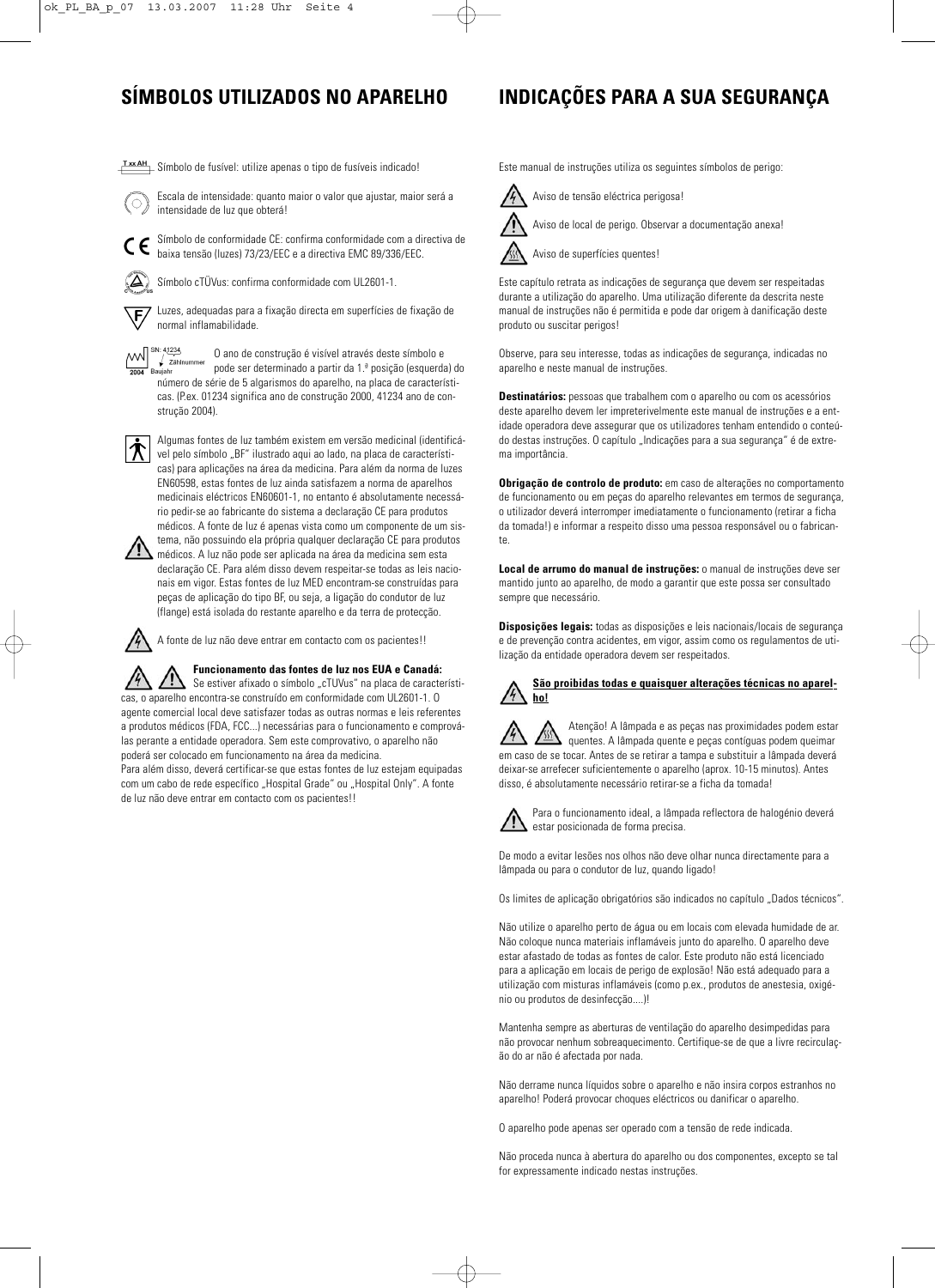# SÍMBOLOS UTILIZADOS NO APARELHO

T xx AH Símbolo de fusível: utilize apenas o tipo de fusíveis indicado!

Escala de intensidade: quanto maior o valor que ajustar, maior será a intensidade de luz que obterá!

Símbolo de conformidade CE: confirma conformidade com a directiva de baixa tensão (luzes) 73/23/EEC e a directiva EMC 89/336/EEC.

Símbolo cTÜVus: confirma conformidade com UL2601-1.

Luzes, adequadas para a fixação directa em superfícies de fixação de normal inflamabilidade.

SN: 41234 Zählnummer 2004 Baujahr — O ano de construção é visível através deste símbolo e pode ser determinado a partir da 1.ª posição (esquerda) do número de série de 5 algarismos do aparelho, na placa de características. (P.ex. 01234 significa ano de construção 2000, 41234 ano de construção 2004).

Algumas fontes de luz também existem em versão medicinal (identificável pelo símbolo „BF" ilustrado aqui ao lado, na placa de características) para aplicações na área da medicina. Para além da norma de luzes EN60598, estas fontes de luz ainda satisfazem a norma de aparelhos medicinais eléctricos EN60601-1, no entanto é absolutamente necessário pedir-se ao fabricante do sistema a declaração CE para produtos médicos. A fonte de luz é apenas vista como um componente de um sistema, não possuindo ela própria qualquer declaração CE para produtos médicos. A luz não pode ser aplicada na área da medicina sem esta declaração CE. Para além disso devem respeitar-se todas as leis nacionais em vigor. Estas fontes de luz MED encontram-se construídas para peças de aplicação do tipo BF, ou seja, a ligação do condutor de luz (flange) está isolada do restante aparelho e da terra de protecção.

A fonte de luz não deve entrar em contacto com os pacientes!!

**Funcionamento das fontes de luz nos EUA e Canadá:**
Se estiver afixado o símbolo „cTUVus" na placa de características, o aparelho encontra-se construído em conformidade com UL2601-1. O agente comercial local deve satisfazer todas as outras normas e leis referentes a produtos médicos (FDA, FCC...) necessárias para o funcionamento e comprová-las perante a entidade operadora. Sem este comprovativo, o aparelho não poderá ser colocado em funcionamento na área da medicina.
Para além disso, deverá certificar-se que estas fontes de luz estejam equipadas com um cabo de rede específico „Hospital Grade" ou „Hospital Only". A fonte de luz não deve entrar em contacto com os pacientes!!

# INDICAÇÕES PARA A SUA SEGURANÇA

Este manual de instruções utiliza os seguintes símbolos de perigo:

Aviso de tensão eléctrica perigosa!

Aviso de local de perigo. Observar a documentação anexa!

Aviso de superfícies quentes!

Este capítulo retrata as indicações de segurança que devem ser respeitadas durante a utilização do aparelho. Uma utilização diferente da descrita neste manual de instruções não é permitida e pode dar origem à danificação deste produto ou suscitar perigos!

Observe, para seu interesse, todas as indicações de segurança, indicadas no aparelho e neste manual de instruções.

**Destinatários:** pessoas que trabalhem com o aparelho ou com os acessórios deste aparelho devem ler impreterivelmente este manual de instruções e a entidade operadora deve assegurar que os utilizadores tenham entendido o conteúdo destas instruções. O capítulo „Indicações para a sua segurança" é de extrema importância.

**Obrigação de controlo de produto:** em caso de alterações no comportamento de funcionamento ou em peças do aparelho relevantes em termos de segurança, o utilizador deverá interromper imediatamente o funcionamento (retirar a ficha da tomada!) e informar a respeito disso uma pessoa responsável ou o fabricante.

**Local de arrumo do manual de instruções:** o manual de instruções deve ser mantido junto ao aparelho, de modo a garantir que este possa ser consultado sempre que necessário.

**Disposições legais:** todas as disposições e leis nacionais/locais de segurança e de prevenção contra acidentes, em vigor, assim como os regulamentos de utilização da entidade operadora devem ser respeitados.

**São proibidas todas e quaisquer alterações técnicas no aparelho!**

Atenção! A lâmpada e as peças nas proximidades podem estar quentes. A lâmpada quente e peças contíguas podem queimar em caso de se tocar. Antes de se retirar a tampa e substituir a lâmpada deverá deixar-se arrefecer suficientemente o aparelho (aprox. 10-15 minutos). Antes disso, é absolutamente necessário retirar-se a ficha da tomada!

Para o funcionamento ideal, a lâmpada reflectora de halogénio deverá estar posicionada de forma precisa.

De modo a evitar lesões nos olhos não deve olhar nunca directamente para a lâmpada ou para o condutor de luz, quando ligado!

Os limites de aplicação obrigatórios são indicados no capítulo „Dados técnicos".

Não utilize o aparelho perto de água ou em locais com elevada humidade de ar. Não coloque nunca materiais inflamáveis junto do aparelho. O aparelho deve estar afastado de todas as fontes de calor. Este produto não está licenciado para a aplicação em locais de perigo de explosão! Não está adequado para a utilização com misturas inflamáveis (como p.ex., produtos de anestesia, oxigénio ou produtos de desinfecção....)!

Mantenha sempre as aberturas de ventilação do aparelho desimpedidas para não provocar nenhum sobreaquecimento. Certifique-se de que a livre recirculação do ar não é afectada por nada.

Não derrame nunca líquidos sobre o aparelho e não insira corpos estranhos no aparelho! Poderá provocar choques eléctricos ou danificar o aparelho.

O aparelho pode apenas ser operado com a tensão de rede indicada.

Não proceda nunca à abertura do aparelho ou dos componentes, excepto se tal for expressamente indicado nestas instruções.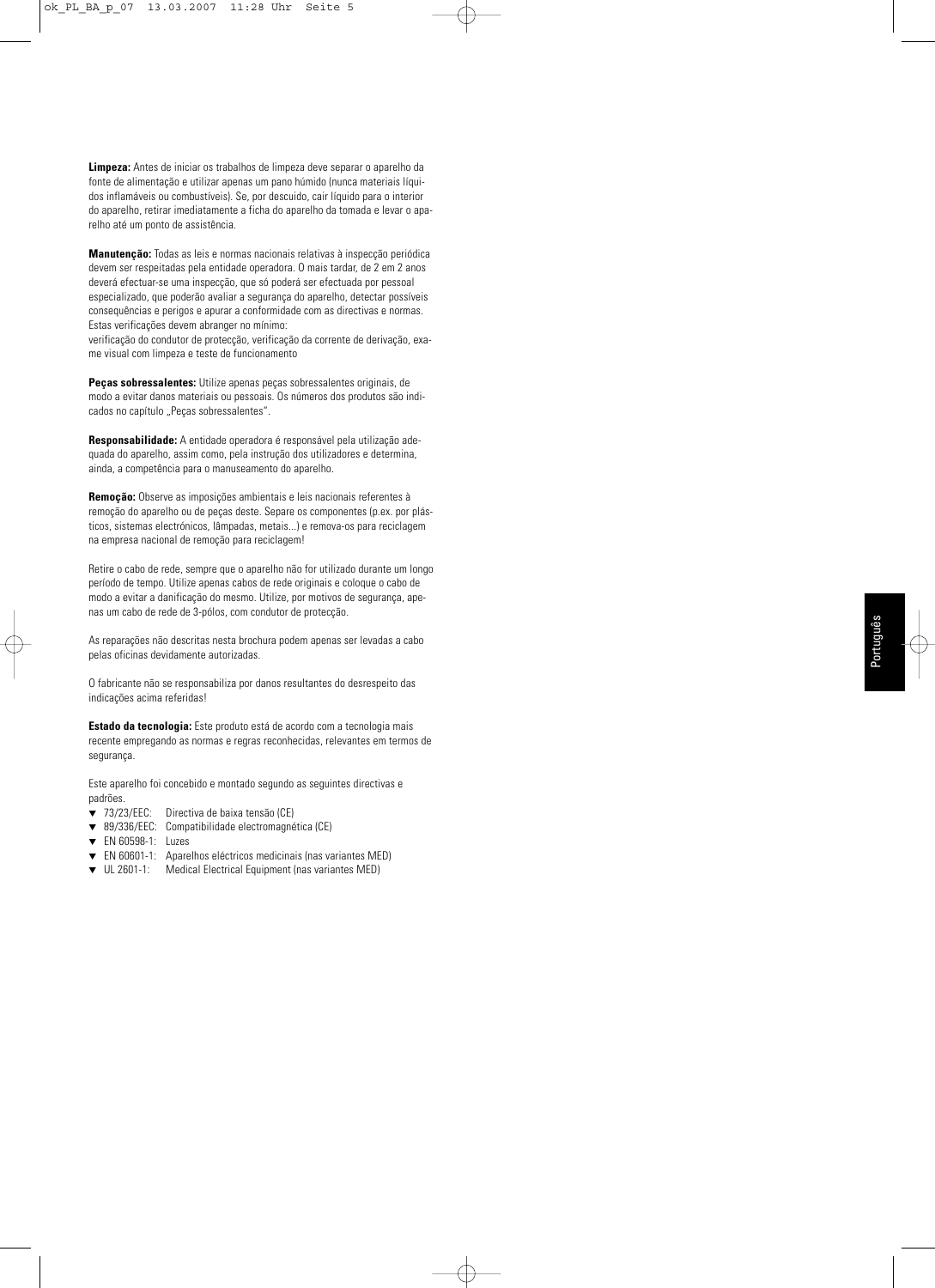**Limpeza:** Antes de iniciar os trabalhos de limpeza deve separar o aparelho da fonte de alimentação e utilizar apenas um pano húmido (nunca materiais líquidos inflamáveis ou combustíveis). Se, por descuido, cair líquido para o interior do aparelho, retirar imediatamente a ficha do aparelho da tomada e levar o aparelho até um ponto de assistência.

**Manutenção:** Todas as leis e normas nacionais relativas à inspecção periódica devem ser respeitadas pela entidade operadora. O mais tardar, de 2 em 2 anos deverá efectuar-se uma inspecção, que só poderá ser efectuada por pessoal especializado, que poderão avaliar a segurança do aparelho, detectar possíveis consequências e perigos e apurar a conformidade com as directivas e normas. Estas verificações devem abranger no mínimo:
verificação do condutor de protecção, verificação da corrente de derivação, exame visual com limpeza e teste de funcionamento

**Peças sobressalentes:** Utilize apenas peças sobressalentes originais, de modo a evitar danos materiais ou pessoais. Os números dos produtos são indicados no capítulo „Peças sobressalentes".

**Responsabilidade:** A entidade operadora é responsável pela utilização adequada do aparelho, assim como, pela instrução dos utilizadores e determina, ainda, a competência para o manuseamento do aparelho.

**Remoção:** Observe as imposições ambientais e leis nacionais referentes à remoção do aparelho ou de peças deste. Separe os componentes (p.ex. por plásticos, sistemas electrónicos, lâmpadas, metais...) e remova-os para reciclagem na empresa nacional de remoção para reciclagem!

Retire o cabo de rede, sempre que o aparelho não for utilizado durante um longo período de tempo. Utilize apenas cabos de rede originais e coloque o cabo de modo a evitar a danificação do mesmo. Utilize, por motivos de segurança, apenas um cabo de rede de 3-pólos, com condutor de protecção.

As reparações não descritas nesta brochura podem apenas ser levadas a cabo pelas oficinas devidamente autorizadas.

O fabricante não se responsabiliza por danos resultantes do desrespeito das indicações acima referidas!

**Estado da tecnologia:** Este produto está de acordo com a tecnologia mais recente empregando as normas e regras reconhecidas, relevantes em termos de segurança.

Este aparelho foi concebido e montado segundo as seguintes directivas e padrões.

- ▼ 73/23/EEC: Directiva de baixa tensão (CE)
- ▼ 89/336/EEC: Compatibilidade electromagnética (CE)
- ▼ EN 60598-1: Luzes
- ▼ EN 60601-1: Aparelhos eléctricos medicinais (nas variantes MED)
- ▼ UL 2601-1: Medical Electrical Equipment (nas variantes MED)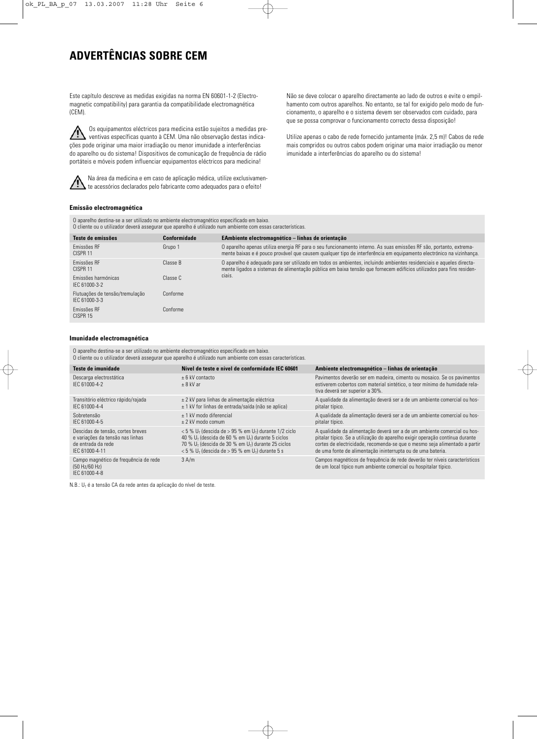# ADVERTÊNCIAS SOBRE CEM

Este capítulo descreve as medidas exigidas na norma EN 60601-1-2 (Electromagnetic compatibility) para garantia da compatibilidade electromagnética (CEM).

⚠ Os equipamentos eléctricos para medicina estão sujeitos a medidas preventivas específicas quanto à CEM. Uma não observação destas indicações pode originar uma maior irradiação ou menor imunidade a interferências do aparelho ou do sistema! Dispositivos de comunicação de frequência de rádio portáteis e móveis podem influenciar equipamentos eléctricos para medicina!

⚠ Na área da medicina e em caso de aplicação médica, utilize exclusivamente acessórios declarados pelo fabricante como adequados para o efeito!

Não se deve colocar o aparelho directamente ao lado de outros e evite o empilhamento com outros aparelhos. No entanto, se tal for exigido pelo modo de funcionamento, o aparelho e o sistema devem ser observados com cuidado, para que se possa comprovar o funcionamento correcto dessa disposição!

Utilize apenas o cabo de rede fornecido juntamente (máx. 2,5 m)! Cabos de rede mais compridos ou outros cabos podem originar uma maior irradiação ou menor imunidade a interferências do aparelho ou do sistema!

### Emissão electromagnética

O aparelho destina-se a ser utilizado no ambiente electromagnético especificado em baixo.
O cliente ou o utilizador deverá assegurar que aparelho é utilizado num ambiente com essas características.

| Teste de emissões | Conformidade | EAmbiente electromagnético – linhas de orientação |
|---|---|---|
| Emissões RF<br>CISPR 11 | Grupo 1 | O aparelho apenas utiliza energia RF para o seu funcionamento interno. As suas emissões RF são, portanto, extremamente baixas e é pouco provável que causem qualquer tipo de interferência em equipamento electrónico na vizinhança. |
| Emissões RF<br>CISPR 11 | Classe B | O aparelho é adequado para ser utilizado em todos os ambientes, incluindo ambientes residenciais e aqueles directamente ligados a sistemas de alimentação pública em baixa tensão que fornecem edifícios utilizados para fins residenciais. |
| Emissões harmónicas<br>IEC 61000-3-2 | Classe C | |
| Flutuações de tensão/tremulação<br>IEC 61000-3-3 | Conforme | |
| Emissões RF<br>CISPR 15 | Conforme | |

### Imunidade electromagnética

O aparelho destina-se a ser utilizado no ambiente electromagnético especificado em baixo.
O cliente ou o utilizador deverá assegurar que aparelho é utilizado num ambiente com essas características.

| Teste de imunidade | Nível de teste e nível de conformidade IEC 60601 | Ambiente electromagnético – linhas de orientação |
|---|---|---|
| Descarga electrostática<br>IEC 61000-4-2 | ± 6 kV contacto<br>± 8 kV ar | Pavimentos deverão ser em madeira, cimento ou mosaico. Se os pavimentos estiverem cobertos com material sintético, o teor mínimo de humidade relativa deverá ser superior a 30%. |
| Transitório eléctrico rápido/rajada<br>IEC 61000-4-4 | ± 2 kV para linhas de alimentação eléctrica<br>± 1 kV for linhas de entrada/saída (não se aplica) | A qualidade da alimentação deverá ser a de um ambiente comercial ou hospitalar típico. |
| Sobretensão<br>IEC 61000-4-5 | ± 1 kV modo diferencial<br>± 2 kV modo comum | A qualidade da alimentação deverá ser a de um ambiente comercial ou hospitalar típico. |
| Descidas de tensão, cortes breves e variações da tensão nas linhas de entrada da rede<br>IEC 61000-4-11 | < 5 % $U_T$ (descida de > 95 % em $U_T$) durante 1/2 ciclo<br>40 % $U_T$ (descida de 60 % em $U_T$) durante 5 ciclos<br>70 % $U_T$ (descida de 30 % em $U_T$) durante 25 ciclos<br>< 5 % $U_T$ (descida de > 95 % em $U_T$) durante 5 s | A qualidade da alimentação deverá ser a de um ambiente comercial ou hospitalar típico. Se a utilização do aparelho exigir operação contínua durante cortes de electricidade, recomenda-se que o mesmo seja alimentado a partir de uma fonte de alimentação ininterrupta ou de uma bateria. |
| Campo magnético de frequência de rede (50 Hz/60 Hz)<br>IEC 61000-4-8 | 3 A/m | Campos magnéticos de frequência de rede deverão ter níveis característicos de um local típico num ambiente comercial ou hospitalar típico. |

N.B.: $U_T$ é a tensão CA da rede antes da aplicação do nível de teste.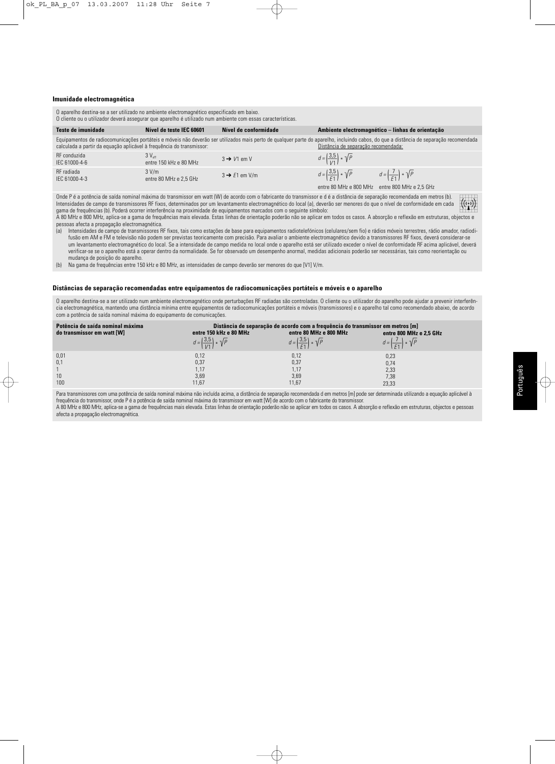### Imunidade electromagnética

| O aparelho destina-se a ser utilizado no ambiente electromagnético especificado em baixo. O cliente ou o utilizador deverá assegurar que aparelho é utilizado num ambiente com essas características. | | | | |
|---|---|---|---|---|
| **Teste de imunidade** | **Nível de teste IEC 60601** | **Nível de conformidade** | **Ambiente electromagnético – linhas de orientação** | |
| Equipamentos de radiocomunicações portáteis e móveis não deverão ser utilizados mais perto de qualquer parte do aparelho, incluindo cabos, do que a distância de separação recomendada calculada a partir da equação aplicável à frequência do transmissor: | | | Distância de separação recomendada: | |
| RF conduzida IEC 61000-4-6 | 3 $V_{eff}$ entre 150 kHz e 80 MHz | 3 → $V1$ em V | $d = \left(\frac{3,5}{V1}\right) * \sqrt{P}$ | |
| RF radiada IEC 61000-4-3 | 3 V/m entre 80 MHz e 2,5 GHz | 3 → $E1$ em V/m | $d = \left(\frac{3,5}{E1}\right) * \sqrt{P}$ | $d = \left(\frac{7}{E1}\right) * \sqrt{P}$ |
| | | | entre 80 MHz e 800 MHz | entre 800 MHz e 2,5 GHz |

Onde P é a potência de saída nominal máxima do transmissor em watt (W) de acordo com o fabricante do transmissor e d é a distância de separação recomendada em metros (b).
Intensidades de campo de transmissores RF fixos, determinados por um levantamento electromagnético do local (a), deverão ser menores do que o nível de conformidade em cada gama de frequências (b). Poderá ocorrer interferência na proximidade de equipamentos marcados com o seguinte símbolo:
A 80 MHz e 800 MHz, aplica-se a gama de frequências mais elevada. Estas linhas de orientação poderão não se aplicar em todos os casos. A absorção e reflexão em estruturas, objectos e pessoas afecta a propagação electromagnética.

(a) Intensidades de campo de transmissores RF fixos, tais como estações de base para equipamentos radiotelefónicos (celulares/sem fio) e rádios móveis terrestres, rádio amador, radiodifusão em AM e FM e televisão não podem ser previstas teoricamente com precisão. Para avaliar o ambiente electromagnético devido a transmissores RF fixos, deverá considerar-se um levantamento electromagnético do local. Se a intensidade de campo medida no local onde o aparelho está ser utilizado exceder o nível de conformidade RF acima aplicável, deverá verificar-se se o aparelho está a operar dentro da normalidade. Se for observado um desempenho anormal, medidas adicionais poderão ser necessárias, tais como reorientação ou mudança de posição do aparelho.

(b) Na gama de frequências entre 150 kHz e 80 MHz, as intensidades de campo deverão ser menores do que [V1] V/m.

### Distâncias de separação recomendadas entre equipamentos de radiocomunicações portáteis e móveis e o aparelho

O aparelho destina-se a ser utilizado num ambiente electromagnético onde perturbações RF radiadas são controladas. O cliente ou o utilizador do aparelho pode ajudar a prevenir interferência electromagnética, mantendo uma distância mínima entre equipamentos de radiocomunicações portáteis e móveis (transmissores) e o aparelho tal como recomendado abaixo, de acordo com a potência de saída nominal máxima do equipamento de comunicações.

| **Potência de saída nominal máxima do transmissor em watt [W]** | **Distância de separação de acordo com a frequência do transmissor em metros [m]** | | |
|---|---|---|---|
| | **entre 150 kHz e 80 MHz** $d = \left(\frac{3,5}{V1}\right) * \sqrt{P}$ | **entre 80 MHz e 800 MHz** $d = \left(\frac{3,5}{E1}\right) * \sqrt{P}$ | **entre 800 MHz e 2,5 GHz** $d = \left(\frac{7}{E1}\right) * \sqrt{P}$ |
| 0,01 | 0,12 | 0,12 | 0,23 |
| 0,1 | 0,37 | 0,37 | 0,74 |
| 1 | 1,17 | 1,17 | 2,33 |
| 10 | 3,69 | 3,69 | 7,38 |
| 100 | 11,67 | 11,67 | 23,33 |

Para transmissores com uma potência de saída nominal máxima não incluída acima, a distância de separação recomendada d em metros [m] pode ser determinada utilizando a equação aplicável à frequência do transmissor, onde P é a potência de saída nominal máxima do transmissor em watt [W] de acordo com o fabricante do transmissor.
A 80 MHz e 800 MHz, aplica-se a gama de frequências mais elevada. Estas linhas de orientação poderão não se aplicar em todos os casos. A absorção e reflexão em estruturas, objectos e pessoas afecta a propagação electromagnética.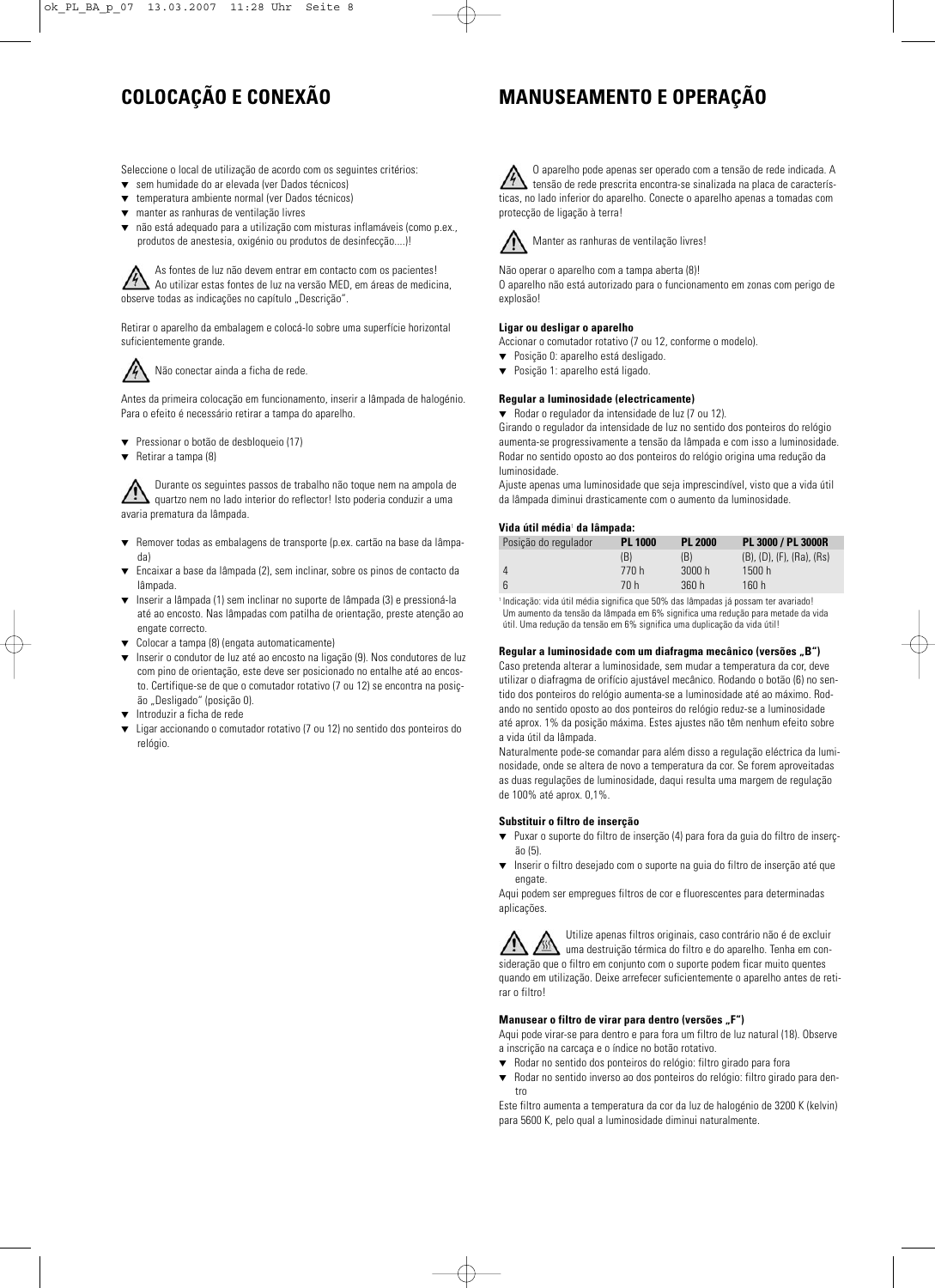# COLOCAÇÃO E CONEXÃO

Seleccione o local de utilização de acordo com os seguintes critérios:

- sem humidade do ar elevada (ver Dados técnicos)
- temperatura ambiente normal (ver Dados técnicos)
- manter as ranhuras de ventilação livres
- não está adequado para a utilização com misturas inflamáveis (como p.ex., produtos de anestesia, oxigénio ou produtos de desinfecção....)!

As fontes de luz não devem entrar em contacto com os pacientes! Ao utilizar estas fontes de luz na versão MED, em áreas de medicina, observe todas as indicações no capítulo „Descrição".

Retirar o aparelho da embalagem e colocá-lo sobre uma superfície horizontal suficientemente grande.

Não conectar ainda a ficha de rede.

Antes da primeira colocação em funcionamento, inserir a lâmpada de halogénio. Para o efeito é necessário retirar a tampa do aparelho.

- Pressionar o botão de desbloqueio (17)
- Retirar a tampa (8)

Durante os seguintes passos de trabalho não toque nem na ampola de quartzo nem no lado interior do reflector! Isto poderia conduzir a uma avaria prematura da lâmpada.

- Remover todas as embalagens de transporte (p.ex. cartão na base da lâmpada)
- Encaixar a base da lâmpada (2), sem inclinar, sobre os pinos de contacto da lâmpada.
- Inserir a lâmpada (1) sem inclinar no suporte de lâmpada (3) e pressioná-la até ao encosto. Nas lâmpadas com patilha de orientação, preste atenção ao engate correcto.
- Colocar a tampa (8) (engata automaticamente)
- Inserir o condutor de luz até ao encosto na ligação (9). Nos condutores de luz com pino de orientação, este deve ser posicionado no entalhe até ao encosto. Certifique-se de que o comutador rotativo (7 ou 12) se encontra na posição „Desligado" (posição 0).
- Introduzir a ficha de rede
- Ligar accionando o comutador rotativo (7 ou 12) no sentido dos ponteiros do relógio.

# MANUSEAMENTO E OPERAÇÃO

O aparelho pode apenas ser operado com a tensão de rede indicada. A tensão de rede prescrita encontra-se sinalizada na placa de características, no lado inferior do aparelho. Conecte o aparelho apenas a tomadas com protecção de ligação à terra!

Manter as ranhuras de ventilação livres!

Não operar o aparelho com a tampa aberta (8)!
O aparelho não está autorizado para o funcionamento em zonas com perigo de explosão!

**Ligar ou desligar o aparelho**

Accionar o comutador rotativo (7 ou 12, conforme o modelo).

- Posição 0: aparelho está desligado.
- Posição 1: aparelho está ligado.

**Regular a luminosidade (electricamente)**

- Rodar o regulador da intensidade de luz (7 ou 12).

Girando o regulador da intensidade de luz no sentido dos ponteiros do relógio aumenta-se progressivamente a tensão da lâmpada e com isso a luminosidade. Rodar no sentido oposto ao dos ponteiros do relógio origina uma redução da luminosidade.

Ajuste apenas uma luminosidade que seja imprescindível, visto que a vida útil da lâmpada diminui drasticamente com o aumento da luminosidade.

**Vida útil média[1] da lâmpada:**

| Posição do regulador | PL 1000 | PL 2000 | PL 3000 / PL 3000R |
|---|---|---|---|
| | (B) | (B) | (B), (D), (F), (Ra), (Rs) |
| 4 | 770 h | 3000 h | 1500 h |
| 6 | 70 h | 360 h | 160 h |

[1] Indicação: vida útil média significa que 50% das lâmpadas já possam ter avariado! Um aumento da tensão da lâmpada em 6% significa uma redução para metade da vida útil. Uma redução da tensão em 6% significa uma duplicação da vida útil!

**Regular a luminosidade com um diafragma mecânico (versões „B")**

Caso pretenda alterar a luminosidade, sem mudar a temperatura da cor, deve utilizar o diafragma de orifício ajustável mecânico. Rodando o botão (6) no sentido dos ponteiros do relógio aumenta-se a luminosidade até ao máximo. Rodando no sentido oposto ao dos ponteiros do relógio reduz-se a luminosidade até aprox. 1% da posição máxima. Estes ajustes não têm nenhum efeito sobre a vida útil da lâmpada.

Naturalmente pode-se comandar para além disso a regulação eléctrica da luminosidade, onde se altera de novo a temperatura da cor. Se forem aproveitadas as duas regulações de luminosidade, daqui resulta uma margem de regulação de 100% até aprox. 0,1%.

**Substituir o filtro de inserção**

- Puxar o suporte do filtro de inserção (4) para fora da guia do filtro de inserção (5).
- Inserir o filtro desejado com o suporte na guia do filtro de inserção até que engate.

Aqui podem ser empregues filtros de cor e fluorescentes para determinadas aplicações.

Utilize apenas filtros originais, caso contrário não é de excluir uma destruição térmica do filtro e do aparelho. Tenha em consideração que o filtro em conjunto com o suporte podem ficar muito quentes quando em utilização. Deixe arrefecer suficientemente o aparelho antes de retirar o filtro!

**Manusear o filtro de virar para dentro (versões „F")**

Aqui pode virar-se para dentro e para fora um filtro de luz natural (18). Observe a inscrição na carcaça e o índice no botão rotativo.

- Rodar no sentido dos ponteiros do relógio: filtro girado para fora
- Rodar no sentido inverso ao dos ponteiros do relógio: filtro girado para dentro

Este filtro aumenta a temperatura da cor da luz de halogénio de 3200 K (kelvin) para 5600 K, pelo qual a luminosidade diminui naturalmente.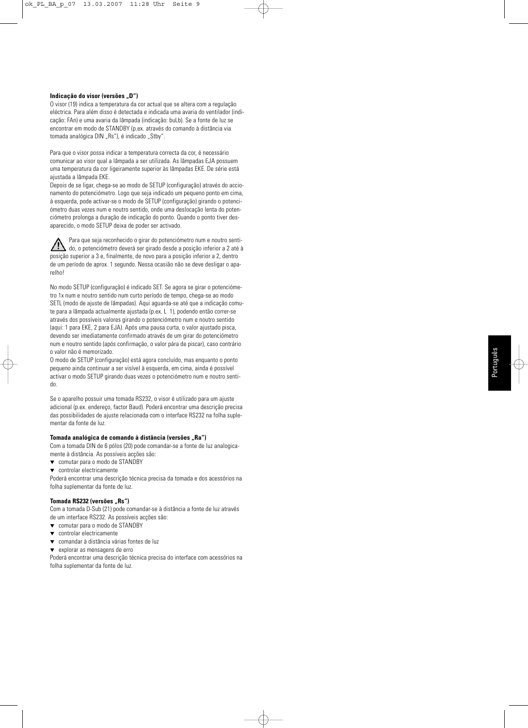**Indicação do visor (versões „D“)**

O visor (19) indica a temperatura da cor actual que se altera com a regulação eléctrica. Para além disso é detectada e indicada uma avaria do ventilador (indicação: FAn) e uma avaria da lâmpada (indicação: buLb). Se a fonte de luz se encontrar em modo de STANDBY (p.ex. através do comando à distância via tomada analógica DIN „Rs“), é indicado „Stby“.

Para que o visor possa indicar a temperatura correcta da cor, é necessário comunicar ao visor qual a lâmpada a ser utilizada. As lâmpadas EJA possuem uma temperatura da cor ligeiramente superior às lâmpadas EKE. De série está ajustada a lâmpada EKE.

Depois de se ligar, chega-se ao modo de SETUP (configuração) através do accionamento do potenciómetro. Logo que seja indicado um pequeno ponto em cima, à esquerda, pode activar-se o modo de SETUP (configuração) girando o potenciómetro duas vezes num e noutro sentido, onde uma deslocação lenta do potenciómetro prolonga a duração de indicação do ponto. Quando o ponto tiver desaparecido, o modo SETUP deixa de poder ser activado.

⚠ Para que seja reconhecido o girar do potenciómetro num e noutro sentido, o potenciómetro deverá ser girado desde a posição inferior a 2 até à posição superior a 3 e, finalmente, de novo para a posição inferior a 2, dentro de um período de aprox. 1 segundo. Nessa ocasião não se deve desligar o aparelho!

No modo SETUP (configuração) é indicado SET. Se agora se girar o potenciómetro 1x num e noutro sentido num curto período de tempo, chega-se ao modo SETL (modo de ajuste de lâmpadas). Aqui aguarda-se até que a indicação comute para a lâmpada actualmente ajustada (p.ex. L 1), podendo então correr-se através dos possíveis valores girando o potenciómetro num e noutro sentido (aqui: 1 para EKE, 2 para EJA). Após uma pausa curta, o valor ajustado pisca, devendo ser imediatamente confirmado através de um girar do potenciómetro num e noutro sentido (após confirmação, o valor pára de piscar), caso contrário o valor não é memorizado.

O modo de SETUP (configuração) está agora concluído, mas enquanto o ponto pequeno ainda continuar a ser visível à esquerda, em cima, ainda é possível activar o modo SETUP girando duas vezes o potenciómetro num e noutro sentido.

Se o aparelho possuir uma tomada RS232, o visor é utilizado para um ajuste adicional (p.ex. endereço, factor Baud). Poderá encontrar uma descrição precisa das possibilidades de ajuste relacionada com o interface RS232 na folha suplementar da fonte de luz.

**Tomada analógica de comando à distância (versões „Ra“)**

Com a tomada DIN de 6 pólos (20) pode comandar-se a fonte de luz analogicamente à distância. As possíveis acções são:

- comutar para o modo de STANDBY
- controlar electricamente

Poderá encontrar uma descrição técnica precisa da tomada e dos acessórios na folha suplementar da fonte de luz.

**Tomada RS232 (versões „Rs“)**

Com a tomada D-Sub (21) pode comandar-se à distância a fonte de luz através de um interface RS232. As possíveis acções são:

- comutar para o modo de STANDBY
- controlar electricamente
- comandar à distância várias fontes de luz
- explorar as mensagens de erro

Poderá encontrar uma descrição técnica precisa do interface com acessórios na folha suplementar da fonte de luz.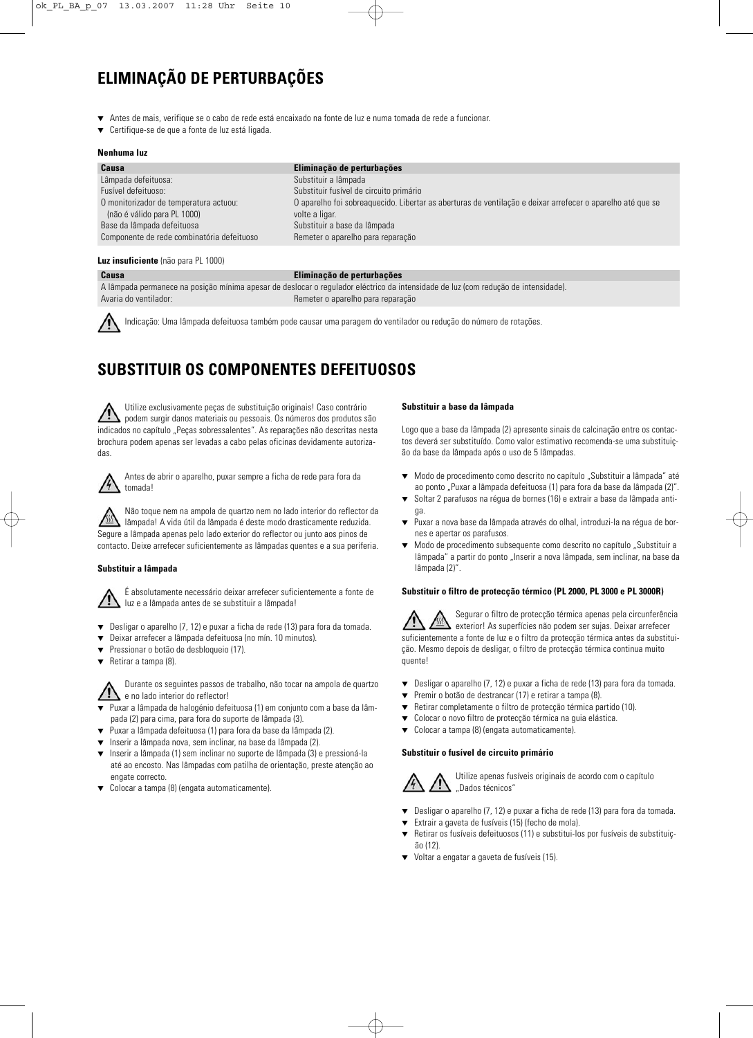# ELIMINAÇÃO DE PERTURBAÇÕES

- Antes de mais, verifique se o cabo de rede está encaixado na fonte de luz e numa tomada de rede a funcionar.
- Certifique-se de que a fonte de luz está ligada.

**Nenhuma luz**

| Causa | Eliminação de perturbações |
|---|---|
| Lâmpada defeituosa: | Substituir a lâmpada |
| Fusível defeituoso: | Substituir fusível de circuito primário |
| O monitorizador de temperatura actuou: (não é válido para PL 1000) | O aparelho foi sobreaquecido. Libertar as aberturas de ventilação e deixar arrefecer o aparelho até que se volte a ligar. |
| Base da lâmpada defeituosa | Substituir a base da lâmpada |
| Componente de rede combinatória defeituoso | Remeter o aparelho para reparação |

**Luz insuficiente** (não para PL 1000)

| Causa | Eliminação de perturbações |
|---|---|
| A lâmpada permanece na posição mínima apesar de deslocar o regulador eléctrico da intensidade de luz (com redução de intensidade). | |
| Avaria do ventilador: | Remeter o aparelho para reparação |

Indicação: Uma lâmpada defeituosa também pode causar uma paragem do ventilador ou redução do número de rotações.

# SUBSTITUIR OS COMPONENTES DEFEITUOSOS

Utilize exclusivamente peças de substituição originais! Caso contrário podem surgir danos materiais ou pessoais. Os números dos produtos são indicados no capítulo „Peças sobressalentes". As reparações não descritas nesta brochura podem apenas ser levadas a cabo pelas oficinas devidamente autorizadas.

Antes de abrir o aparelho, puxar sempre a ficha de rede para fora da tomada!

Não toque nem na ampola de quartzo nem no lado interior do reflector da lâmpada! A vida útil da lâmpada é deste modo drasticamente reduzida. Segure a lâmpada apenas pelo lado exterior do reflector ou junto aos pinos de contacto. Deixe arrefecer suficientemente as lâmpadas quentes e a sua periferia.

**Substituir a lâmpada**

É absolutamente necessário deixar arrefecer suficientemente a fonte de luz e a lâmpada antes de se substituir a lâmpada!

- Desligar o aparelho (7, 12) e puxar a ficha de rede (13) para fora da tomada.
- Deixar arrefecer a lâmpada defeituosa (no mín. 10 minutos).
- Pressionar o botão de desbloqueio (17).
- Retirar a tampa (8).

Durante os seguintes passos de trabalho, não tocar na ampola de quartzo e no lado interior do reflector!

- Puxar a lâmpada de halogénio defeituosa (1) em conjunto com a base da lâmpada (2) para cima, para fora do suporte de lâmpada (3).
- Puxar a lâmpada defeituosa (1) para fora da base da lâmpada (2).
- Inserir a lâmpada nova, sem inclinar, na base da lâmpada (2).
- Inserir a lâmpada (1) sem inclinar no suporte de lâmpada (3) e pressioná-la até ao encosto. Nas lâmpadas com patilha de orientação, preste atenção ao engate correcto.
- Colocar a tampa (8) (engata automaticamente).

**Substituir a base da lâmpada**

Logo que a base da lâmpada (2) apresente sinais de calcinação entre os contactos deverá ser substituído. Como valor estimativo recomenda-se uma substituição da base da lâmpada após o uso de 5 lâmpadas.

- Modo de procedimento como descrito no capítulo „Substituir a lâmpada" até ao ponto „Puxar a lâmpada defeituosa (1) para fora da base da lâmpada (2)".
- Soltar 2 parafusos na régua de bornes (16) e extrair a base da lâmpada antiga.
- Puxar a nova base da lâmpada através do olhal, introduzi-la na régua de bornes e apertar os parafusos.
- Modo de procedimento subsequente como descrito no capítulo „Substituir a lâmpada" a partir do ponto „Inserir a nova lâmpada, sem inclinar, na base da lâmpada (2)".

**Substituir o filtro de protecção térmico (PL 2000, PL 3000 e PL 3000R)**

Segurar o filtro de protecção térmica apenas pela circunferência exterior! As superfícies não podem ser sujas. Deixar arrefecer suficientemente a fonte de luz e o filtro da protecção térmica antes da substituição. Mesmo depois de desligar, o filtro de protecção térmica continua muito quente!

- Desligar o aparelho (7, 12) e puxar a ficha de rede (13) para fora da tomada.
- Premir o botão de destrancar (17) e retirar a tampa (8).
- Retirar completamente o filtro de protecção térmica partido (10).
- Colocar o novo filtro de protecção térmica na guia elástica.
- Colocar a tampa (8) (engata automaticamente).

**Substituir o fusível de circuito primário**

Utilize apenas fusíveis originais de acordo com o capítulo „Dados técnicos"

- Desligar o aparelho (7, 12) e puxar a ficha de rede (13) para fora da tomada.
- Extrair a gaveta de fusíveis (15) (fecho de mola).
- Retirar os fusíveis defeituosos (11) e substitui-los por fusíveis de substituição (12).
- Voltar a engatar a gaveta de fusíveis (15).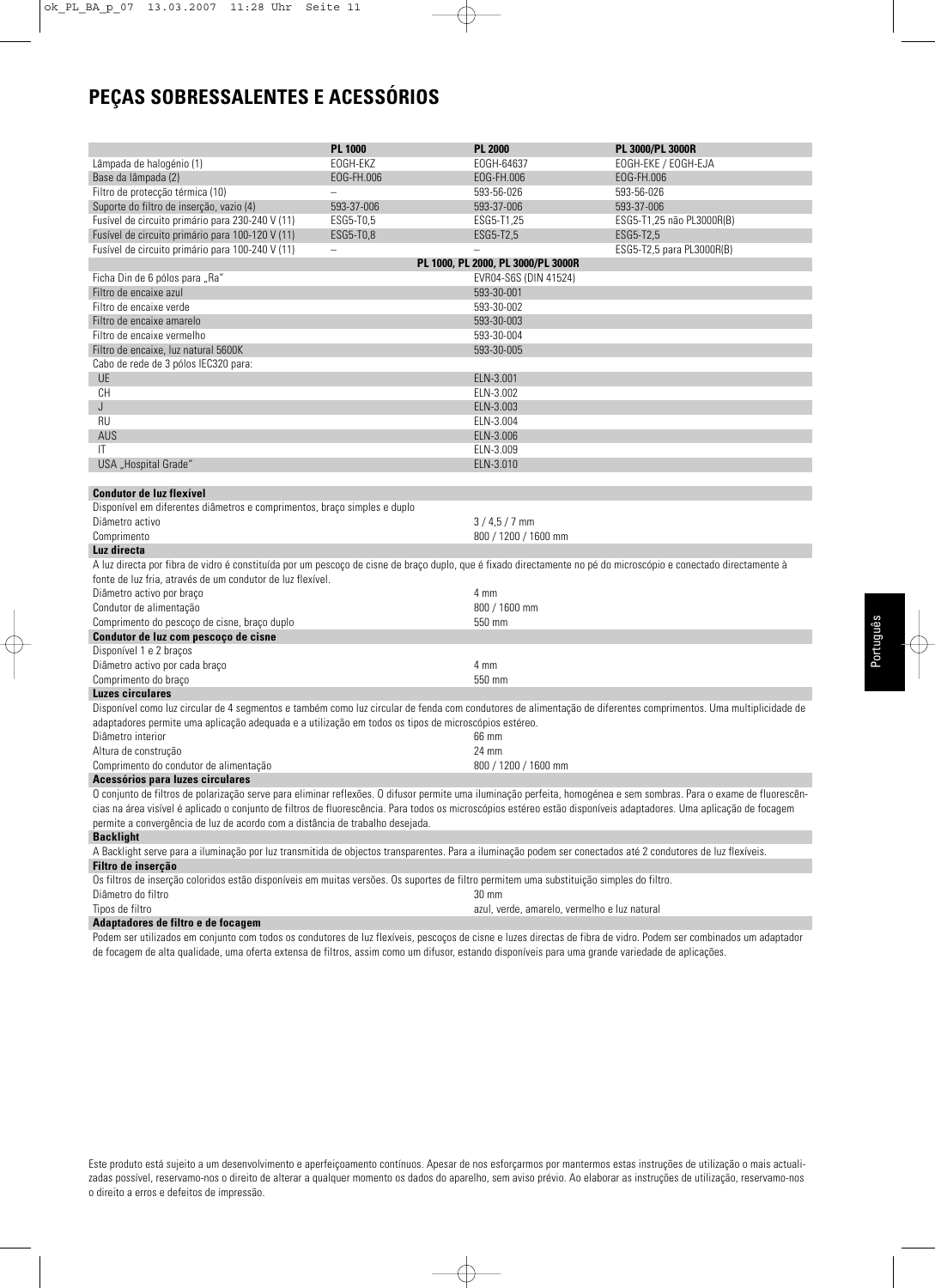# PEÇAS SOBRESSALENTES E ACESSÓRIOS

| | PL 1000 | PL 2000 | PL 3000/PL 3000R |
|---|---|---|---|
| Lâmpada de halogénio (1) | EOGH-EKZ | EOGH-64637 | EOGH-EKE / EOGH-EJA |
| Base da lâmpada (2) | EOG-FH.006 | EOG-FH.006 | EOG-FH.006 |
| Filtro de protecção térmica (10) | – | 593-56-026 | 593-56-026 |
| Suporte do filtro de inserção, vazio (4) | 593-37-006 | 593-37-006 | 593-37-006 |
| Fusível de circuito primário para 230-240 V (11) | ESG5-T0,5 | ESG5-T1,25 | ESG5-T1,25 não PL3000R(B) |
| Fusível de circuito primário para 100-120 V (11) | ESG5-T0,8 | ESG5-T2,5 | ESG5-T2,5 |
| Fusível de circuito primário para 100-240 V (11) | – | – | ESG5-T2,5 para PL3000R(B) |

| | PL 1000, PL 2000, PL 3000/PL 3000R |
|---|---|
| Ficha Din de 6 pólos para „Ra" | EVR04-S6S (DIN 41524) |
| Filtro de encaixe azul | 593-30-001 |
| Filtro de encaixe verde | 593-30-002 |
| Filtro de encaixe amarelo | 593-30-003 |
| Filtro de encaixe vermelho | 593-30-004 |
| Filtro de encaixe, luz natural 5600K | 593-30-005 |
| Cabo de rede de 3 pólos IEC320 para: | |
| UE | ELN-3.001 |
| CH | ELN-3.002 |
| J | ELN-3.003 |
| RU | ELN-3.004 |
| AUS | ELN-3.006 |
| IT | ELN-3.009 |
| USA „Hospital Grade" | ELN-3.010 |

**Condutor de luz flexível**

Disponível em diferentes diâmetros e comprimentos, braço simples e duplo

| | |
|---|---|
| Diâmetro activo | 3 / 4,5 / 7 mm |
| Comprimento | 800 / 1200 / 1600 mm |

**Luz directa**

A luz directa por fibra de vidro é constituída por um pescoço de cisne de braço duplo, que é fixado directamente no pé do microscópio e conectado directamente à fonte de luz fria, através de um condutor de luz flexível.

| | |
|---|---|
| Diâmetro activo por braço | 4 mm |
| Condutor de alimentação | 800 / 1600 mm |
| Comprimento do pescoço de cisne, braço duplo | 550 mm |

**Condutor de luz com pescoço de cisne**

Disponível 1 e 2 braços

| | |
|---|---|
| Diâmetro activo por cada braço | 4 mm |
| Comprimento do braço | 550 mm |

**Luzes circulares**

Disponível como luz circular de 4 segmentos e também como luz circular de fenda com condutores de alimentação de diferentes comprimentos. Uma multiplicidade de adaptadores permite uma aplicação adequada e a utilização em todos os tipos de microscópios estéreo.

| | |
|---|---|
| Diâmetro interior | 66 mm |
| Altura de construção | 24 mm |
| Comprimento do condutor de alimentação | 800 / 1200 / 1600 mm |

**Acessórios para luzes circulares**

O conjunto de filtros de polarização serve para eliminar reflexões. O difusor permite uma iluminação perfeita, homogénea e sem sombras. Para o exame de fluorescências na área visível é aplicado o conjunto de filtros de fluorescência. Para todos os microscópios estéreo estão disponíveis adaptadores. Uma aplicação de focagem permite a convergência de luz de acordo com a distância de trabalho desejada.

**Backlight**

A Backlight serve para a iluminação por luz transmitida de objectos transparentes. Para a iluminação podem ser conectados até 2 condutores de luz flexíveis.

**Filtro de inserção**

Os filtros de inserção coloridos estão disponíveis em muitas versões. Os suportes de filtro permitem uma substituição simples do filtro.

| | |
|---|---|
| Diâmetro do filtro | 30 mm |
| Tipos de filtro | azul, verde, amarelo, vermelho e luz natural |

**Adaptadores de filtro e de focagem**

Podem ser utilizados em conjunto com todos os condutores de luz flexíveis, pescoços de cisne e luzes directas de fibra de vidro. Podem ser combinados um adaptador de focagem de alta qualidade, uma oferta extensa de filtros, assim como um difusor, estando disponíveis para uma grande variedade de aplicações.

Este produto está sujeito a um desenvolvimento e aperfeiçoamento contínuos. Apesar de nos esforçarmos por mantermos estas instruções de utilização o mais actualizadas possível, reservamo-nos o direito de alterar a qualquer momento os dados do aparelho, sem aviso prévio. Ao elaborar as instruções de utilização, reservamo-nos o direito a erros e defeitos de impressão.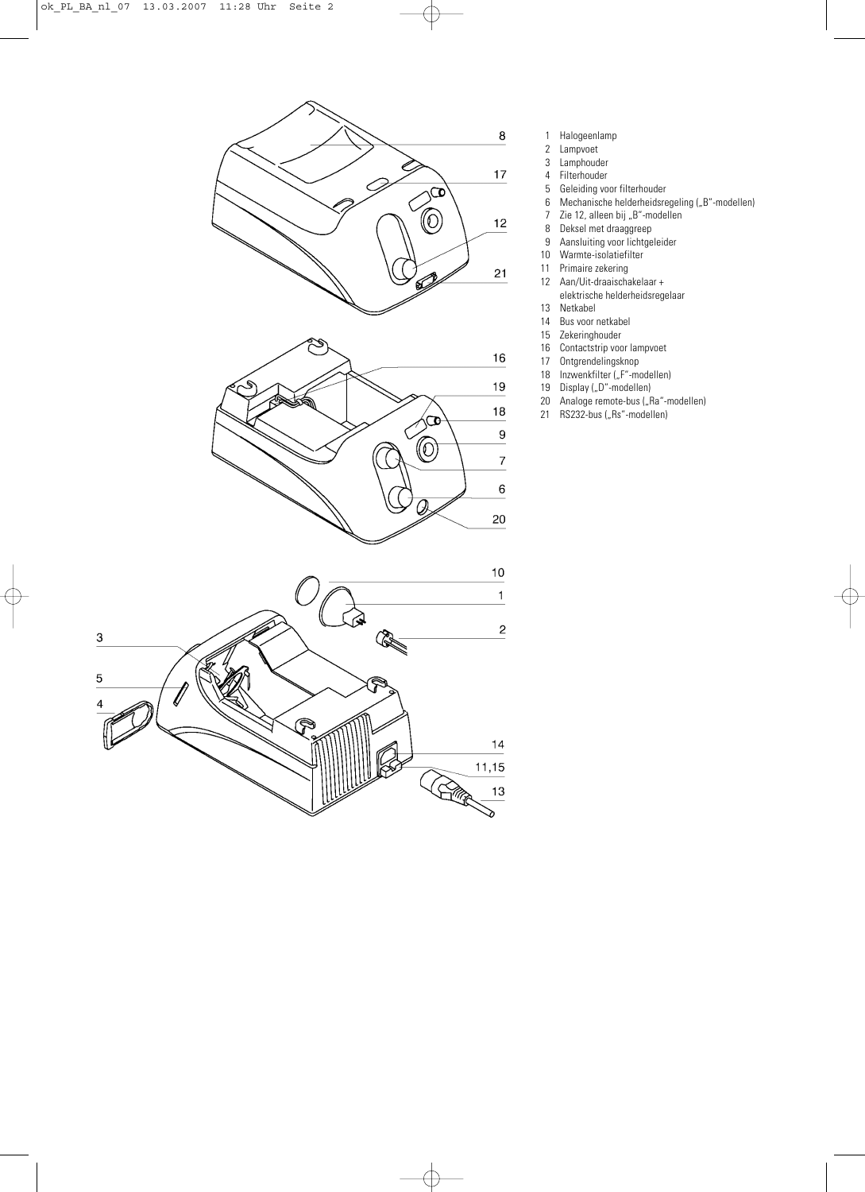1 Halogeenlamp
2 Lampvoet
3 Lamphouder
4 Filterhouder
5 Geleiding voor filterhouder
6 Mechanische helderheidsregeling („B"-modellen)
7 Zie 12, alleen bij „B"-modellen
8 Deksel met draaggreep
9 Aansluiting voor lichtgeleider
10 Warmte-isolatiefilter
11 Primaire zekering
12 Aan/Uit-draaischakelaar + elektrische helderheidsregelaar
13 Netkabel
14 Bus voor netkabel
15 Zekeringhouder
16 Contactstrip voor lampvoet
17 Ontgrendelingsknop
18 Inzwenkfilter („F"-modellen)
19 Display („D"-modellen)
20 Analoge remote-bus („Ra"-modellen)
21 RS232-bus („Rs"-modellen)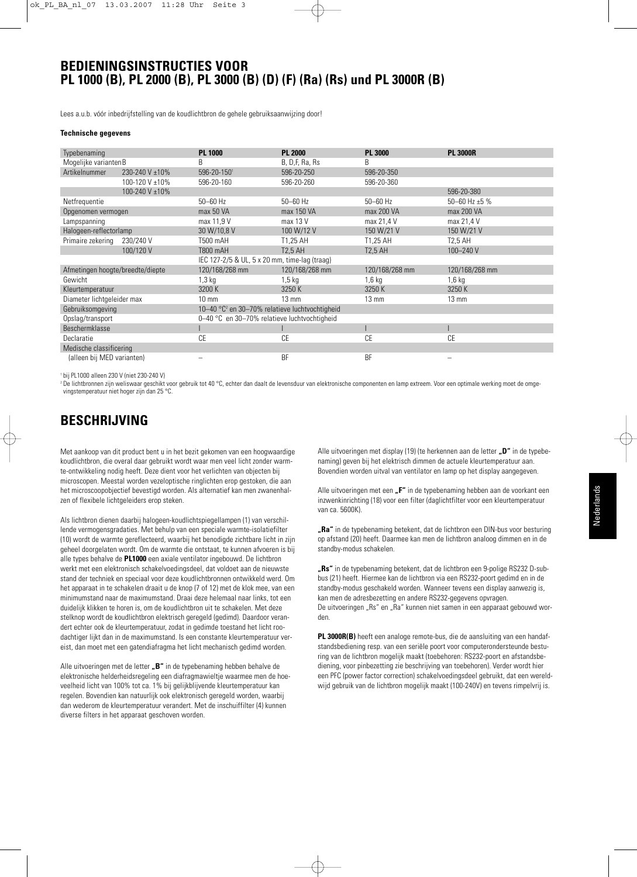# BEDIENINGSINSTRUCTIES VOOR PL 1000 (B), PL 2000 (B), PL 3000 (B) (D) (F) (Ra) (Rs) und PL 3000R (B)

Lees a.u.b. vóór inbedrijfstelling van de koudlichtbron de gehele gebruiksaanwijzing door!

**Technische gegevens**

| Typebenaming | | **PL 1000** | **PL 2000** | **PL 3000** | **PL 3000R** |
|---|---|---|---|---|---|
| Mogelijke varianten | B | B | B, D,F, Ra, Rs | B | |
| Artikelnummer | 230-240 V ±10% | 596-20-150[1] | 596-20-250 | 596-20-350 | |
| | 100-120 V ±10% | 596-20-160 | 596-20-260 | 596-20-360 | |
| | 100-240 V ±10% | | | | 596-20-380 |
| Netfrequentie | | 50–60 Hz | 50–60 Hz | 50–60 Hz | 50–60 Hz ±5 % |
| Opgenomen vermogen | | max 50 VA | max 150 VA | max 200 VA | max 200 VA |
| Lampspanning | | max 11,9 V | max 13 V | max 21,4 V | max 21,4 V |
| Halogeen-reflectorlamp | | 30 W/10,8 V | 100 W/12 V | 150 W/21 V | 150 W/21 V |
| Primaire zekering | 230/240 V | T500 mAH | T1,25 AH | T1,25 AH | T2,5 AH |
| | 100/120 V | T800 mAH | T2,5 AH | T2,5 AH | 100–240 V |
| | | IEC 127-2/5 & UL, 5 x 20 mm, time-lag (traag) | | | |
| Afmetingen hoogte/breedte/diepte | | 120/168/268 mm | 120/168/268 mm | 120/168/268 mm | 120/168/268 mm |
| Gewicht | | 1,3 kg | 1,5 kg | 1,6 kg | 1,6 kg |
| Kleurtemperatuur | | 3200 K | 3250 K | 3250 K | 3250 K |
| Diameter lichtgeleider max | | 10 mm | 13 mm | 13 mm | 13 mm |
| Gebruiksomgeving | | 10–40 °C[2] en 30–70% relatieve luchtvochtigheid | | | |
| Opslag/transport | | 0–40 °C en 30–70% relatieve luchtvochtigheid | | | |
| Beschermklasse | | I | I | I | I |
| Declaratie | | CE | CE | CE | CE |
| Medische classificering | | | | | |
| (alleen bij MED varianten) | | – | BF | BF | – |

[1] bij PL1000 alleen 230 V (niet 230-240 V)

[2] De lichtbronnen zijn weliswaar geschikt voor gebruik tot 40 °C, echter dan daalt de levensduur van elektronische componenten en lamp extreem. Voor een optimale werking moet de omgevingstemperatuur niet hoger zijn dan 25 °C.

# BESCHRIJVING

Met aankoop van dit product bent u in het bezit gekomen van een hoogwaardige koudlichtbron, die overal daar gebruikt wordt waar men veel licht zonder warmte-ontwikkeling nodig heeft. Deze dient voor het verlichten van objecten bij microscopen. Meestal worden vezeloptische ringlichten erop gestoken, die aan het microscoopobjectief bevestigd worden. Als alternatief kan men zwanenhalzen of flexibele lichtgeleiders erop steken.

Als lichtbron dienen daarbij halogeen-koudlichtspiegellampen (1) van verschillende vermogensgradaties. Met behulp van een speciale warmte-isolatiefilter (10) wordt de warmte gereflecteerd, waarbij het benodigde zichtbare licht in zijn geheel doorgelaten wordt. Om de warmte die ontstaat, te kunnen afvoeren is bij alle types behalve de **PL1000** een axiale ventilator ingebouwd. De lichtbron werkt met een elektronisch schakelvoedingsdeel, dat voldoet aan de nieuwste stand der techniek en speciaal voor deze koudlichtbronnen ontwikkeld werd. Om het apparaat in te schakelen draait u de knop (7 of 12) met de klok mee, van een minimumstand naar de maximumstand. Draai deze helemaal naar links, tot een duidelijk klikken te horen is, om de koudlichtbron uit te schakelen. Met deze stelknop wordt de koudlichtbron elektrisch geregeld (gedimd). Daardoor verandert echter ook de kleurtemperatuur, zodat in gedimde toestand het licht roodachtiger lijkt dan in de maximumstand. Is een constante kleurtemperatuur vereist, dan moet met een gatendiafragma het licht mechanisch gedimd worden.

Alle uitvoeringen met de letter **„B"** in de typebenaming hebben behalve de elektronische helderheidsregeling een diafragmawieltje waarmee men de hoeveelheid licht van 100% tot ca. 1% bij gelijkblijvende kleurtemperatuur kan regelen. Bovendien kan natuurlijk ook elektronisch geregeld worden, waarbij dan wederom de kleurtemperatuur verandert. Met de inschuiffilter (4) kunnen diverse filters in het apparaat geschoven worden.

Alle uitvoeringen met display (19) (te herkennen aan de letter **„D"** in de typebenaming) geven bij het elektrisch dimmen de actuele kleurtemperatuur aan. Bovendien worden uitval van ventilator en lamp op het display aangegeven.

Alle uitvoeringen met een **„F"** in de typebenaming hebben aan de voorkant een inzwenkinrichting (18) voor een filter (daglichtfilter voor een kleurtemperatuur van ca. 5600K).

**„Ra"** in de typebenaming betekent, dat de lichtbron een DIN-bus voor besturing op afstand (20) heeft. Daarmee kan men de lichtbron analoog dimmen en in de standby-modus schakelen.

**„Rs"** in de typebenaming betekent, dat de lichtbron een 9-polige RS232 D-subbus (21) heeft. Hiermee kan de lichtbron via een RS232-poort gedimd en in de standby-modus geschakeld worden. Wanneer tevens een display aanwezig is, kan men de adresbezetting en andere RS232-gegevens opvragen.
De uitvoeringen „Rs" en „Ra" kunnen niet samen in een apparaat gebouwd worden.

**PL 3000R(B)** heeft een analoge remote-bus, die de aansluiting van een handafstandsbediening resp. van een seriële poort voor computerondersteunde besturing van de lichtbron mogelijk maakt (toebehoren: RS232-poort en afstandsbediening, voor pinbezetting zie beschrijving van toebehoren). Verder wordt hier een PFC (power factor correction) schakelvoedingsdeel gebruikt, dat een wereldwijd gebruik van de lichtbron mogelijk maakt (100-240V) en tevens rimpelvrij is.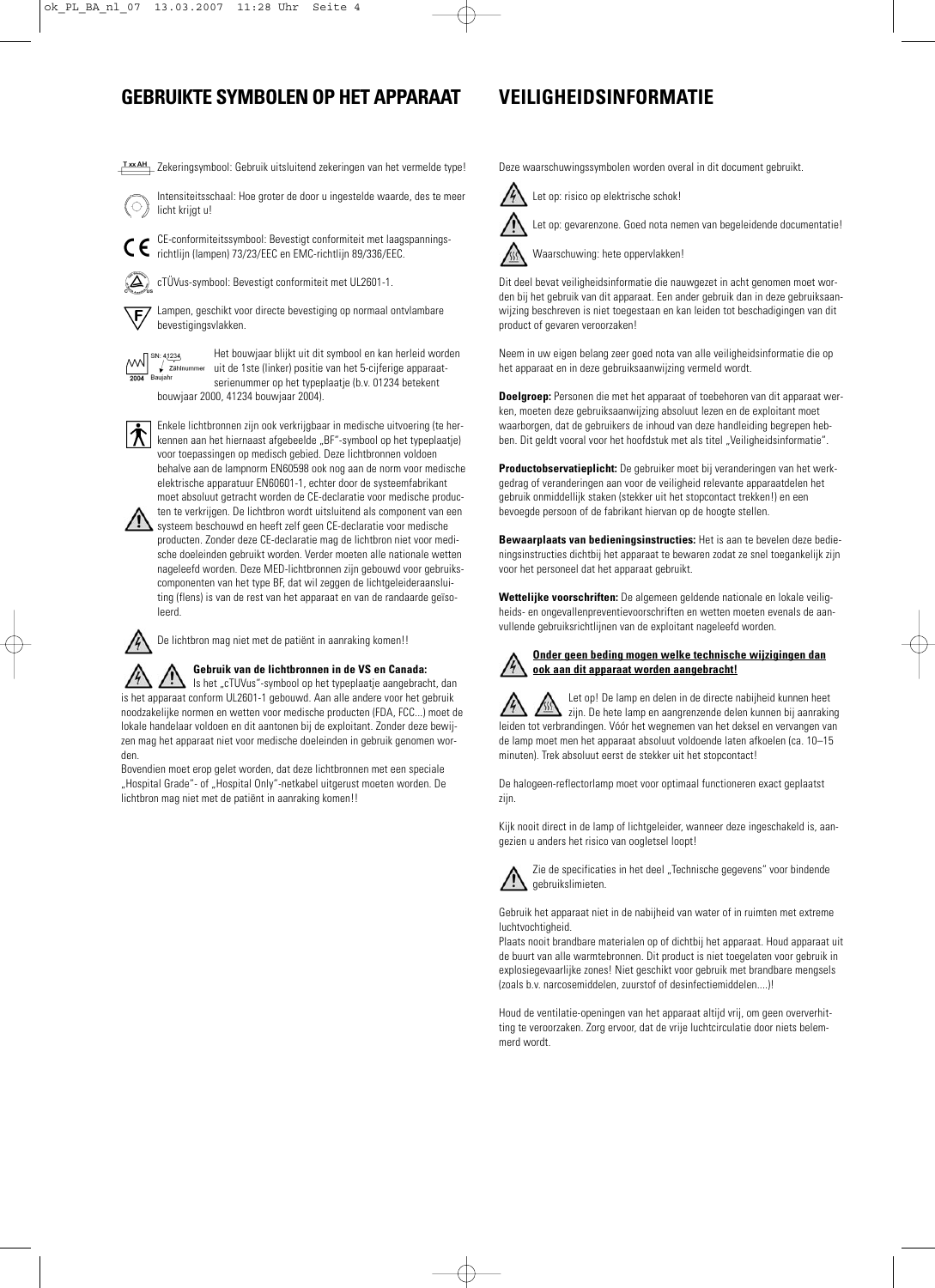## GEBRUIKTE SYMBOLEN OP HET APPARAAT

T xx AH Zekeringsymbool: Gebruik uitsluitend zekeringen van het vermelde type!

Intensiteitsschaal: Hoe groter de door u ingestelde waarde, des te meer licht krijgt u!

CE-conformiteitssymbool: Bevestigt conformiteit met laagspanningsrichtlijn (lampen) 73/23/EEC en EMC-richtlijn 89/336/EEC.

cTÜVus-symbool: Bevestigt conformiteit met UL2601-1.

Lampen, geschikt voor directe bevestiging op normaal ontvlambare bevestigingsvlakken.

SN: 41234 Zählnummer 2004 Baujahr

Het bouwjaar blijkt uit dit symbool en kan herleid worden uit de 1ste (linker) positie van het 5-cijferige apparaatserienummer op het typeplaatje (b.v. 01234 betekent bouwjaar 2000, 41234 bouwjaar 2004).

Enkele lichtbronnen zijn ook verkrijgbaar in medische uitvoering (te herkennen aan het hiernaast afgebeelde „BF“-symbool op het typeplaatje) voor toepassingen op medisch gebied. Deze lichtbronnen voldoen behalve aan de lampnorm EN60598 aan ook nog aan de norm voor medische elektrische apparatuur EN60601-1, echter door de systeemfabrikant moet absoluut getracht worden de CE-declaratie voor medische producten te verkrijgen. De lichtbron wordt uitsluitend als component van een systeem beschouwd en heeft zelf geen CE-declaratie voor medische producten. Zonder deze CE-declaratie mag de lichtbron niet voor medische doeleinden gebruikt worden. Verder moeten alle nationale wetten nageleefd worden. Deze MED-lichtbronnen zijn gebouwd voor gebruikscomponenten van het type BF, dat wil zeggen de lichtgeleideraansluiting (flens) is van de rest van het apparaat en van de randaarde geïsoleerd.

De lichtbron mag niet met de patiënt in aanraking komen!!

**Gebruik van de lichtbronnen in de VS en Canada:**
Is het „cTUVus“-symbool op het typeplaatje aangebracht, dan is het apparaat conform UL2601-1 gebouwd. Aan alle andere voor het gebruik noodzakelijke normen en wetten voor medische producten (FDA, FCC...) moet de lokale handelaar voldoen en dit aantonen bij de exploitant. Zonder deze bewijzen mag het apparaat niet voor medische doeleinden in gebruik genomen worden.

Bovendien moet erop gelet worden, dat deze lichtbronnen met een speciale „Hospital Grade“- of „Hospital Only“-netkabel uitgerust moeten worden. De lichtbron mag niet met de patiënt in aanraking komen!!

## VEILIGHEIDSINFORMATIE

Deze waarschuwingssymbolen worden overal in dit document gebruikt.

Let op: risico op elektrische schok!

Let op: gevarenzone. Goed nota nemen van begeleidende documentatie!

Waarschuwing: hete oppervlakken!

Dit deel bevat veiligheidsinformatie die nauwgezet in acht genomen moet worden bij het gebruik van dit apparaat. Een ander gebruik dan in deze gebruiksaanwijzing beschreven is niet toegestaan en kan leiden tot beschadigingen van dit product of gevaren veroorzaken!

Neem in uw eigen belang zeer goed nota van alle veiligheidsinformatie die op het apparaat en in deze gebruiksaanwijzing vermeld wordt.

**Doelgroep:** Personen die met het apparaat of toebehoren van dit apparaat werken, moeten deze gebruiksaanwijzing absoluut lezen en de exploitant moet waarborgen, dat de gebruikers de inhoud van deze handleiding begrepen hebben. Dit geldt vooral voor het hoofdstuk met als titel „Veiligheidsinformatie“.

**Productobservatieplicht:** De gebruiker moet bij veranderingen van het werkgedrag of veranderingen aan voor de veiligheid relevante apparaatdelen het gebruik onmiddellijk staken (stekker uit het stopcontact trekken!) en een bevoegde persoon of de fabrikant hiervan op de hoogte stellen.

**Bewaarplaats van bedieningsinstructies:** Het is aan te bevelen deze bedieningsinstructies dichtbij het apparaat te bewaren zodat ze snel toegankelijk zijn voor het personeel dat het apparaat gebruikt.

**Wettelijke voorschriften:** De algemeen geldende nationale en lokale veiligheids- en ongevallenpreventievoorschriften en wetten moeten evenals de aanvullende gebruiksrichtlijnen van de exploitant nageleefd worden.

**Onder geen beding mogen welke technische wijzigingen dan ook aan dit apparaat worden aangebracht!**

Let op! De lamp en delen in de directe nabijheid kunnen heet zijn. De hete lamp en aangrenzende delen kunnen bij aanraking leiden tot verbrandingen. Vóór het wegnemen van het deksel en vervangen van de lamp moet men het apparaat absoluut voldoende laten afkoelen (ca. 10–15 minuten). Trek absoluut eerst de stekker uit het stopcontact!

De halogeen-reflectorlamp moet voor optimaal functioneren exact geplaatst zijn.

Kijk nooit direct in de lamp of lichtgeleider, wanneer deze ingeschakeld is, aangezien u anders het risico van oogletsel loopt!

Zie de specificaties in het deel „Technische gegevens“ voor bindende gebruikslimieten.

Gebruik het apparaat niet in de nabijheid van water of in ruimten met extreme luchtvochtigheid.

Plaats nooit brandbare materialen op of dichtbij het apparaat. Houd apparaat uit de buurt van alle warmtebronnen. Dit product is niet toegelaten voor gebruik in explosiegevaarlijke zones! Niet geschikt voor gebruik met brandbare mengsels (zoals b.v. narcosemiddelen, zuurstof of desinfectiemiddelen....)!

Houd de ventilatie-openingen van het apparaat altijd vrij, om geen oververhitting te veroorzaken. Zorg ervoor, dat de vrije luchtcirculatie door niets belemmerd wordt.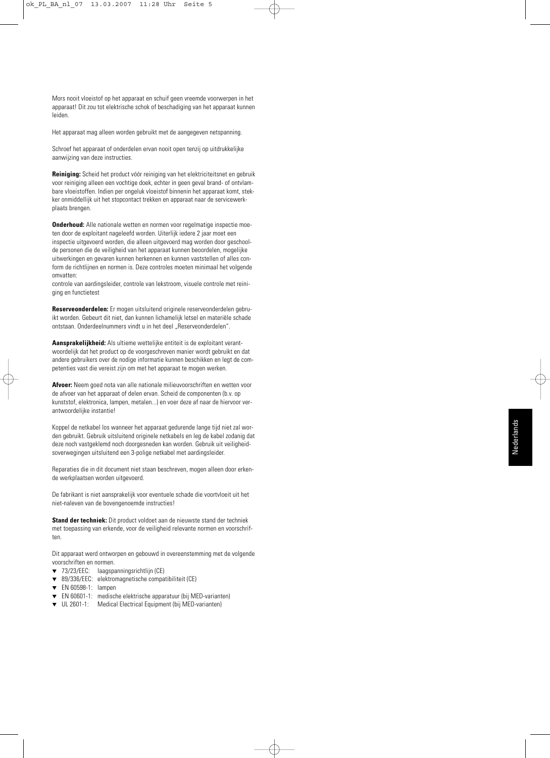Mors nooit vloeistof op het apparaat en schuif geen vreemde voorwerpen in het apparaat! Dit zou tot elektrische schok of beschadiging van het apparaat kunnen leiden.

Het apparaat mag alleen worden gebruikt met de aangegeven netspanning.

Schroef het apparaat of onderdelen ervan nooit open tenzij op uitdrukkelijke aanwijzing van deze instructies.

**Reiniging:** Scheid het product vóór reiniging van het elektriciteitsnet en gebruik voor reiniging alleen een vochtige doek, echter in geen geval brand- of ontvlambare vloeistoffen. Indien per ongeluk vloeistof binnenin het apparaat komt, stekker onmiddellijk uit het stopcontact trekken en apparaat naar de servicewerkplaats brengen.

**Onderhoud:** Alle nationale wetten en normen voor regelmatige inspectie moeten door de exploitant nageleefd worden. Uiterlijk iedere 2 jaar moet een inspectie uitgevoerd worden, die alleen uitgevoerd mag worden door geschoolde personen die de veiligheid van het apparaat kunnen beoordelen, mogelijke uitwerkingen en gevaren kunnen herkennen en kunnen vaststellen of alles conform de richtlijnen en normen is. Deze controles moeten minimaal het volgende omvatten:
controle van aardingsleider, controle van lekstroom, visuele controle met reiniging en functietest

**Reserveonderdelen:** Er mogen uitsluitend originele reserveonderdelen gebruikt worden. Gebeurt dit niet, dan kunnen lichamelijk letsel en materiële schade ontstaan. Onderdeelnummers vindt u in het deel „Reserveonderdelen".

**Aansprakelijkheid:** Als ultieme wettelijke entiteit is de exploitant verantwoordelijk dat het product op de voorgeschreven manier wordt gebruikt en dat andere gebruikers over de nodige informatie kunnen beschikken en legt de competenties vast die vereist zijn om met het apparaat te mogen werken.

**Afvoer:** Neem goed nota van alle nationale milieuvoorschriften en wetten voor de afvoer van het apparaat of delen ervan. Scheid de componenten (b.v. op kunststof, elektronica, lampen, metalen...) en voer deze af naar de hiervoor verantwoordelijke instantie!

Koppel de netkabel los wanneer het apparaat gedurende lange tijd niet zal worden gebruikt. Gebruik uitsluitend originele netkabels en leg de kabel zodanig dat deze noch vastgeklemd noch doorgesneden kan worden. Gebruik uit veiligheidsoverwegingen uitsluitend een 3-polige netkabel met aardingsleider.

Reparaties die in dit document niet staan beschreven, mogen alleen door erkende werkplaatsen worden uitgevoerd.

De fabrikant is niet aansprakelijk voor eventuele schade die voortvloeit uit het niet-naleven van de bovengenoemde instructies!

**Stand der techniek:** Dit product voldoet aan de nieuwste stand der techniek met toepassing van erkende, voor de veiligheid relevante normen en voorschriften.

Dit apparaat werd ontworpen en gebouwd in overeenstemming met de volgende voorschriften en normen.

- 73/23/EEC: laagspanningsrichtlijn (CE)
- 89/336/EEC: elektromagnetische compatibiliteit (CE)
- EN 60598-1: lampen
- EN 60601-1: medische elektrische apparatuur (bij MED-varianten)
- UL 2601-1: Medical Electrical Equipment (bij MED-varianten)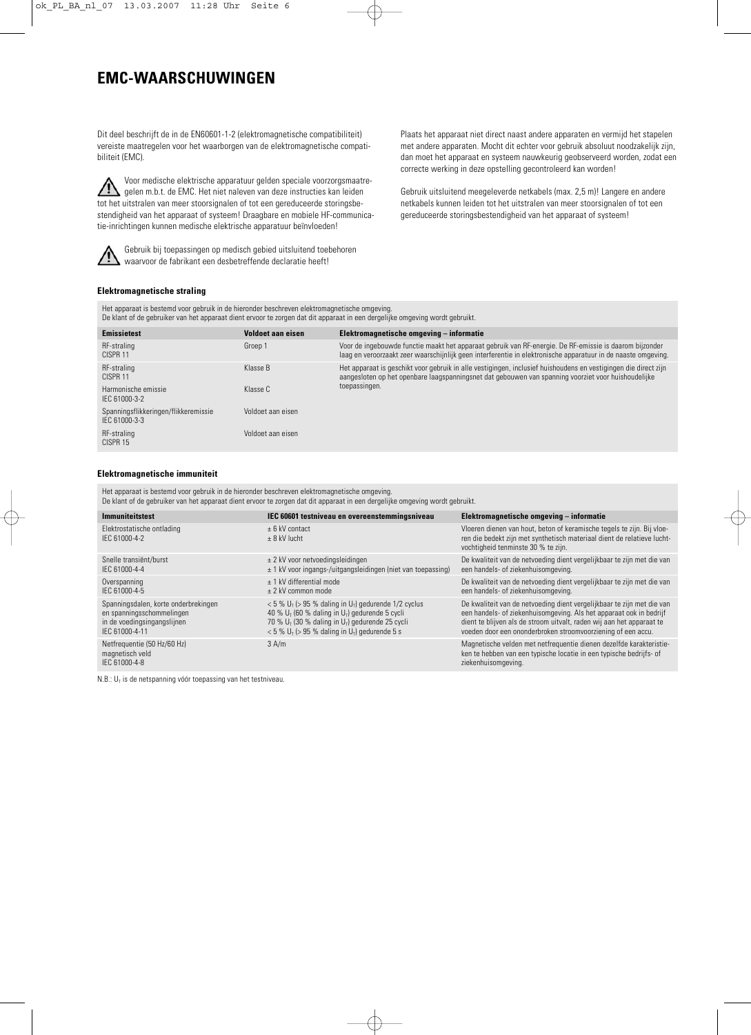# EMC-WAARSCHUWINGEN

Dit deel beschrijft de in de EN60601-1-2 (elektromagnetische compatibiliteit) vereiste maatregelen voor het waarborgen van de elektromagnetische compatibiliteit (EMC).

⚠ Voor medische elektrische apparatuur gelden speciale voorzorgsmaatregelen m.b.t. de EMC. Het niet naleven van deze instructies kan leiden tot het uitstralen van meer stoorsignalen of tot een gereduceerde storingsbestendigheid van het apparaat of systeem! Draagbare en mobiele HF-communicatie-inrichtingen kunnen medische elektrische apparatuur beïnvloeden!

⚠ Gebruik bij toepassingen op medisch gebied uitsluitend toebehoren waarvoor de fabrikant een desbetreffende declaratie heeft!

Plaats het apparaat niet direct naast andere apparaten en vermijd het stapelen met andere apparaten. Mocht dit echter voor gebruik absoluut noodzakelijk zijn, dan moet het apparaat en systeem nauwkeurig geobserveerd worden, zodat een correcte werking in deze opstelling gecontroleerd kan worden!

Gebruik uitsluitend meegeleverde netkabels (max. 2,5 m)! Langere en andere netkabels kunnen leiden tot het uitstralen van meer stoorsignalen of tot een gereduceerde storingsbestendigheid van het apparaat of systeem!

### Elektromagnetische straling

Het apparaat is bestemd voor gebruik in de hieronder beschreven elektromagnetische omgeving.
De klant of de gebruiker van het apparaat dient ervoor te zorgen dat dit apparaat in een dergelijke omgeving wordt gebruikt.

| Emissietest | Voldoet aan eisen | Elektromagnetische omgeving – informatie |
|---|---|---|
| RF-straling CISPR 11 | Groep 1 | Voor de ingebouwde functie maakt het apparaat gebruik van RF-energie. De RF-emissie is daarom bijzonder laag en veroorzaakt zeer waarschijnlijk geen interferentie in elektronische apparatuur in de naaste omgeving. |
| RF-straling CISPR 11 | Klasse B | Het apparaat is geschikt voor gebruik in alle vestigingen, inclusief huishoudens en vestigingen die direct zijn aangesloten op het openbare laagspanningsnet dat gebouwen van spanning voorziet voor huishoudelijke toepassingen. |
| Harmonische emissie IEC 61000-3-2 | Klasse C | |
| Spanningsflikkeringen/flikkeremissie IEC 61000-3-3 | Voldoet aan eisen | |
| RF-straling CISPR 15 | Voldoet aan eisen | |

### Elektromagnetische immuniteit

Het apparaat is bestemd voor gebruik in de hieronder beschreven elektromagnetische omgeving.
De klant of de gebruiker van het apparaat dient ervoor te zorgen dat dit apparaat in een dergelijke omgeving wordt gebruikt.

| Immuniteitstest | IEC 60601 testniveau en overeenstemmingsniveau | Elektromagnetische omgeving – informatie |
|---|---|---|
| Elektrostatische ontlading IEC 61000-4-2 | ± 6 kV contact<br>± 8 kV lucht | Vloeren dienen van hout, beton of keramische tegels te zijn. Bij vloeren die bedekt zijn met synthetisch materiaal dient de relatieve luchtvochtigheid tenminste 30 % te zijn. |
| Snelle transiënt/burst IEC 61000-4-4 | ± 2 kV voor netvoedingsleidingen<br>± 1 kV voor ingangs-/uitgangsleidingen (niet van toepassing) | De kwaliteit van de netvoeding dient vergelijkbaar te zijn met die van een handels- of ziekenhuisomgeving. |
| Overspanning IEC 61000-4-5 | ± 1 kV differential mode<br>± 2 kV common mode | De kwaliteit van de netvoeding dient vergelijkbaar te zijn met die van een handels- of ziekenhuisomgeving. |
| Spanningsdalen, korte onderbrekingen en spanningsschommelingen in de voedingsingangslijnen IEC 61000-4-11 | < 5 % $U_T$ (> 95 % daling in $U_T$) gedurende 1/2 cyclus<br>40 % $U_T$ (60 % daling in $U_T$) gedurende 5 cycli<br>70 % $U_T$ (30 % daling in $U_T$) gedurende 25 cycli<br>< 5 % $U_T$ (> 95 % daling in $U_T$) gedurende 5 s | De kwaliteit van de netvoeding dient vergelijkbaar te zijn met die van een handels- of ziekenhuisomgeving. Als het apparaat ook in bedrijf dient te blijven als de stroom uitvalt, raden wij aan het apparaat te voeden door een ononderbroken stroomvoorziening of een accu. |
| Netfrequentie (50 Hz/60 Hz) magnetisch veld IEC 61000-4-8 | 3 A/m | Magnetische velden met netfrequentie dienen dezelfde karakteristieken te hebben van een typische locatie in een typische bedrijfs- of ziekenhuisomgeving. |

N.B.: $U_T$ is de netspanning vóór toepassing van het testniveau.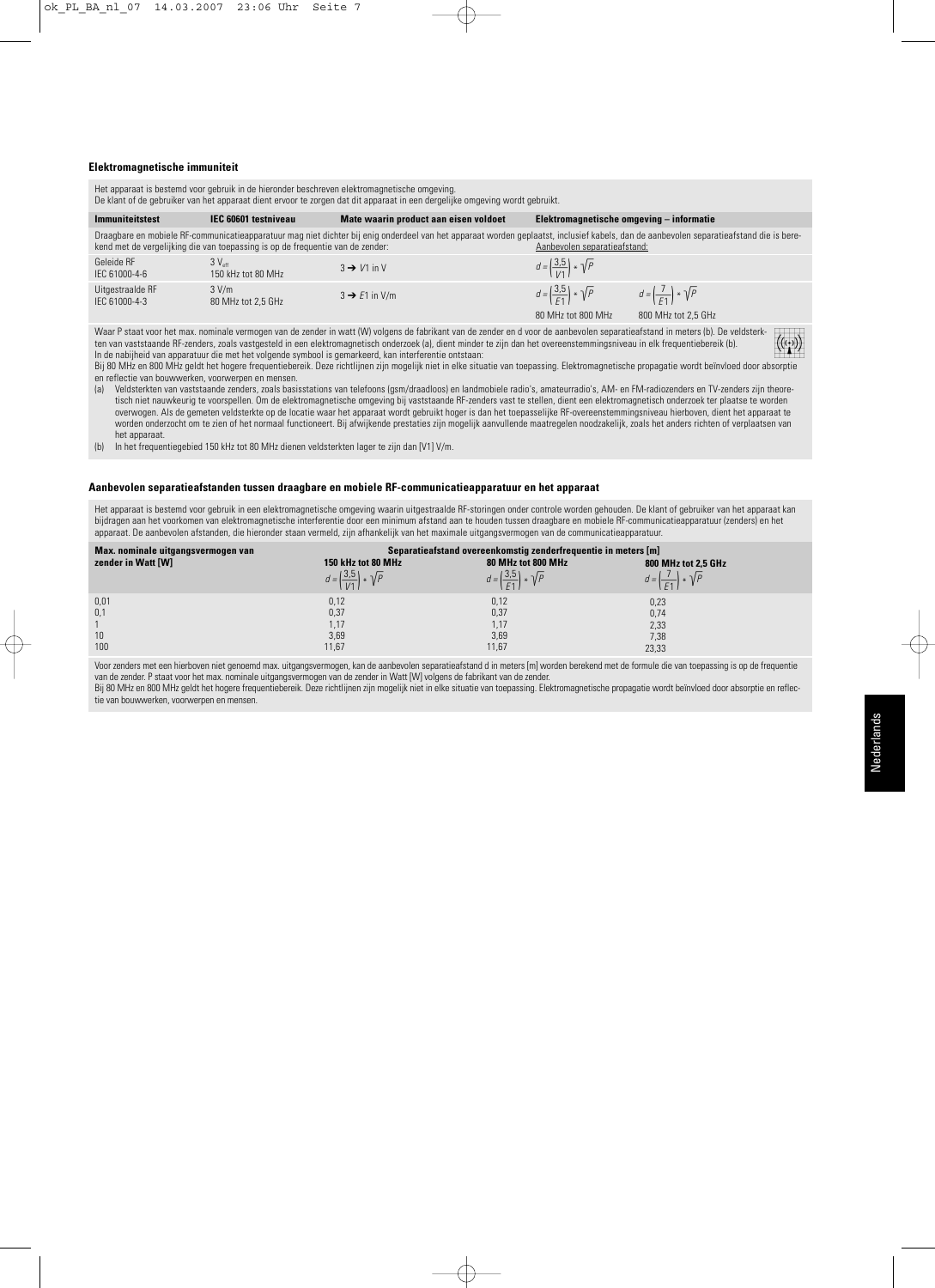### Elektromagnetische immuniteit

Het apparaat is bestemd voor gebruik in de hieronder beschreven elektromagnetische omgeving.
De klant of de gebruiker van het apparaat dient ervoor te zorgen dat dit apparaat in een dergelijke omgeving wordt gebruikt.

| Immuniteitstest | IEC 60601 testniveau | Mate waarin product aan eisen voldoet | Elektromagnetische omgeving – informatie | |
|---|---|---|---|---|
| Draagbare en mobiele RF-communicatieapparatuur mag niet dichter bij enig onderdeel van het apparaat worden geplaatst, inclusief kabels, dan de aanbevolen separatieafstand die is berekend met de vergelijking die van toepassing is op de frequentie van de zender: | | | Aanbevolen separatieafstand: | |
| Geleide RF IEC 61000-4-6 | 3 $V_{eff}$ 150 kHz tot 80 MHz | 3 → $V1$ in V | $d = \left(\frac{3,5}{V1}\right) * \sqrt{P}$ | |
| Uitgestraalde RF IEC 61000-4-3 | 3 V/m 80 MHz tot 2,5 GHz | 3 → $E1$ in V/m | $d = \left(\frac{3,5}{E1}\right) * \sqrt{P}$ 80 MHz tot 800 MHz | $d = \left(\frac{7}{E1}\right) * \sqrt{P}$ 800 MHz tot 2,5 GHz |

Waar P staat voor het max. nominale vermogen van de zender in watt (W) volgens de fabrikant van de zender en d voor de aanbevolen separatieafstand in meters (b). De veldsterkten van vaststaande RF-zenders, zoals vastgesteld in een elektromagnetisch onderzoek (a), dient minder te zijn dan het overeenstemmingsniveau in elk frequentiebereik (b).
In de nabijheid van apparatuur die met het volgende symbool is gemarkeerd, kan interferentie ontstaan:

Bij 80 MHz en 800 MHz geldt het hogere frequentiebereik. Deze richtlijnen zijn mogelijk niet in elke situatie van toepassing. Elektromagnetische propagatie wordt beïnvloed door absorptie en reflectie van bouwwerken, voorwerpen en mensen.

(a) Veldsterkten van vaststaande zenders, zoals basisstations van telefoons (gsm/draadloos) en landmobiele radio's, amateurradio's, AM- en FM-radiozenders en TV-zenders zijn theoretisch niet nauwkeurig te voorspellen. Om de elektromagnetische omgeving bij vaststaande RF-zenders vast te stellen, dient een elektromagnetisch onderzoek ter plaatse te worden overwogen. Als de gemeten veldsterkte op de locatie waar het apparaat wordt gebruikt hoger is dan het toepasselijke RF-overeenstemmingsniveau hierboven, dient het apparaat te worden onderzocht om te zien of het normaal functioneert. Bij afwijkende prestaties zijn mogelijk aanvullende maatregelen noodzakelijk, zoals het anders richten of verplaatsen van het apparaat.

(b) In het frequentiegebied 150 kHz tot 80 MHz dienen veldsterkten lager te zijn dan [V1] V/m.

### Aanbevolen separatieafstanden tussen draagbare en mobiele RF-communicatieapparatuur en het apparaat

Het apparaat is bestemd voor gebruik in een elektromagnetische omgeving waarin uitgestraalde RF-storingen onder controle worden gehouden. De klant of gebruiker van het apparaat kan bijdragen aan het voorkomen van elektromagnetische interferentie door een minimum afstand aan te houden tussen draagbare en mobiele RF-communicatieapparatuur (zenders) en het apparaat. De aanbevolen afstanden, die hieronder staan vermeld, zijn afhankelijk van het maximale uitgangsvermogen van de communicatieapparatuur.

| Max. nominale uitgangsvermogen van zender in Watt [W] | Separatieafstand overeenkomstig zenderfrequentie in meters [m] | | |
|---|---|---|---|
| | 150 kHz tot 80 MHz $d = \left(\frac{3,5}{V1}\right) * \sqrt{P}$ | 80 MHz tot 800 MHz $d = \left(\frac{3,5}{E1}\right) * \sqrt{P}$ | 800 MHz tot 2,5 GHz $d = \left(\frac{7}{E1}\right) * \sqrt{P}$ |
| 0,01 | 0,12 | 0,12 | 0,23 |
| 0,1 | 0,37 | 0,37 | 0,74 |
| 1 | 1,17 | 1,17 | 2,33 |
| 10 | 3,69 | 3,69 | 7,38 |
| 100 | 11,67 | 11,67 | 23,33 |

Voor zenders met een hierboven niet genoemd max. uitgangsvermogen, kan de aanbevolen separatieafstand d in meters [m] worden berekend met de formule die van toepassing is op de frequentie van de zender. P staat voor het max. nominale uitgangsvermogen van de zender in Watt [W] volgens de fabrikant van de zender.
Bij 80 MHz en 800 MHz geldt het hogere frequentiebereik. Deze richtlijnen zijn mogelijk niet in elke situatie van toepassing. Elektromagnetische propagatie wordt beïnvloed door absorptie en reflectie van bouwwerken, voorwerpen en mensen.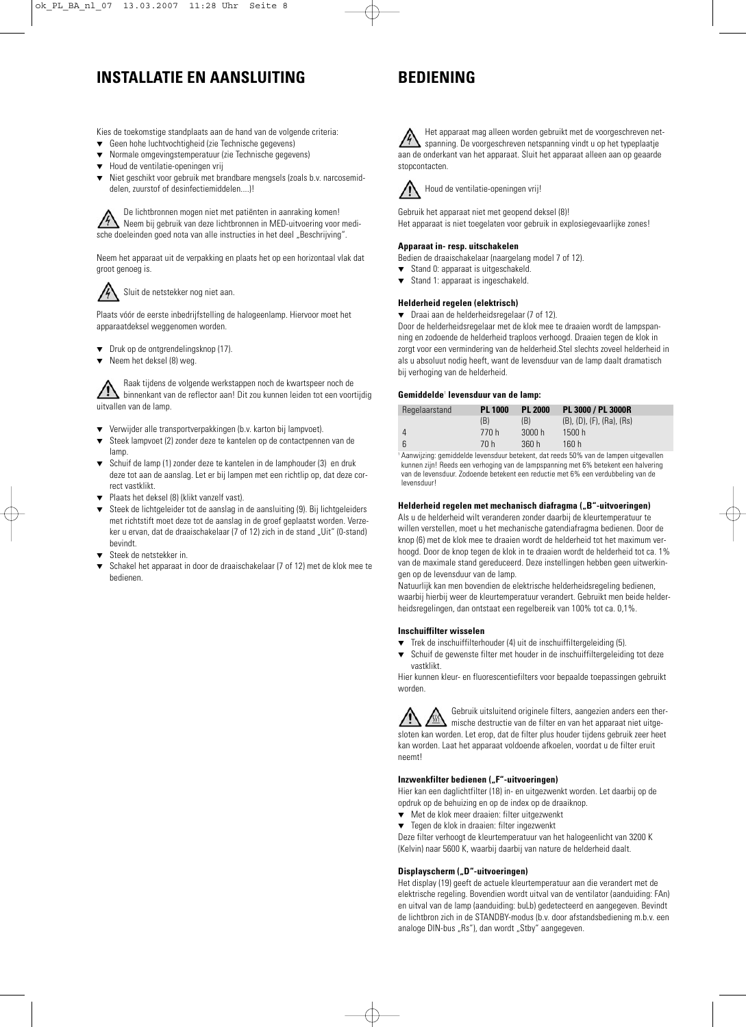# INSTALLATIE EN AANSLUITING

Kies de toekomstige standplaats aan de hand van de volgende criteria:

- Geen hohe luchtvochtigheid (zie Technische gegevens)
- Normale omgevingstemperatuur (zie Technische gegevens)
- Houd de ventilatie-openingen vrij
- Niet geschikt voor gebruik met brandbare mengsels (zoals b.v. narcosemiddelen, zuurstof of desinfectiemiddelen....)!

De lichtbronnen mogen niet met patiënten in aanraking komen! Neem bij gebruik van deze lichtbronnen in MED-uitvoering voor medische doeleinden goed nota van alle instructies in het deel „Beschrijving".

Neem het apparaat uit de verpakking en plaats het op een horizontaal vlak dat groot genoeg is.

Sluit de netstekker nog niet aan.

Plaats vóór de eerste inbedrijfstelling de halogeenlamp. Hiervoor moet het apparaatdeksel weggenomen worden.

- Druk op de ontgrendelingsknop (17).
- Neem het deksel (8) weg.

Raak tijdens de volgende werkstappen noch de kwartspeer noch de binnenkant van de reflector aan! Dit zou kunnen leiden tot een voortijdig uitvallen van de lamp.

- Verwijder alle transportverpakkingen (b.v. karton bij lampvoet).
- Steek lampvoet (2) zonder deze te kantelen op de contactpennen van de lamp.
- Schuif de lamp (1) zonder deze te kantelen in de lamphouder (3) en druk deze tot aan de aanslag. Let er bij lampen met een richtlip op, dat deze correct vastklikt.
- Plaats het deksel (8) (klikt vanzelf vast).
- Steek de lichtgeleider tot de aanslag in de aansluiting (9). Bij lichtgeleiders met richtstift moet deze tot de aanslag in de groef geplaatst worden. Verzeker u ervan, dat de draaischakelaar (7 of 12) zich in de stand „Uit" (0-stand) bevindt.
- Steek de netstekker in.
- Schakel het apparaat in door de draaischakelaar (7 of 12) met de klok mee te bedienen.

# BEDIENING

Het apparaat mag alleen worden gebruikt met de voorgeschreven netspanning. De voorgeschreven netspanning vindt u op het typeplaatje aan de onderkant van het apparaat. Sluit het apparaat alleen aan op geaarde stopcontacten.

Houd de ventilatie-openingen vrij!

Gebruik het apparaat niet met geopend deksel (8)!
Het apparaat is niet toegelaten voor gebruik in explosiegevaarlijke zones!

**Apparaat in- resp. uitschakelen**

Bedien de draaischakelaar (naargelang model 7 of 12).

- Stand 0: apparaat is uitgeschakeld.
- Stand 1: apparaat is ingeschakeld.

**Helderheid regelen (elektrisch)**

- Draai aan de helderheidsregelaar (7 of 12).

Door de helderheidsregelaar met de klok mee te draaien wordt de lampspanning en zodoende de helderheid traploos verhoogd. Draaien tegen de klok in zorgt voor een vermindering van de helderheid.Stel slechts zoveel helderheid in als u absoluut nodig heeft, want de levensduur van de lamp daalt dramatisch bij verhoging van de helderheid.

**Gemiddelde[1] levensduur van de lamp:**

| Regelaarstand | PL 1000 | PL 2000 | PL 3000 / PL 3000R |
|---|---|---|---|
| | (B) | (B) | (B), (D), (F), (Ra), (Rs) |
| 4 | 770 h | 3000 h | 1500 h |
| 6 | 70 h | 360 h | 160 h |

[1] Aanwijzing: gemiddelde levensduur betekent, dat reeds 50% van de lampen uitgevallen kunnen zijn! Reeds een verhoging van de lampspanning met 6% betekent een halvering van de levensduur. Zodoende betekent een reductie met 6% een verdubbeling van de levensduur!

**Helderheid regelen met mechanisch diafragma („B"-uitvoeringen)**

Als u de helderheid wilt veranderen zonder daarbij de kleurtemperatuur te willen verstellen, moet u het mechanische gatendiafragma bedienen. Door de knop (6) met de klok mee te draaien wordt de helderheid tot het maximum verhoogd. Door de knop tegen de klok in te draaien wordt de helderheid tot ca. 1% van de maximale stand gereduceerd. Deze instellingen hebben geen uitwerkingen op de levensduur van de lamp.

Natuurlijk kan men bovendien de elektrische helderheidsregeling bedienen, waarbij hierbij weer de kleurtemperatuur verandert. Gebruikt men beide helderheidsregelingen, dan ontstaat een regelbereik van 100% tot ca. 0,1%.

**Inschuiffilter wisselen**

- Trek de inschuiffilterhouder (4) uit de inschuiffiltergeleiding (5).
- Schuif de gewenste filter met houder in de inschuiffiltergeleiding tot deze vastklikt.

Hier kunnen kleur- en fluorescentiefilters voor bepaalde toepassingen gebruikt worden.

Gebruik uitsluitend originele filters, aangezien anders een thermische destructie van de filter en van het apparaat niet uitgesloten kan worden. Let erop, dat de filter plus houder tijdens gebruik zeer heet kan worden. Laat het apparaat voldoende afkoelen, voordat u de filter eruit neemt!

**Inzwenkfilter bedienen („F"-uitvoeringen)**

Hier kan een daglichtfilter (18) in- en uitgezwenkt worden. Let daarbij op de opdruk op de behuizing en op de index op de draaiknop.

- Met de klok meer draaien: filter uitgezwenkt
- Tegen de klok in draaien: filter ingezwenkt

Deze filter verhoogt de kleurtemperatuur van het halogeenlicht van 3200 K (Kelvin) naar 5600 K, waarbij daarbij van nature de helderheid daalt.

**Displayscherm („D"-uitvoeringen)**

Het display (19) geeft de actuele kleurtemperatuur aan die verandert met de elektrische regeling. Bovendien wordt uitval van de ventilator (aanduiding: FAn) en uitval van de lamp (aanduiding: buLb) gedetecteerd en aangegeven. Bevindt de lichtbron zich in de STANDBY-modus (b.v. door afstandsbediening m.b.v. een analoge DIN-bus „Rs"), dan wordt „Stby" aangegeven.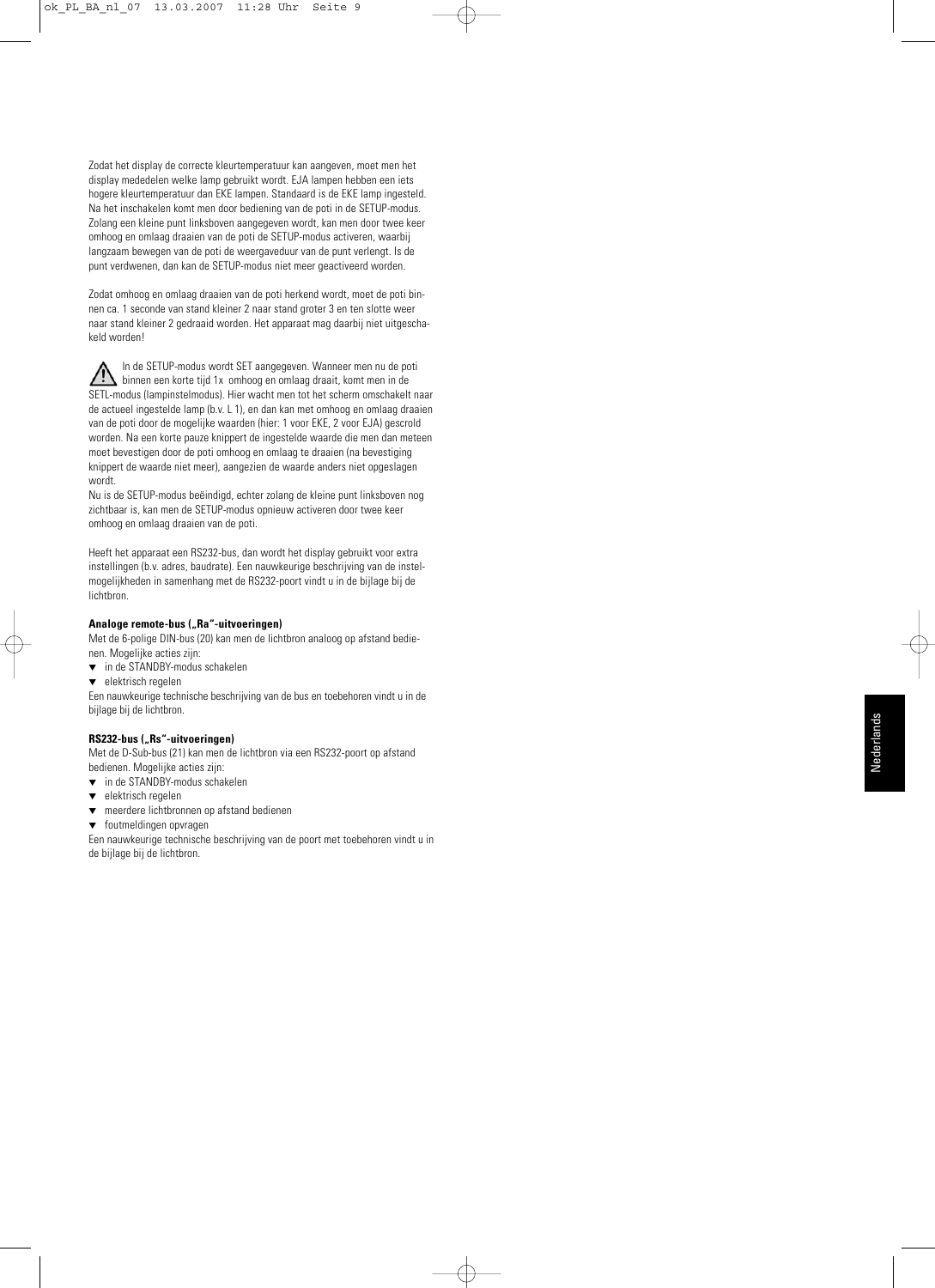Zodat het display de correcte kleurtemperatuur kan aangeven, moet men het display mededelen welke lamp gebruikt wordt. EJA lampen hebben een iets hogere kleurtemperatuur dan EKE lampen. Standaard is de EKE lamp ingesteld. Na het inschakelen komt men door bediening van de poti in de SETUP-modus. Zolang een kleine punt linksboven aangegeven wordt, kan men door twee keer omhoog en omlaag draaien van de poti de SETUP-modus activeren, waarbij langzaam bewegen van de poti de weergaveduur van de punt verlengt. Is de punt verdwenen, dan kan de SETUP-modus niet meer geactiveerd worden.

Zodat omhoog en omlaag draaien van de poti herkend wordt, moet de poti binnen ca. 1 seconde van stand kleiner 2 naar stand groter 3 en ten slotte weer naar stand kleiner 2 gedraaid worden. Het apparaat mag daarbij niet uitgeschakeld worden!

In de SETUP-modus wordt SET aangegeven. Wanneer men nu de poti binnen een korte tijd 1x omhoog en omlaag draait, komt men in de SETL-modus (lampinstelmodus). Hier wacht men tot het scherm omschakelt naar de actueel ingestelde lamp (b.v. L 1), en dan kan met omhoog en omlaag draaien van de poti door de mogelijke waarden (hier: 1 voor EKE, 2 voor EJA) gescrold worden. Na een korte pauze knippert de ingestelde waarde die men dan meteen moet bevestigen door de poti omhoog en omlaag te draaien (na bevestiging knippert de waarde niet meer), aangezien de waarde anders niet opgeslagen wordt.
Nu is de SETUP-modus beëindigd, echter zolang de kleine punt linksboven nog zichtbaar is, kan men de SETUP-modus opnieuw activeren door twee keer omhoog en omlaag draaien van de poti.

Heeft het apparaat een RS232-bus, dan wordt het display gebruikt voor extra instellingen (b.v. adres, baudrate). Een nauwkeurige beschrijving van de instelmogelijkheden in samenhang met de RS232-poort vindt u in de bijlage bij de lichtbron.

**Analoge remote-bus („Ra"-uitvoeringen)**

Met de 6-polige DIN-bus (20) kan men de lichtbron analoog op afstand bedienen. Mogelijke acties zijn:

- in de STANDBY-modus schakelen
- elektrisch regelen

Een nauwkeurige technische beschrijving van de bus en toebehoren vindt u in de bijlage bij de lichtbron.

**RS232-bus („Rs"-uitvoeringen)**

Met de D-Sub-bus (21) kan men de lichtbron via een RS232-poort op afstand bedienen. Mogelijke acties zijn:

- in de STANDBY-modus schakelen
- elektrisch regelen
- meerdere lichtbronnen op afstand bedienen
- foutmeldingen opvragen

Een nauwkeurige technische beschrijving van de poort met toebehoren vindt u in de bijlage bij de lichtbron.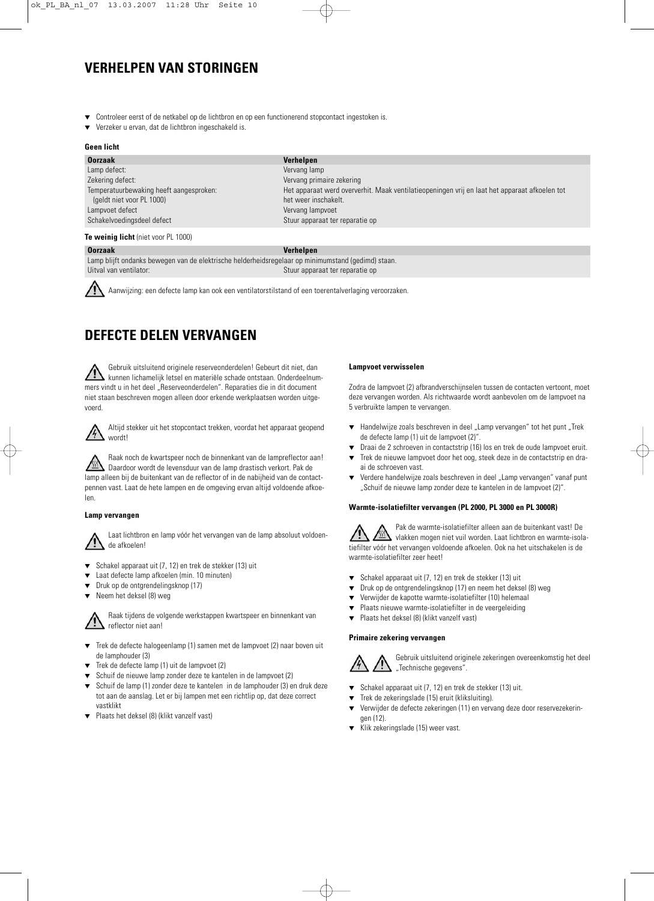## VERHELPEN VAN STORINGEN

- Controleer eerst of de netkabel op de lichtbron en op een functionerend stopcontact ingestoken is.
- Verzeker u ervan, dat de lichtbron ingeschakeld is.

**Geen licht**

| Oorzaak | Verhelpen |
|---|---|
| Lamp defect: | Vervang lamp |
| Zekering defect: | Vervang primaire zekering |
| Temperatuurbewaking heeft aangesproken: (geldt niet voor PL 1000) | Het apparaat werd oververhit. Maak ventilatieopeningen vrij en laat het apparaat afkoelen tot het weer inschakelt. |
| Lampvoet defect | Vervang lampvoet |
| Schakelvoedingsdeel defect | Stuur apparaat ter reparatie op |

**Te weinig licht** (niet voor PL 1000)

| Oorzaak | Verhelpen |
|---|---|
| Lamp blijft ondanks bewegen van de elektrische helderheidsregelaar op minimumstand (gedimd) staan. | |
| Uitval van ventilator: | Stuur apparaat ter reparatie op |

Aanwijzing: een defecte lamp kan ook een ventilatorstilstand of een toerentalverlaging veroorzaken.

## DEFECTE DELEN VERVANGEN

Gebruik uitsluitend originele reserveonderdelen! Gebeurt dit niet, dan kunnen lichamelijk letsel en materiële schade ontstaan. Onderdeelnummers vindt u in het deel „Reserveonderdelen". Reparaties die in dit document niet staan beschreven mogen alleen door erkende werkplaatsen worden uitgevoerd.

Altijd stekker uit het stopcontact trekken, voordat het apparaat geopend wordt!

Raak noch de kwartspeer noch de binnenkant van de lampreflector aan! Daardoor wordt de levensduur van de lamp drastisch verkort. Pak de lamp alleen bij de buitenkant van de reflector of in de nabijheid van de contactpennen vast. Laat de hete lampen en de omgeving ervan altijd voldoende afkoelen.

**Lamp vervangen**

Laat lichtbron en lamp vóór het vervangen van de lamp absoluut voldoende afkoelen!

- Schakel apparaat uit (7, 12) en trek de stekker (13) uit
- Laat defecte lamp afkoelen (min. 10 minuten)
- Druk op de ontgrendelingsknop (17)
- Neem het deksel (8) weg

Raak tijdens de volgende werkstappen kwartspeer en binnenkant van reflector niet aan!

- Trek de defecte halogeenlamp (1) samen met de lampvoet (2) naar boven uit de lamphouder (3)
- Trek de defecte lamp (1) uit de lampvoet (2)
- Schuif de nieuwe lamp zonder deze te kantelen in de lampvoet (2)
- Schuif de lamp (1) zonder deze te kantelen in de lamphouder (3) en druk deze tot aan de aanslag. Let er bij lampen met een richtlip op, dat deze correct vastklikt
- Plaats het deksel (8) (klikt vanzelf vast)

**Lampvoet verwisselen**

Zodra de lampvoet (2) afbrandverschijnselen tussen de contacten vertoont, moet deze vervangen worden. Als richtwaarde wordt aanbevolen om de lampvoet na 5 verbruikte lampen te vervangen.

- Handelwijze zoals beschreven in deel „Lamp vervangen" tot het punt „Trek de defecte lamp (1) uit de lampvoet (2)".
- Draai de 2 schroeven in contactstrip (16) los en trek de oude lampvoet eruit.
- Trek de nieuwe lampvoet door het oog, steek deze in de contactstrip en draai de schroeven vast.
- Verdere handelwijze zoals beschreven in deel „Lamp vervangen" vanaf punt „Schuif de nieuwe lamp zonder deze te kantelen in de lampvoet (2)".

**Warmte-isolatiefilter vervangen (PL 2000, PL 3000 en PL 3000R)**

Pak de warmte-isolatiefilter alleen aan de buitenkant vast! De vlakken mogen niet vuil worden. Laat lichtbron en warmte-isolatiefilter vóór het vervangen voldoende afkoelen. Ook na het uitschakelen is de warmte-isolatiefilter zeer heet!

- Schakel apparaat uit (7, 12) en trek de stekker (13) uit
- Druk op de ontgrendelingsknop (17) en neem het deksel (8) weg
- Verwijder de kapotte warmte-isolatiefilter (10) helemaal
- Plaats nieuwe warmte-isolatiefilter in de veergeleiding
- Plaats het deksel (8) (klikt vanzelf vast)

**Primaire zekering vervangen**

Gebruik uitsluitend originele zekeringen overeenkomstig het deel „Technische gegevens".

- Schakel apparaat uit (7, 12) en trek de stekker (13) uit.
- Trek de zekeringslade (15) eruit (kliksluiting).
- Verwijder de defecte zekeringen (11) en vervang deze door reservezekeringen (12).
- Klik zekeringslade (15) weer vast.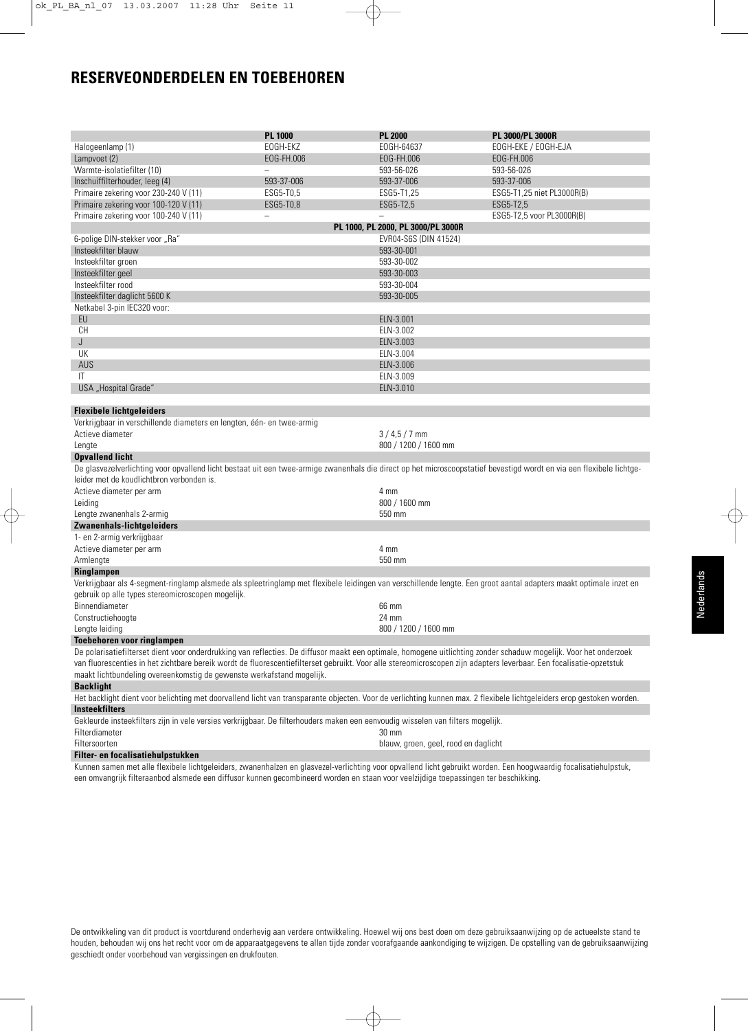# RESERVEONDERDELEN EN TOEBEHOREN

| | PL 1000 | PL 2000 | PL 3000/PL 3000R |
|---|---|---|---|
| Halogeenlamp (1) | EOGH-EKZ | EOGH-64637 | EOGH-EKE / EOGH-EJA |
| Lampvoet (2) | EOG-FH.006 | EOG-FH.006 | EOG-FH.006 |
| Warmte-isolatiefilter (10) | – | 593-56-026 | 593-56-026 |
| Inschuiffilterhouder, leeg (4) | 593-37-006 | 593-37-006 | 593-37-006 |
| Primaire zekering voor 230-240 V (11) | ESG5-T0,5 | ESG5-T1,25 | ESG5-T1,25 niet PL3000R(B) |
| Primaire zekering voor 100-120 V (11) | ESG5-T0,8 | ESG5-T2,5 | ESG5-T2,5 |
| Primaire zekering voor 100-240 V (11) | – | – | ESG5-T2,5 voor PL3000R(B) |
| | | **PL 1000, PL 2000, PL 3000/PL 3000R** | |
| 6-polige DIN-stekker voor „Ra" | | EVR04-S6S (DIN 41524) | |
| Insteekfilter blauw | | 593-30-001 | |
| Insteekfilter groen | | 593-30-002 | |
| Insteekfilter geel | | 593-30-003 | |
| Insteekfilter rood | | 593-30-004 | |
| Insteekfilter daglicht 5600 K | | 593-30-005 | |
| Netkabel 3-pin IEC320 voor: | | | |
| EU | | ELN-3.001 | |
| CH | | ELN-3.002 | |
| J | | ELN-3.003 | |
| UK | | ELN-3.004 | |
| AUS | | ELN-3.006 | |
| IT | | ELN-3.009 | |
| USA „Hospital Grade" | | ELN-3.010 | |

**Flexibele lichtgeleiders**

Verkrijgbaar in verschillende diameters en lengten, één- en twee-armig

| | |
|---|---|
| Actieve diameter | 3 / 4,5 / 7 mm |
| Lengte | 800 / 1200 / 1600 mm |

**Opvallend licht**

De glasvezelverlichting voor opvallend licht bestaat uit een twee-armige zwanenhals die direct op het microscoopstatief bevestigd wordt en via een flexibele lichtgeleider met de koudlichtbron verbonden is.

| | |
|---|---|
| Actieve diameter per arm | 4 mm |
| Leiding | 800 / 1600 mm |
| Lengte zwanenhals 2-armig | 550 mm |

**Zwanenhals-lichtgeleiders**

1- en 2-armig verkrijgbaar

| | |
|---|---|
| Actieve diameter per arm | 4 mm |
| Armlengte | 550 mm |

**Ringlampen**

Verkrijgbaar als 4-segment-ringlamp alsmede als spleetringlamp met flexibele leidingen van verschillende lengte. Een groot aantal adapters maakt optimale inzet en gebruik op alle types stereomicroscopen mogelijk.

| | |
|---|---|
| Binnendiameter | 66 mm |
| Constructiehoogte | 24 mm |
| Lengte leiding | 800 / 1200 / 1600 mm |

**Toebehoren voor ringlampen**

De polarisatiefilterset dient voor onderdrukking van reflecties. De diffusor maakt een optimale, homogene uitlichting zonder schaduw mogelijk. Voor het onderzoek van fluorescenties in het zichtbare bereik wordt de fluorescentiefilterset gebruikt. Voor alle stereomicroscopen zijn adapters leverbaar. Een focalisatie-opzetstuk maakt lichtbundeling overeenkomstig de gewenste werkafstand mogelijk.

**Backlight**

Het backlight dient voor belichting met doorvallend licht van transparante objecten. Voor de verlichting kunnen max. 2 flexibele lichtgeleiders erop gestoken worden.

**Insteekfilters**

Gekleurde insteekfilters zijn in vele versies verkrijgbaar. De filterhouders maken een eenvoudig wisselen van filters mogelijk.

| | |
|---|---|
| Filterdiameter | 30 mm |
| Filtersoorten | blauw, groen, geel, rood en daglicht |

**Filter- en focalisatiehulpstukken**

Kunnen samen met alle flexibele lichtgeleiders, zwanenhalzen en glasvezel-verlichting voor opvallend licht gebruikt worden. Een hoogwaardig focalisatiehulpstuk, een omvangrijk filteraanbod alsmede een diffusor kunnen gecombineerd worden en staan voor veelzijdige toepassingen ter beschikking.

De ontwikkeling van dit product is voortdurend onderhevig aan verdere ontwikkeling. Hoewel wij ons best doen om deze gebruiksaanwijzing op de actueelste stand te houden, behouden wij ons het recht voor om de apparaatgegevens te allen tijde zonder voorafgaande aankondiging te wijzigen. De opstelling van de gebruiksaanwijzing geschiedt onder voorbehoud van vergissingen en drukfouten.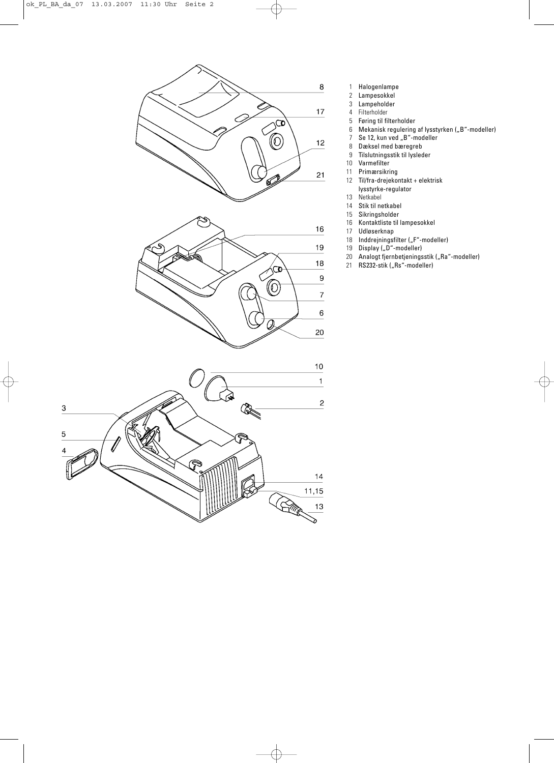1 Halogenlampe
2 Lampesokkel
3 Lampeholder
4 Filterholder
5 Føring til filterholder
6 Mekanisk regulering af lysstyrken („B“-modeller)
7 Se 12, kun ved „B“-modeller
8 Dæksel med bæregreb
9 Tilslutningsstik til lysleder
10 Varmefilter
11 Primærsikring
12 Til/fra-drejekontakt + elektrisk lysstyrke-regulator
13 Netkabel
14 Stik til netkabel
15 Sikringsholder
16 Kontaktliste til lampesokkel
17 Udløserknap
18 Inddrejningsfilter („F“-modeller)
19 Display („D“-modeller)
20 Analogt fjernbetjeningsstik („Ra“-modeller)
21 RS232-stik („Rs“-modeller)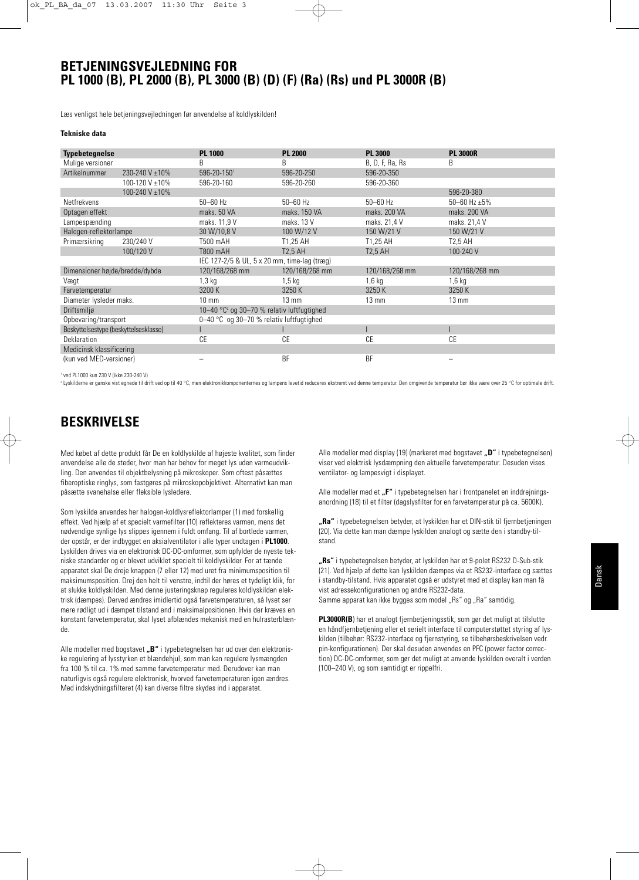# BETJENINGSVEJLEDNING FOR PL 1000 (B), PL 2000 (B), PL 3000 (B) (D) (F) (Ra) (Rs) und PL 3000R (B)

Læs venligst hele betjeningsvejledningen før anvendelse af koldlyskilden!

**Tekniske data**

| Typebetegnelse | | PL 1000 | PL 2000 | PL 3000 | PL 3000R |
|---|---|---|---|---|---|
| Mulige versioner | | B | B | B, D, F, Ra, Rs | B |
| Artikelnummer | 230-240 V ±10% | 596-20-150[1] | 596-20-250 | 596-20-350 | |
| | 100-120 V ±10% | 596-20-160 | 596-20-260 | 596-20-360 | |
| | 100-240 V ±10% | | | | 596-20-380 |
| Netfrekvens | | 50–60 Hz | 50–60 Hz | 50–60 Hz | 50–60 Hz ±5% |
| Optagen effekt | | maks. 50 VA | maks. 150 VA | maks. 200 VA | maks. 200 VA |
| Lampespænding | | maks. 11,9 V | maks. 13 V | maks. 21,4 V | maks. 21,4 V |
| Halogen-reflektorlampe | | 30 W/10,8 V | 100 W/12 V | 150 W/21 V | 150 W/21 V |
| Primærsikring | 230/240 V | T500 mAH | T1,25 AH | T1,25 AH | T2,5 AH |
| | 100/120 V | T800 mAH | T2,5 AH | T2,5 AH | 100-240 V |
| | | IEC 127-2/5 & UL, 5 x 20 mm, time-lag (træg) | | | |
| Dimensioner højde/bredde/dybde | | 120/168/268 mm | 120/168/268 mm | 120/168/268 mm | 120/168/268 mm |
| Vægt | | 1,3 kg | 1,5 kg | 1,6 kg | 1,6 kg |
| Farvetemperatur | | 3200 K | 3250 K | 3250 K | 3250 K |
| Diameter lysleder maks. | | 10 mm | 13 mm | 13 mm | 13 mm |
| Driftsmiljø | | 10–40 °C[2] og 30–70 % relativ luftfugtighed | | | |
| Opbevaring/transport | | 0–40 °C og 30–70 % relativ luftfugtighed | | | |
| Beskyttelsestype (beskyttelsesklasse) | | I | I | I | I |
| Deklaration | | CE | CE | CE | CE |
| Medicinsk klassificering | | | | | |
| (kun ved MED-versioner) | | – | BF | BF | – |

[1] ved PL1000 kun 230 V (ikke 230-240 V)

[2] Lyskilderne er ganske vist egnede til drift ved op til 40 °C, men elektronikkomponenternes og lampens levetid reduceres ekstremt ved denne temperatur. Den omgivende temperatur bør ikke være over 25 °C for optimale drift.

## BESKRIVELSE

Med købet af dette produkt får De en koldlyskilde af højeste kvalitet, som finder anvendelse alle de steder, hvor man har behov for meget lys uden varmeudvikling. Den anvendes til objektbelysning på mikroskoper. Som oftest påsættes fiberoptiske ringlys, som fastgøres på mikroskopobjektivet. Alternativt kan man påsætte svanehalse eller fleksible lysledere.

Som lyskilde anvendes her halogen-koldlysreflektorlamper (1) med forskellig effekt. Ved hjælp af et specielt varmefilter (10) reflekteres varmen, mens det nødvendige synlige lys slippes igennem i fuldt omfang. Til af bortlede varmen, der opstår, er der indbygget en aksialventilator i alle typer undtagen i **PL1000**. Lyskilden drives via en elektronisk DC-DC-omformer, som opfylder de nyeste tekniske standarder og er blevet udviklet specielt til koldlyskilder. For at tænde apparatet skal De dreje knappen (7 eller 12) med uret fra minimumsposition til maksimumsposition. Drej den helt til venstre, indtil der høres et tydeligt klik, for at slukke koldlyskilden. Med denne justeringsknap reguleres koldlyskilden elektrisk (dæmpes). Derved ændres imidlertid også farvetemperaturen, så lyset ser mere rødligt ud i dæmpet tilstand end i maksimalpositionen. Hvis der kræves en konstant farvetemperatur, skal lyset afblændes mekanisk med en hulrasterblænde.

Alle modeller med bogstavet **„B"** i typebetegnelsen har ud over den elektroniske regulering af lysstyrken et blændehjul, som man kan regulere lysmængden fra 100 % til ca. 1% med samme farvetemperatur med. Derudover kan man naturligvis også regulere elektronisk, hvorved farvetemperaturen igen ændres. Med indskydningsfilteret (4) kan diverse filtre skydes ind i apparatet.

Alle modeller med display (19) (markeret med bogstavet **„D"** i typebetegnelsen) viser ved elektrisk lysdæmpning den aktuelle farvetemperatur. Desuden vises ventilator- og lampesvigt i displayet.

Alle modeller med et **„F"** i typebetegnelsen har i frontpanelet en inddrejningsanordning (18) til et filter (dagslysfilter for en farvetemperatur på ca. 5600K).

**„Ra"** i typebetegnelsen betyder, at lyskilden har et DIN-stik til fjernbetjeningen (20). Via dette kan man dæmpe lyskilden analogt og sætte den i standby-tilstand.

**„Rs"** i typebetegnelsen betyder, at lyskilden har et 9-polet RS232 D-Sub-stik (21). Ved hjælp af dette kan lyskilden dæmpes via et RS232-interface og sættes i standby-tilstand. Hvis apparatet også er udstyret med et display kan man få vist adressekonfigurationen og andre RS232-data.
Samme apparat kan ikke bygges som model „Rs" og „Ra" samtidig.

**PL3000R(B**) har et analogt fjernbetjeningsstik, som gør det muligt at tilslutte en håndfjernbetjening eller et serielt interface til computerstøttet styring af lyskilden (tilbehør: RS232-interface og fjernstyring, se tilbehørsbeskrivelsen vedr. pin-konfigurationen). Der skal desuden anvendes en PFC (power factor correction) DC-DC-omformer, som gør det muligt at anvende lyskilden overalt i verden (100–240 V), og som samtidigt er rippelfri.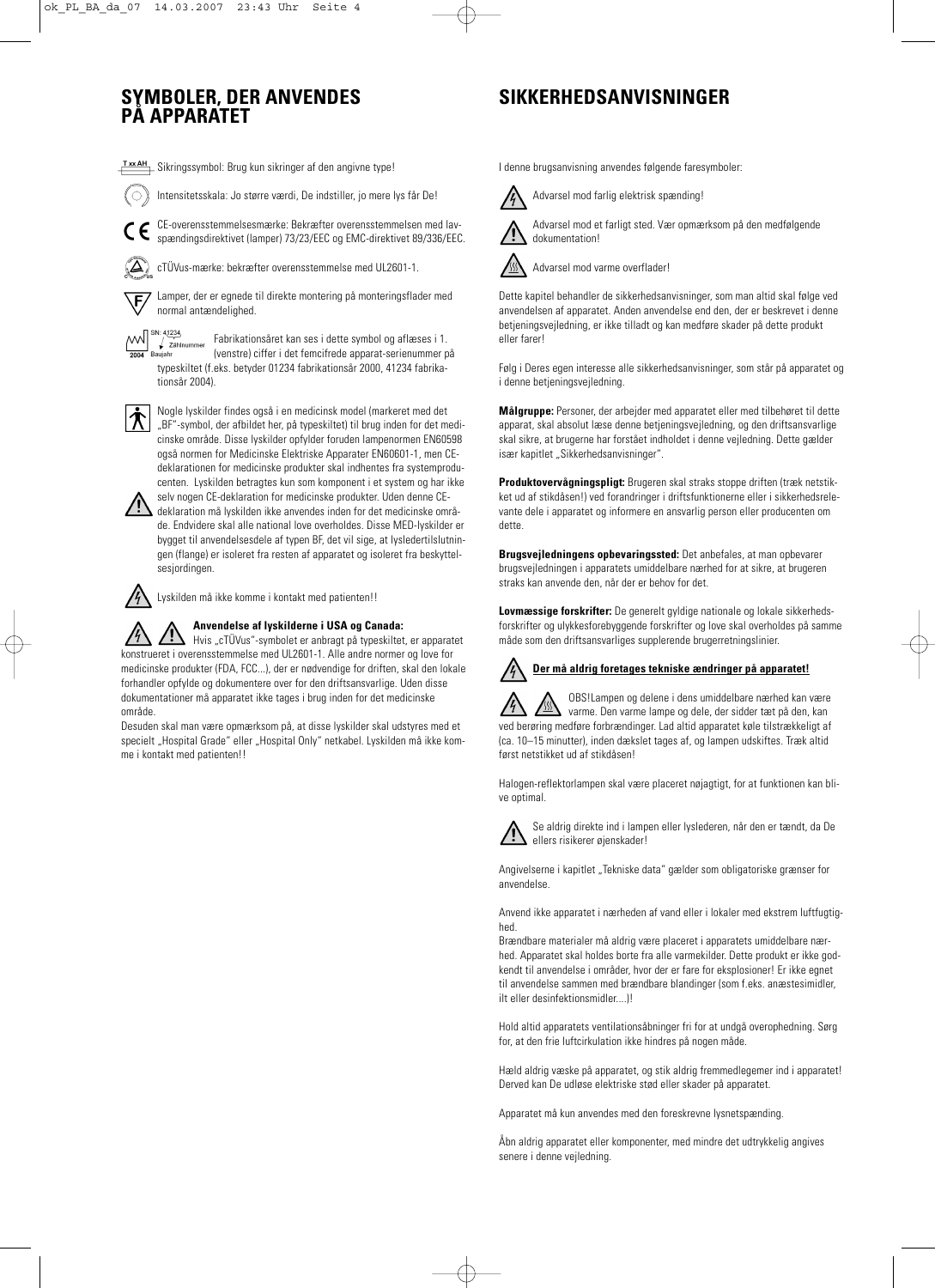# SYMBOLER, DER ANVENDES PÅ APPARATET

T xx AH Sikringssymbol: Brug kun sikringer af den angivne type!

Intensitetsskala: Jo større værdi, De indstiller, jo mere lys får De!

CE-overensstemmelsesmærke: Bekræfter overensstemmelsen med lavspændingsdirektivet (lamper) 73/23/EEC og EMC-direktivet 89/336/EEC.

cTÜVus-mærke: bekræfter overensstemmelse med UL2601-1.

Lamper, der er egnede til direkte montering på monteringsflader med normal antændelighed.

SN: 41234 Zählnummer 2004 Baujahr — Fabrikationsåret kan ses i dette symbol og aflæses i 1. (venstre) ciffer i det femcifrede apparat-serienummer på typeskiltet (f.eks. betyder 01234 fabrikationsår 2000, 41234 fabrikationsår 2004).

Nogle lyskilder findes også i en medicinsk model (markeret med det „BF"-symbol, der afbildet her, på typeskiltet) til brug inden for det medicinske område. Disse lyskilder opfylder foruden lampenormen EN60598 også normen for Medicinske Elektriske Apparater EN60601-1, men CE-deklarationen for medicinske produkter skal indhentes fra systemproducenten. Lyskilden betragtes kun som komponent i et system og har ikke selv nogen CE-deklaration for medicinske produkter. Uden denne CE-deklaration må lyskilden ikke anvendes inden for det medicinske område. Endvidere skal alle national love overholdes. Disse MED-lyskilder er bygget til anvendelsesdele af typen BF, det vil sige, at lysledertilslutningen (flange) er isoleret fra resten af apparatet og isoleret fra beskyttelsesjordingen.

Lyskilden må ikke komme i kontakt med patienten!!

**Anvendelse af lyskilderne i USA og Canada:**
Hvis „cTÜVus"-symbolet er anbragt på typeskiltet, er apparatet konstrueret i overensstemmelse med UL2601-1. Alle andre normer og love for medicinske produkter (FDA, FCC...), der er nødvendige for driften, skal den lokale forhandler opfylde og dokumentere over for den driftsansvarlige. Uden disse dokumentationer må apparatet ikke tages i brug inden for det medicinske område.

Desuden skal man være opmærksom på, at disse lyskilder skal udstyres med et specielt „Hospital Grade" eller „Hospital Only" netkabel. Lyskilden må ikke komme i kontakt med patienten!!

# SIKKERHEDSANVISNINGER

I denne brugsanvisning anvendes følgende faresymboler:

Advarsel mod farlig elektrisk spænding!

Advarsel mod et farligt sted. Vær opmærksom på den medfølgende dokumentation!

Advarsel mod varme overflader!

Dette kapitel behandler de sikkerhedsanvisninger, som man altid skal følge ved anvendelsen af apparatet. Anden anvendelse end den, der er beskrevet i denne betjeningsvejledning, er ikke tilladt og kan medføre skader på dette produkt eller farer!

Følg i Deres egen interesse alle sikkerhedsanvisninger, som står på apparatet og i denne betjeningsvejledning.

**Målgruppe:** Personer, der arbejder med apparatet eller med tilbehøret til dette apparat, skal absolut læse denne betjeningsvejledning, og den driftsansvarlige skal sikre, at brugerne har forstået indholdet i denne vejledning. Dette gælder især kapitlet „Sikkerhedsanvisninger".

**Produktovervågningspligt:** Brugeren skal straks stoppe driften (træk netstikket ud af stikdåsen!) ved forandringer i driftsfunktionerne eller i sikkerhedsrelevante dele i apparatet og informere en ansvarlig person eller producenten om dette.

**Brugsvejledningens opbevaringssted:** Det anbefales, at man opbevarer brugsvejledningen i apparatets umiddelbare nærhed for at sikre, at brugeren straks kan anvende den, når der er behov for det.

**Lovmæssige forskrifter:** De generelt gyldige nationale og lokale sikkerhedsforskrifter og ulykkesforebyggende forskrifter og love skal overholdes på samme måde som den driftsansvarliges supplerende brugerretningslinier.

**Der må aldrig foretages tekniske ændringer på apparatet!**

OBS!Lampen og delene i dens umiddelbare nærhed kan være varme. Den varme lampe og dele, der sidder tæt på den, kan ved berøring medføre forbrændinger. Lad altid apparatet køle tilstrækkeligt af (ca. 10–15 minutter), inden dækslet tages af, og lampen udskiftes. Træk altid først netstikket ud af stikdåsen!

Halogen-reflektorlampen skal være placeret nøjagtigt, for at funktionen kan blive optimal.

Se aldrig direkte ind i lampen eller lyslederen, når den er tændt, da De ellers risikerer øjenskader!

Angivelserne i kapitlet „Tekniske data" gælder som obligatoriske grænser for anvendelse.

Anvend ikke apparatet i nærheden af vand eller i lokaler med ekstrem luftfugtighed.

Brændbare materialer må aldrig være placeret i apparatets umiddelbare nærhed. Apparatet skal holdes borte fra alle varmekilder. Dette produkt er ikke godkendt til anvendelse i områder, hvor der er fare for eksplosioner! Er ikke egnet til anvendelse sammen med brændbare blandinger (som f.eks. anæstesimidler, ilt eller desinfektionsmidler....)!

Hold altid apparatets ventilationsåbninger fri for at undgå overophedning. Sørg for, at den frie luftcirkulation ikke hindres på nogen måde.

Hæld aldrig væske på apparatet, og stik aldrig fremmedlegemer ind i apparatet! Derved kan De udløse elektriske stød eller skader på apparatet.

Apparatet må kun anvendes med den foreskrevne lysnetspænding.

Åbn aldrig apparatet eller komponenter, med mindre det udtrykkelig angives senere i denne vejledning.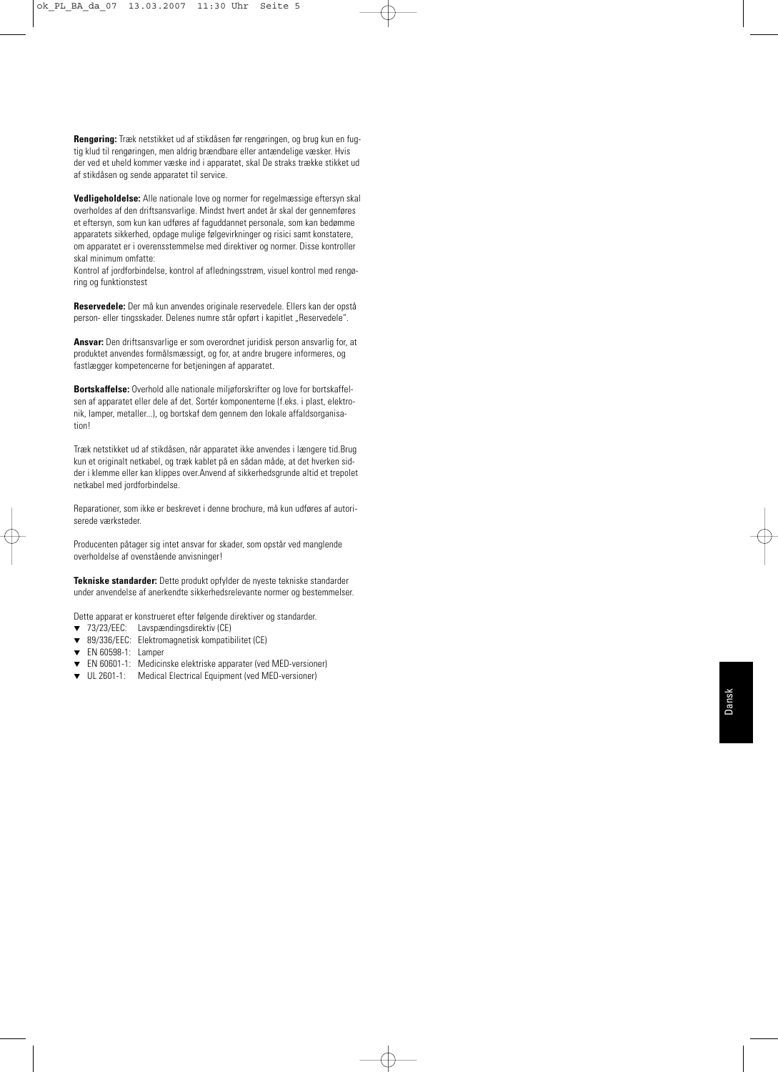**Rengøring:** Træk netstikket ud af stikdåsen før rengøringen, og brug kun en fugtig klud til rengøringen, men aldrig brændbare eller antændelige væsker. Hvis der ved et uheld kommer væske ind i apparatet, skal De straks trække stikket ud af stikdåsen og sende apparatet til service.

**Vedligeholdelse:** Alle nationale love og normer for regelmæssige eftersyn skal overholdes af den driftsansvarlige. Mindst hvert andet år skal der gennemføres et eftersyn, som kun kan udføres af faguddannet personale, som kan bedømme apparatets sikkerhed, opdage mulige følgevirkninger og risici samt konstatere, om apparatet er i overensstemmelse med direktiver og normer. Disse kontroller skal minimum omfatte:
Kontrol af jordforbindelse, kontrol af afledningsstrøm, visuel kontrol med rengøring og funktionstest

**Reservedele:** Der må kun anvendes originale reservedele. Ellers kan der opstå person- eller tingsskader. Delenes numre står opført i kapitlet „Reservedele".

**Ansvar:** Den driftsansvarlige er som overordnet juridisk person ansvarlig for, at produktet anvendes formålsmæssigt, og for, at andre brugere informeres, og fastlægger kompetencerne for betjeningen af apparatet.

**Bortskaffelse:** Overhold alle nationale miljøforskrifter og love for bortskaffelsen af apparatet eller dele af det. Sortér komponenterne (f.eks. i plast, elektronik, lamper, metaller...), og bortskaf dem gennem den lokale affaldsorganisation!

Træk netstikket ud af stikdåsen, når apparatet ikke anvendes i længere tid.Brug kun et originalt netkabel, og træk kablet på en sådan måde, at det hverken sidder i klemme eller kan klippes over.Anvend af sikkerhedsgrunde altid et trepolet netkabel med jordforbindelse.

Reparationer, som ikke er beskrevet i denne brochure, må kun udføres af autoriserede værksteder.

Producenten påtager sig intet ansvar for skader, som opstår ved manglende overholdelse af ovenstående anvisninger!

**Tekniske standarder:** Dette produkt opfylder de nyeste tekniske standarder under anvendelse af anerkendte sikkerhedsrelevante normer og bestemmelser.

Dette apparat er konstrueret efter følgende direktiver og standarder.

- 73/23/EEC: Lavspændingsdirektiv (CE)
- 89/336/EEC: Elektromagnetisk kompatibilitet (CE)
- EN 60598-1: Lamper
- EN 60601-1: Medicinske elektriske apparater (ved MED-versioner)
- UL 2601-1: Medical Electrical Equipment (ved MED-versioner)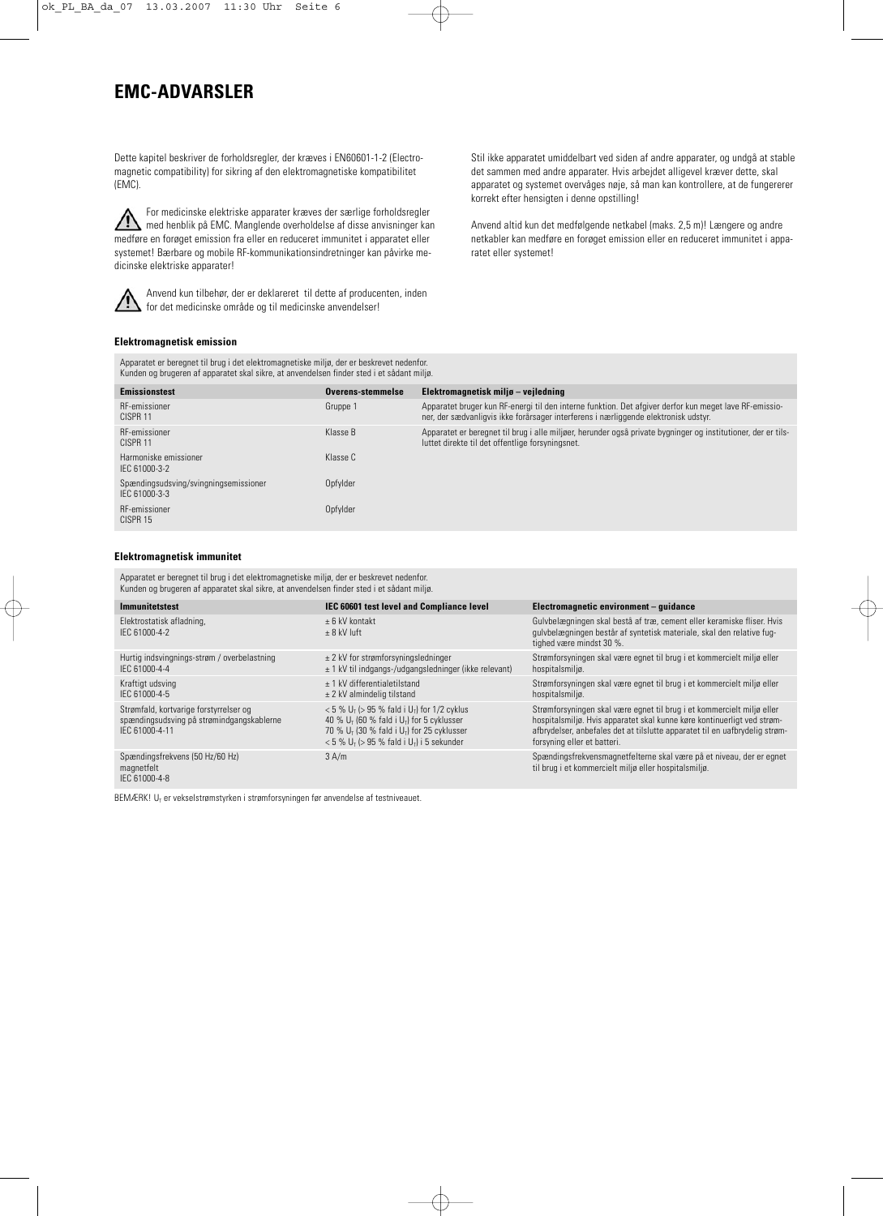# EMC-ADVARSLER

Dette kapitel beskriver de forholdsregler, der kræves i EN60601-1-2 (Electromagnetic compatibility) for sikring af den elektromagnetiske kompatibilitet (EMC).

For medicinske elektriske apparater kræves der særlige forholdsregler med henblik på EMC. Manglende overholdelse af disse anvisninger kan medføre en forøget emission fra eller en reduceret immunitet i apparatet eller systemet! Bærbare og mobile RF-kommunikationsindretninger kan påvirke medicinske elektriske apparater!

Anvend kun tilbehør, der er deklareret til dette af producenten, inden for det medicinske område og til medicinske anvendelser!

Stil ikke apparatet umiddelbart ved siden af andre apparater, og undgå at stable det sammen med andre apparater. Hvis arbejdet alligevel kræver dette, skal apparatet og systemet overvåges nøje, så man kan kontrollere, at de fungererer korrekt efter hensigten i denne opstilling!

Anvend altid kun det medfølgende netkabel (maks. 2,5 m)! Længere og andre netkabler kan medføre en forøget emission eller en reduceret immunitet i apparatet eller systemet!

### Elektromagnetisk emission

Apparatet er beregnet til brug i det elektromagnetiske miljø, der er beskrevet nedenfor.
Kunden og brugeren af apparatet skal sikre, at anvendelsen finder sted i et sådant miljø.

| Emissionstest | Overens-stemmelse | Elektromagnetisk miljø – vejledning |
|---|---|---|
| RF-emissioner CISPR 11 | Gruppe 1 | Apparatet bruger kun RF-energi til den interne funktion. Det afgiver derfor kun meget lave RF-emissioner, der sædvanligvis ikke forårsager interferens i nærliggende elektronisk udstyr. |
| RF-emissioner CISPR 11 | Klasse B | Apparatet er beregnet til brug i alle miljøer, herunder også private bygninger og institutioner, der er tilsluttet direkte til det offentlige forsyningsnet. |
| Harmoniske emissioner IEC 61000-3-2 | Klasse C | |
| Spændingsudsving/svingningsemissioner IEC 61000-3-3 | Opfylder | |
| RF-emissioner CISPR 15 | Opfylder | |

### Elektromagnetisk immunitet

Apparatet er beregnet til brug i det elektromagnetiske miljø, der er beskrevet nedenfor.
Kunden og brugeren af apparatet skal sikre, at anvendelsen finder sted i et sådant miljø.

| Immunitetstest | IEC 60601 test level and Compliance level | Electromagnetic environment – guidance |
|---|---|---|
| Elektrostatisk afladning, IEC 61000-4-2 | ± 6 kV kontakt<br>± 8 kV luft | Gulvbelægningen skal bestå af træ, cement eller keramiske fliser. Hvis gulvbelægningen består af syntetisk materiale, skal den relative fugtighed være mindst 30 %. |
| Hurtig indsvingnings-strøm / overbelastning IEC 61000-4-4 | ± 2 kV for strømforsyningsledninger<br>± 1 kV til indgangs-/udgangsledninger (ikke relevant) | Strømforsyningen skal være egnet til brug i et kommercielt miljø eller hospitalsmiljø. |
| Kraftigt udsving IEC 61000-4-5 | ± 1 kV differentialetilstand<br>± 2 kV almindelig tilstand | Strømforsyningen skal være egnet til brug i et kommercielt miljø eller hospitalsmiljø. |
| Strømfald, kortvarige forstyrrelser og spændingsudsving på strømindgangskablerne IEC 61000-4-11 | < 5 % $U_T$ (> 95 % fald i $U_T$) for 1/2 cyklus<br>40 % $U_T$ (60 % fald i $U_T$) for 5 cyklusser<br>70 % $U_T$ (30 % fald i $U_T$) for 25 cyklusser<br>< 5 % $U_T$ (> 95 % fald i $U_T$) i 5 sekunder | Strømforsyningen skal være egnet til brug i et kommercielt miljø eller hospitalsmiljø. Hvis apparatet skal kunne køre kontinuerligt ved strømafbrydelser, anbefales det at tilslutte apparatet til en uafbrydelig strømforsyning eller et batteri. |
| Spændingsfrekvens (50 Hz/60 Hz) magnetfelt IEC 61000-4-8 | 3 A/m | Spændingsfrekvensmagnetfelterne skal være på et niveau, der er egnet til brug i et kommercielt miljø eller hospitalsmiljø. |

BEMÆRK! $U_T$ er vekselstrømstyrken i strømforsyningen før anvendelse af testniveauet.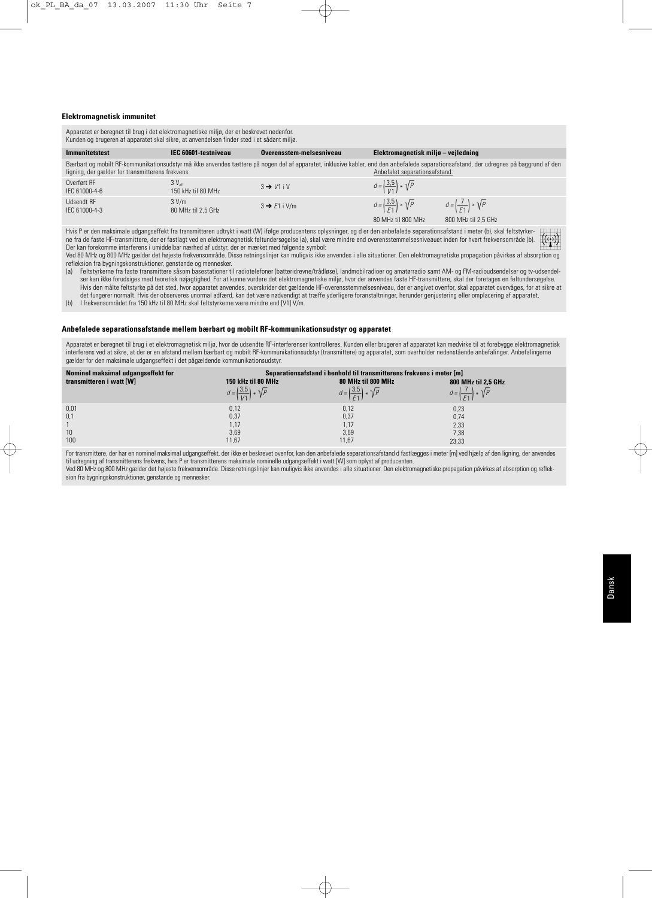## Elektromagnetisk immunitet

Apparatet er beregnet til brug i det elektromagnetiske miljø, der er beskrevet nedenfor.
Kunden og brugeren af apparatet skal sikre, at anvendelsen finder sted i et sådant miljø.

| Immunitetstest | IEC 60601-testniveau | Overensstem-melsesniveau | Elektromagnetisk miljø – vejledning | |
|---|---|---|---|---|
| Bærbart og mobilt RF-kommunikationsudstyr må ikke anvendes tættere på nogen del af apparatet, inklusive kabler, end den anbefalede separationsafstand, der udregnes på baggrund af den ligning, der gælder for transmitterens frekvens: | | | Anbefalet separationsafstand: | |
| Overført RF<br>IEC 61000-4-6 | 3 $V_{eff}$<br>150 kHz til 80 MHz | 3 → $V1$ i V | $d = \left(\frac{3,5}{V1}\right) * \sqrt{P}$ | |
| Udsendt RF<br>IEC 61000-4-3 | 3 V/m<br>80 MHz til 2,5 GHz | 3 → $E1$ i V/m | $d = \left(\frac{3,5}{E1}\right) * \sqrt{P}$<br>80 MHz til 800 MHz | $d = \left(\frac{7}{E1}\right) * \sqrt{P}$<br>800 MHz til 2,5 GHz |

Hvis P er den maksimale udgangseffekt fra transmitteren udtrykt i watt (W) ifølge producentens oplysninger, og d er den anbefalede separationsafstand i meter (b), skal feltstyrkerne fra de faste HF-transmittere, der er fastlagt ved en elektromagnetisk feltundersøgelse (a), skal være mindre end overensstemmelsesniveauet inden for hvert frekvensområde (b).
Der kan forekomme interferens i umiddelbar nærhed af udstyr, der er mærket med følgende symbol:

Ved 80 MHz og 800 MHz gælder det højeste frekvensområde. Disse retningslinjer kan muligvis ikke anvendes i alle situationer. Den elektromagnetiske propagation påvirkes af absorption og refleksion fra bygningskonstruktioner, genstande og mennesker.

(a) Feltstyrkerne fra faste transmittere såsom basestationer til radiotelefoner (batteridrevne/trådløse), landmobilradioer og amatørradio samt AM- og FM-radioudsendelser og tv-udsendelser kan ikke forudsiges med teoretisk nøjagtighed. For at kunne vurdere det elektromagnetiske miljø, hvor der anvendes faste HF-transmittere, skal der foretages en feltundersøgelse. Hvis den målte feltstyrke på det sted, hvor apparatet anvendes, overskrider det gældende HF-overensstemmelsesniveau, der er angivet ovenfor, skal apparatet overvåges, for at sikre at det fungerer normalt. Hvis der observeres unormal adfærd, kan det være nødvendigt at træffe yderligere foranstaltninger, herunder genjustering eller omplacering af apparatet.

(b) I frekvensområdet fra 150 kHz til 80 MHz skal feltstyrkerne være mindre end [V1] V/m.

## Anbefalede separationsafstande mellem bærbart og mobilt RF-kommunikationsudstyr og apparatet

Apparatet er beregnet til brug i et elektromagnetisk miljø, hvor de udsendte RF-interferenser kontrolleres. Kunden eller brugeren af apparatet kan medvirke til at forebygge elektromagnetisk interferens ved at sikre, at der er en afstand mellem bærbart og mobilt RF-kommunikationsudstyr (transmittere) og apparatet, som overholder nedenstående anbefalinger. Anbefalingerne gælder for den maksimale udgangseffekt i det pågældende kommunikationsudstyr.

| Nominel maksimal udgangseffekt for transmitteren i watt [W] | Separationsafstand i henhold til transmitterens frekvens i meter [m] | | |
|---|---|---|---|
| | 150 kHz til 80 MHz<br>$d = \left(\frac{3,5}{V1}\right) * \sqrt{P}$ | 80 MHz til 800 MHz<br>$d = \left(\frac{3,5}{E1}\right) * \sqrt{P}$ | 800 MHz til 2,5 GHz<br>$d = \left(\frac{7}{E1}\right) * \sqrt{P}$ |
| 0,01 | 0,12 | 0,12 | 0,23 |
| 0,1 | 0,37 | 0,37 | 0,74 |
| 1 | 1,17 | 1,17 | 2,33 |
| 10 | 3,69 | 3,69 | 7,38 |
| 100 | 11,67 | 11,67 | 23,33 |

For transmittere, der har en nominel maksimal udgangseffekt, der ikke er beskrevet ovenfor, kan den anbefalede separationsafstand d fastlægges i meter [m] ved hjælp af den ligning, der anvendes til udregning af transmitterens frekvens, hvis P er transmitterens maksimale nominelle udgangseffekt i watt [W] som oplyst af producenten.
Ved 80 MHz og 800 MHz gælder det højeste frekvensområde. Disse retningslinjer kan muligvis ikke anvendes i alle situationer. Den elektromagnetiske propagation påvirkes af absorption og refleksion fra bygningskonstruktioner, genstande og mennesker.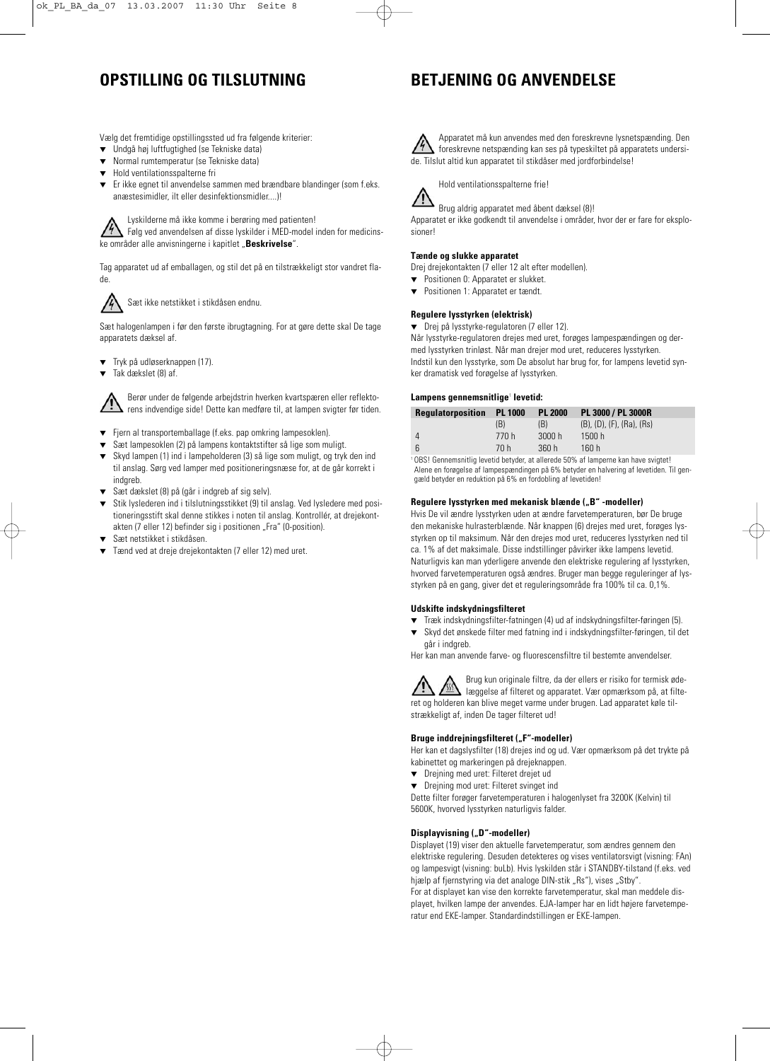## OPSTILLING OG TILSLUTNING

Vælg det fremtidige opstillingssted ud fra følgende kriterier:

- Undgå høj luftfugtighed (se Tekniske data)
- Normal rumtemperatur (se Tekniske data)
- Hold ventilationsspalterne fri
- Er ikke egnet til anvendelse sammen med brændbare blandinger (som f.eks. anæstesimidler, ilt eller desinfektionsmidler....)!

Lyskilderne må ikke komme i berøring med patienten!
Følg ved anvendelsen af disse lyskilder i MED-model inden for medicinske områder alle anvisningerne i kapitlet „**Beskrivelse**".

Tag apparatet ud af emballagen, og stil det på en tilstrækkeligt stor vandret flade.

Sæt ikke netstikket i stikdåsen endnu.

Sæt halogenlampen i før den første ibrugtagning. For at gøre dette skal De tage apparatets dæksel af.

- Tryk på udløserknappen (17).
- Tak dækslet (8) af.

Berør under de følgende arbejdstrin hverken kvartspæren eller reflektorens indvendige side! Dette kan medføre til, at lampen svigter før tiden.

- Fjern al transportemballage (f.eks. pap omkring lampesoklen).
- Sæt lampesoklen (2) på lampens kontaktstifter så lige som muligt.
- Skyd lampen (1) ind i lampeholderen (3) så lige som muligt, og tryk den ind til anslag. Sørg ved lamper med positioneringsnæse for, at de går korrekt i indgreb.
- Sæt dækslet (8) på (går i indgreb af sig selv).
- Stik lyslederen ind i tilslutningsstikket (9) til anslag. Ved lysledere med positioneringsstift skal denne stikkes i noten til anslag. Kontrollér, at drejekontakten (7 eller 12) befinder sig i positionen „Fra" (0-position).
- Sæt netstikket i stikdåsen.
- Tænd ved at dreje drejekontakten (7 eller 12) med uret.

## BETJENING OG ANVENDELSE

Apparatet må kun anvendes med den foreskrevne lysnetspænding. Den foreskrevne netspænding kan ses på typeskiltet på apparatets underside. Tilslut altid kun apparatet til stikdåser med jordforbindelse!

Hold ventilationsspalterne frie!

Brug aldrig apparatet med åbent dæksel (8)!
Apparatet er ikke godkendt til anvendelse i områder, hvor der er fare for eksplosioner!

**Tænde og slukke apparatet**

Drej drejekontakten (7 eller 12 alt efter modellen).

- Positionen 0: Apparatet er slukket.
- Positionen 1: Apparatet er tændt.

**Regulere lysstyrken (elektrisk)**

- Drej på lysstyrke-regulatoren (7 eller 12).

Når lysstyrke-regulatoren drejes med uret, forøges lampespændingen og dermed lysstyrken trinløst. Når man drejer mod uret, reduceres lysstyrken.
Indstil kun den lysstyrke, som De absolut har brug for, for lampens levetid synker dramatisk ved forøgelse af lysstyrken.

**Lampens gennemsnitlige[1] levetid:**

| Regulatorposition | PL 1000 | PL 2000 | PL 3000 / PL 3000R |
|---|---|---|---|
| | (B) | (B) | (B), (D), (F), (Ra), (Rs) |
| 4 | 770 h | 3000 h | 1500 h |
| 6 | 70 h | 360 h | 160 h |

[1] OBS! Gennemsnitlig levetid betyder, at allerede 50% af lamperne kan have svigtet! Alene en forøgelse af lampespændingen på 6% betyder en halvering af levetiden. Til gengæld betyder en reduktion på 6% en fordobling af levetiden!

**Regulere lysstyrken med mekanisk blænde („B" -modeller)**

Hvis De vil ændre lysstyrken uden at ændre farvetemperaturen, bør De bruge den mekaniske hulrasterblænde. Når knappen (6) drejes med uret, forøges lysstyrken op til maksimum. Når den drejes mod uret, reduceres lysstyrken ned til ca. 1% af det maksimale. Disse indstillinger påvirker ikke lampens levetid.
Naturligvis kan man yderligere anvende den elektriske regulering af lysstyrken, hvorved farvetemperaturen også ændres. Bruger man begge reguleringer af lysstyrken på en gang, giver det et reguleringsområde fra 100% til ca. 0,1%.

**Udskifte indskydningsfilteret**

- Træk indskydningsfilter-fatningen (4) ud af indskydningsfilter-føringen (5).
- Skyd det ønskede filter med fatning ind i indskydningsfilter-føringen, til det går i indgreb.

Her kan man anvende farve- og fluorescensfiltre til bestemte anvendelser.

Brug kun originale filtre, da der ellers er risiko for termisk ødelæggelse af filteret og apparatet. Vær opmærksom på, at filteret og holderen kan blive meget varme under brugen. Lad apparatet køle tilstrækkeligt af, inden De tager filteret ud!

**Bruge inddrejningsfilteret („F"-modeller)**

Her kan et dagslysfilter (18) drejes ind og ud. Vær opmærksom på det trykte på kabinettet og markeringen på drejeknappen.

- Drejning med uret: Filteret drejet ud
- Drejning mod uret: Filteret svinget ind

Dette filter forøger farvetemperaturen i halogenlyset fra 3200K (Kelvin) til 5600K, hvorved lysstyrken naturligvis falder.

**Displayvisning („D"-modeller)**

Displayet (19) viser den aktuelle farvetemperatur, som ændres gennem den elektriske regulering. Desuden detekteres og vises ventilatorsvigt (visning: FAn) og lampesvigt (visning: buLb). Hvis lyskilden står i STANDBY-tilstand (f.eks. ved hjælp af fjernstyring via det analoge DIN-stik „Rs"), vises „Stby".
For at displayet kan vise den korrekte farvetemperatur, skal man meddele displayet, hvilken lampe der anvendes. EJA-lamper har en lidt højere farvetemperatur end EKE-lamper. Standardindstillingen er EKE-lampen.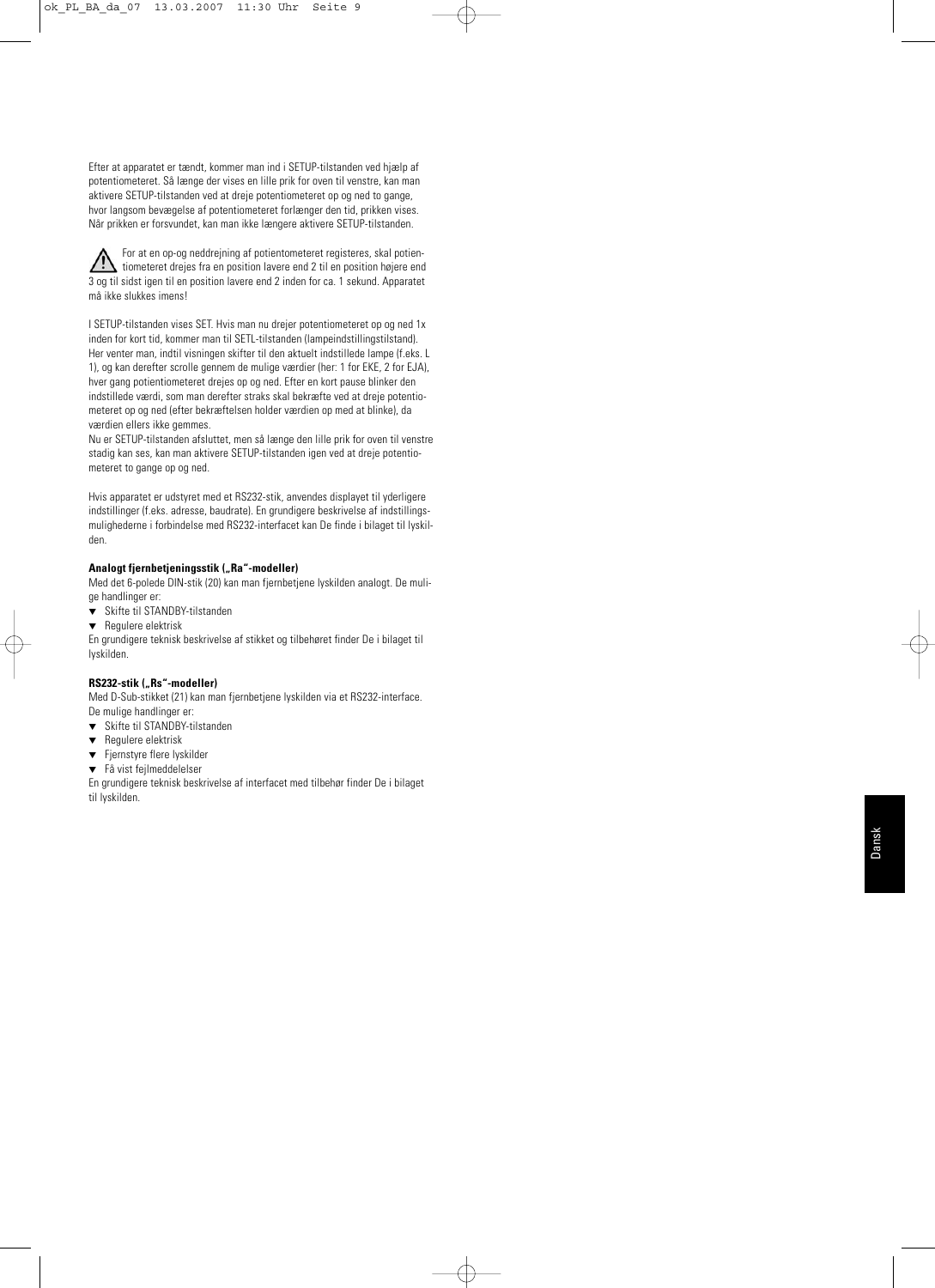Efter at apparatet er tændt, kommer man ind i SETUP-tilstanden ved hjælp af potentiometeret. Så længe der vises en lille prik for oven til venstre, kan man aktivere SETUP-tilstanden ved at dreje potentiometeret op og ned to gange, hvor langsom bevægelse af potentiometeret forlænger den tid, prikken vises. Når prikken er forsvundet, kan man ikke længere aktivere SETUP-tilstanden.

⚠ For at en op-og neddrejning af potientometeret registeres, skal potientiometeret drejes fra en position lavere end 2 til en position højere end 3 og til sidst igen til en position lavere end 2 inden for ca. 1 sekund. Apparatet må ikke slukkes imens!

I SETUP-tilstanden vises SET. Hvis man nu drejer potentiometeret op og ned 1x inden for kort tid, kommer man til SETL-tilstanden (lampeindstillingstilstand). Her venter man, indtil visningen skifter til den aktuelt indstillede lampe (f.eks. L 1), og kan derefter scrolle gennem de mulige værdier (her: 1 for EKE, 2 for EJA), hver gang potientiometeret drejes op og ned. Efter en kort pause blinker den indstillede værdi, som man derefter straks skal bekræfte ved at dreje potentiometeret op og ned (efter bekræftelsen holder værdien op med at blinke), da værdien ellers ikke gemmes.
Nu er SETUP-tilstanden afsluttet, men så længe den lille prik for oven til venstre stadig kan ses, kan man aktivere SETUP-tilstanden igen ved at dreje potentiometeret to gange op og ned.

Hvis apparatet er udstyret med et RS232-stik, anvendes displayet til yderligere indstillinger (f.eks. adresse, baudrate). En grundigere beskrivelse af indstillingsmulighederne i forbindelse med RS232-interfacet kan De finde i bilaget til lyskilden.

**Analogt fjernbetjeningsstik („Ra"-modeller)**

Med det 6-polede DIN-stik (20) kan man fjernbetjene lyskilden analogt. De mulige handlinger er:

- Skifte til STANDBY-tilstanden
- Regulere elektrisk

En grundigere teknisk beskrivelse af stikket og tilbehøret finder De i bilaget til lyskilden.

**RS232-stik („Rs"-modeller)**

Med D-Sub-stikket (21) kan man fjernbetjene lyskilden via et RS232-interface. De mulige handlinger er:

- Skifte til STANDBY-tilstanden
- Regulere elektrisk
- Fjernstyre flere lyskilder
- Få vist fejlmeddelelser

En grundigere teknisk beskrivelse af interfacet med tilbehør finder De i bilaget til lyskilden.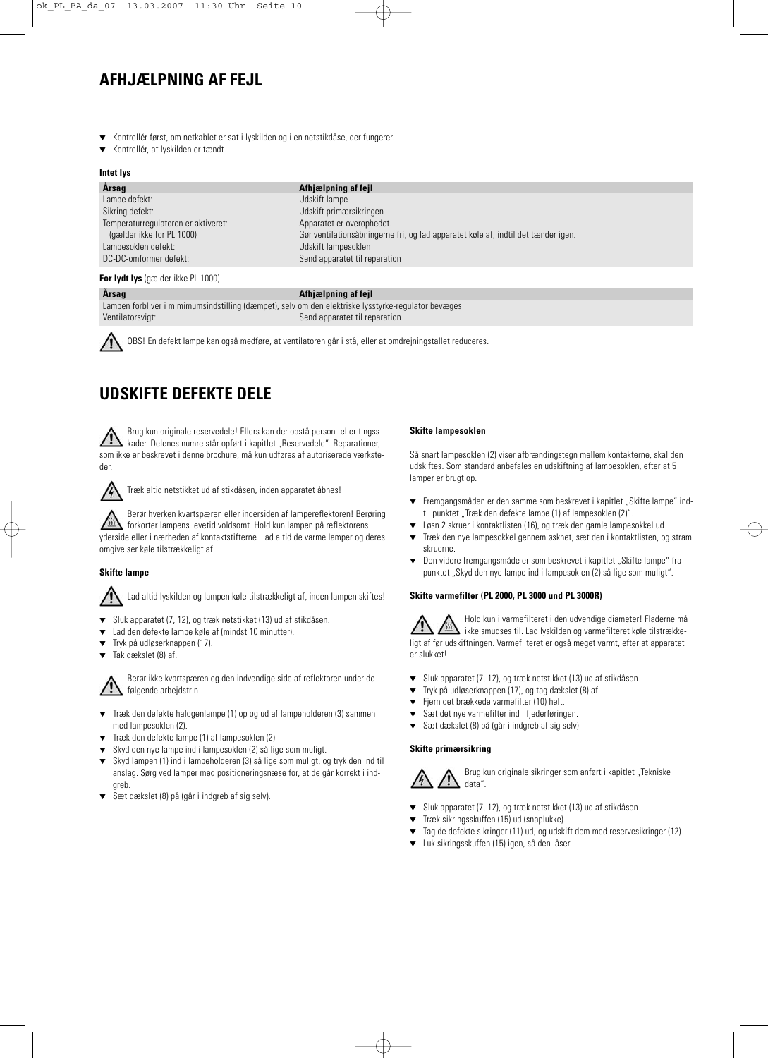## AFHJÆLPNING AF FEJL

- Kontrollér først, om netkablet er sat i lyskilden og i en netstikdåse, der fungerer.
- Kontrollér, at lyskilden er tændt.

**Intet lys**

| Årsag | Afhjælpning af fejl |
|---|---|
| Lampe defekt: | Udskift lampe |
| Sikring defekt: | Udskift primærsikringen |
| Temperaturregulatoren er aktiveret: (gælder ikke for PL 1000) | Apparatet er overophedet. Gør ventilationsåbningerne fri, og lad apparatet køle af, indtil det tænder igen. |
| Lampesoklen defekt: | Udskift lampesoklen |
| DC-DC-omformer defekt: | Send apparatet til reparation |

**For lydt lys** (gælder ikke PL 1000)

| Årsag | Afhjælpning af fejl |
|---|---|
| Lampen forbliver i mimimumsindstilling (dæmpet), selv om den elektriske lysstyrke-regulator bevæges. | |
| Ventilatorsvigt: | Send apparatet til reparation |

OBS! En defekt lampe kan også medføre, at ventilatoren går i stå, eller at omdrejningstallet reduceres.

## UDSKIFTE DEFEKTE DELE

Brug kun originale reservedele! Ellers kan der opstå person- eller tingsskader. Delenes numre står opført i kapitlet „Reservedele". Reparationer, som ikke er beskrevet i denne brochure, må kun udføres af autoriserede værksteder.

Træk altid netstikket ud af stikdåsen, inden apparatet åbnes!

Berør hverken kvartspæren eller indersiden af lampereflektoren! Berøring forkorter lampens levetid voldsomt. Hold kun lampen på reflektorens yderside eller i nærheden af kontaktstifterne. Lad altid de varme lamper og deres omgivelser køle tilstrækkeligt af.

### Skifte lampe

Lad altid lyskilden og lampen køle tilstrækkeligt af, inden lampen skiftes!

- Sluk apparatet (7, 12), og træk netstikket (13) ud af stikdåsen.
- Lad den defekte lampe køle af (mindst 10 minutter).
- Tryk på udløserknappen (17).
- Tak dækslet (8) af.

Berør ikke kvartspæren og den indvendige side af reflektoren under de følgende arbejdstrin!

- Træk den defekte halogenlampe (1) op og ud af lampeholderen (3) sammen med lampesoklen (2).
- Træk den defekte lampe (1) af lampesoklen (2).
- Skyd den nye lampe ind i lampesoklen (2) så lige som muligt.
- Skyd lampen (1) ind i lampeholderen (3) så lige som muligt, og tryk den ind til anslag. Sørg ved lamper med positioneringsnæse for, at de går korrekt i indgreb.
- Sæt dækslet (8) på (går i indgreb af sig selv).

### Skifte lampesoklen

Så snart lampesoklen (2) viser afbrændingstegn mellem kontakterne, skal den udskiftes. Som standard anbefales en udskiftning af lampesoklen, efter at 5 lamper er brugt op.

- Fremgangsmåden er den samme som beskrevet i kapitlet „Skifte lampe" indtil punktet „Træk den defekte lampe (1) af lampesoklen (2)".
- Løsn 2 skruer i kontaktlisten (16), og træk den gamle lampesokkel ud.
- Træk den nye lampesokkel gennem øsknet, sæt den i kontaktlisten, og stram skruerne.
- Den videre fremgangsmåde er som beskrevet i kapitlet „Skifte lampe" fra punktet „Skyd den nye lampe ind i lampesoklen (2) så lige som muligt".

### Skifte varmefilter (PL 2000, PL 3000 und PL 3000R)

Hold kun i varmefilteret i den udvendige diameter! Fladerne må ikke smudses til. Lad lyskilden og varmefilteret køle tilstrækkeligt af før udskiftningen. Varmefilteret er også meget varmt, efter at apparatet er slukket!

- Sluk apparatet (7, 12), og træk netstikket (13) ud af stikdåsen.
- Tryk på udløserknappen (17), og tag dækslet (8) af.
- Fjern det brækkede varmefilter (10) helt.
- Sæt det nye varmefilter ind i fjederføringen.
- Sæt dækslet (8) på (går i indgreb af sig selv).

### Skifte primærsikring

Brug kun originale sikringer som anført i kapitlet „Tekniske data".

- Sluk apparatet (7, 12), og træk netstikket (13) ud af stikdåsen.
- Træk sikringsskuffen (15) ud (snaplukke).
- Tag de defekte sikringer (11) ud, og udskift dem med reservesikringer (12).
- Luk sikringsskuffen (15) igen, så den låser.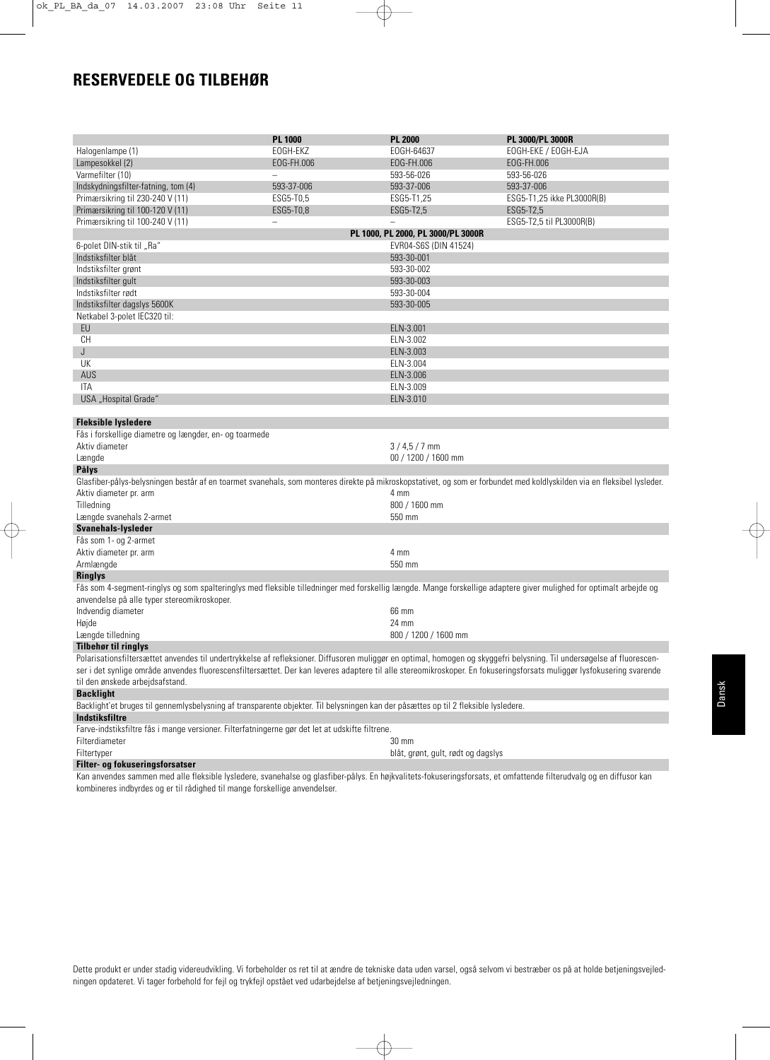# RESERVEDELE OG TILBEHØR

| | PL 1000 | PL 2000 | PL 3000/PL 3000R |
|---|---|---|---|
| Halogenlampe (1) | EOGH-EKZ | EOGH-64637 | EOGH-EKE / EOGH-EJA |
| Lampesokkel (2) | EOG-FH.006 | EOG-FH.006 | EOG-FH.006 |
| Varmefilter (10) | – | 593-56-026 | 593-56-026 |
| Indskydningsfilter-fatning, tom (4) | 593-37-006 | 593-37-006 | 593-37-006 |
| Primærsikring til 230-240 V (11) | ESG5-T0,5 | ESG5-T1,25 | ESG5-T1,25 ikke PL3000R(B) |
| Primærsikring til 100-120 V (11) | ESG5-T0,8 | ESG5-T2,5 | ESG5-T2,5 |
| Primærsikring til 100-240 V (11) | – | – | ESG5-T2,5 til PL3000R(B) |

| | PL 1000, PL 2000, PL 3000/PL 3000R |
|---|---|
| 6-polet DIN-stik til „Ra" | EVR04-S6S (DIN 41524) |
| Indstiksfilter blåt | 593-30-001 |
| Indstiksfilter grønt | 593-30-002 |
| Indstiksfilter gult | 593-30-003 |
| Indstiksfilter rødt | 593-30-004 |
| Indstiksfilter dagslys 5600K | 593-30-005 |
| Netkabel 3-polet IEC320 til: | |
| EU | ELN-3.001 |
| CH | ELN-3.002 |
| J | ELN-3.003 |
| UK | ELN-3.004 |
| AUS | ELN-3.006 |
| ITA | ELN-3.009 |
| USA „Hospital Grade" | ELN-3.010 |

**Fleksible lysledere**

Fås i forskellige diametre og længder, en- og toarmede

| | |
|---|---|
| Aktiv diameter | 3 / 4,5 / 7 mm |
| Længde | 00 / 1200 / 1600 mm |

**Pålys**

Glasfiber-pålys-belysningen består af en toarmet svanehals, som monteres direkte på mikroskopstativet, og som er forbundet med koldlyskilden via en fleksibel lysleder.

| | |
|---|---|
| Aktiv diameter pr. arm | 4 mm |
| Tilledning | 800 / 1600 mm |
| Længde svanehals 2-armet | 550 mm |

**Svanehals-lysleder**

Fås som 1- og 2-armet

| | |
|---|---|
| Aktiv diameter pr. arm | 4 mm |
| Armlængde | 550 mm |

**Ringlys**

Fås som 4-segment-ringlys og som spalteringlys med fleksible tilledninger med forskellig længde. Mange forskellige adaptere giver mulighed for optimalt arbejde og anvendelse på alle typer stereomikroskoper.

| | |
|---|---|
| Indvendig diameter | 66 mm |
| Højde | 24 mm |
| Længde tilledning | 800 / 1200 / 1600 mm |

**Tilbehør til ringlys**

Polarisationsfiltersættet anvendes til undertrykkelse af refleksioner. Diffusoren muliggør en optimal, homogen og skyggefri belysning. Til undersøgelse af fluorescenser i det synlige område anvendes fluorescensfiltersættet. Der kan leveres adaptere til alle stereomikroskoper. En fokuseringsforsats muliggør lysfokusering svarende til den ønskede arbejdsafstand.

**Backlight**

Backlight'et bruges til gennemlysbelysning af transparente objekter. Til belysningen kan der påsættes op til 2 fleksible lysledere.

**Indstiksfiltre**

Farve-indstiksfiltre fås i mange versioner. Filterfatningerne gør det let at udskifte filtrene.

| | |
|---|---|
| Filterdiameter | 30 mm |
| Filtertyper | blåt, grønt, gult, rødt og dagslys |

**Filter- og fokuseringsforsatser**

Kan anvendes sammen med alle fleksible lysledere, svanehalse og glasfiber-pålys. En højkvalitets-fokuseringsforsats, et omfattende filterudvalg og en diffusor kan kombineres indbyrdes og er til rådighed til mange forskellige anvendelser.

Dette produkt er under stadig videreudvikling. Vi forbeholder os ret til at ændre de tekniske data uden varsel, også selvom vi bestræber os på at holde betjeningsvejledningen opdateret. Vi tager forbehold for fejl og trykfejl opstået ved udarbejdelse af betjeningsvejledningen.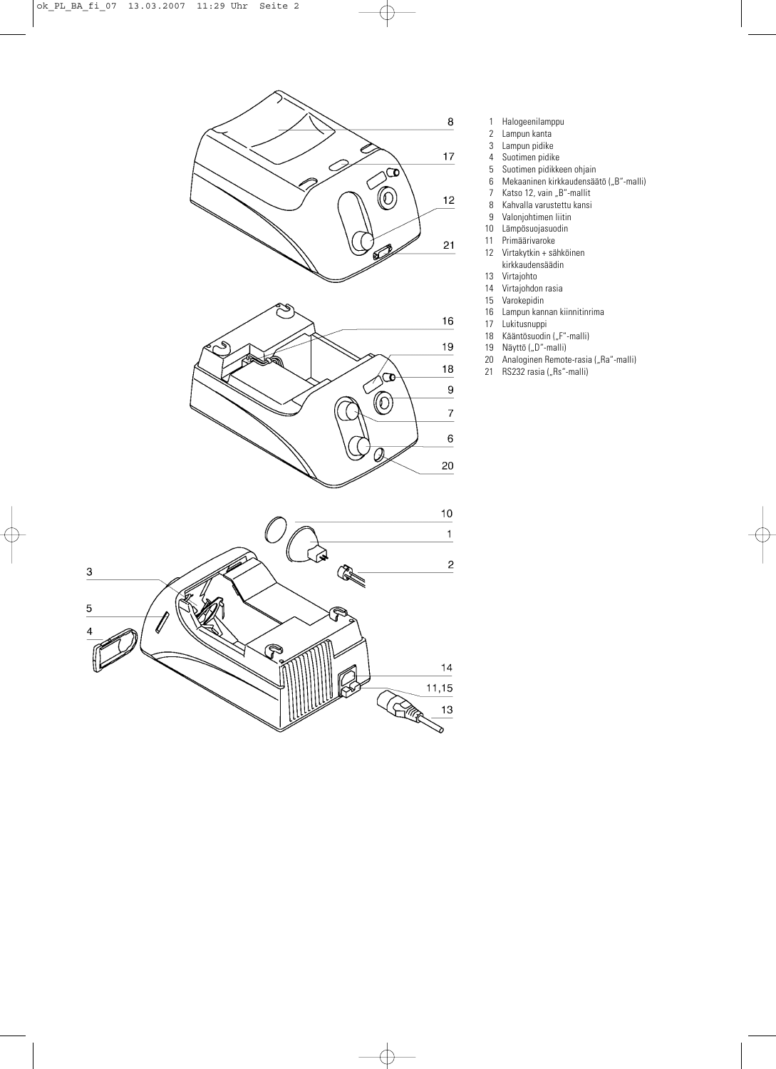1. Halogeenilamppu
2. Lampun kanta
3. Lampun pidike
4. Suotimen pidike
5. Suotimen pidikkeen ohjain
6. Mekaaninen kirkkaudensäätö („B"-malli)
7. Katso 12, vain „B"-mallit
8. Kahvalla varustettu kansi
9. Valonjohtimen liitin
10. Lämpösuojasuodin
11. Primäärivaroke
12. Virtakytkin + sähköinen kirkkaudensäädin
13. Virtajohto
14. Virtajohdon rasia
15. Varokepidin
16. Lampun kannan kiinnitinrima
17. Lukitusnuppi
18. Kääntösuodin („F"-malli)
19. Näyttö („D"-malli)
20. Analoginen Remote-rasia („Ra"-malli)
21. RS232 rasia („Rs"-malli)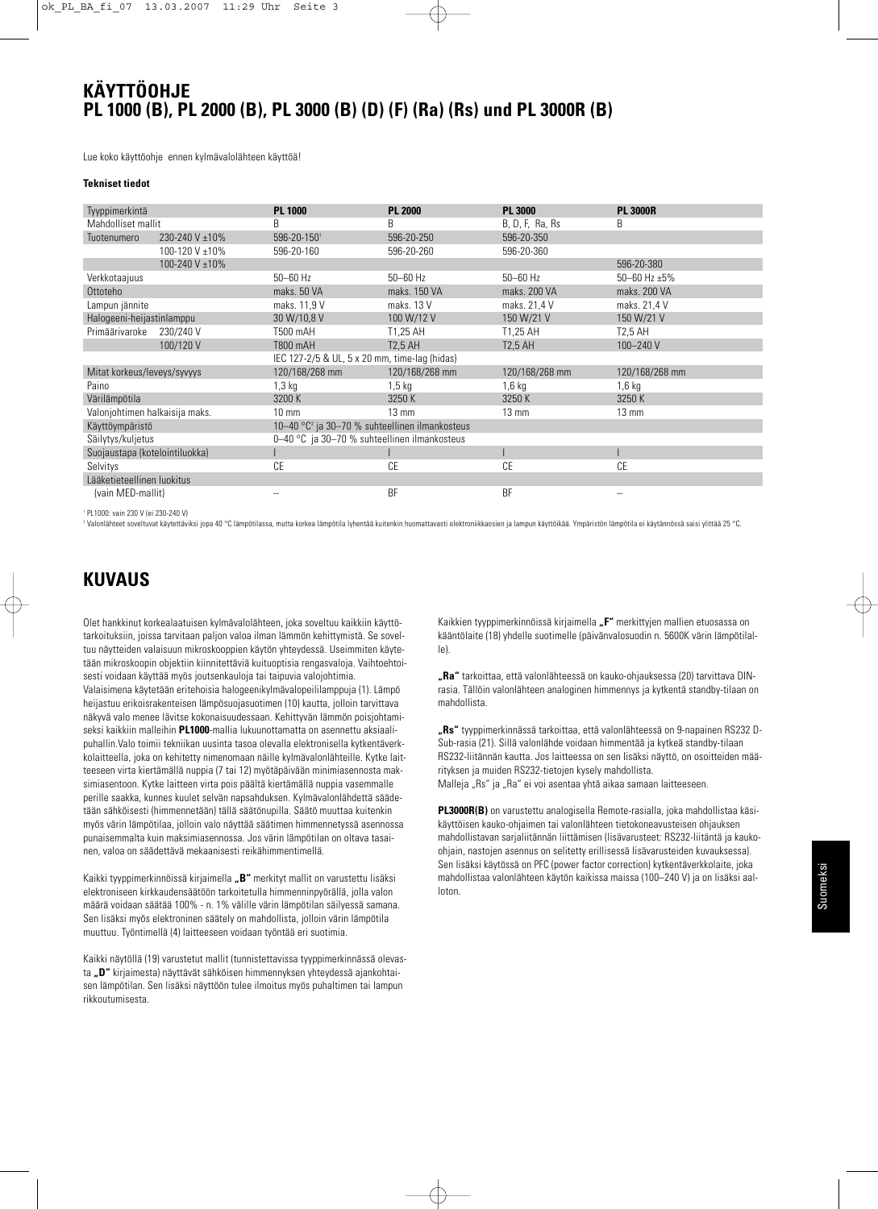# KÄYTTÖOHJE
# PL 1000 (B), PL 2000 (B), PL 3000 (B) (D) (F) (Ra) (Rs) und PL 3000R (B)

Lue koko käyttöohje ennen kylmävalolähteen käyttöä!

**Tekniset tiedot**

| Tyyppimerkintä | | **PL 1000** | **PL 2000** | **PL 3000** | **PL 3000R** |
|---|---|---|---|---|---|
| Mahdolliset mallit | | B | B | B, D, F, Ra, Rs | B |
| Tuotenumero | 230-240 V ±10% | 596-20-150[1] | 596-20-250 | 596-20-350 | |
| | 100-120 V ±10% | 596-20-160 | 596-20-260 | 596-20-360 | |
| | 100-240 V ±10% | | | | 596-20-380 |
| Verkkotaajuus | | 50–60 Hz | 50–60 Hz | 50–60 Hz | 50–60 Hz ±5% |
| Ottoteho | | maks. 50 VA | maks. 150 VA | maks. 200 VA | maks. 200 VA |
| Lampun jännite | | maks. 11,9 V | maks. 13 V | maks. 21,4 V | maks. 21,4 V |
| Halogeeni-heijastinlamppu | | 30 W/10,8 V | 100 W/12 V | 150 W/21 V | 150 W/21 V |
| Primäärivaroke | 230/240 V | T500 mAH | T1,25 AH | T1,25 AH | T2,5 AH |
| | 100/120 V | T800 mAH | T2,5 AH | T2,5 AH | 100–240 V |
| | | IEC 127-2/5 & UL, 5 x 20 mm, time-lag (hidas) | | | |
| Mitat korkeus/leveys/syvyys | | 120/168/268 mm | 120/168/268 mm | 120/168/268 mm | 120/168/268 mm |
| Paino | | 1,3 kg | 1,5 kg | 1,6 kg | 1,6 kg |
| Värilämpötila | | 3200 K | 3250 K | 3250 K | 3250 K |
| Valonjohtimen halkaisija maks. | | 10 mm | 13 mm | 13 mm | 13 mm |
| Käyttöympäristö | | 10–40 °C[2] ja 30–70 % suhteellinen ilmankosteus | | | |
| Säilytys/kuljetus | | 0–40 °C ja 30–70 % suhteellinen ilmankosteus | | | |
| Suojaustapa (kotelointiluokka) | | I | I | I | I |
| Selvitys | | CE | CE | CE | CE |
| Lääketieteellinen luokitus | | | | | |
| (vain MED-mallit) | | – | BF | BF | – |

[1] PL1000: vain 230 V (ei 230-240 V)

[2] Valonlähteet soveltuvat käytettäviksi jopa 40 °C lämpötilassa, mutta korkea lämpötila lyhentää kuitenkin huomattavasti elektroniikkaosien ja lampun käyttöikää. Ympäristön lämpötila ei käytännössä saisi ylittää 25 °C.

# KUVAUS

Olet hankkinut korkealaatuisen kylmävalolähteen, joka soveltuu kaikkiin käyttötarkoituksiin, joissa tarvitaan paljon valoa ilman lämmön kehittymistä. Se soveltuu näytteiden valaisuun mikroskooppien käytön yhteydessä. Useimmiten käytetään mikroskoopin objektiin kiinnitettäviä kuituoptisia rengasvaloja. Vaihtoehtoisesti voidaan käyttää myös joutsenkauloja tai taipuvia valojohtimia.
Valaisimena käytetään eritehoisia halogeenikylmävalopeililamppuja (1). Lämpö heijastuu erikoisrakenteisen lämpösuojasuotimen (10) kautta, jolloin tarvittava näkyvä valo menee lävitse kokonaisuudessaan. Kehittyvän lämmön poisjohtamiseksi kaikkiin malleihin **PL1000**-mallia lukuunottamatta on asennettu aksiaalipuhallin.Valo toimii tekniikan uusinta tasoa olevalla elektronisella kytkentäverkkolaitteella, joka on kehitetty nimenomaan näille kylmävalolähteille. Kytke laitteeseen virta kiertämällä nuppia (7 tai 12) myötäpäivään minimiasennosta maksimiasentoon. Kytke laitteen virta pois päältä kiertämällä nuppia vasemmalle perille saakka, kunnes kuulet selvän napsahduksen. Kylmävalolähdettä säädetään sähköisesti (himmennetään) tällä säätönupilla. Säätö muuttaa kuitenkin myös värin lämpötilaa, jolloin valo näyttää säätimen himmennetyssä asennossa punaisemmalta kuin maksimiasennossa. Jos värin lämpötilan on oltava tasainen, valoa on säädettävä mekaanisesti reikähimmentimellä.

Kaikki tyyppimerkinnöissä kirjaimella **„B"** merkityt mallit on varustettu lisäksi elektroniseen kirkkaudensäätöön tarkoitetulla himmenninpyörällä, jolla valon määrä voidaan säätää 100% - n. 1% välille värin lämpötilan säilyessä samana. Sen lisäksi myös elektroninen säätely on mahdollista, jolloin värin lämpötila muuttuu. Työntimellä (4) laitteeseen voidaan työntää eri suotimia.

Kaikki näytöllä (19) varustetut mallit (tunnistettavissa tyyppimerkinnässä olevasta **„D"** kirjaimesta) näyttävät sähköisen himmennyksen yhteydessä ajankohtaisen lämpötilan. Sen lisäksi näyttöön tulee ilmoitus myös puhaltimen tai lampun rikkoutumisesta.

Kaikkien tyyppimerkinnöissä kirjaimella **„F"** merkittyjen mallien etuosassa on kääntölaite (18) yhdelle suotimelle (päivänvalosuodin n. 5600K värin lämpötilalle).

**„Ra"** tarkoittaa, että valonlähteessä on kauko-ohjauksessa (20) tarvittava DIN-rasia. Tällöin valonlähteen analoginen himmennys ja kytkentä standby-tilaan on mahdollista.

**„Rs"** tyyppimerkinnässä tarkoittaa, että valonlähteessä on 9-napainen RS232 D-Sub-rasia (21). Sillä valonlähde voidaan himmentää ja kytkeä standby-tilaan RS232-liitännän kautta. Jos laitteessa on sen lisäksi näyttö, on osoitteiden määrityksen ja muiden RS232-tietojen kysely mahdollista.
Malleja „Rs" ja „Ra" ei voi asentaa yhtä aikaa samaan laitteeseen.

**PL3000R(B)** on varustettu analogisella Remote-rasialla, joka mahdollistaa käsikäyttöisen kauko-ohjaimen tai valonlähteen tietokoneavusteisen ohjauksen mahdollistavan sarjaliitännän liittämisen (lisävarusteet: RS232-liitäntä ja kauko-ohjain, nastojen asennus on selitetty erillisessä lisävarusteiden kuvauksessa). Sen lisäksi käytössä on PFC (power factor correction) kytkentäverkkolaite, joka mahdollistaa valonlähteen käytön kaikissa maissa (100–240 V) ja on lisäksi aalloton.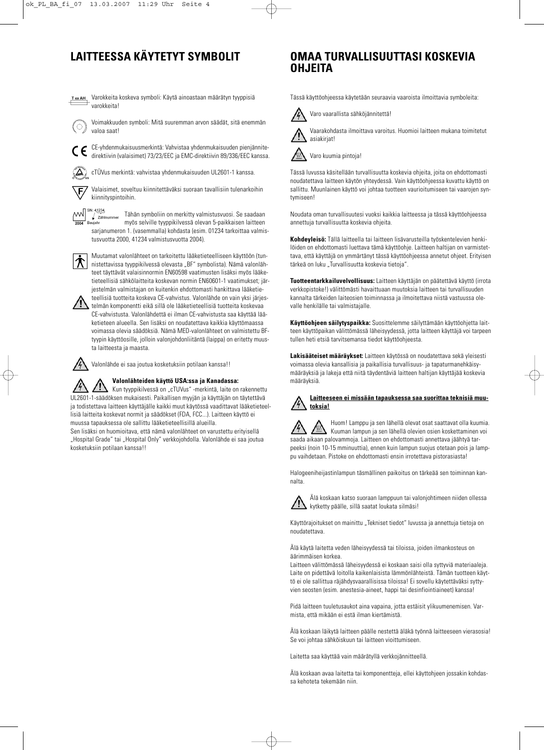## LAITTEESSA KÄYTETYT SYMBOLIT

T xx AH — Varokkeita koskeva symboli: Käytä ainoastaan määrätyn tyyppisiä varokkeita!

Voimakkuuden symboli: Mitä suuremman arvon säädät, sitä enemmän valoa saat!

CE-yhdenmukaisuusmerkintä: Vahvistaa yhdenmukaisuuden pienjännitedirektiivin (valaisimet) 73/23/EEC ja EMC-direktiivin 89/336/EEC kanssa.

cTÜVus merkintä: vahvistaa yhdenmukaisuuden UL2601-1 kanssa.

Valaisimet, soveltuu kiinnitettäväksi suoraan tavallisiin tulenarkoihin kiinnityspintoihin.

SN: 41234 Zählnummer 2004 Baujahr — Tähän symboliin on merkitty valmistusvuosi. Se saadaan myös selville tyyppikilvessä olevan 5-paikkaisen laitteen sarjanumeron 1. (vasemmalla) kohdasta (esim. 01234 tarkoittaa valmistusvuotta 2000, 41234 valmistusvuotta 2004).

Muutamat valonlähteet on tarkoitettu lääketieteelliseen käyttöön (tunnistettavissa tyyppikilvessä olevasta „BF" symbolista). Nämä valonlähteet täyttävät valaisinnormin EN60598 vaatimusten lisäksi myös lääketieteellisiä sähkölaitteita koskevan normin EN60601-1 vaatimukset; järjestelmän valmistajan on kuitenkin ehdottomasti hankittava lääketieteellisiä tuotteita koskeva CE-vahvistus. Valonlähde on vain yksi järjestelmän komponentti eikä sillä ole lääketieteellisiä tuotteita koskevaa CE-vahvistusta. Valonlähdettä ei ilman CE-vahvistusta saa käyttää lääketieteen alueella. Sen lisäksi on noudatettava kaikkia käyttömaassa voimassa olevia säädöksiä. Nämä MED-valonlähteet on valmistettu BF-tyypin käyttöosille, jolloin valonjohdonliitäntä (laippa) on eritetty muusta laitteesta ja maasta.

Valonlähde ei saa joutua kosketuksiin potilaan kanssa!!

**Valonlähteiden käyttö USA:ssa ja Kanadassa:**
Kun tyyppikilvessä on „cTUVus" -merkintä, laite on rakennettu UL2601-1-säädöksen mukaisesti. Paikallisen myyjän ja käyttäjän on täytettävä ja todistettava laitteen käyttäjälle kaikki muut käytössä vaadittavat lääketieteellisiä laitteita koskevat normit ja säädökset (FDA, FCC...). Laitteen käyttö ei muussa tapauksessa ole sallittu lääketieteellisillä alueilla.
Sen lisäksi on huomioitava, että nämä valonlähteet on varustettu erityisellä „Hospital Grade" tai „Hospital Only" verkkojohdolla. Valonlähde ei saa joutua kosketuksiin potilaan kanssa!!

## OMAA TURVALLISUUTTASI KOSKEVIA OHJEITA

Tässä käyttöohjeessa käytetään seuraavia vaaroista ilmoittavia symboleita:

Varo vaarallista sähköjännitettä!

Vaarakohdasta ilmoittava varoitus. Huomioi laitteen mukana toimitetut asiakirjat!

Varo kuumia pintoja!

Tässä luvussa käsitellään turvallisuutta koskevia ohjeita, joita on ehdottomasti noudatettava laitteen käytön yhteydessä. Vain käyttöohjeessa kuvattu käyttö on sallittu. Muunlainen käyttö voi johtaa tuotteen vaurioitumiseen tai vaarojen syntymiseen!

Noudata oman turvallisuutesi vuoksi kaikkia laitteessa ja tässä käyttöohjeessa annettuja turvallisuutta koskevia ohjeita.

**Kohdeyleisö:** Tällä laitteella tai laitteen lisävarusteilla työskentelevien henkilöiden on ehdottomasti luettava tämä käyttöohje. Laitteen haltijan on varmistettava, että käyttäjä on ymmärtänyt tässä käyttöohjeessa annetut ohjeet. Erityisen tärkeä on luku „Turvallisuutta koskevia tietoja".

**Tuotteentarkkailuvelvollisuus:** Laitteen käyttäjän on päätettävä käyttö (irrota verkkopistoke!) välittömästi havaittuaan muutoksia laitteen tai turvallisuuden kannalta tärkeiden laiteosien toiminnassa ja ilmoitettava niistä vastuussa olevalle henkilälle tai valmistajalle.

**Käyttöohjeen säilytyspaikka:** Suosittelemme säilyttämään käyttöohjetta laitteen käyttöpaikan välittömässä läheisyydessä, jotta laitteen käyttäjä voi tarpeen tullen heti etsiä tarvitsemansa tiedot käyttöohjeesta.

**Lakisääteiset määräykset:** Laitteen käytössä on noudatettava sekä yleisesti voimassa olevia kansallisia ja paikallisia turvallisuus- ja tapaturmanehkäisymääräyksiä ja lakeja että niitä täydentäviä laitteen haltijan käyttäjää koskevia määräyksiä.

**Laitteeseen ei missään tapauksessa saa suorittaa teknisiä muutoksia!**

Huom! Lamppu ja sen lähellä olevat osat saattavat olla kuumia. Kuuman lampun ja sen lähellä olevien osien koskettaminen voi saada aikaan palovammoja. Laitteen on ehdottomasti annettava jäähtyä tarpeeksi (noin 10-15 mminuuttia), ennen kuin lampun suojus otetaan pois ja lamppu vaihdetaan. Pistoke on ehdottomasti ensin irrotettava pistorasiasta!

Halogeeniheijastinlampun täsmällinen paikoitus on tärkeää sen toiminnan kannalta.

Älä koskaan katso suoraan lamppuun tai valonjohtimeen niiden ollessa kytketty päälle, sillä saatat loukata silmäsi!

Käyttörajoitukset on mainittu „Tekniset tiedot" luvussa ja annettuja tietoja on noudatettava.

Älä käytä laitetta veden läheisyydessä tai tiloissa, joiden ilmankosteus on äärimmäisen korkea.
Laitteen välittömässä läheisyydessä ei koskaan saisi olla syttyviä materiaaleja. Laite on pidettävä loitolla kaikenlaisista lämmönlähteistä. Tämän tuotteen käyttö ei ole sallittua räjähdysvaarallisissa tiloissa! Ei sovellu käytettäväksi syttyvien seosten (esim. anestesia-aineet, happi tai desinfiointiaineet) kanssa!

Pidä laitteen tuuletusaukot aina vapaina, jotta estäisit ylikuumenemisen. Varmista, että mikään ei estä ilman kiertämistä.

Älä koskaan läikytä laitteen päälle nestettä äläkä työnnä laitteeseen vierasosia! Se voi johtaa sähköiskuun tai laitteen vioittumiseen.

Laitetta saa käyttää vain määrätyllä verkkojännitteellä.

Älä koskaan avaa laitetta tai komponentteja, ellei käyttohjeen jossakin kohdassa kehoteta tekemään niin.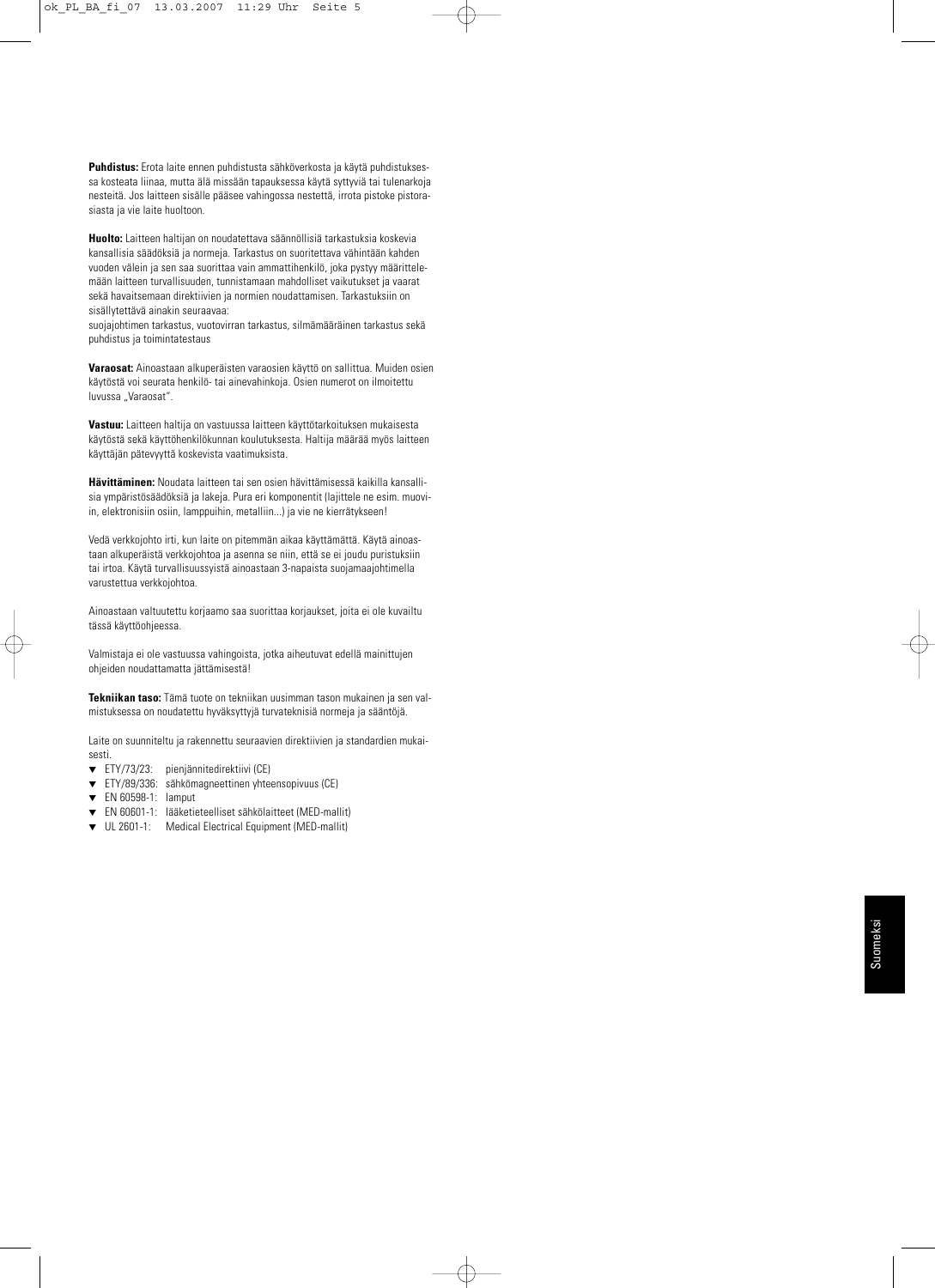**Puhdistus:** Erota laite ennen puhdistusta sähköverkosta ja käytä puhdistuksessa kosteata liinaa, mutta älä missään tapauksessa käytä syttyviä tai tulenarkoja nesteitä. Jos laitteen sisälle pääsee vahingossa nestettä, irrota pistoke pistorasiasta ja vie laite huoltoon.

**Huolto:** Laitteen haltijan on noudatettava säännöllisiä tarkastuksia koskevia kansallisia säädöksiä ja normeja. Tarkastus on suoritettava vähintään kahden vuoden välein ja sen saa suorittaa vain ammattihenkilö, joka pystyy määrittelemään laitteen turvallisuuden, tunnistamaan mahdolliset vaikutukset ja vaarat sekä havaitsemaan direktiivien ja normien noudattamisen. Tarkastuksiin on sisällytettävä ainakin seuraavaa:
suojajohtimen tarkastus, vuotovirran tarkastus, silmämääräinen tarkastus sekä puhdistus ja toimintatestaus

**Varaosat:** Ainoastaan alkuperäisten varaosien käyttö on sallittua. Muiden osien käytöstä voi seurata henkilö- tai ainevahinkoja. Osien numerot on ilmoitettu luvussa „Varaosat".

**Vastuu:** Laitteen haltija on vastuussa laitteen käyttötarkoituksen mukaisesta käytöstä sekä käyttöhenkilökunnan koulutuksesta. Haltija määrää myös laitteen käyttäjän pätevyyttä koskevista vaatimuksista.

**Hävittäminen:** Noudata laitteen tai sen osien hävittämisessä kaikilla kansallisia ympäristösäädöksiä ja lakeja. Pura eri komponentit (lajittele ne esim. muoviin, elektronisiin osiin, lamppuihin, metalliin...) ja vie ne kierrätykseen!

Vedä verkkojohto irti, kun laite on pitemmän aikaa käyttämättä. Käytä ainoastaan alkuperäistä verkkojohtoa ja asenna se niin, että se ei joudu puristuksiin tai irtoa. Käytä turvallisuussyistä ainoastaan 3-napaista suojamaajohtimella varustettua verkkojohtoa.

Ainoastaan valtuutettu korjaamo saa suorittaa korjaukset, joita ei ole kuvailtu tässä käyttöohjeessa.

Valmistaja ei ole vastuussa vahingoista, jotka aiheutuvat edellä mainittujen ohjeiden noudattamatta jättämisestä!

**Tekniikan taso:** Tämä tuote on tekniikan uusimman tason mukainen ja sen valmistuksessa on noudatettu hyväksyttyjä turvateknisiä normeja ja sääntöjä.

Laite on suunniteltu ja rakennettu seuraavien direktiivien ja standardien mukaisesti.

- ETY/73/23: pienjännitedirektiivi (CE)
- ETY/89/336: sähkömagneettinen yhteensopivuus (CE)
- EN 60598-1: lamput
- EN 60601-1: lääketieteelliset sähkölaitteet (MED-mallit)
- UL 2601-1: Medical Electrical Equipment (MED-mallit)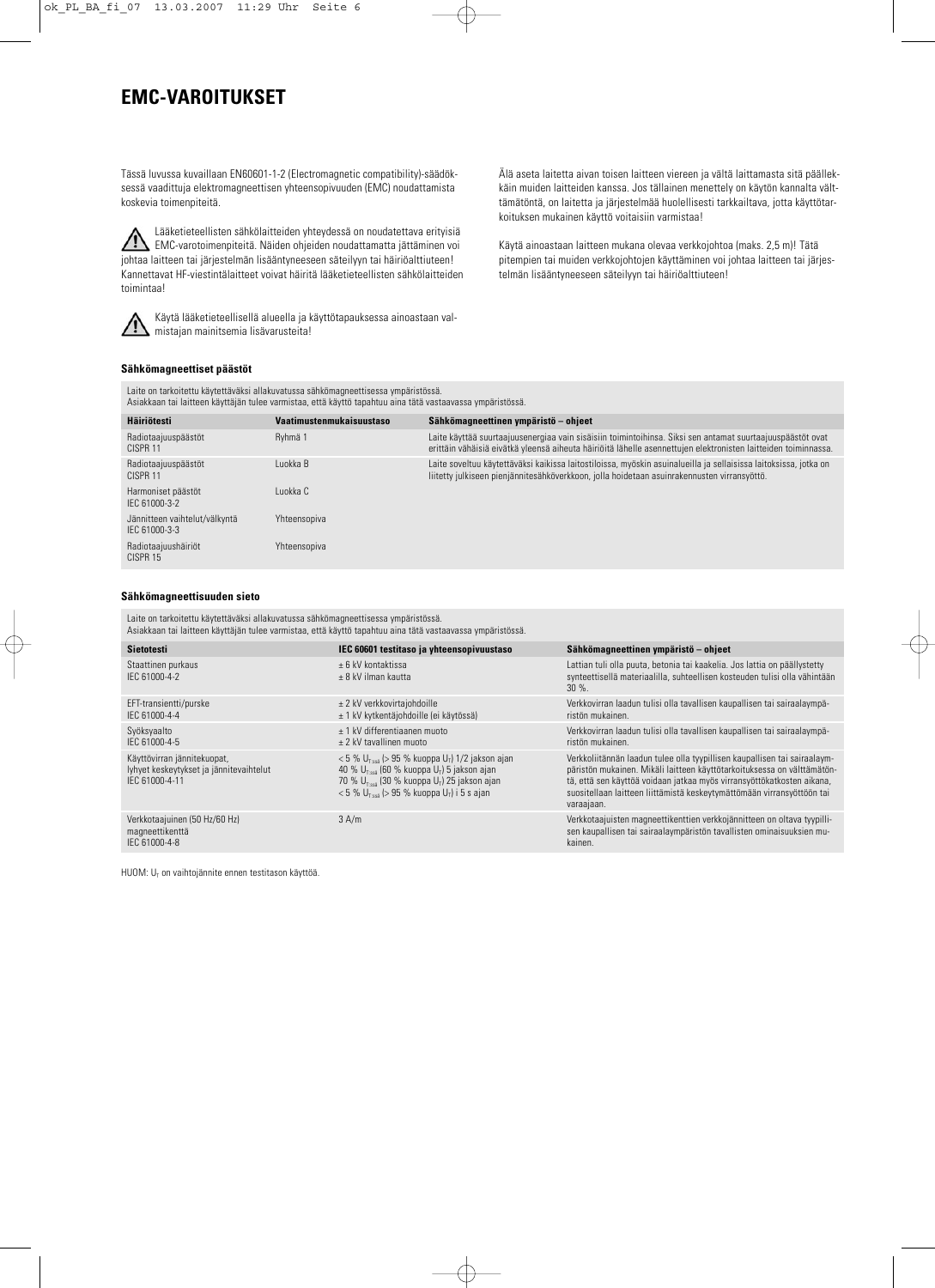# EMC-VAROITUKSET

Tässä luvussa kuvaillaan EN60601-1-2 (Electromagnetic compatibility)-säädöksessä vaadittuja elektromagneettisen yhteensopivuuden (EMC) noudattamista koskevia toimenpiteitä.

⚠ Lääketieteellisten sähkölaitteiden yhteydessä on noudatettava erityisiä EMC-varotoimenpiteitä. Näiden ohjeiden noudattamatta jättäminen voi johtaa laitteen tai järjestelmän lisääntyneeseen säteilyyn tai häiriöalttiuteen! Kannettavat HF-viestintälaitteet voivat häiritä lääketieteellisten sähkölaitteiden toimintaa!

⚠ Käytä lääketieteellisellä alueella ja käyttötapauksessa ainoastaan valmistajan mainitsemia lisävarusteita!

Älä aseta laitetta aivan toisen laitteen viereen ja vältä laittamasta sitä päällekkäin muiden laitteiden kanssa. Jos tällainen menettely on käytön kannalta välttämätöntä, on laitetta ja järjestelmää huolellisesti tarkkailtava, jotta käyttötarkoituksen mukainen käyttö voitaisiin varmistaa!

Käytä ainoastaan laitteen mukana olevaa verkkojohtoa (maks. 2,5 m)! Tätä pitempien tai muiden verkkojohtojen käyttäminen voi johtaa laitteen tai järjestelmän lisääntyneeseen säteilyyn tai häiriöalttiuteen!

### Sähkömagneettiset päästöt

Laite on tarkoitettu käytettäväksi allakuvatussa sähkömagneettisessa ympäristössä.
Asiakkaan tai laitteen käyttäjän tulee varmistaa, että käyttö tapahtuu aina tätä vastaavassa ympäristössä.

| Häiriötesti | Vaatimustenmukaisuustaso | Sähkömagneettinen ympäristö – ohjeet |
|---|---|---|
| Radiotaajuuspäästöt CISPR 11 | Ryhmä 1 | Laite käyttää suurtaajuusenergiaa vain sisäisiin toimintoihinsa. Siksi sen antamat suurtaajuuspäästöt ovat erittäin vähäisiä eivätkä yleensä aiheuta häiriöitä lähelle asennettujen elektronisten laitteiden toiminnassa. |
| Radiotaajuuspäästöt CISPR 11 | Luokka B | Laite soveltuu käytettäväksi kaikissa laitostiloissa, myöskin asuinalueilla ja sellaisissa laitoksissa, jotka on liitetty julkiseen pienjännitesähköverkkoon, jolla hoidetaan asuinrakennusten virransyöttö. |
| Harmoniset päästöt IEC 61000-3-2 | Luokka C | |
| Jännitteen vaihtelut/välkyntä IEC 61000-3-3 | Yhteensopiva | |
| Radiotaajuushäiriöt CISPR 15 | Yhteensopiva | |

### Sähkömagneettisuuden sieto

Laite on tarkoitettu käytettäväksi allakuvatussa sähkömagneettisessa ympäristössä.
Asiakkaan tai laitteen käyttäjän tulee varmistaa, että käyttö tapahtuu aina tätä vastaavassa ympäristössä.

| Sietotesti | IEC 60601 testitaso ja yhteensopivuustaso | Sähkömagneettinen ympäristö – ohjeet |
|---|---|---|
| Staattinen purkaus IEC 61000-4-2 | ± 6 kV kontaktissa<br>± 8 kV ilman kautta | Lattian tuli olla puuta, betonia tai kaakelia. Jos lattia on päällystetty synteettisellä materiaalilla, suhteellisen kosteuden tulisi olla vähintään 30 %. |
| EFT-transientti/purske IEC 61000-4-4 | ± 2 kV verkkovirtajohdoille<br>± 1 kV kytkentäjohdoille (ei käytössä) | Verkkovirran laadun tulisi olla tavallisen kaupallisen tai sairaalaympäristön mukainen. |
| Syöksyaalto IEC 61000-4-5 | ± 1 kV differentiaanen muoto<br>± 2 kV tavallinen muoto | Verkkovirran laadun tulisi olla tavallisen kaupallisen tai sairaalaympäristön mukainen. |
| Käyttövirran jännitekuopat, lyhyet keskeytykset ja jännitevaihtelut IEC 61000-4-11 | < 5 % $U_{T\,saa}$ (> 95 % kuoppa $U_T$) 1/2 jakson ajan<br>40 % $U_{T\,saa}$ (60 % kuoppa $U_T$) 5 jakson ajan<br>70 % $U_{T\,saa}$ (30 % kuoppa $U_T$) 25 jakson ajan<br>< 5 % $U_{T\,saa}$ (> 95 % kuoppa $U_T$) i 5 s ajan | Verkkoliitännän laadun tulee olla tyypillisen kaupallisen tai sairaalaympäristön mukainen. Mikäli laitteen käyttötarkoituksessa on välttämätöntä, että sen käyttöä voidaan jatkaa myös virransyöttökatkosten aikana, suositellaan laitteen liittämistä keskeytymättömään virransyöttöön tai varaajaan. |
| Verkkotaajuinen (50 Hz/60 Hz) magneettikenttä IEC 61000-4-8 | 3 A/m | Verkkotaajuisten magneettikenttien verkkojännitteen on oltava tyypillisen kaupallisen tai sairaalaympäristön tavallisten ominaisuuksien mukainen. |

HUOM: $U_T$ on vaihtojännite ennen testitason käyttöä.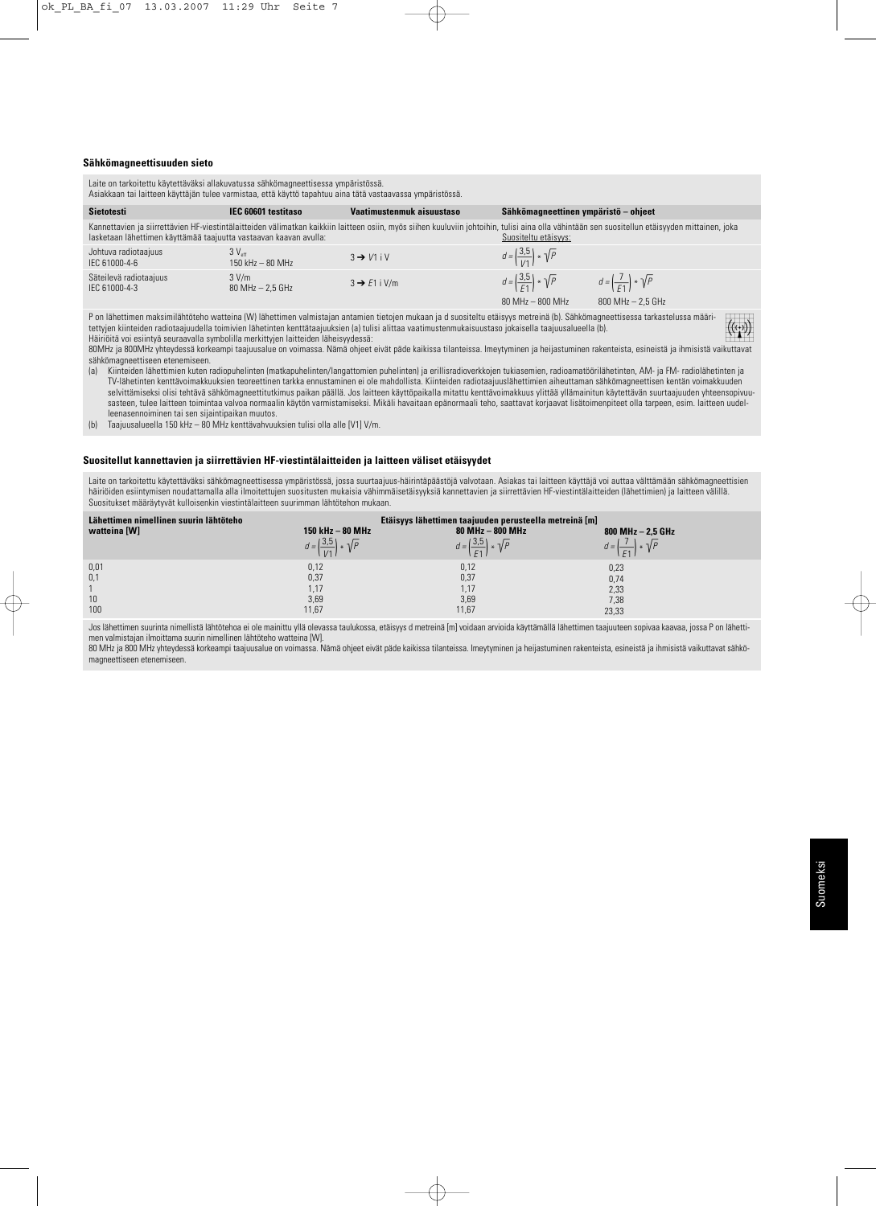### Sähkömagneettisuuden sieto

Laite on tarkoitettu käytettäväksi allakuvatussa sähkömagneettisessa ympäristössä.
Asiakkaan tai laitteen käyttäjän tulee varmistaa, että käyttö tapahtuu aina tätä vastaavassa ympäristössä.

| Sietotesti | IEC 60601 testitaso | Vaatimustenmuk aisuustaso | Sähkömagneettinen ympäristö – ohjeet | |
|---|---|---|---|---|
| Kannettavien ja siirrettävien HF-viestintälaitteiden välimatkan kaikkiin laitteen osiin, myös siihen kuuluviin johtoihin, tulisi aina olla vähintään sen suositellun etäisyyden mittainen, joka lasketaan lähettimen käyttämää taajuutta vastaavan kaavan avulla: | | | Suositeltu etäisyys: | |
| Johtuva radiotaajuus IEC 61000-4-6 | 3 $V_{eff}$ 150 kHz – 80 MHz | 3 ➔ $V1$ i V | $d = \left(\frac{3,5}{V1}\right) * \sqrt{P}$ | |
| Säteilevä radiotaajuus IEC 61000-4-3 | 3 V/m 80 MHz – 2,5 GHz | 3 ➔ $E1$ i V/m | $d = \left(\frac{3,5}{E1}\right) * \sqrt{P}$ 80 MHz – 800 MHz | $d = \left(\frac{7}{E1}\right) * \sqrt{P}$ 800 MHz – 2,5 GHz |

P on lähettimen maksimilähtöteho watteina (W) lähettimen valmistajan antamien tietojen mukaan ja d suositeltu etäisyys metreinä (b). Sähkömagneettisessa tarkastelussa määritettyjen kiinteiden radiotaajuudella toimivien lähetinten kenttätaajuuksien (a) tulisi alittaa vaatimustenmukaisuustaso jokaisella taajuusalueella (b).
Häiriöitä voi esiintyä seuraavalla symbolilla merkittyjen laitteiden läheisyydessä:

80MHz ja 800MHz yhteydessä korkeampi taajuusalue on voimassa. Nämä ohjeet eivät päde kaikissa tilanteissa. Imeytyminen ja heijastuminen rakenteista, esineistä ja ihmisistä vaikuttavat sähkömagneettiseen etenemiseen.

(a) Kiinteiden lähettimien kuten radiopuhelinten (matkapuhelinten/langattomien puhelinten) ja erillisradioverkkojen tukiasemien, radioamatööriläh­etinten, AM- ja FM- radiolähetinten ja TV-lähetinten kenttävoimakkuuksien teoreettinen tarkka ennustaminen ei ole mahdollista. Kiinteiden radiotaajuuslähettimien aiheuttaman sähkömagneettisen kentän voimakkuuden selvittämiseksi olisi tehtävä sähkömagneettitutkimus paikan päällä. Jos laitteen käyttöpaikalla mitattu kenttävoimakkuus ylittää yllämainitun käytettävän suurtaajuuden yhteensopivuusasteen, tulee laitteen toimintaa valvoa normaalin käytön varmistamiseksi. Mikäli havaitaan epänormaali teho, saattavat korjaavat lisätoimenpiteet olla tarpeen, esim. laitteen uudelleenasennoiminen tai sen sijaintipaikan muutos.

(b) Taajuusalueella 150 kHz – 80 MHz kenttävahvuuksien tulisi olla alle [V1] V/m.

### Suositellut kannettavien ja siirrettävien HF-viestintälaitteiden ja laitteen väliset etäisyydet

Laite on tarkoitettu käytettäväksi sähkömagneettisessa ympäristössä, jossa suurtaajuus-häirintäpäästöjä valvotaan. Asiakas tai laitteen käyttäjä voi auttaa välttämään sähkömagneettisien häiriöiden esiintymisen noudattamalla alla ilmoitettujen suositusten mukaisia vähimmäisetäisyyksiä kannettavien ja siirrettävien HF-viestintälaitteiden (lähettimien) ja laitteen välillä. Suositukset määräytyvät kulloisenkin viestintälaitteen suurimman lähtötehon mukaan.

| Lähettimen nimellinen suurin lähtöteho watteina [W] | Etäisyys lähettimen taajuuden perusteella metreinä [m] | | |
|---|---|---|---|
| | 150 kHz – 80 MHz $d = \left(\frac{3,5}{V1}\right) * \sqrt{P}$ | 80 MHz – 800 MHz $d = \left(\frac{3,5}{E1}\right) * \sqrt{P}$ | 800 MHz – 2,5 GHz $d = \left(\frac{7}{E1}\right) * \sqrt{P}$ |
| 0,01 | 0,12 | 0,12 | 0,23 |
| 0,1 | 0,37 | 0,37 | 0,74 |
| 1 | 1,17 | 1,17 | 2,33 |
| 10 | 3,69 | 3,69 | 7,38 |
| 100 | 11,67 | 11,67 | 23,33 |

Jos lähettimen suurinta nimellistä lähtötehoa ei ole mainittu yllä olevassa taulukossa, etäisyys d metreinä [m] voidaan arvioida käyttämällä lähettimen taajuuteen sopivaa kaavaa, jossa P on lähettimen valmistajan ilmoittama suurin nimellinen lähtöteho watteina [W].
80 MHz ja 800 MHz yhteydessä korkeampi taajuusalue on voimassa. Nämä ohjeet eivät päde kaikissa tilanteissa. Imeytyminen ja heijastuminen rakenteista, esineistä ja ihmisistä vaikuttavat sähkömagneettiseen etenemiseen.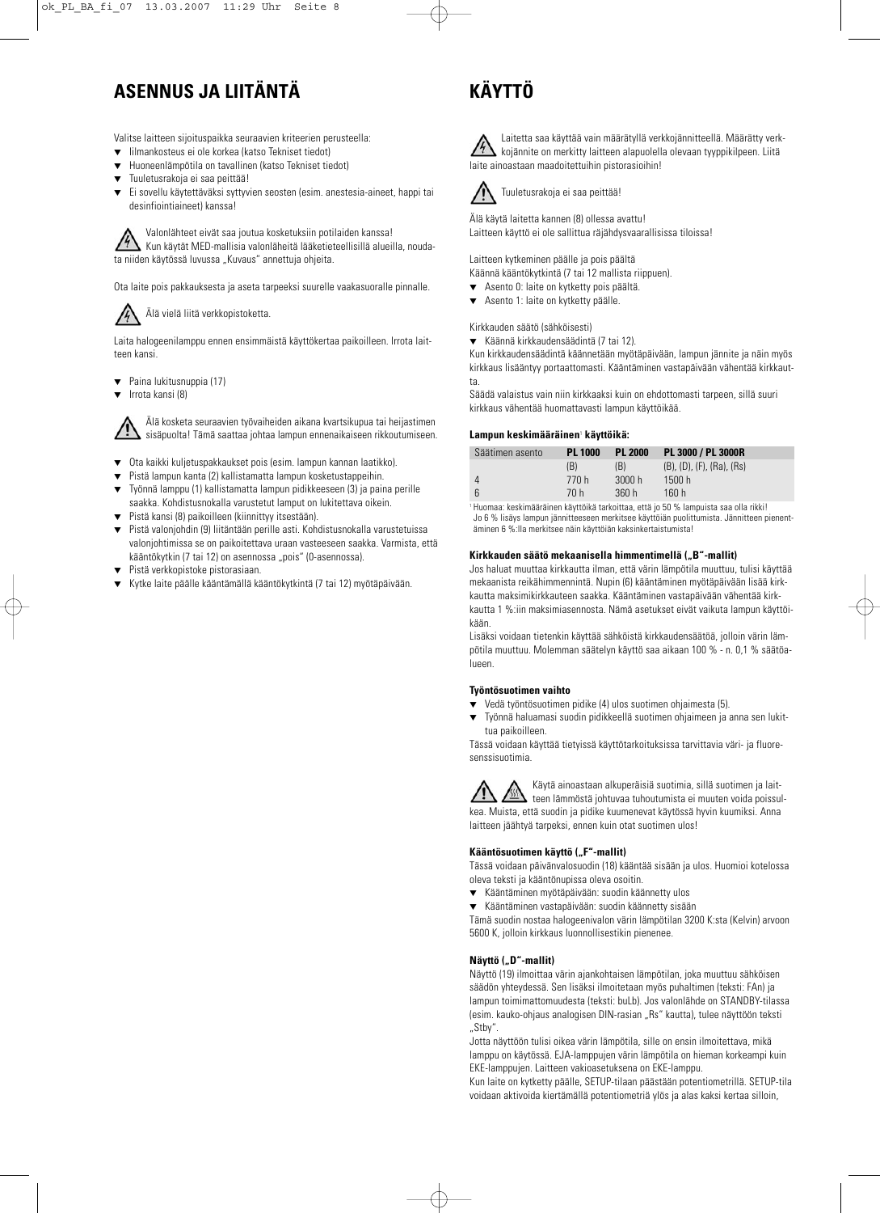## ASENNUS JA LIITÄNTÄ

Valitse laitteen sijoituspaikka seuraavien kriteerien perusteella:

- Ilmankosteus ei ole korkea (katso Tekniset tiedot)
- Huoneenlämpötila on tavallinen (katso Tekniset tiedot)
- Tuuletusrakoja ei saa peittää!
- Ei sovellu käytettäväksi syttyvien seosten (esim. anestesia-aineet, happi tai desinfiointiaineet) kanssa!

Valonlähteet eivät saa joutua kosketuksiin potilaiden kanssa!
Kun käytät MED-mallisia valonläheitä lääketieteellisillä alueilla, noudata niiden käytössä luvussa „Kuvaus" annettuja ohjeita.

Ota laite pois pakkauksesta ja aseta tarpeeksi suurelle vaakasuoralle pinnalle.

Älä vielä liitä verkkopistoketta.

Laita halogeenilamppu ennen ensimmäistä käyttökertaa paikoilleen. Irrota laitteen kansi.

- Paina lukitusnuppia (17)
- Irrota kansi (8)

Älä kosketa seuraavien työvaiheiden aikana kvartsikupua tai heijastimen sisäpuolta! Tämä saattaa johtaa lampun ennenaikaiseen rikkoutumiseen.

- Ota kaikki kuljetuspakkaukset pois (esim. lampun kannan laatikko).
- Pistä lampun kanta (2) kallistamatta lampun kosketustappeihin.
- Työnnä lamppu (1) kallistamatta lampun pidikkeeseen (3) ja paina perille saakka. Kohdistusnokalla varustetut lamput on lukittava oikein.
- Pistä kansi (8) paikoilleen (kiinnittyy itsestään).
- Pistä valonjohdin (9) liitäntään perille asti. Kohdistusnokalla varustetuissa valonjohtimissa se on paikoitettava uraan vasteeseen saakka. Varmista, että kääntökytkin (7 tai 12) on asennossa „pois" (0-asennossa).
- Pistä verkkopistoke pistorasiaan.
- Kytke laite päälle kääntämällä kääntökytkintä (7 tai 12) myötäpäivään.

## KÄYTTÖ

Laitetta saa käyttää vain määrätyllä verkkojännitteellä. Määrätty verkkojännite on merkitty laitteen alapuolella olevaan tyyppikilpeen. Liitä laite ainoastaan maadoitettuihin pistorasioihin!

Tuuletusrakoja ei saa peittää!

Älä käytä laitetta kannen (8) ollessa avattu!
Laitteen käyttö ei ole sallittua räjähdysvaarallisissa tiloissa!

Laitteen kytkeminen päälle ja pois päältä
Käännä kääntökytkintä (7 tai 12 mallista riippuen).

- Asento 0: laite on kytketty pois päältä.
- Asento 1: laite on kytketty päälle.

Kirkkauden säätö (sähköisesti)

- Käännä kirkkaudensäädintä (7 tai 12).

Kun kirkkaudensäädintä käännetään myötäpäivään, lampun jännite ja näin myös kirkkaus lisääntyy portaattomasti. Kääntäminen vastapäivään vähentää kirkkautta.

Säädä valaistus vain niin kirkkaaksi kuin on ehdottomasti tarpeen, sillä suuri kirkkaus vähentää huomattavasti lampun käyttöikää.

**Lampun keskimääräinen[1] käyttöikä:**

| Säätimen asento | PL 1000 | PL 2000 | PL 3000 / PL 3000R |
|---|---|---|---|
| | (B) | (B) | (B), (D), (F), (Ra), (Rs) |
| 4 | 770 h | 3000 h | 1500 h |
| 6 | 70 h | 360 h | 160 h |

[1] Huomaa: keskimääräinen käyttöikä tarkoittaa, että jo 50 % lampuista saa olla rikki!
Jo 6 % lisäys lampun jännitteeseen merkitsee käyttöiän puoliuttumista. Jännitteen pienentäminen 6 %:lla merkitsee näin käyttöiän kaksinkertaistumista!

**Kirkkauden säätö mekaanisella himmentimellä („B"-mallit)**

Jos haluat muuttaa kirkkautta ilman, että värin lämpötila muuttuu, tulisi käyttää mekaanista reikähimmenintä. Nupin (6) kääntäminen myötäpäivään lisää kirkkautta maksimikirkkauteen saakka. Kääntäminen vastapäivään vähentää kirkkautta 1 %:iin maksimiasennosta. Nämä asetukset eivät vaikuta lampun käyttöikään.

Lisäksi voidaan tietenkin käyttää sähköistä kirkkaudensäätöä, jolloin värin lämpötila muuttuu. Molemman säätelyn käyttö saa aikaan 100 % - n. 0,1 % säätöalueen.

**Työntösuotimen vaihto**

- Vedä työntösuotimen pidike (4) ulos suotimen ohjaimesta (5).
- Työnnä haluamasi suodin pidikkeellä suotimen ohjaimeen ja anna sen lukittua paikoilleen.

Tässä voidaan käyttää tietyissä käyttötarkoituksissa tarvittavia väri- ja fluoresenssisuotimia.

Käytä ainoastaan alkuperäisiä suotimia, sillä suotimen ja laitteen lämmöstä johtuvaa tuhoutumista ei muuten voida poissulkea. Muista, että suodin ja pidike kuumenevat käytössä hyvin kuumiksi. Anna laitteen jäähtyä tarpeeksi, ennen kuin otat suotimen ulos!

**Kääntösuotimen käyttö („F"-mallit)**

Tässä voidaan päivänvalosuodin (18) kääntää sisään ja ulos. Huomioi kotelossa oleva teksti ja kääntönupissa oleva osoitin.

- Kääntäminen myötäpäivään: suodin käännetty ulos
- Kääntäminen vastapäivään: suodin käännetty sisään

Tämä suodin nostaa halogeenivalon värin lämpötilan 3200 K:sta (Kelvin) arvoon 5600 K, jolloin kirkkaus luonnollisestikin pienenee.

**Näyttö („D"-mallit)**

Näyttö (19) ilmoittaa värin ajankohtaisen lämpötilan, joka muuttuu sähköisen säädön yhteydessä. Sen lisäksi ilmoitetaan myös puhaltimen (teksti: FAn) ja lampun toimimattomuudesta (teksti: buLb). Jos valonlähde on STANDBY-tilassa (esim. kauko-ohjaus analogisen DIN-rasian „Rs" kautta), tulee näyttöön teksti „Stby".

Jotta näyttöön tulisi oikea värin lämpötila, sille on ensin ilmoitettava, mikä lamppu on käytössä. EJA-lamppujen värin lämpötila on hieman korkeampi kuin EKE-lamppujen. Laitteen vakioasetuksena on EKE-lamppu.

Kun laite on kytketty päälle, SETUP-tilaan päästään potentiometrillä. SETUP-tila voidaan aktivoida kiertämällä potentiometriä ylös ja alas kaksi kertaa silloin,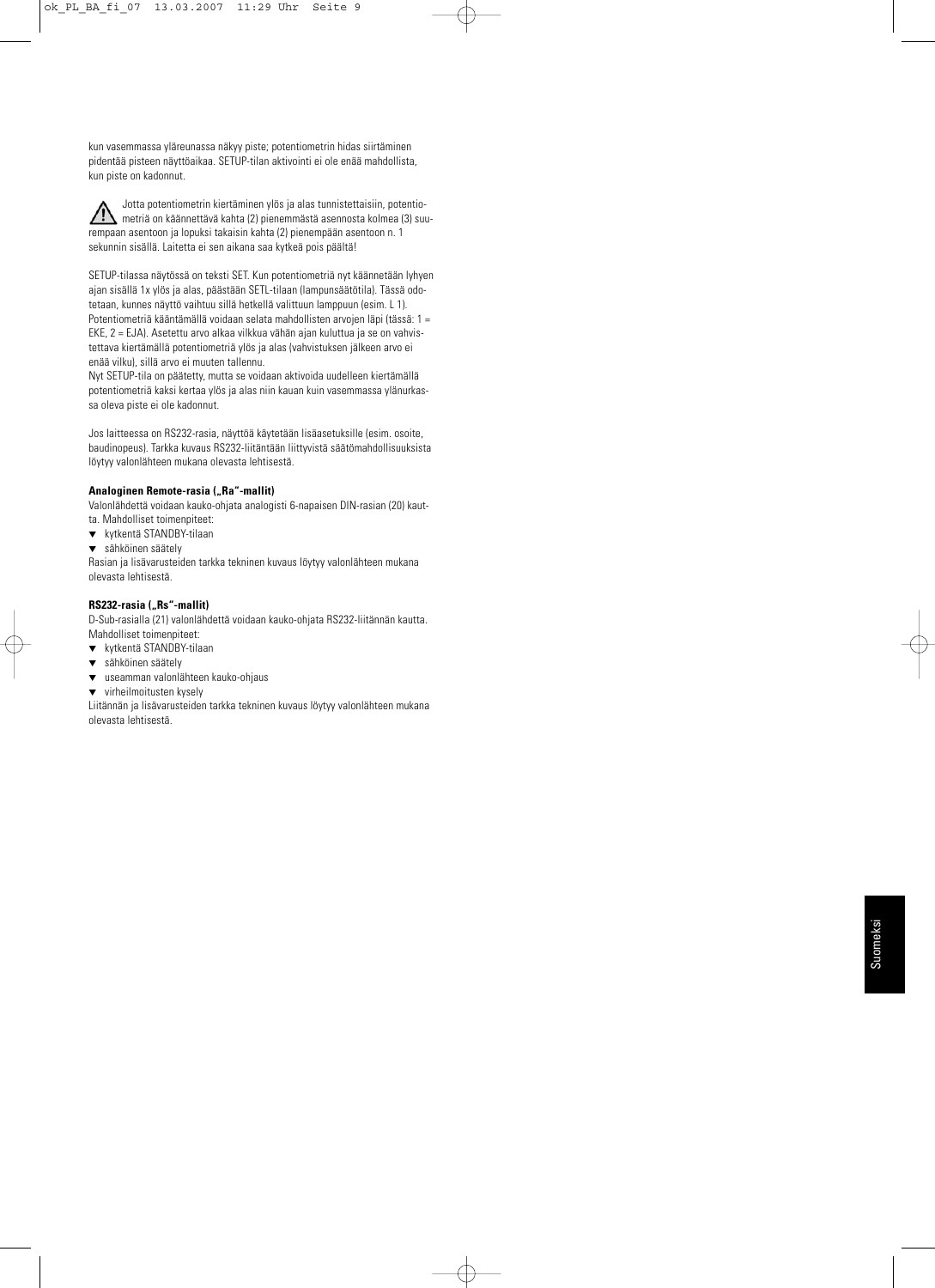kun vasemmassa yläreunassa näkyy piste; potentiometrin hidas siirtäminen pidentää pisteen näyttöaikaa. SETUP-tilan aktivointi ei ole enää mahdollista, kun piste on kadonnut.

⚠ Jotta potentiometrin kiertäminen ylös ja alas tunnistettaisiin, potentiometriä on käännettävä kahta (2) pienemmästä asennosta kolmea (3) suurempaan asentoon ja lopuksi takaisin kahta (2) pienempään asentoon n. 1 sekunnin sisällä. Laitetta ei sen aikana saa kytkeä pois päältä!

SETUP-tilassa näytössä on teksti SET. Kun potentiometriä nyt käännetään lyhyen ajan sisällä 1x ylös ja alas, päästään SETL-tilaan (lampunsäätötila). Tässä odotetaan, kunnes näyttö vaihtuu sillä hetkellä valittuun lamppuun (esim. L 1). Potentiometriä kääntämällä voidaan selata mahdollisten arvojen läpi (tässä: 1 = EKE, 2 = EJA). Asetettu arvo alkaa vilkkua vähän ajan kuluttua ja se on vahvistettava kiertämällä potentiometriä ylös ja alas (vahvistuksen jälkeen arvo ei enää vilku), sillä arvo ei muuten tallennu.
Nyt SETUP-tila on päätetty, mutta se voidaan aktivoida uudelleen kiertämällä potentiometriä kaksi kertaa ylös ja alas niin kauan kuin vasemmassa ylänurkassa oleva piste ei ole kadonnut.

Jos laitteessa on RS232-rasia, näyttöä käytetään lisäasetuksille (esim. osoite, baudinopeus). Tarkka kuvaus RS232-liitäntään liittyvistä säätömahdollisuuksista löytyy valonlähteen mukana olevasta lehtisestä.

**Analoginen Remote-rasia („Ra"-mallit)**

Valonlähdettä voidaan kauko-ohjata analogisti 6-napaisen DIN-rasian (20) kautta. Mahdolliset toimenpiteet:

- kytkentä STANDBY-tilaan
- sähköinen säätely

Rasian ja lisävarusteiden tarkka tekninen kuvaus löytyy valonlähteen mukana olevasta lehtisestä.

**RS232-rasia („Rs"-mallit)**

D-Sub-rasialla (21) valonlähdettä voidaan kauko-ohjata RS232-liitännän kautta. Mahdolliset toimenpiteet:

- kytkentä STANDBY-tilaan
- sähköinen säätely
- useamman valonlähteen kauko-ohjaus
- virheilmoitusten kysely

Liitännän ja lisävarusteiden tarkka tekninen kuvaus löytyy valonlähteen mukana olevasta lehtisestä.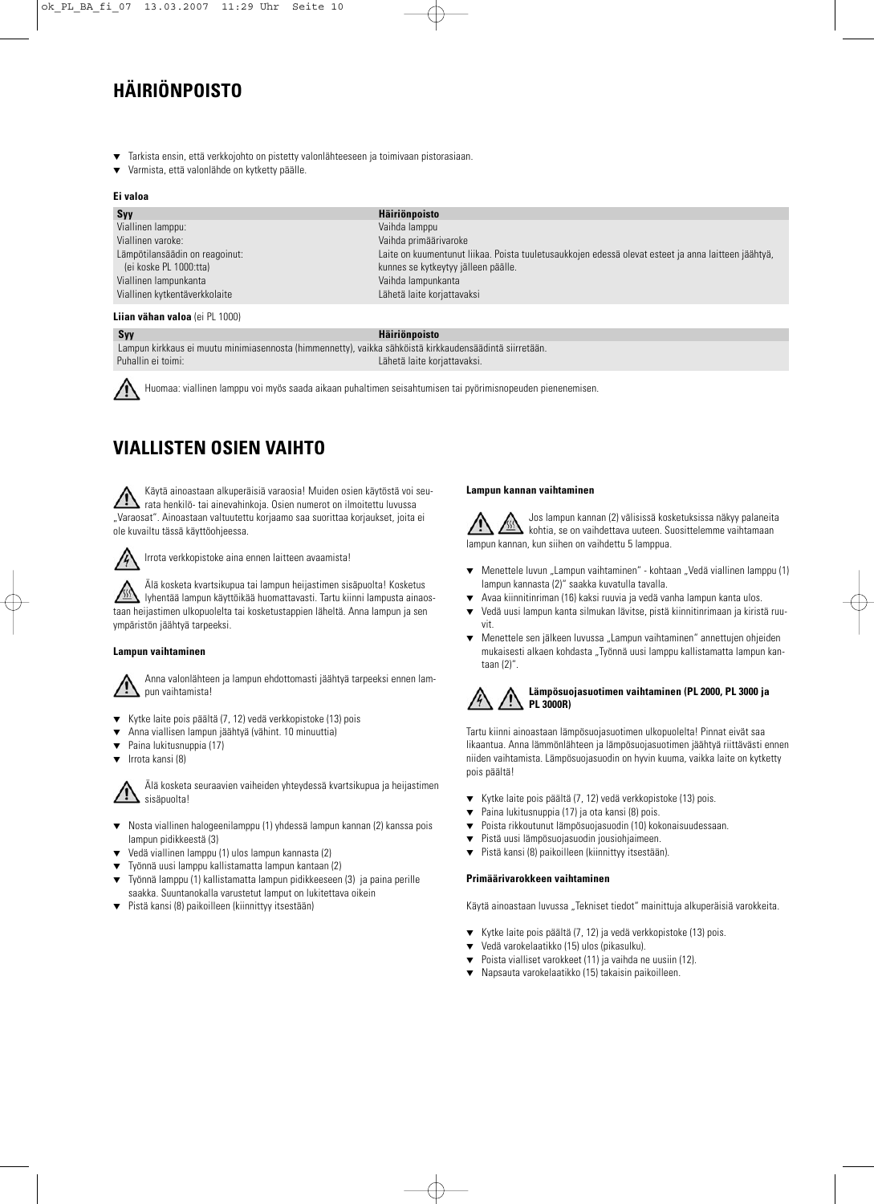# HÄIRIÖNPOISTO

- Tarkista ensin, että verkkojohto on pistetty valonlähteeseen ja toimivaan pistorasiaan.
- Varmista, että valonlähde on kytketty päälle.

**Ei valoa**

| Syy | Häiriönpoisto |
|---|---|
| Viallinen lamppu: | Vaihda lamppu |
| Viallinen varoke: | Vaihda primäärivaroke |
| Lämpötilansäädin on reagoinut: (ei koske PL 1000:tta) | Laite on kuumentunut liikaa. Poista tuuletusaukkojen edessä olevat esteet ja anna laitteen jäähtyä, kunnes se kytkeytyy jälleen päälle. |
| Viallinen lampunkanta | Vaihda lampunkanta |
| Viallinen kytkentäverkkolaite | Lähetä laite korjattavaksi |

**Liian vähan valoa** (ei PL 1000)

| Syy | Häiriönpoisto |
|---|---|
| Lampun kirkkaus ei muutu minimiasennosta (himmennetty), vaikka sähköistä kirkkaudensäädintä siirretään. | |
| Puhallin ei toimi: | Lähetä laite korjattavaksi. |

Huomaa: viallinen lamppu voi myös saada aikaan puhaltimen seisahtumisen tai pyörimisnopeuden pienenemisen.

# VIALLISTEN OSIEN VAIHTO

Käytä ainoastaan alkuperäisiä varaosia! Muiden osien käytöstä voi seurata henkilö- tai ainevahinkoja. Osien numerot on ilmoitettu luvussa „Varaosat". Ainoastaan valtuutettu korjaamo saa suorittaa korjaukset, joita ei ole kuvailtu tässä käyttöohjeessa.

Irrota verkkopistoke aina ennen laitteen avaamista!

Älä kosketa kvartsikupua tai lampun heijastimen sisäpuolta! Kosketus lyhentää lampun käyttöikää huomattavasti. Tartu kiinni lampusta ainoastaan heijastimen ulkopuolelta tai kosketustappien läheltä. Anna lampun ja sen ympäristön jäähtyä tarpeeksi.

### Lampun vaihtaminen

Anna valonlähteen ja lampun ehdottomasti jäähtyä tarpeeksi ennen lampun vaihtamista!

- Kytke laite pois päältä (7, 12) vedä verkkopistoke (13) pois
- Anna viallisen lampun jäähtyä (vähint. 10 minuuttia)
- Paina lukitusnuppia (17)
- Irrota kansi (8)

Älä kosketa seuraavien vaiheiden yhteydessä kvartsikupua ja heijastimen sisäpuolta!

- Nosta viallinen halogeenilamppu (1) yhdessä lampun kannan (2) kanssa pois lampun pidikkeestä (3)
- Vedä viallinen lamppu (1) ulos lampun kannasta (2)
- Työnnä uusi lamppu kallistamatta lampun kantaan (2)
- Työnnä lamppu (1) kallistamatta lampun pidikkeeseen (3) ja paina perille saakka. Suuntanokalla varustetut lamput on lukitettava oikein
- Pistä kansi (8) paikoilleen (kiinnittyy itsestään)

### Lampun kannan vaihtaminen

Jos lampun kannan (2) välisissä kosketuksissa näkyy palaneita kohtia, se on vaihdettava uuteen. Suosittelemme vaihtamaan lampun kannan, kun siihen on vaihdettu 5 lamppua.

- Menettele luvun „Lampun vaihtaminen" - kohtaan „Vedä viallinen lamppu (1) lampun kannasta (2)" saakka kuvatulla tavalla.
- Avaa kiinnitinriman (16) kaksi ruuvia ja vedä vanha lampun kanta ulos.
- Vedä uusi lampun kanta silmukan lävitse, pistä kiinnitinrimaan ja kiristä ruuvit.
- Menettele sen jälkeen luvussa „Lampun vaihtaminen" annettujen ohjeiden mukaisesti alkaen kohdasta „Työnnä uusi lamppu kallistamatta lampun kantaan (2)".

### Lämpösuojasuotimen vaihtaminen (PL 2000, PL 3000 ja PL 3000R)

Tartu kiinni ainoastaan lämpösuojasuotimen ulkopuolelta! Pinnat eivät saa likaantua. Anna lämmönlähteen ja lämpösuojasuotimen jäähtyä riittävästi ennen niiden vaihtamista. Lämpösuojasuodin on hyvin kuuma, vaikka laite on kytketty pois päältä!

- Kytke laite pois päältä (7, 12) vedä verkkopistoke (13) pois.
- Paina lukitusnuppia (17) ja ota kansi (8) pois.
- Poista rikkoutunut lämpösuojasuodin (10) kokonaisuudessaan.
- Pistä uusi lämpösuojasuodin jousiohjaimeen.
- Pistä kansi (8) paikoilleen (kiinnittyy itsestään).

### Primäärivarokkeen vaihtaminen

Käytä ainoastaan luvussa „Tekniset tiedot" mainittuja alkuperäisiä varokkeita.

- Kytke laite pois päältä (7, 12) ja vedä verkkopistoke (13) pois.
- Vedä varokelaatikko (15) ulos (pikasulku).
- Poista vialliset varokkeet (11) ja vaihda ne uusiin (12).
- Napsauta varokelaatikko (15) takaisin paikoilleen.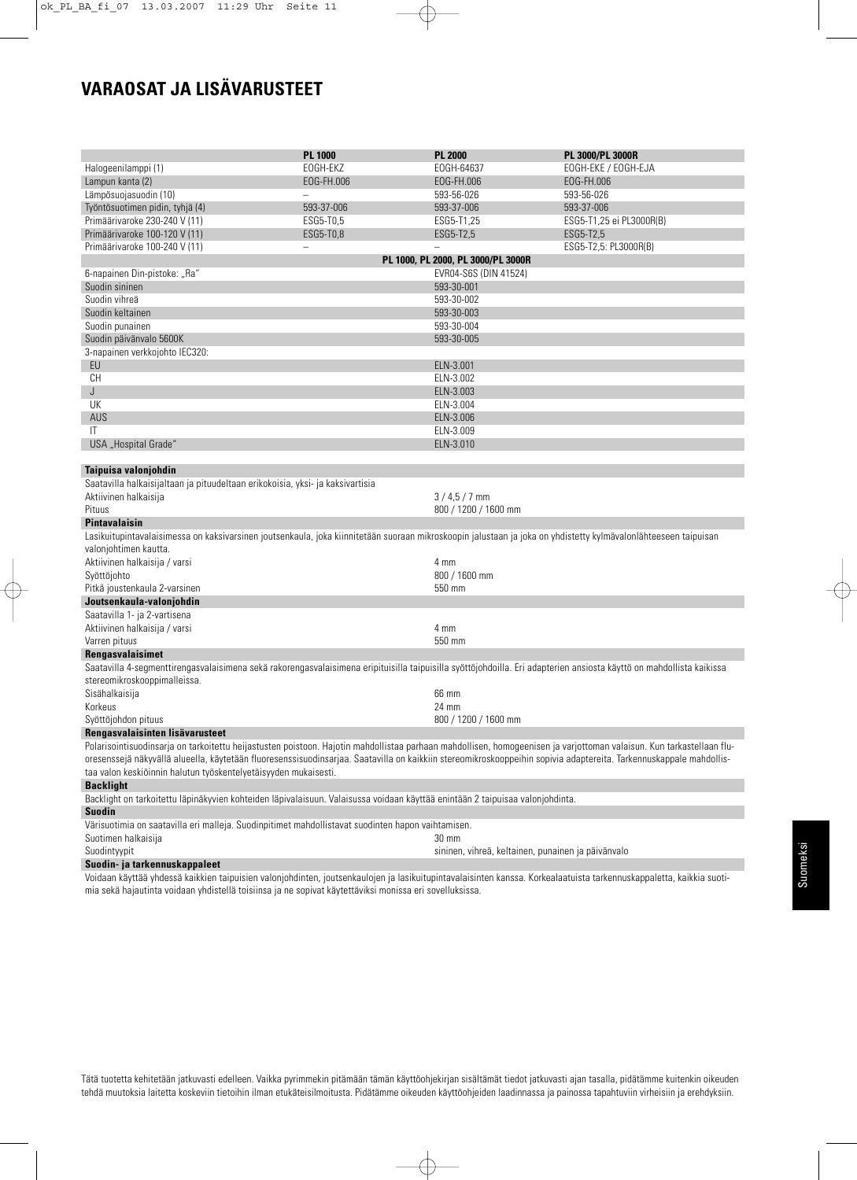# VARAOSAT JA LISÄVARUSTEET

| | PL 1000 | PL 2000 | PL 3000/PL 3000R |
|---|---|---|---|
| Halogeenilamppi (1) | EOGH-EKZ | EOGH-64637 | EOGH-EKE / EOGH-EJA |
| Lampun kanta (2) | EOG-FH.006 | EOG-FH.006 | EOG-FH.006 |
| Lämpösuojasuodin (10) | – | 593-56-026 | 593-56-026 |
| Työntösuotimen pidin, tyhjä (4) | 593-37-006 | 593-37-006 | 593-37-006 |
| Primäärivaroke 230-240 V (11) | ESG5-T0,5 | ESG5-T1,25 | ESG5-T1,25 ei PL3000R(B) |
| Primäärivaroke 100-120 V (11) | ESG5-T0,8 | ESG5-T2,5 | ESG5-T2,5 |
| Primäärivaroke 100-240 V (11) | – | – | ESG5-T2,5: PL3000R(B) |

| | PL 1000, PL 2000, PL 3000/PL 3000R |
|---|---|
| 6-napainen Din-pistoke: „Ra" | EVR04-S6S (DIN 41524) |
| Suodin sininen | 593-30-001 |
| Suodin vihreä | 593-30-002 |
| Suodin keltainen | 593-30-003 |
| Suodin punainen | 593-30-004 |
| Suodin päivänvalo 5600K | 593-30-005 |
| 3-napainen verkkojohto IEC320: | |
| EU | ELN-3.001 |
| CH | ELN-3.002 |
| J | ELN-3.003 |
| UK | ELN-3.004 |
| AUS | ELN-3.006 |
| IT | ELN-3.009 |
| USA „Hospital Grade" | ELN-3.010 |

**Taipuisa valonjohdin**

Saatavilla halkaisijaltaan ja pituudeltaan erikokoisia, yksi- ja kaksivartisia

| | |
|---|---|
| Aktiivinen halkaisija | 3 / 4,5 / 7 mm |
| Pituus | 800 / 1200 / 1600 mm |

**Pintavalaisin**

Lasikuitupintavalaisimessa on kaksivarsinen joutsenkaula, joka kiinnitetään suoraan mikroskoopin jalustaan ja joka on yhdistetty kylmävalonlähteeseen taipuisan valonjohtimen kautta.

| | |
|---|---|
| Aktiivinen halkaisija / varsi | 4 mm |
| Syöttöjohto | 800 / 1600 mm |
| Pitkä joustenkaula 2-varsinen | 550 mm |

**Joutsenkaula-valonjohdin**

Saatavilla 1- ja 2-vartisena

| | |
|---|---|
| Aktiivinen halkaisija / varsi | 4 mm |
| Varren pituus | 550 mm |

**Rengasvalaisimet**

Saatavilla 4-segmenttirengasvalaisimena sekä rakorengasvalaisimena eripituisilla taipuisilla syöttöjohdoilla. Eri adapterien ansiosta käyttö on mahdollista kaikissa stereomikroskooppimalleissa.

| | |
|---|---|
| Sisähalkaisija | 66 mm |
| Korkeus | 24 mm |
| Syöttöjohdon pituus | 800 / 1200 / 1600 mm |

**Rengasvalaisinten lisävarusteet**

Polarisointisuodinsarja on tarkoitettu heijastusten poistoon. Hajotin mahdollistaa parhaan mahdollisen, homogeenisen ja varjottoman valaisun. Kun tarkastellaan fluoresenssejä näkyvällä alueella, käytetään fluoresenssisuodinsarjaa. Saatavilla on kaikkiin stereomikroskooppeihin sopivia adaptereita. Tarkennuskappale mahdollistaa valon keskiöinnin halutun työskentelyetäisyyden mukaisesti.

**Backlight**

Backlight on tarkoitettu läpinäkyvien kohteiden läpivalaisuun. Valaisussa voidaan käyttää enintään 2 taipuisaa valonjohdinta.

**Suodin**

Värisuotimia on saatavilla eri malleja. Suodinpitimet mahdollistavat suodinten hapon vaihtamisen.

| | |
|---|---|
| Suotimen halkaisija | 30 mm |
| Suodintyypit | sininen, vihreä, keltainen, punainen ja päivänvalo |

**Suodin- ja tarkennuskappaleet**

Voidaan käyttää yhdessä kaikkien taipuisien valonjohdinten, joutsenkaulojen ja lasikuitupintavalaisinten kanssa. Korkealaatuista tarkennuskappaletta, kaikkia suotimia sekä hajautinta voidaan yhdistellä toisiinsa ja ne sopivat käytettäviksi monissa eri sovelluksissa.

Tätä tuotetta kehitetään jatkuvasti edelleen. Vaikka pyrimmekin pitämään tämän käyttöohjekirjan sisältämät tiedot jatkuvasti ajan tasalla, pidätämme kuitenkin oikeuden tehdä muutoksia laitetta koskeviin tietoihin ilman etukäteisilmoitusta. Pidätämme oikeuden käyttöohjeiden laadinnassa ja painossa tapahtuviin virheisiin ja erehdyksiin.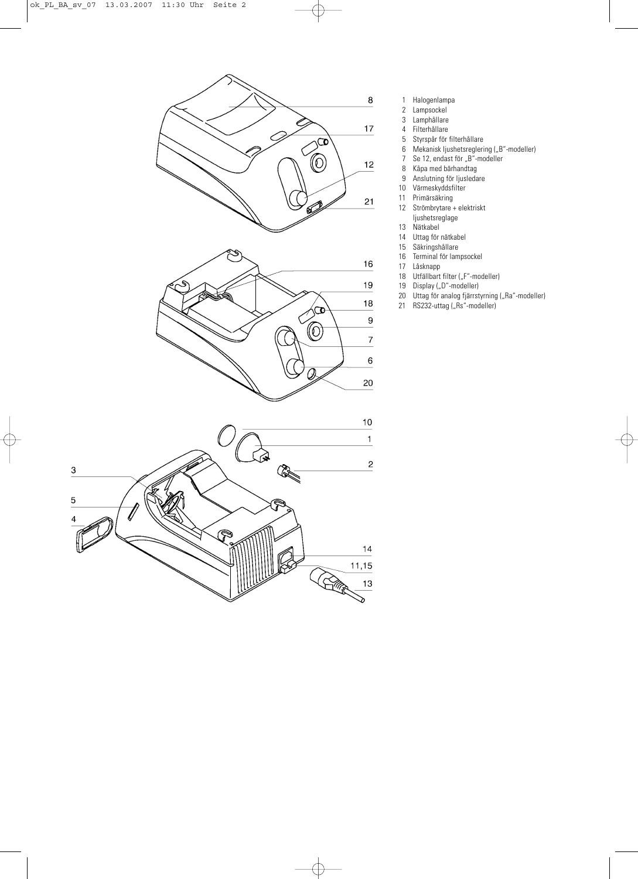1 Halogenlampa
2 Lampsockel
3 Lamphållare
4 Filterhållare
5 Styrspår för filterhållare
6 Mekanisk ljushetsreglering („B“-modeller)
7 Se 12, endast för „B“-modeller
8 Kåpa med bärhandtag
9 Anslutning för ljusledare
10 Värmeskyddsfilter
11 Primärsäkring
12 Strömbrytare + elektriskt ljushetsreglage
13 Nätkabel
14 Uttag för nätkabel
15 Säkringshållare
16 Terminal för lampsockel
17 Låsknapp
18 Utfällbart filter („F“-modeller)
19 Display („D“-modeller)
20 Uttag för analog fjärrstyrning („Ra“-modeller)
21 RS232-uttag („Rs“-modeller)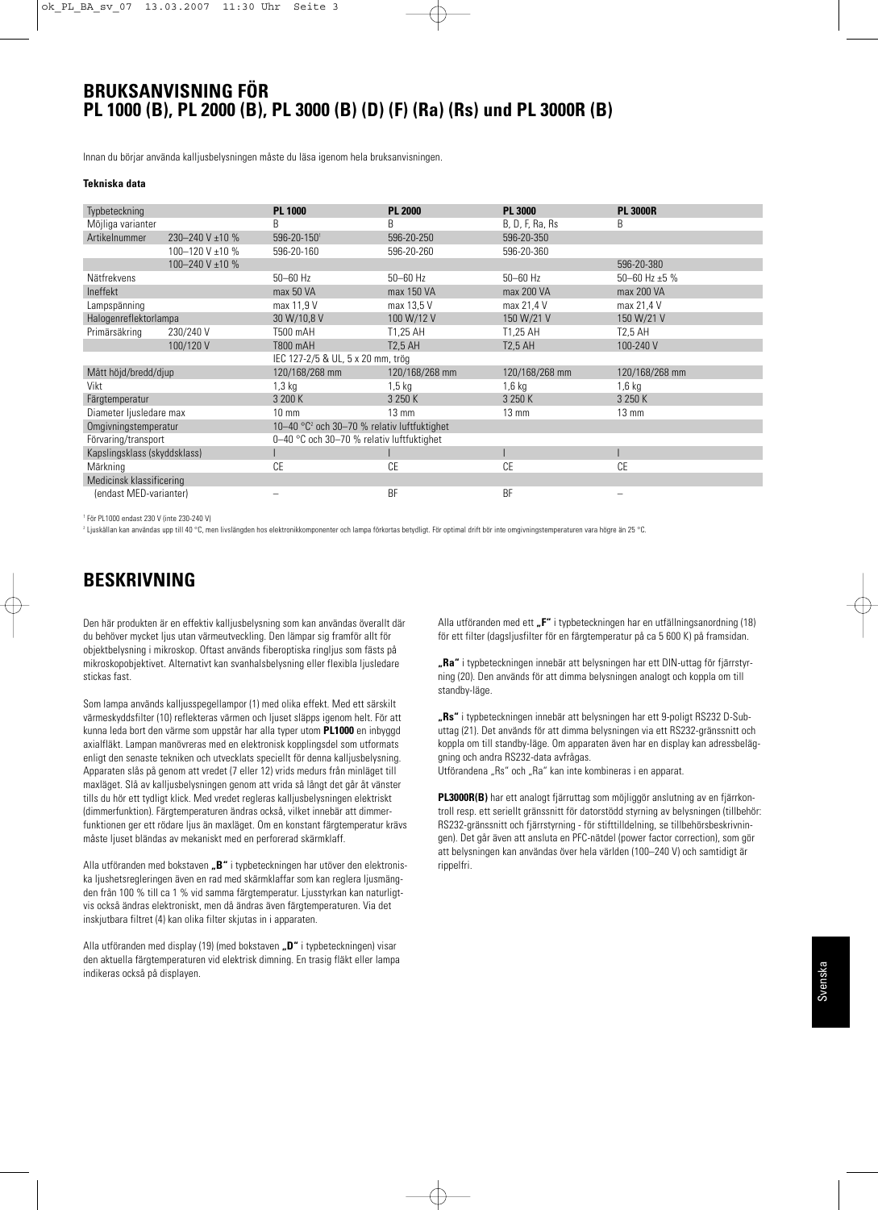# BRUKSANVISNING FÖR PL 1000 (B), PL 2000 (B), PL 3000 (B) (D) (F) (Ra) (Rs) und PL 3000R (B)

Innan du börjar använda kalljusbelysningen måste du läsa igenom hela bruksanvisningen.

**Tekniska data**

| Typbeteckning | | **PL 1000** | **PL 2000** | **PL 3000** | **PL 3000R** |
|---|---|---|---|---|---|
| Möjliga varianter | | B | B | B, D, F, Ra, Rs | B |
| Artikelnummer | 230–240 V ±10 % | 596-20-150[1] | 596-20-250 | 596-20-350 | |
| | 100–120 V ±10 % | 596-20-160 | 596-20-260 | 596-20-360 | |
| | 100–240 V ±10 % | | | | 596-20-380 |
| Nätfrekvens | | 50–60 Hz | 50–60 Hz | 50–60 Hz | 50–60 Hz ±5 % |
| Ineffekt | | max 50 VA | max 150 VA | max 200 VA | max 200 VA |
| Lampspänning | | max 11,9 V | max 13,5 V | max 21,4 V | max 21,4 V |
| Halogenreflektorlampa | | 30 W/10,8 V | 100 W/12 V | 150 W/21 V | 150 W/21 V |
| Primärsäkring | 230/240 V | T500 mAH | T1,25 AH | T1,25 AH | T2,5 AH |
| | 100/120 V | T800 mAH | T2,5 AH | T2,5 AH | 100-240 V |
| | | IEC 127-2/5 & UL, 5 x 20 mm, trög | | | |
| Mått höjd/bredd/djup | | 120/168/268 mm | 120/168/268 mm | 120/168/268 mm | 120/168/268 mm |
| Vikt | | 1,3 kg | 1,5 kg | 1,6 kg | 1,6 kg |
| Färgtemperatur | | 3 200 K | 3 250 K | 3 250 K | 3 250 K |
| Diameter ljusledare max | | 10 mm | 13 mm | 13 mm | 13 mm |
| Omgivningstemperatur | | 10–40 °C[2] och 30–70 % relativ luftfuktighet | | | |
| Förvaring/transport | | 0–40 °C och 30–70 % relativ luftfuktighet | | | |
| Kapslingsklass (skyddsklass) | | I | I | I | I |
| Märkning | | CE | CE | CE | CE |
| Medicinsk klassificering (endast MED-varianter) | | – | BF | BF | – |

[1] För PL1000 endast 230 V (inte 230-240 V)

[2] Ljuskällan kan användas upp till 40 °C, men livslängden hos elektronikkomponenter och lampa förkortas betydligt. För optimal drift bör inte omgivningstemperaturen vara högre än 25 °C.

# BESKRIVNING

Den här produkten är en effektiv kalljusbelysning som kan användas överallt där du behöver mycket ljus utan värmeutveckling. Den lämpar sig framför allt för objektbelysning i mikroskop. Oftast används fiberoptiska ringljus som fästs på mikroskopobjektivet. Alternativt kan svanhalsbelysning eller flexibla ljusledare stickas fast.

Som lampa används kalljusspegellampor (1) med olika effekt. Med ett särskilt värmeskyddsfilter (10) reflekteras värmen och ljuset släpps igenom helt. För att kunna leda bort den värme som uppstår har alla typer utom **PL1000** en inbyggd axialfläkt. Lampan manövreras med en elektronisk kopplingsdel som utformats enligt den senaste tekniken och utvecklats speciellt för denna kalljusbelysning. Apparaten slås på genom att vredet (7 eller 12) vrids medurs från minläget till maxläget. Slå av kalljusbelysningen genom att vrida så långt det går åt vänster tills du hör ett tydligt klick. Med vredet regleras kalljusbelysningen elektriskt (dimmerfunktion). Färgtemperaturen ändras också, vilket innebär att dimmerfunktionen ger ett rödare ljus än maxläget. Om en konstant färgtemperatur krävs måste ljuset bländas av mekaniskt med en perforerad skärmklaff.

Alla utföranden med bokstaven **„B“** i typbeteckningen har utöver den elektroniska ljushetsregleringen även en rad med skärmklaffar som kan reglera ljusmängden från 100 % till ca 1 % vid samma färgtemperatur. Ljusstyrkan kan naturligtvis också ändras elektroniskt, men då ändras även färgtemperaturen. Via det inskjutbara filtret (4) kan olika filter skjutas in i apparaten.

Alla utföranden med display (19) (med bokstaven **„D“** i typbeteckningen) visar den aktuella färgtemperaturen vid elektrisk dimning. En trasig fläkt eller lampa indikeras också på displayen.

Alla utföranden med ett **„F“** i typbeteckningen har en utfällningsanordning (18) för ett filter (dagsljusfilter för en färgtemperatur på ca 5 600 K) på framsidan.

**„Ra“** i typbeteckningen innebär att belysningen har ett DIN-uttag för fjärrstyrning (20). Den används för att dimma belysningen analogt och koppla om till standby-läge.

**„Rs“** i typbeteckningen innebär att belysningen har ett 9-poligt RS232 D-Sub-uttag (21). Det används för att dimma belysningen via ett RS232-gränssnitt och koppla om till standby-läge. Om apparaten även har en display kan adressbeläggning och andra RS232-data avfrågas.
Utförandena „Rs“ och „Ra“ kan inte kombineras i en apparat.

**PL3000R(B)** har ett analogt fjärruttag som möjliggör anslutning av en fjärrkontroll resp. ett seriellt gränssnitt för datorstödd styrning av belysningen (tillbehör: RS232-gränssnitt och fjärrstyrning - för stifttilldelning, se tillbehörsbeskrivningen). Det går även att ansluta en PFC-nätdel (power factor correction), som gör att belysningen kan användas över hela världen (100–240 V) och samtidigt är rippelfri.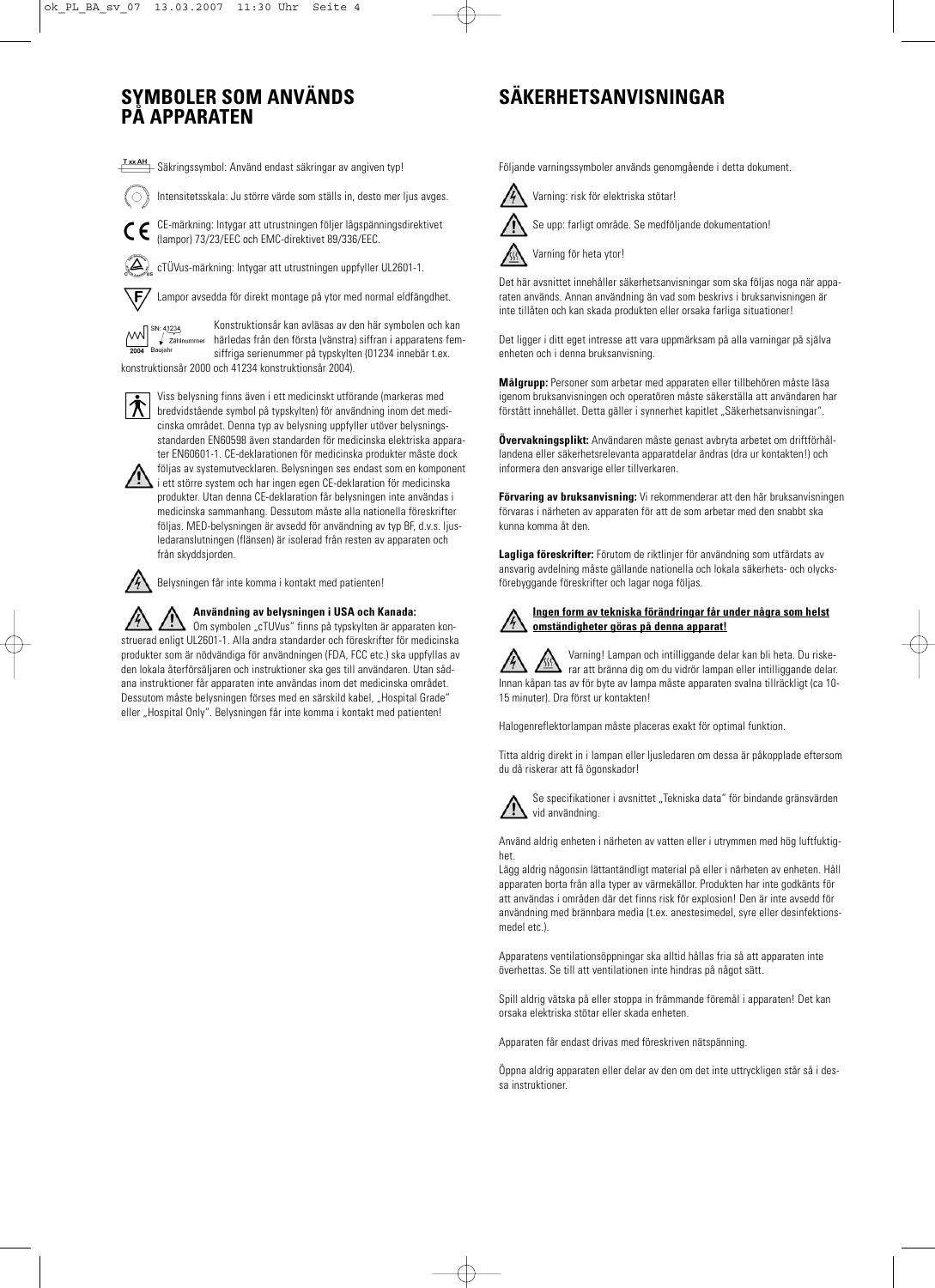# SYMBOLER SOM ANVÄNDS PÅ APPARATEN

T xx AH Säkringssymbol: Använd endast säkringar av angiven typ!

Intensitetsskala: Ju större värde som ställs in, desto mer ljus avges.

CE-märkning: Intygar att utrustningen följer lågspänningsdirektivet (lampor) 73/23/EEC och EMC-direktivet 89/336/EEC.

cTÜVus-märkning: Intygar att utrustningen uppfyller UL2601-1.

Lampor avsedda för direkt montage på ytor med normal eldfängdhet.

SN: 41234 Zählnummer 2004 Baujahr — Konstruktionsår kan avläsas av den här symbolen och kan härledas från den första (vänstra) siffran i apparatens femsiffriga serienummer på typskylten (01234 innebär t.ex. konstruktionsår 2000 och 41234 konstruktionsår 2004).

Viss belysning finns även i ett medicinskt utförande (markeras med bredvidstående symbol på typskylten) för användning inom det medicinska området. Denna typ av belysning uppfyller utöver belysningsstandarden EN60598 även standarden för medicinska elektriska apparater EN60601-1. CE-deklarationen för medicinska produkter måste dock följas av systemutvecklaren. Belysningen ses endast som en komponent i ett större system och har ingen egen CE-deklaration för medicinska produkter. Utan denna CE-deklaration får belysningen inte användas i medicinska sammanhang. Dessutom måste alla nationella föreskrifter följas. MED-belysningen är avsedd för användning av typ BF, d.v.s. ljusledaranslutningen (flänsen) är isolerad från resten av apparaten och från skyddsjorden.

Belysningen får inte komma i kontakt med patienten!

**Användning av belysningen i USA och Kanada:**
Om symbolen „cTUVus" finns på typskylten är apparaten konstruerad enligt UL2601-1. Alla andra standarder och föreskrifter för medicinska produkter som är nödvändiga för användningen (FDA, FCC etc.) ska uppfyllas av den lokala återförsäljaren och instruktioner ska ges till användaren. Utan sådana instruktioner får apparaten inte användas inom det medicinska området. Dessutom måste belysningen förses med en särskild kabel, „Hospital Grade" eller „Hospital Only". Belysningen får inte komma i kontakt med patienten!

# SÄKERHETSANVISNINGAR

Följande varningssymboler används genomgående i detta dokument.

Varning: risk för elektriska stötar!

Se upp: farligt område. Se medföljande dokumentation!

Varning för heta ytor!

Det här avsnittet innehåller säkerhetsanvisningar som ska följas noga när apparaten används. Annan användning än vad som beskrivs i bruksanvisningen är inte tillåten och kan skada produkten eller orsaka farliga situationer!

Det ligger i ditt eget intresse att vara uppmärksam på alla varningar på själva enheten och i denna bruksanvisning.

**Målgrupp:** Personer som arbetar med apparaten eller tillbehören måste läsa igenom bruksanvisningen och operatören måste säkerställa att användaren har förstått innehållet. Detta gäller i synnerhet kapitlet „Säkerhetsanvisningar".

**Övervakningsplikt:** Användaren måste genast avbryta arbetet om driftförhållandena eller säkerhetsrelevanta apparatdelar ändras (dra ur kontakten!) och informera den ansvarige eller tillverkaren.

**Förvaring av bruksanvisning:** Vi rekommenderar att den här bruksanvisningen förvaras i närheten av apparaten för att de som arbetar med den snabbt ska kunna komma åt den.

**Lagliga föreskrifter:** Förutom de riktlinjer för användning som utfärdats av ansvarig avdelning måste gällande nationella och lokala säkerhets- och olycksförebyggande föreskrifter och lagar noga följas.

**Ingen form av tekniska förändringar får under några som helst omständigheter göras på denna apparat!**

Varning! Lampan och intilliggande delar kan bli heta. Du riskerar att bränna dig om du vidrör lampan eller intilliggande delar. Innan kåpan tas av för byte av lampa måste apparaten svalna tillräckligt (ca 10-15 minuter). Dra först ur kontakten!

Halogenreflektorlampan måste placeras exakt för optimal funktion.

Titta aldrig direkt in i lampan eller ljusledaren om dessa är påkopplade eftersom du då riskerar att få ögonskador!

Se specifikationer i avsnittet „Tekniska data" för bindande gränsvärden vid användning.

Använd aldrig enheten i närheten av vatten eller i utrymmen med hög luftfuktighet.

Lägg aldrig någonsin lättantändligt material på eller i närheten av enheten. Håll apparaten borta från alla typer av värmekällor. Produkten har inte godkänts för att användas i områden där det finns risk för explosion! Den är inte avsedd för användning med brännbara media (t.ex. anestesimedel, syre eller desinfektionsmedel etc.).

Apparatens ventilationsöppningar ska alltid hållas fria så att apparaten inte överhettas. Se till att ventilationen inte hindras på något sätt.

Spill aldrig vätska på eller stoppa in främmande föremål i apparaten! Det kan orsaka elektriska stötar eller skada enheten.

Apparaten får endast drivas med föreskriven nätspänning.

Öppna aldrig apparaten eller delar av den om det inte uttryckligen står så i dessa instruktioner.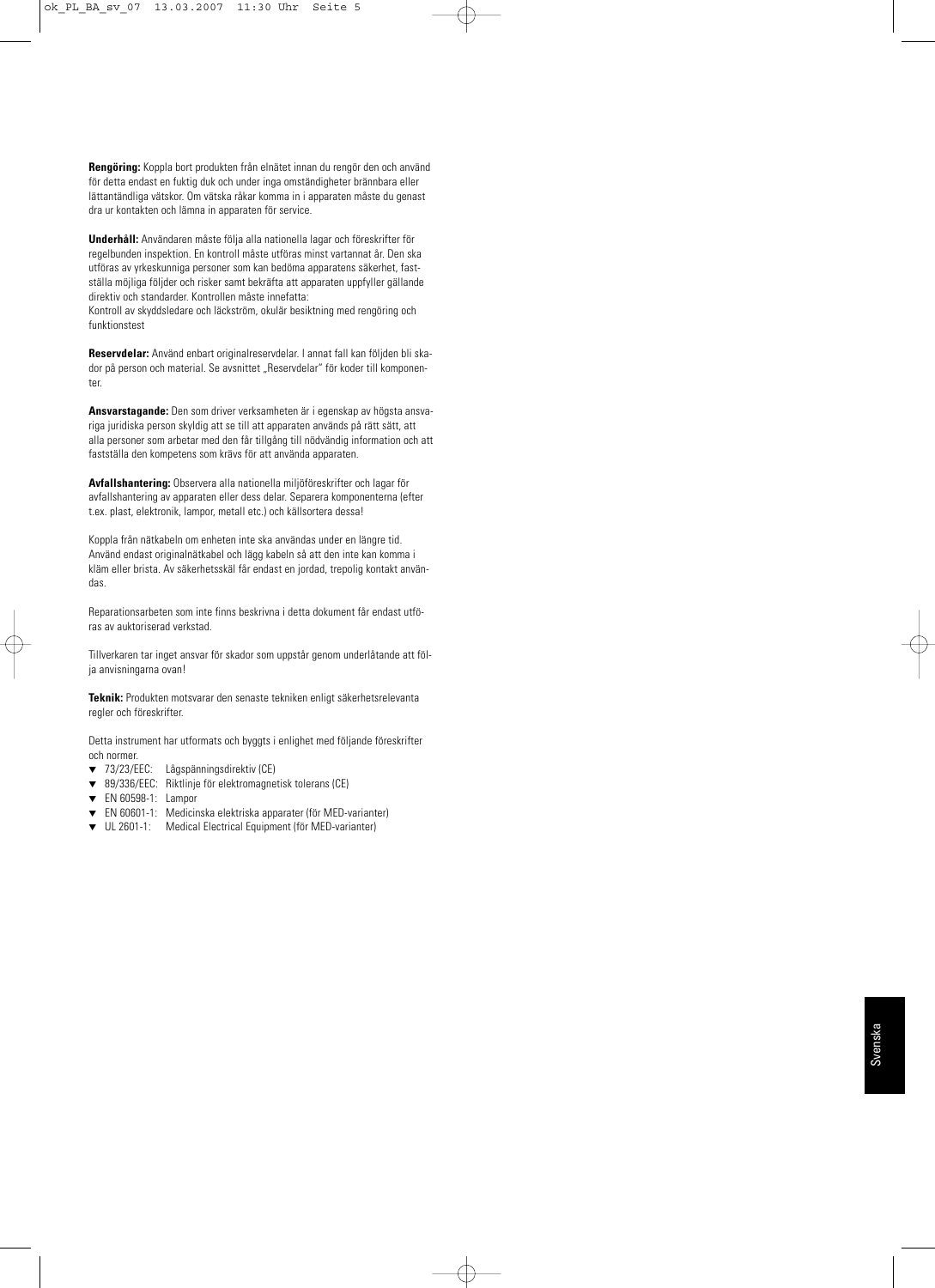**Rengöring:** Koppla bort produkten från elnätet innan du rengör den och använd för detta endast en fuktig duk och under inga omständigheter brännbara eller lättantändliga vätskor. Om vätska råkar komma in i apparaten måste du genast dra ur kontakten och lämna in apparaten för service.

**Underhåll:** Användaren måste följa alla nationella lagar och föreskrifter för regelbunden inspektion. En kontroll måste utföras minst vartannat år. Den ska utföras av yrkeskunniga personer som kan bedöma apparatens säkerhet, fastställa möjliga följder och risker samt bekräfta att apparaten uppfyller gällande direktiv och standarder. Kontrollen måste innefatta:
Kontroll av skyddsledare och läckström, okulär besiktning med rengöring och funktionstest

**Reservdelar:** Använd enbart originalreservdelar. I annat fall kan följden bli skador på person och material. Se avsnittet „Reservdelar" för koder till komponenter.

**Ansvarstagande:** Den som driver verksamheten är i egenskap av högsta ansvariga juridiska person skyldig att se till att apparaten används på rätt sätt, att alla personer som arbetar med den får tillgång till nödvändig information och att fastställa den kompetens som krävs för att använda apparaten.

**Avfallshantering:** Observera alla nationella miljöföreskrifter och lagar för avfallshantering av apparaten eller dess delar. Separera komponenterna (efter t.ex. plast, elektronik, lampor, metall etc.) och källsortera dessa!

Koppla från nätkabeln om enheten inte ska användas under en längre tid. Använd endast originalnätkabel och lägg kabeln så att den inte kan komma i kläm eller brista. Av säkerhetsskäl får endast en jordad, trepolig kontakt användas.

Reparationsarbeten som inte finns beskrivna i detta dokument får endast utföras av auktoriserad verkstad.

Tillverkaren tar inget ansvar för skador som uppstår genom underlåtande att följa anvisningarna ovan!

**Teknik:** Produkten motsvarar den senaste tekniken enligt säkerhetsrelevanta regler och föreskrifter.

Detta instrument har utformats och byggts i enlighet med följande föreskrifter och normer.

- 73/23/EEC: Lågspänningsdirektiv (CE)
- 89/336/EEC: Riktlinje för elektromagnetisk tolerans (CE)
- EN 60598-1: Lampor
- EN 60601-1: Medicinska elektriska apparater (för MED-varianter)
- UL 2601-1: Medical Electrical Equipment (för MED-varianter)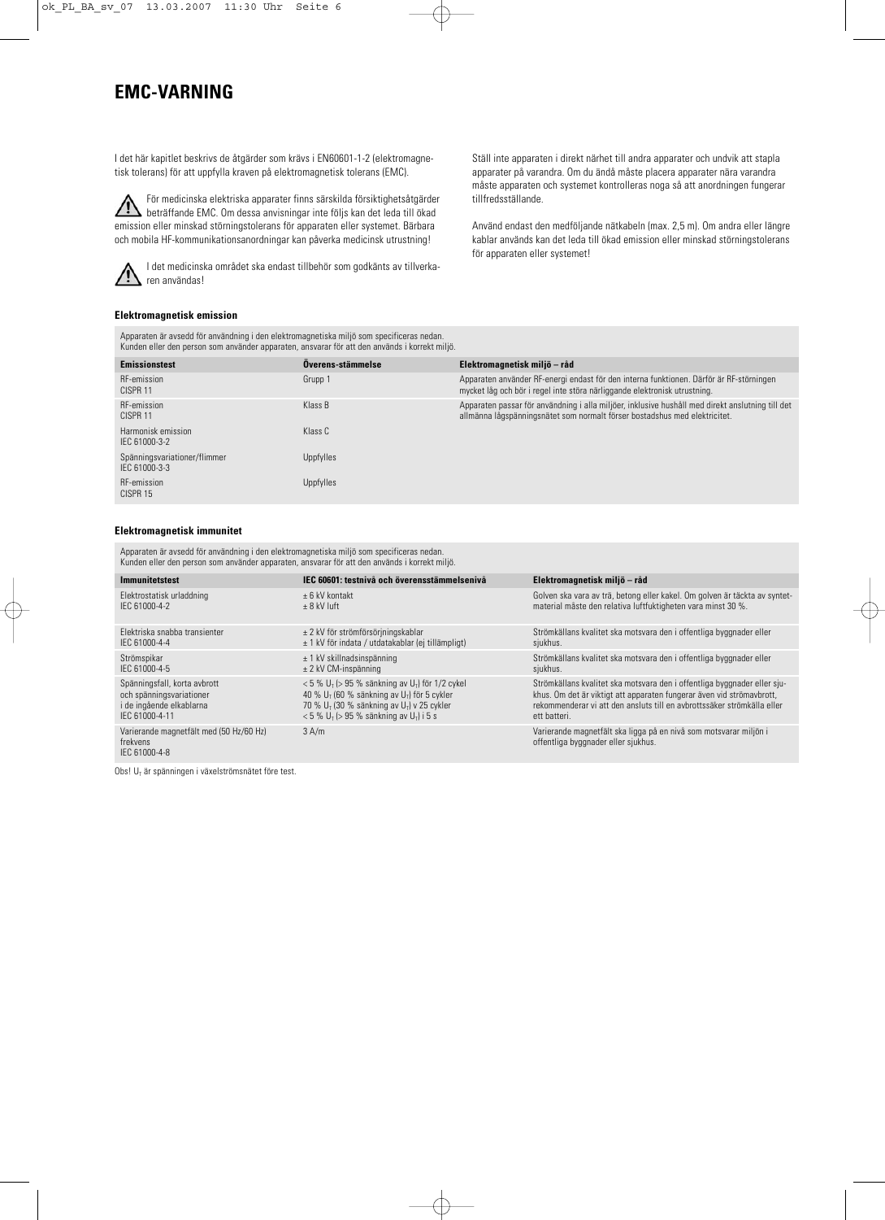# EMC-VARNING

I det här kapitlet beskrivs de åtgärder som krävs i EN60601-1-2 (elektromagnetisk tolerans) för att uppfylla kraven på elektromagnetisk tolerans (EMC).

⚠ För medicinska elektriska apparater finns särskilda försiktighetsåtgärder beträffande EMC. Om dessa anvisningar inte följs kan det leda till ökad emission eller minskad störningstolerans för apparaten eller systemet. Bärbara och mobila HF-kommunikationsanordningar kan påverka medicinsk utrustning!

⚠ I det medicinska området ska endast tillbehör som godkänts av tillverkaren användas!

Ställ inte apparaten i direkt närhet till andra apparater och undvik att stapla apparater på varandra. Om du ändå måste placera apparater nära varandra måste apparaten och systemet kontrolleras noga så att anordningen fungerar tillfredsställande.

Använd endast den medföljande nätkabeln (max. 2,5 m). Om andra eller längre kablar används kan det leda till ökad emission eller minskad störningstolerans för apparaten eller systemet!

### Elektromagnetisk emission

Apparaten är avsedd för användning i den elektromagnetiska miljö som specificeras nedan.
Kunden eller den person som använder apparaten, ansvarar för att den används i korrekt miljö.

| Emissionstest | Överens-stämmelse | Elektromagnetisk miljö – råd |
|---|---|---|
| RF-emission CISPR 11 | Grupp 1 | Apparaten använder RF-energi endast för den interna funktionen. Därför är RF-störningen mycket låg och bör i regel inte störa närliggande elektronisk utrustning. |
| RF-emission CISPR 11 | Klass B | Apparaten passar för användning i alla miljöer, inklusive hushåll med direkt anslutning till det allmänna lågspänningsnätet som normalt förser bostadshus med elektricitet. |
| Harmonisk emission IEC 61000-3-2 | Klass C | |
| Spänningsvariationer/flimmer IEC 61000-3-3 | Uppfylles | |
| RF-emission CISPR 15 | Uppfylles | |

### Elektromagnetisk immunitet

Apparaten är avsedd för användning i den elektromagnetiska miljö som specificeras nedan.
Kunden eller den person som använder apparaten, ansvarar för att den används i korrekt miljö.

| Immunitetstest | IEC 60601: testnivå och överensstämmelsenivå | Elektromagnetisk miljö – råd |
|---|---|---|
| Elektrostatisk urladdning IEC 61000-4-2 | ± 6 kV kontakt<br>± 8 kV luft | Golven ska vara av trä, betong eller kakel. Om golven är täckta av syntetmaterial måste den relativa luftfuktigheten vara minst 30 %. |
| Elektriska snabba transienter IEC 61000-4-4 | ± 2 kV för strömförsörjningskablar<br>± 1 kV för indata / utdatakablar (ej tillämpligt) | Strömkällans kvalitet ska motsvara den i offentliga byggnader eller sjukhus. |
| Strömspikar IEC 61000-4-5 | ± 1 kV skillnadsinspänning<br>± 2 kV CM-inspänning | Strömkällans kvalitet ska motsvara den i offentliga byggnader eller sjukhus. |
| Spänningsfall, korta avbrott och spänningsvariationer i de ingående elkablarna IEC 61000-4-11 | < 5 % $U_T$ (> 95 % sänkning av $U_T$) för 1/2 cykel<br>40 % $U_T$ (60 % sänkning av $U_T$) för 5 cykler<br>70 % $U_T$ (30 % sänkning av $U_T$) v 25 cykler<br>< 5 % $U_T$ (> 95 % sänkning av $U_T$) i 5 s | Strömkällans kvalitet ska motsvara den i offentliga byggnader eller sjukhus. Om det är viktigt att apparaten fungerar även vid strömavbrott, rekommenderar vi att den ansluts till en avbrottssäker strömkälla eller ett batteri. |
| Varierande magnetfält med (50 Hz/60 Hz) frekvens IEC 61000-4-8 | 3 A/m | Varierande magnetfält ska ligga på en nivå som motsvarar miljön i offentliga byggnader eller sjukhus. |

Obs! $U_T$ är spänningen i växelströmsnätet före test.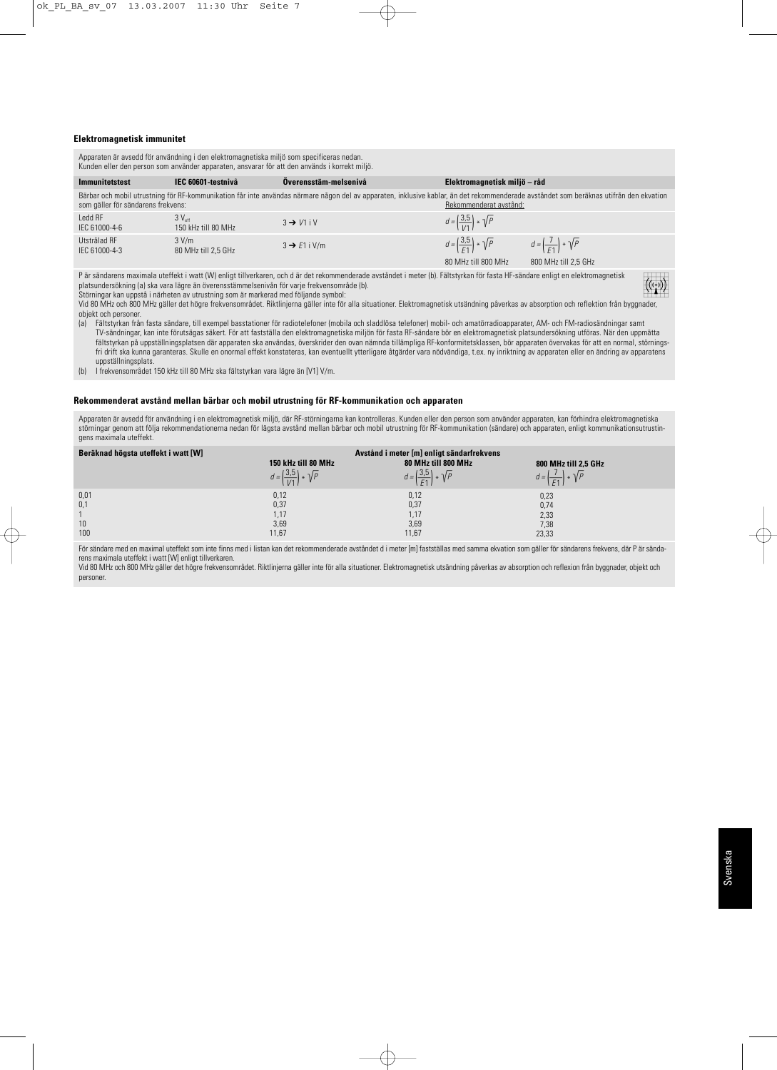### Elektromagnetisk immunitet

Apparaten är avsedd för användning i den elektromagnetiska miljö som specificeras nedan.
Kunden eller den person som använder apparaten, ansvarar för att den används i korrekt miljö.

| Immunitetstest | IEC 60601-testnivå | Överensstäm-melsenivå | Elektromagnetisk miljö – råd | |
|---|---|---|---|---|
| Bärbar och mobil utrustning för RF-kommunikation får inte användas närmare någon del av apparaten, inklusive kablar, än det rekommenderade avståndet som beräknas utifrån den ekvation som gäller för sändarens frekvens: | | | Rekommenderat avstånd: | |
| Ledd RF IEC 61000-4-6 | 3 $V_{eff}$ 150 kHz till 80 MHz | 3 ➔ $V1$ i V | $d = \left(\frac{3,5}{V1}\right) * \sqrt{P}$ | |
| Utstrålad RF IEC 61000-4-3 | 3 V/m 80 MHz till 2,5 GHz | 3 ➔ $E1$ i V/m | $d = \left(\frac{3,5}{E1}\right) * \sqrt{P}$ 80 MHz till 800 MHz | $d = \left(\frac{7}{E1}\right) * \sqrt{P}$ 800 MHz till 2,5 GHz |

P är sändarens maximala uteffekt i watt (W) enligt tillverkaren, och d är det rekommenderade avståndet i meter (b). Fältstyrkan för fasta HF-sändare enligt en elektromagnetisk platsundersökning (a) ska vara lägre än överensstämmelsenivån för varje frekvensområde (b).
Störningar kan uppstå i närheten av utrustning som är markerad med följande symbol:
Vid 80 MHz och 800 MHz gäller det högre frekvensområdet. Riktlinjerna gäller inte för alla situationer. Elektromagnetisk utsändning påverkas av absorption och reflektion från byggnader, objekt och personer.

(a) Fältstyrkan från fasta sändare, till exempel basstationer för radiotelefoner (mobila och sladdlösa telefoner) mobil- och amatörradioapparater, AM- och FM-radiosändningar samt TV-sändningar, kan inte förutsägas säkert. För att fastställa den elektromagnetiska miljön för fasta RF-sändare bör en elektromagnetisk platsundersökning utföras. När den uppmätta fältstyrkan på uppställningsplatsen där apparaten ska användas, överskrider den ovan nämnda tillämpliga RF-konformitetsklassen, bör apparaten övervakas för att en normal, störningsfri drift ska kunna garanteras. Skulle en onormal effekt konstateras, kan eventuellt ytterligare åtgärder vara nödvändiga, t.ex. ny inriktning av apparaten eller en ändring av apparatens uppställningsplats.

(b) I frekvensområdet 150 kHz till 80 MHz ska fältstyrkan vara lägre än [V1] V/m.

### Rekommenderat avstånd mellan bärbar och mobil utrustning för RF-kommunikation och apparaten

Apparaten är avsedd för användning i en elektromagnetisk miljö, där RF-störningarna kan kontrolleras. Kunden eller den person som använder apparaten, kan förhindra elektromagnetiska störningar genom att följa rekommendationerna nedan för lägsta avstånd mellan bärbar och mobil utrustning för RF-kommunikation (sändare) och apparaten, enligt kommunikationsutrustningens maximala uteffekt.

| Beräknad högsta uteffekt i watt [W] | Avstånd i meter [m] enligt sändarfrekvens | | |
|---|---|---|---|
| | 150 kHz till 80 MHz $d = \left(\frac{3,5}{V1}\right) * \sqrt{P}$ | 80 MHz till 800 MHz $d = \left(\frac{3,5}{E1}\right) * \sqrt{P}$ | 800 MHz till 2,5 GHz $d = \left(\frac{7}{E1}\right) * \sqrt{P}$ |
| 0,01 | 0,12 | 0,12 | 0,23 |
| 0,1 | 0,37 | 0,37 | 0,74 |
| 1 | 1,17 | 1,17 | 2,33 |
| 10 | 3,69 | 3,69 | 7,38 |
| 100 | 11,67 | 11,67 | 23,33 |

För sändare med en maximal uteffekt som inte finns med i listan kan det rekommenderade avståndet d i meter [m] fastställas med samma ekvation som gäller för sändarens frekvens, där P är sändarens maximala uteffekt i watt [W] enligt tillverkaren.
Vid 80 MHz och 800 MHz gäller det högre frekvensområdet. Riktlinjerna gäller inte för alla situationer. Elektromagnetisk utsändning påverkas av absorption och reflexion från byggnader, objekt och personer.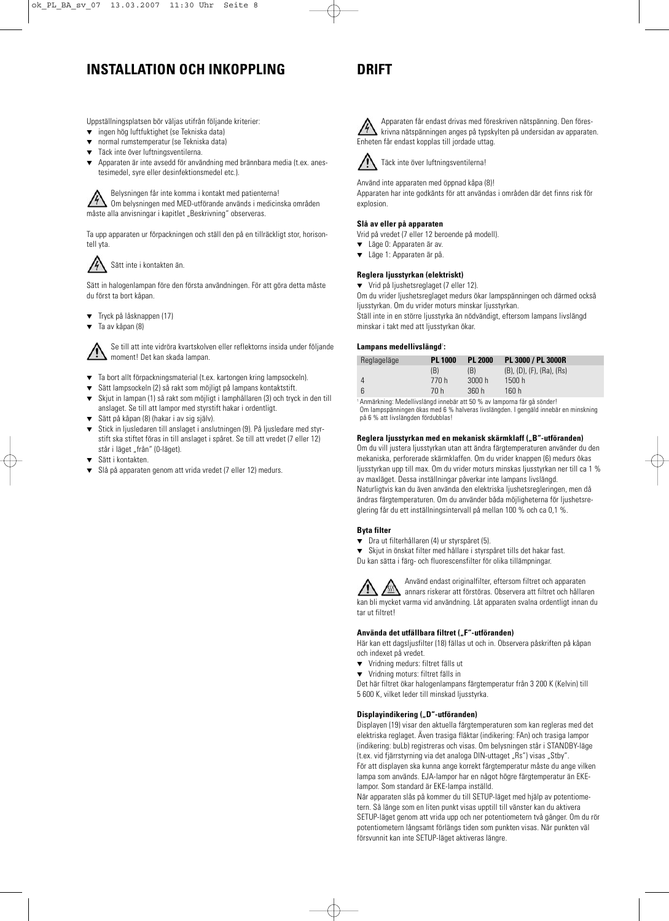# INSTALLATION OCH INKOPPLING

Uppställningsplatsen bör väljas utifrån följande kriterier:

- ingen hög luftfuktighet (se Tekniska data)
- normal rumstemperatur (se Tekniska data)
- Täck inte över luftningsventilerna.
- Apparaten är inte avsedd för användning med brännbara media (t.ex. anestesimedel, syre eller desinfektionsmedel etc.).

Belysningen får inte komma i kontakt med patienterna!
Om belysningen med MED-utförande används i medicinska områden måste alla anvisningar i kapitlet „Beskrivning“ observeras.

Ta upp apparaten ur förpackningen och ställ den på en tillräckligt stor, horisontell yta.

Sätt inte i kontakten än.

Sätt in halogenlampan före den första användningen. För att göra detta måste du först ta bort kåpan.

- Tryck på låsknappen (17)
- Ta av kåpan (8)

Se till att inte vidröra kvartskolven eller reflektorns insida under följande moment! Det kan skada lampan.

- Ta bort allt förpackningsmaterial (t.ex. kartongen kring lampsockeln).
- Sätt lampsockeln (2) så rakt som möjligt på lampans kontaktstift.
- Skjut in lampan (1) så rakt som möjligt i lamphållaren (3) och tryck in den till anslaget. Se till att lampor med styrstift hakar i ordentligt.
- Sätt på kåpan (8) (hakar i av sig själv).
- Stick in ljusledaren till anslaget i anslutningen (9). På ljusledare med styrstift ska stiftet föras in till anslaget i spåret. Se till att vredet (7 eller 12) står i läget „från“ (0-läget).
- Sätt i kontakten.
- Slå på apparaten genom att vrida vredet (7 eller 12) medurs.

# DRIFT

Apparaten får endast drivas med föreskriven nätspänning. Den föreskrivna nätspänningen anges på typskylten på undersidan av apparaten. Enheten får endast kopplas till jordade uttag.

Täck inte över luftningsventilerna!

Använd inte apparaten med öppnad kåpa (8)!
Apparaten har inte godkänts för att användas i områden där det finns risk för explosion.

**Slå av eller på apparaten**

Vrid på vredet (7 eller 12 beroende på modell).

- Läge 0: Apparaten är av.
- Läge 1: Apparaten är på.

**Reglera ljusstyrkan (elektriskt)**

- Vrid på ljushetsreglaget (7 eller 12).

Om du vrider ljushetsreglaget medurs ökar lampspänningen och därmed också ljusstyrkan. Om du vrider moturs minskar ljusstyrkan.
Ställ inte in en större ljusstyrka än nödvändigt, eftersom lampans livslängd minskar i takt med att ljusstyrkan ökar.

**Lampans medellivslängd[1]:**

| Reglageläge | PL 1000 | PL 2000 | PL 3000 / PL 3000R |
|---|---|---|---|
| | (B) | (B) | (B), (D), (F), (Ra), (Rs) |
| 4 | 770 h | 3000 h | 1500 h |
| 6 | 70 h | 360 h | 160 h |

[1] Anmärkning: Medellivslängd innebär att 50 % av lamporna får gå sönder!
Om lampspänningen ökas med 6 % halveras livslängden. I gengäld innebär en minskning på 6 % att livslängden fördubblas!

**Reglera ljusstyrkan med en mekanisk skärmklaff („B“-utföranden)**

Om du vill justera ljusstyrkan utan att ändra färgtemperaturen använder du den mekaniska, perforerade skärmklaffen. Om du vrider knappen (6) medurs ökas ljusstyrkan upp till max. Om du vrider moturs minskas ljusstyrkan ner till ca 1 % av maxläget. Dessa inställningar påverkar inte lampans livslängd.
Naturligtvis kan du även använda den elektriska ljushetsregleringen, men då ändras färgtemperaturen. Om du använder båda möjligheterna för ljushetsreglering får du ett inställningsintervall på mellan 100 % och ca 0,1 %.

**Byta filter**

- Dra ut filterhållaren (4) ur styrspåret (5).
- Skjut in önskat filter med hållare i styrspåret tills det hakar fast.

Du kan sätta i färg- och fluorescensfilter för olika tillämpningar.

Använd endast originalfilter, eftersom filtret och apparaten annars riskerar att förstöras. Observera att filtret och hållaren kan bli mycket varma vid användning. Låt apparaten svalna ordentligt innan du tar ut filtret!

**Använda det utfällbara filtret („F“-utföranden)**

Här kan ett dagsljusfilter (18) fällas ut och in. Observera påskriften på kåpan och indexet på vredet.

- Vridning medurs: filtret fälls ut
- Vridning moturs: filtret fälls in

Det här filtret ökar halogenlampans färgtemperatur från 3 200 K (Kelvin) till 5 600 K, vilket leder till minskad ljusstyrka.

**Displayindikering („D“-utföranden)**

Displayen (19) visar den aktuella färgtemperaturen som kan regleras med det elektriska reglaget. Även trasiga fläktar (indikering: FAn) och trasiga lampor (indikering: buLb) registreras och visas. Om belysningen står i STANDBY-läge (t.ex. vid fjärrstyrning via det analoga DIN-uttaget „Rs“) visas „Stby“.
För att displayen ska kunna ange korrekt färgtemperatur måste du ange vilken lampa som används. EJA-lampor har en något högre färgtemperatur än EKE-lampor. Som standard är EKE-lampa inställd.
När apparaten slås på kommer du till SETUP-läget med hjälp av potentiometern. Så länge som en liten punkt visas upptill till vänster kan du aktivera SETUP-läget genom att vrida upp och ner potentiometern två gånger. Om du rör potentiometern långsamt förlängs tiden som punkten visas. När punkten väl försvunnit kan inte SETUP-läget aktiveras längre.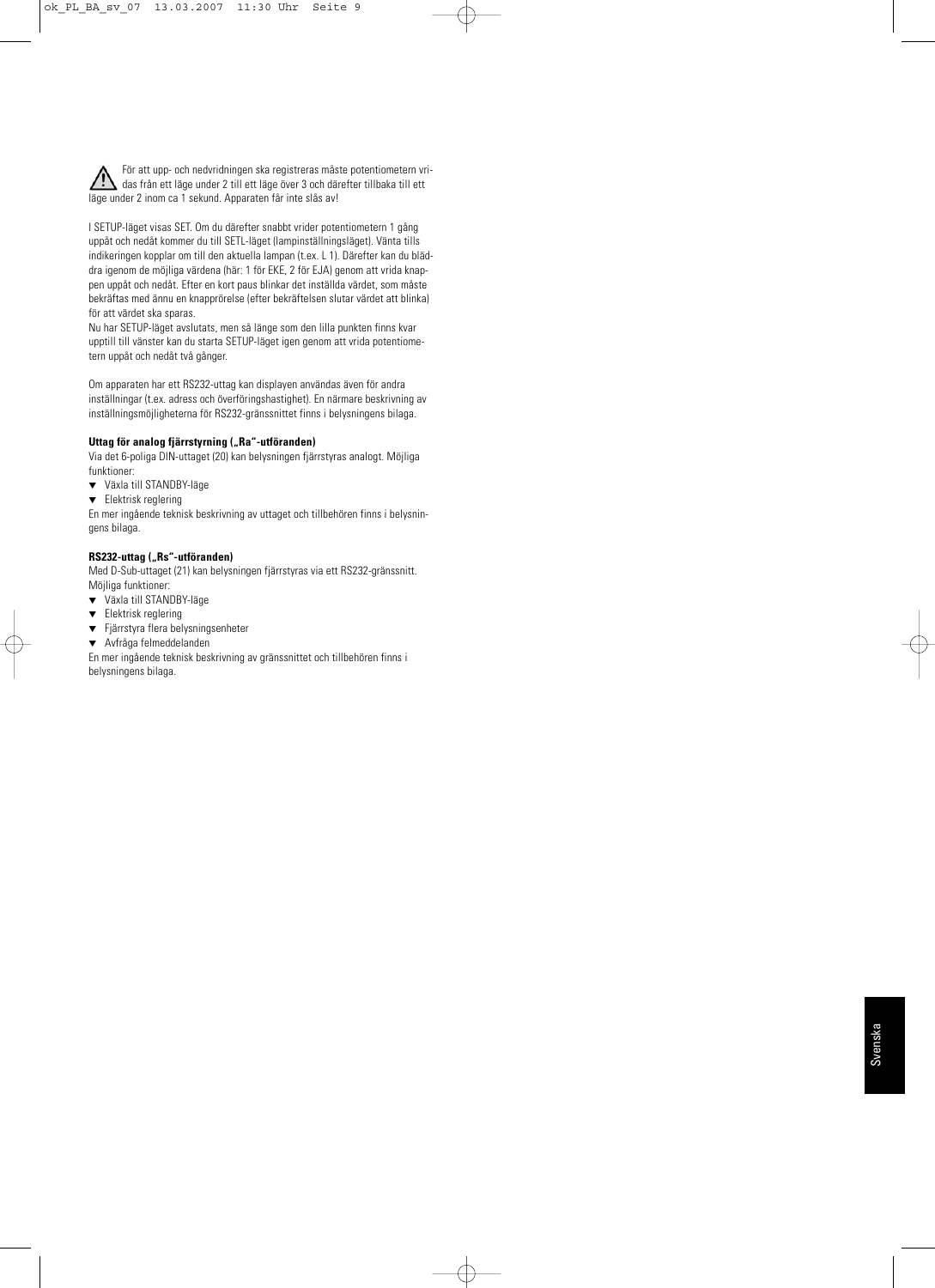⚠ För att upp- och nedvridningen ska registreras måste potentiometern vridas från ett läge under 2 till ett läge över 3 och därefter tillbaka till ett läge under 2 inom ca 1 sekund. Apparaten får inte slås av!

I SETUP-läget visas SET. Om du därefter snabbt vrider potentiometern 1 gång uppåt och nedåt kommer du till SETL-läget (lampinställningsläget). Vänta tills indikeringen kopplar om till den aktuella lampan (t.ex. L 1). Därefter kan du bläddra igenom de möjliga värdena (här: 1 för EKE, 2 för EJA) genom att vrida knappen uppåt och nedåt. Efter en kort paus blinkar det inställda värdet, som måste bekräftas med ännu en knapprörelse (efter bekräftelsen slutar värdet att blinka) för att värdet ska sparas.
Nu har SETUP-läget avslutats, men så länge som den lilla punkten finns kvar upptill till vänster kan du starta SETUP-läget igen genom att vrida potentiometern uppåt och nedåt två gånger.

Om apparaten har ett RS232-uttag kan displayen användas även för andra inställningar (t.ex. adress och överföringshastighet). En närmare beskrivning av inställningsmöjligheterna för RS232-gränssnittet finns i belysningens bilaga.

**Uttag för analog fjärrstyrning („Ra"-utföranden)**
Via det 6-poliga DIN-uttaget (20) kan belysningen fjärrstyras analogt. Möjliga funktioner:

- Växla till STANDBY-läge
- Elektrisk reglering

En mer ingående teknisk beskrivning av uttaget och tillbehören finns i belysningens bilaga.

**RS232-uttag („Rs"-utföranden)**
Med D-Sub-uttaget (21) kan belysningen fjärrstyras via ett RS232-gränssnitt. Möjliga funktioner:

- Växla till STANDBY-läge
- Elektrisk reglering
- Fjärrstyra flera belysningsenheter
- Avfråga felmeddelanden

En mer ingående teknisk beskrivning av gränssnittet och tillbehören finns i belysningens bilaga.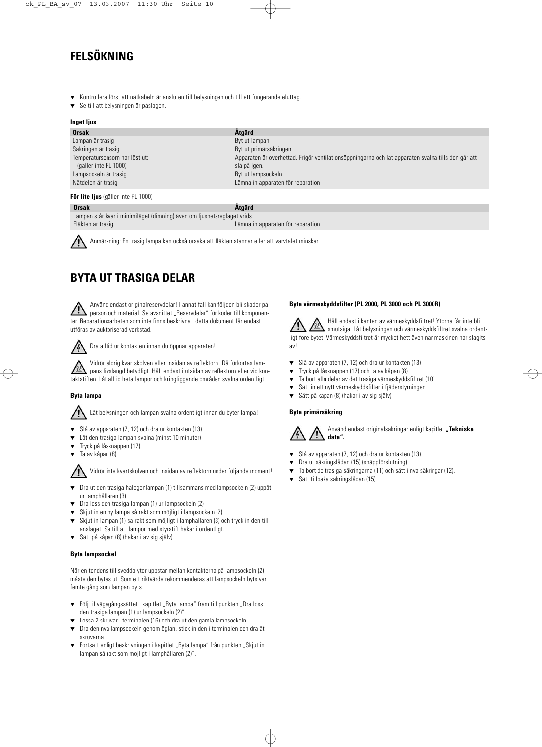# FELSÖKNING

- Kontrollera först att nätkabeln är ansluten till belysningen och till ett fungerande eluttag.
- Se till att belysningen är påslagen.

**Inget ljus**

| Orsak | Åtgärd |
| --- | --- |
| Lampan är trasig | Byt ut lampan |
| Säkringen är trasig | Byt ut primärsäkringen |
| Temperatursensorn har löst ut: (gäller inte PL 1000) | Apparaten är överhettad. Frigör ventilationsöppningarna och låt apparaten svalna tills den går att slå på igen. |
| Lampsockeln är trasig | Byt ut lampsockeln |
| Nätdelen är trasig | Lämna in apparaten för reparation |

**För lite ljus** (gäller inte PL 1000)

| Orsak | Åtgärd |
| --- | --- |
| Lampan står kvar i minimiläget (dimning) även om ljushetsreglaget vrids. | |
| Fläkten är trasig | Lämna in apparaten för reparation |

Anmärkning: En trasig lampa kan också orsaka att fläkten stannar eller att varvtalet minskar.

# BYTA UT TRASIGA DELAR

Använd endast originalreservdelar! I annat fall kan följden bli skador på person och material. Se avsnittet „Reservdelar" för koder till komponenter. Reparationsarbeten som inte finns beskrivna i detta dokument får endast utföras av auktoriserad verkstad.

Dra alltid ur kontakten innan du öppnar apparaten!

Vidrör aldrig kvartskolven eller insidan av reflektorn! Då förkortas lampans livslängd betydligt. Håll endast i utsidan av reflektorn eller vid kontaktstiften. Låt alltid heta lampor och kringliggande områden svalna ordentligt.

### Byta lampa

Låt belysningen och lampan svalna ordentligt innan du byter lampa!

- Slå av apparaten (7, 12) och dra ur kontakten (13)
- Låt den trasiga lampan svalna (minst 10 minuter)
- Tryck på låsknappen (17)
- Ta av kåpan (8)

Vidrör inte kvartskolven och insidan av reflektorn under följande moment!

- Dra ut den trasiga halogenlampan (1) tillsammans med lampsockeln (2) uppåt ur lamphållaren (3)
- Dra loss den trasiga lampan (1) ur lampsockeln (2)
- Skjut in en ny lampa så rakt som möjligt i lampsockeln (2)
- Skjut in lampan (1) så rakt som möjligt i lamphållaren (3) och tryck in den till anslaget. Se till att lampor med styrstift hakar i ordentligt.
- Sätt på kåpan (8) (hakar i av sig själv).

### Byta lampsockel

När en tendens till svedda ytor uppstår mellan kontakterna på lampsockeln (2) måste den bytas ut. Som ett riktvärde rekommenderas att lampsockeln byts var femte gång som lampan byts.

- Följ tillvägagångssättet i kapitlet „Byta lampa" fram till punkten „Dra loss den trasiga lampan (1) ur lampsockeln (2)".
- Lossa 2 skruvar i terminalen (16) och dra ut den gamla lampsockeln.
- Dra den nya lampsockeln genom öglan, stick in den i terminalen och dra åt skruvarna.
- Fortsätt enligt beskrivningen i kapitlet „Byta lampa" från punkten „Skjut in lampan så rakt som möjligt i lamphållaren (2)".

### Byta värmeskyddsfilter (PL 2000, PL 3000 och PL 3000R)

Håll endast i kanten av värmeskyddsfiltret! Ytorna får inte bli smutsiga. Låt belysningen och värmeskyddsfiltret svalna ordentligt före bytet. Värmeskyddsfiltret är mycket hett även när maskinen har slagits av!

- Slå av apparaten (7, 12) och dra ur kontakten (13)
- Tryck på låsknappen (17) och ta av kåpan (8)
- Ta bort alla delar av det trasiga värmeskyddsfiltret (10)
- Sätt in ett nytt värmeskyddsfilter i fjäderstyrningen
- Sätt på kåpan (8) (hakar i av sig själv)

### Byta primärsäkring

Använd endast originalsäkringar enligt kapitlet **„Tekniska data".**

- Slå av apparaten (7, 12) och dra ur kontakten (13).
- Dra ut säkringslådan (15) (snäppförslutning).
- Ta bort de trasiga säkringarna (11) och sätt i nya säkringar (12).
- Sätt tillbaka säkringslådan (15).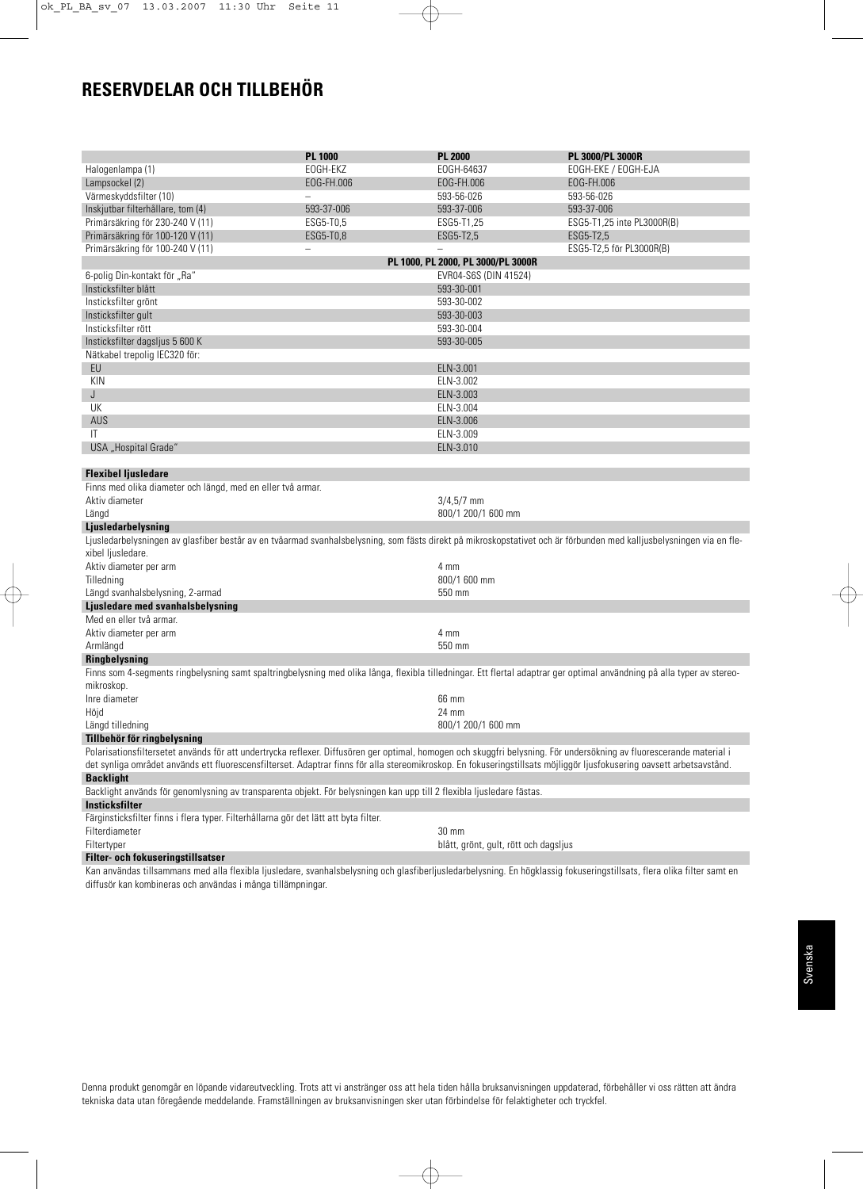# RESERVDELAR OCH TILLBEHÖR

| | PL 1000 | PL 2000 | PL 3000/PL 3000R |
|---|---|---|---|
| Halogenlampa (1) | EOGH-EKZ | EOGH-64637 | EOGH-EKE / EOGH-EJA |
| Lampsockel (2) | EOG-FH.006 | EOG-FH.006 | EOG-FH.006 |
| Värmeskyddsfilter (10) | – | 593-56-026 | 593-56-026 |
| Inskjutbar filterhållare, tom (4) | 593-37-006 | 593-37-006 | 593-37-006 |
| Primärsäkring för 230-240 V (11) | ESG5-T0,5 | ESG5-T1,25 | ESG5-T1,25 inte PL3000R(B) |
| Primärsäkring för 100-120 V (11) | ESG5-T0,8 | ESG5-T2,5 | ESG5-T2,5 |
| Primärsäkring för 100-240 V (11) | – | – | ESG5-T2,5 för PL3000R(B) |

| | PL 1000, PL 2000, PL 3000/PL 3000R |
|---|---|
| 6-polig Din-kontakt för „Ra" | EVR04-S6S (DIN 41524) |
| Insticksfilter blått | 593-30-001 |
| Insticksfilter grönt | 593-30-002 |
| Insticksfilter gult | 593-30-003 |
| Insticksfilter rött | 593-30-004 |
| Insticksfilter dagsljus 5 600 K | 593-30-005 |
| Nätkabel trepolig IEC320 för: | |
| EU | ELN-3.001 |
| KIN | ELN-3.002 |
| J | ELN-3.003 |
| UK | ELN-3.004 |
| AUS | ELN-3.006 |
| IT | ELN-3.009 |
| USA „Hospital Grade" | ELN-3.010 |

**Flexibel ljusledare**

Finns med olika diameter och längd, med en eller två armar.

| | |
|---|---|
| Aktiv diameter | 3/4,5/7 mm |
| Längd | 800/1 200/1 600 mm |

**Ljusledarbelysning**

Ljusledarbelysningen av glasfiber består av en tvåarmad svanhalsbelysning, som fästs direkt på mikroskopstativet och är förbunden med kalljusbelysningen via en flexibel ljusledare.

| | |
|---|---|
| Aktiv diameter per arm | 4 mm |
| Tilledning | 800/1 600 mm |
| Längd svanhalsbelysning, 2-armad | 550 mm |

**Ljusledare med svanhalsbelysning**

Med en eller två armar.

| | |
|---|---|
| Aktiv diameter per arm | 4 mm |
| Armlängd | 550 mm |

**Ringbelysning**

Finns som 4-segments ringbelysning samt spaltringbelysning med olika långa, flexibla tilledningar. Ett flertal adaptrar ger optimal användning på alla typer av stereomikroskop.

| | |
|---|---|
| Inre diameter | 66 mm |
| Höjd | 24 mm |
| Längd tilledning | 800/1 200/1 600 mm |

**Tillbehör för ringbelysning**

Polarisationsfiltersetet används för att undertrycka reflexer. Diffusören ger optimal, homogen och skuggfri belysning. För undersökning av fluorescerande material i det synliga området används ett fluorescensfilterset. Adaptrar finns för alla stereomikroskop. En fokuseringstillsats möjliggör ljusfokusering oavsett arbetsavstånd.

**Backlight**

Backlight används för genomlysning av transparenta objekt. För belysningen kan upp till 2 flexibla ljusledare fästas.

**Insticksfilter**

Färginsticksfilter finns i flera typer. Filterhållarna gör det lätt att byta filter.

| | |
|---|---|
| Filterdiameter | 30 mm |
| Filtertyper | blått, grönt, gult, rött och dagsljus |

**Filter- och fokuseringstillsatser**

Kan användas tillsammans med alla flexibla ljusledare, svanhalsbelysning och glasfiberljusledarbelysning. En högklassig fokuseringstillsats, flera olika filter samt en diffusör kan kombineras och användas i många tillämpningar.

Denna produkt genomgår en löpande vidareutveckling. Trots att vi anstränger oss att hela tiden hålla bruksanvisningen uppdaterad, förbehåller vi oss rätten att ändra tekniska data utan föregående meddelande. Framställningen av bruksanvisningen sker utan förbindelse för felaktigheter och tryckfel.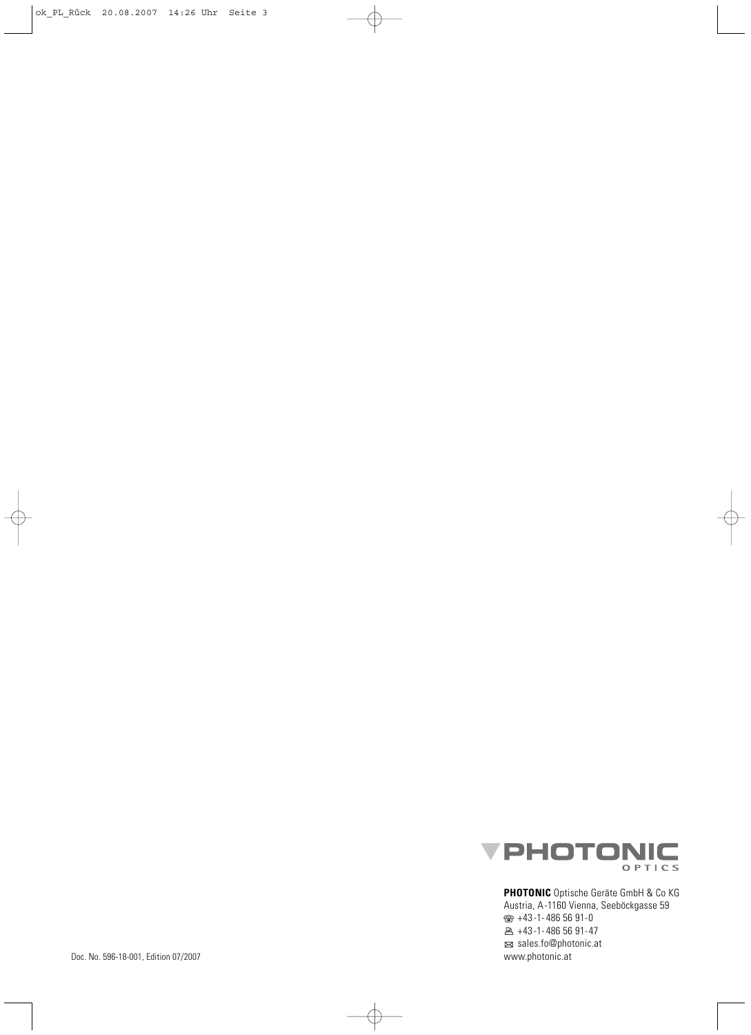PHOTONIC OPTICS

**PHOTONIC** Optische Geräte GmbH & Co KG
Austria, A-1160 Vienna, Seeböckgasse 59
☎ +43-1-486 56 91-0
🖷 +43-1-486 56 91-47
✉ sales.fo@photonic.at
www.photonic.at

Doc. No. 596-18-001, Edition 07/2007